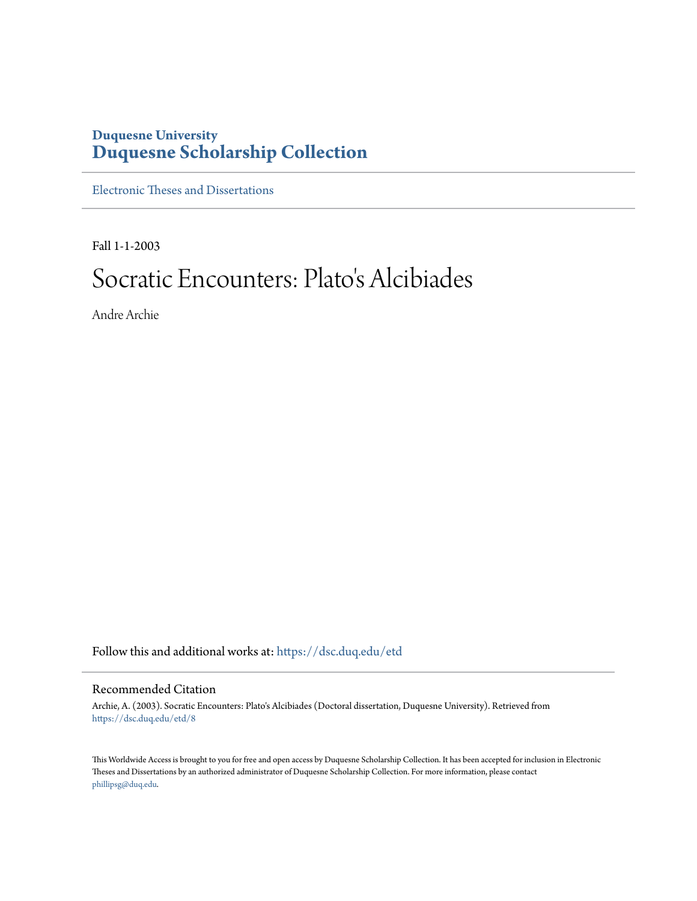**Duquesne University**
# Duquesne Scholarship Collection

Electronic Theses and Dissertations

Fall 1-1-2003

# Socratic Encounters: Plato's Alcibiades

Andre Archie

Follow this and additional works at: https://dsc.duq.edu/etd

## Recommended Citation

Archie, A. (2003). Socratic Encounters: Plato's Alcibiades (Doctoral dissertation, Duquesne University). Retrieved from https://dsc.duq.edu/etd/8

This Worldwide Access is brought to you for free and open access by Duquesne Scholarship Collection. It has been accepted for inclusion in Electronic Theses and Dissertations by an authorized administrator of Duquesne Scholarship Collection. For more information, please contact phillipsg@duq.edu.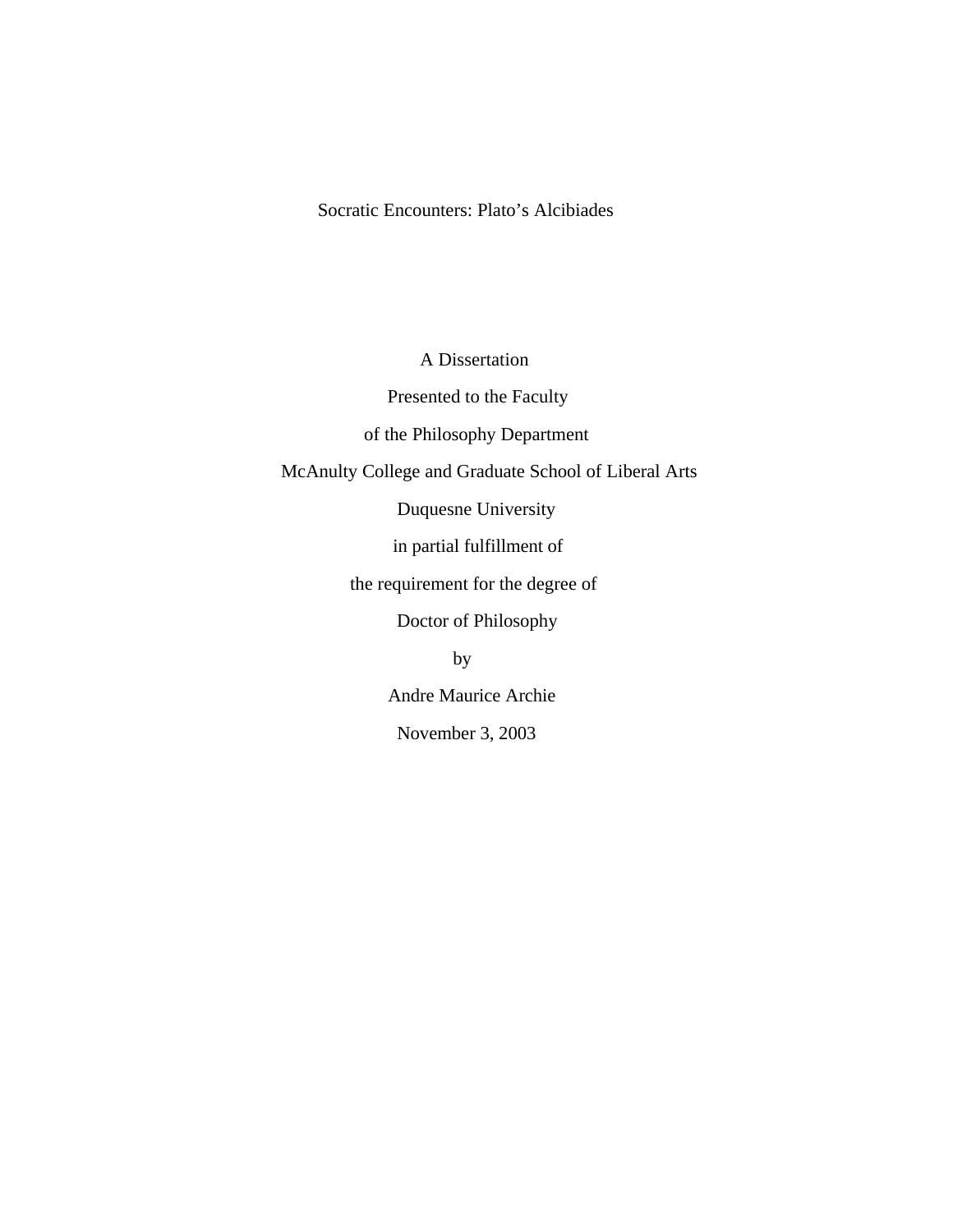# Socratic Encounters: Plato's Alcibiades

A Dissertation

Presented to the Faculty

of the Philosophy Department

McAnulty College and Graduate School of Liberal Arts

Duquesne University

in partial fulfillment of

the requirement for the degree of

Doctor of Philosophy

by

Andre Maurice Archie

November 3, 2003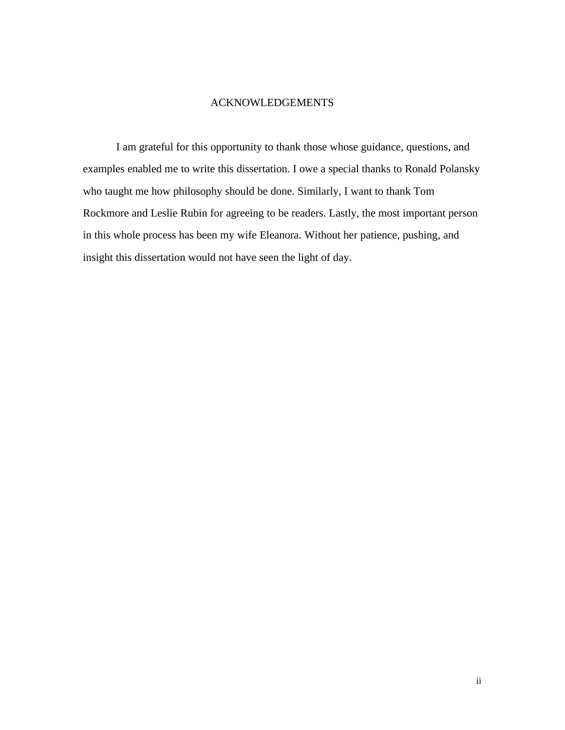# ACKNOWLEDGEMENTS

I am grateful for this opportunity to thank those whose guidance, questions, and examples enabled me to write this dissertation. I owe a special thanks to Ronald Polansky who taught me how philosophy should be done. Similarly, I want to thank Tom Rockmore and Leslie Rubin for agreeing to be readers. Lastly, the most important person in this whole process has been my wife Eleanora. Without her patience, pushing, and insight this dissertation would not have seen the light of day.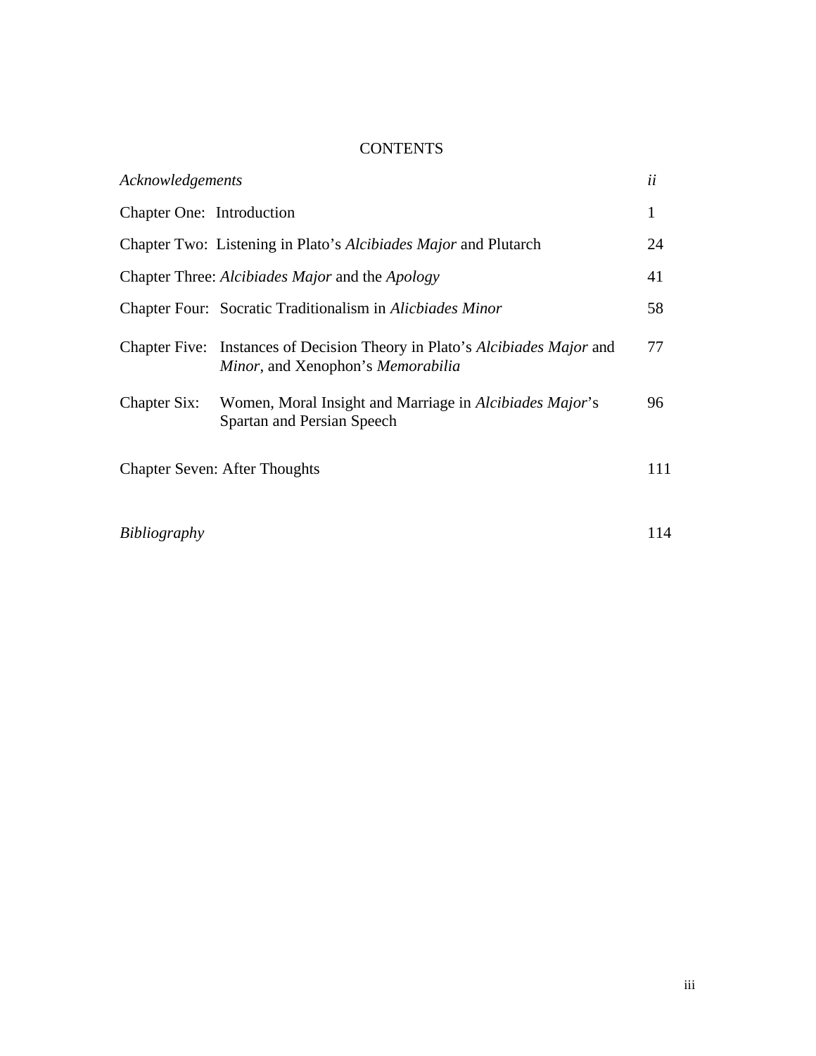# CONTENTS

| | |
|---|---|
| *Acknowledgements* | *ii* |
| Chapter One: Introduction | 1 |
| Chapter Two: Listening in Plato's *Alcibiades Major* and Plutarch | 24 |
| Chapter Three: *Alcibiades Major* and the *Apology* | 41 |
| Chapter Four: Socratic Traditionalism in *Alicbiades Minor* | 58 |
| Chapter Five: Instances of Decision Theory in Plato's *Alcibiades Major* and *Minor*, and Xenophon's *Memorabilia* | 77 |
| Chapter Six: Women, Moral Insight and Marriage in *Alcibiades Major*'s Spartan and Persian Speech | 96 |
| Chapter Seven: After Thoughts | 111 |
| *Bibliography* | 114 |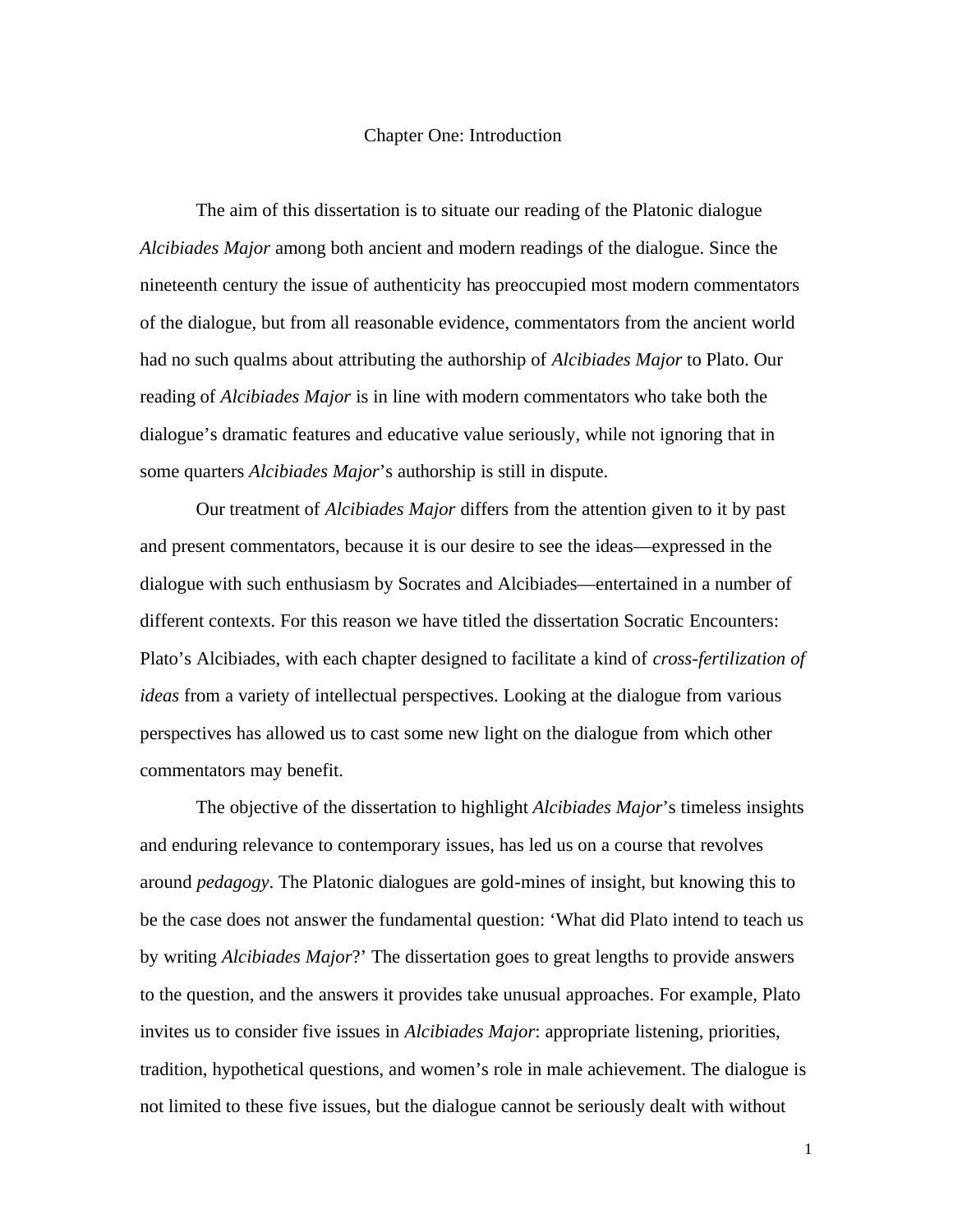# Chapter One: Introduction

The aim of this dissertation is to situate our reading of the Platonic dialogue *Alcibiades Major* among both ancient and modern readings of the dialogue. Since the nineteenth century the issue of authenticity has preoccupied most modern commentators of the dialogue, but from all reasonable evidence, commentators from the ancient world had no such qualms about attributing the authorship of *Alcibiades Major* to Plato. Our reading of *Alcibiades Major* is in line with modern commentators who take both the dialogue's dramatic features and educative value seriously, while not ignoring that in some quarters *Alcibiades Major*'s authorship is still in dispute.

Our treatment of *Alcibiades Major* differs from the attention given to it by past and present commentators, because it is our desire to see the ideas—expressed in the dialogue with such enthusiasm by Socrates and Alcibiades—entertained in a number of different contexts. For this reason we have titled the dissertation Socratic Encounters: Plato's Alcibiades, with each chapter designed to facilitate a kind of *cross-fertilization of ideas* from a variety of intellectual perspectives. Looking at the dialogue from various perspectives has allowed us to cast some new light on the dialogue from which other commentators may benefit.

The objective of the dissertation to highlight *Alcibiades Major*'s timeless insights and enduring relevance to contemporary issues, has led us on a course that revolves around *pedagogy*. The Platonic dialogues are gold-mines of insight, but knowing this to be the case does not answer the fundamental question: 'What did Plato intend to teach us by writing *Alcibiades Major*?' The dissertation goes to great lengths to provide answers to the question, and the answers it provides take unusual approaches. For example, Plato invites us to consider five issues in *Alcibiades Major*: appropriate listening, priorities, tradition, hypothetical questions, and women's role in male achievement. The dialogue is not limited to these five issues, but the dialogue cannot be seriously dealt with without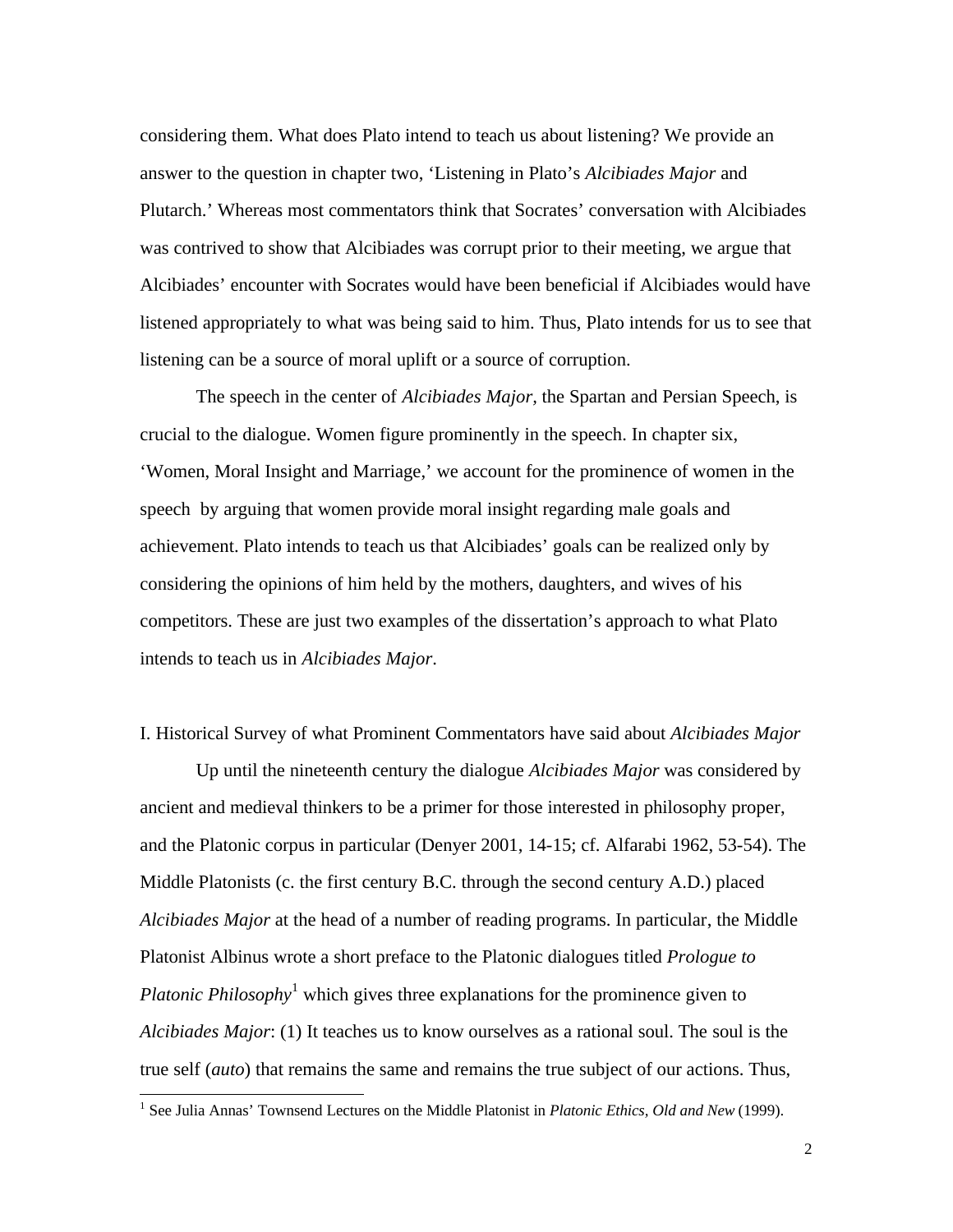considering them. What does Plato intend to teach us about listening? We provide an answer to the question in chapter two, 'Listening in Plato's *Alcibiades Major* and Plutarch.' Whereas most commentators think that Socrates' conversation with Alcibiades was contrived to show that Alcibiades was corrupt prior to their meeting, we argue that Alcibiades' encounter with Socrates would have been beneficial if Alcibiades would have listened appropriately to what was being said to him. Thus, Plato intends for us to see that listening can be a source of moral uplift or a source of corruption.

The speech in the center of *Alcibiades Major*, the Spartan and Persian Speech, is crucial to the dialogue. Women figure prominently in the speech. In chapter six, 'Women, Moral Insight and Marriage,' we account for the prominence of women in the speech by arguing that women provide moral insight regarding male goals and achievement. Plato intends to teach us that Alcibiades' goals can be realized only by considering the opinions of him held by the mothers, daughters, and wives of his competitors. These are just two examples of the dissertation's approach to what Plato intends to teach us in *Alcibiades Major*.

## I. Historical Survey of what Prominent Commentators have said about *Alcibiades Major*

Up until the nineteenth century the dialogue *Alcibiades Major* was considered by ancient and medieval thinkers to be a primer for those interested in philosophy proper, and the Platonic corpus in particular (Denyer 2001, 14-15; cf. Alfarabi 1962, 53-54). The Middle Platonists (c. the first century B.C. through the second century A.D.) placed *Alcibiades Major* at the head of a number of reading programs. In particular, the Middle Platonist Albinus wrote a short preface to the Platonic dialogues titled *Prologue to Platonic Philosophy*[1] which gives three explanations for the prominence given to *Alcibiades Major*: (1) It teaches us to know ourselves as a rational soul. The soul is the true self (*auto*) that remains the same and remains the true subject of our actions. Thus,

[1] See Julia Annas' Townsend Lectures on the Middle Platonist in *Platonic Ethics, Old and New* (1999).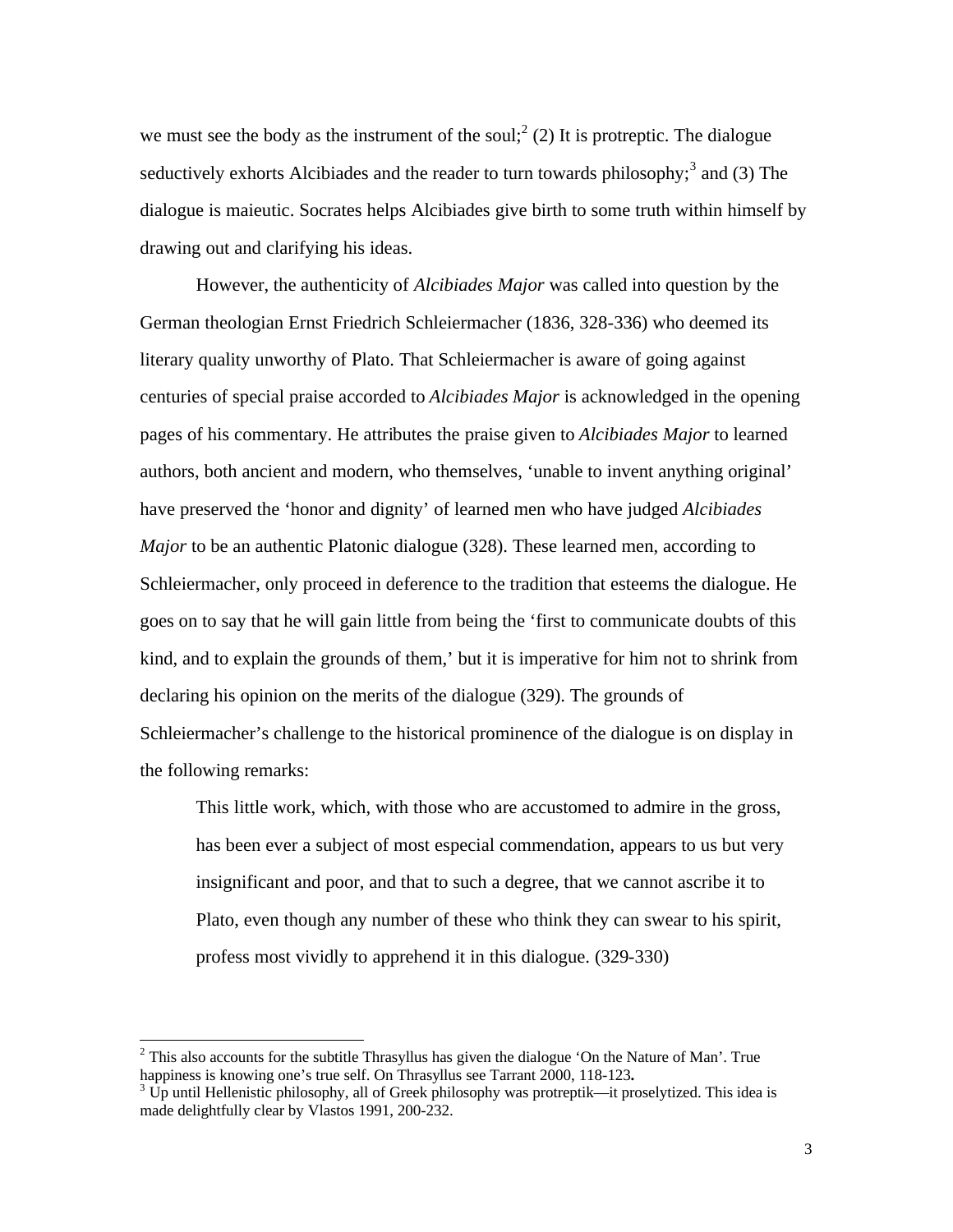we must see the body as the instrument of the soul;[2] (2) It is protreptic. The dialogue seductively exhorts Alcibiades and the reader to turn towards philosophy;[3] and (3) The dialogue is maieutic. Socrates helps Alcibiades give birth to some truth within himself by drawing out and clarifying his ideas.

However, the authenticity of *Alcibiades Major* was called into question by the German theologian Ernst Friedrich Schleiermacher (1836, 328-336) who deemed its literary quality unworthy of Plato. That Schleiermacher is aware of going against centuries of special praise accorded to *Alcibiades Major* is acknowledged in the opening pages of his commentary. He attributes the praise given to *Alcibiades Major* to learned authors, both ancient and modern, who themselves, 'unable to invent anything original' have preserved the 'honor and dignity' of learned men who have judged *Alcibiades Major* to be an authentic Platonic dialogue (328). These learned men, according to Schleiermacher, only proceed in deference to the tradition that esteems the dialogue. He goes on to say that he will gain little from being the 'first to communicate doubts of this kind, and to explain the grounds of them,' but it is imperative for him not to shrink from declaring his opinion on the merits of the dialogue (329). The grounds of Schleiermacher's challenge to the historical prominence of the dialogue is on display in the following remarks:

> This little work, which, with those who are accustomed to admire in the gross, has been ever a subject of most especial commendation, appears to us but very insignificant and poor, and that to such a degree, that we cannot ascribe it to Plato, even though any number of these who think they can swear to his spirit, profess most vividly to apprehend it in this dialogue. (329-330)

---

[2] This also accounts for the subtitle Thrasyllus has given the dialogue 'On the Nature of Man'. True happiness is knowing one's true self. On Thrasyllus see Tarrant 2000, 118-123**.**

[3] Up until Hellenistic philosophy, all of Greek philosophy was protreptik—it proselytized. This idea is made delightfully clear by Vlastos 1991, 200-232.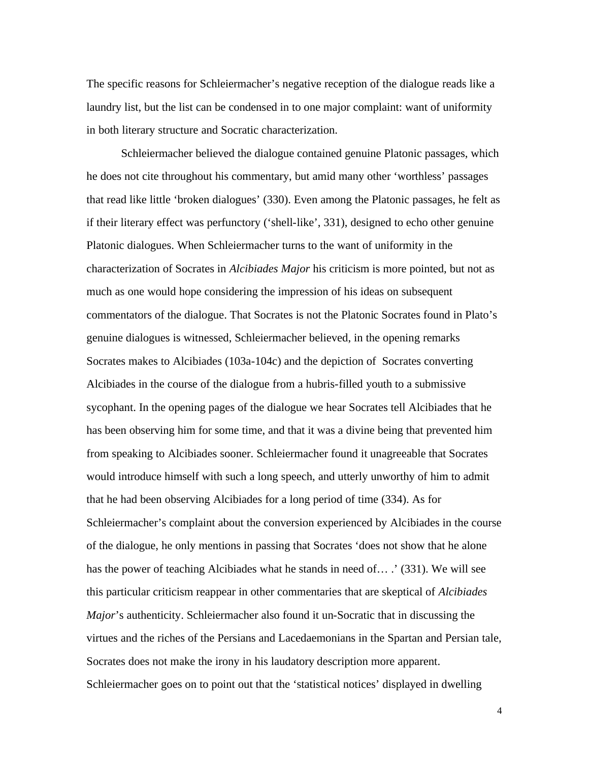The specific reasons for Schleiermacher's negative reception of the dialogue reads like a laundry list, but the list can be condensed in to one major complaint: want of uniformity in both literary structure and Socratic characterization.

Schleiermacher believed the dialogue contained genuine Platonic passages, which he does not cite throughout his commentary, but amid many other 'worthless' passages that read like little 'broken dialogues' (330). Even among the Platonic passages, he felt as if their literary effect was perfunctory ('shell-like', 331), designed to echo other genuine Platonic dialogues. When Schleiermacher turns to the want of uniformity in the characterization of Socrates in *Alcibiades Major* his criticism is more pointed, but not as much as one would hope considering the impression of his ideas on subsequent commentators of the dialogue. That Socrates is not the Platonic Socrates found in Plato's genuine dialogues is witnessed, Schleiermacher believed, in the opening remarks Socrates makes to Alcibiades (103a-104c) and the depiction of Socrates converting Alcibiades in the course of the dialogue from a hubris-filled youth to a submissive sycophant. In the opening pages of the dialogue we hear Socrates tell Alcibiades that he has been observing him for some time, and that it was a divine being that prevented him from speaking to Alcibiades sooner. Schleiermacher found it unagreeable that Socrates would introduce himself with such a long speech, and utterly unworthy of him to admit that he had been observing Alcibiades for a long period of time (334). As for Schleiermacher's complaint about the conversion experienced by Alcibiades in the course of the dialogue, he only mentions in passing that Socrates 'does not show that he alone has the power of teaching Alcibiades what he stands in need of… .' (331). We will see this particular criticism reappear in other commentaries that are skeptical of *Alcibiades Major*'s authenticity. Schleiermacher also found it un-Socratic that in discussing the virtues and the riches of the Persians and Lacedaemonians in the Spartan and Persian tale, Socrates does not make the irony in his laudatory description more apparent. Schleiermacher goes on to point out that the 'statistical notices' displayed in dwelling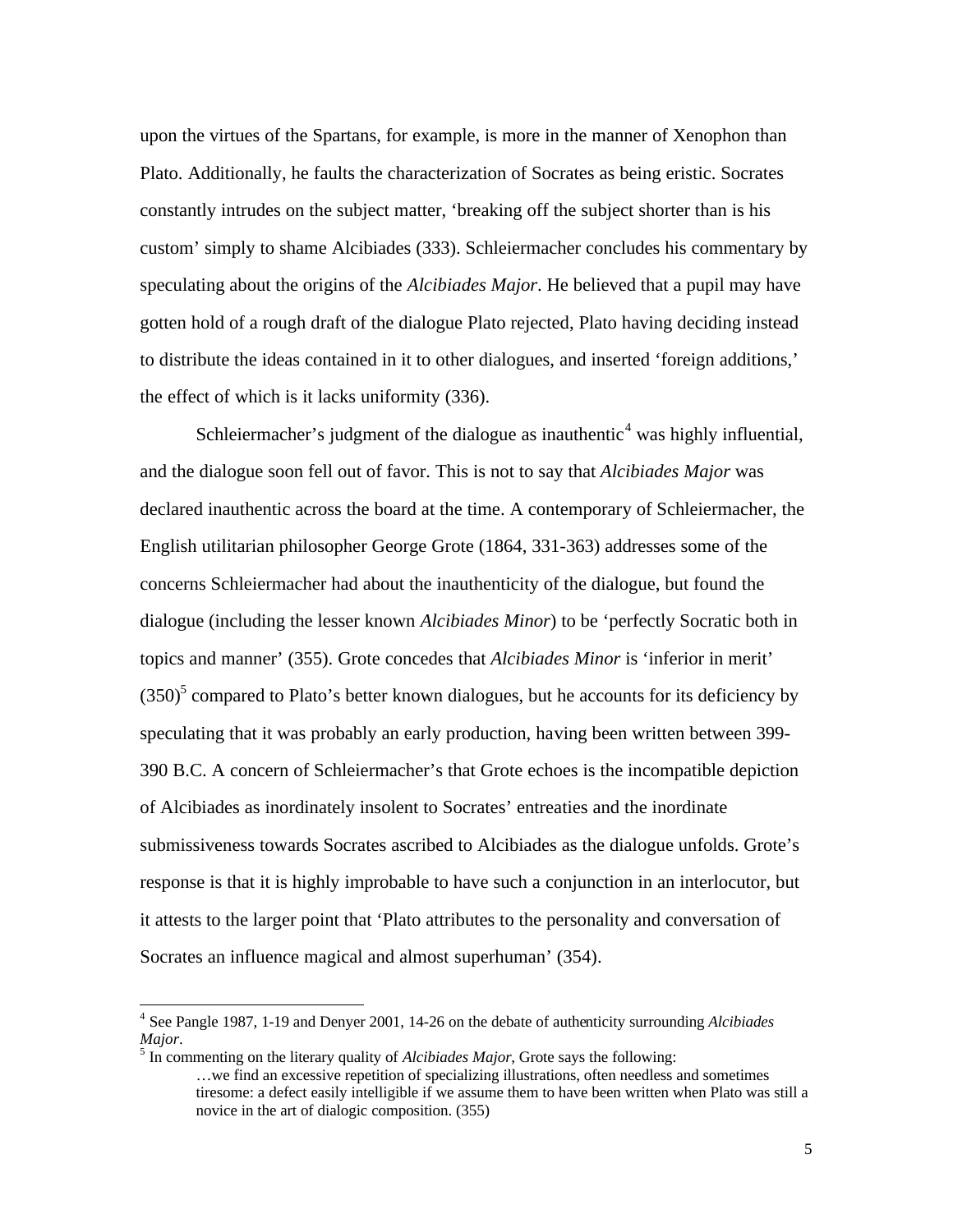upon the virtues of the Spartans, for example, is more in the manner of Xenophon than Plato. Additionally, he faults the characterization of Socrates as being eristic. Socrates constantly intrudes on the subject matter, 'breaking off the subject shorter than is his custom' simply to shame Alcibiades (333). Schleiermacher concludes his commentary by speculating about the origins of the *Alcibiades Major*. He believed that a pupil may have gotten hold of a rough draft of the dialogue Plato rejected, Plato having deciding instead to distribute the ideas contained in it to other dialogues, and inserted 'foreign additions,' the effect of which is it lacks uniformity (336).

Schleiermacher's judgment of the dialogue as inauthentic[4] was highly influential, and the dialogue soon fell out of favor. This is not to say that *Alcibiades Major* was declared inauthentic across the board at the time. A contemporary of Schleiermacher, the English utilitarian philosopher George Grote (1864, 331-363) addresses some of the concerns Schleiermacher had about the inauthenticity of the dialogue, but found the dialogue (including the lesser known *Alcibiades Minor*) to be 'perfectly Socratic both in topics and manner' (355). Grote concedes that *Alcibiades Minor* is 'inferior in merit' (350)[5] compared to Plato's better known dialogues, but he accounts for its deficiency by speculating that it was probably an early production, having been written between 399-390 B.C. A concern of Schleiermacher's that Grote echoes is the incompatible depiction of Alcibiades as inordinately insolent to Socrates' entreaties and the inordinate submissiveness towards Socrates ascribed to Alcibiades as the dialogue unfolds. Grote's response is that it is highly improbable to have such a conjunction in an interlocutor, but it attests to the larger point that 'Plato attributes to the personality and conversation of Socrates an influence magical and almost superhuman' (354).

---

[4] See Pangle 1987, 1-19 and Denyer 2001, 14-26 on the debate of authenticity surrounding *Alcibiades Major*.

[5] In commenting on the literary quality of *Alcibiades Major*, Grote says the following:

> …we find an excessive repetition of specializing illustrations, often needless and sometimes tiresome: a defect easily intelligible if we assume them to have been written when Plato was still a novice in the art of dialogic composition. (355)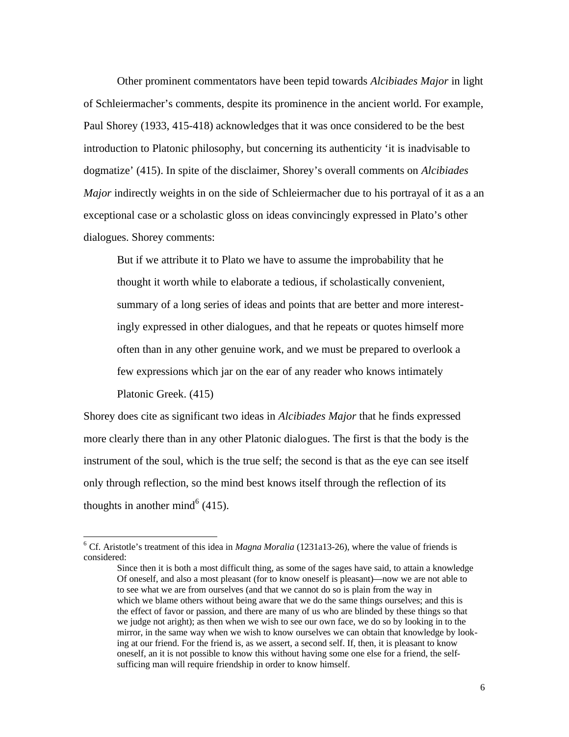Other prominent commentators have been tepid towards *Alcibiades Major* in light of Schleiermacher's comments, despite its prominence in the ancient world. For example, Paul Shorey (1933, 415-418) acknowledges that it was once considered to be the best introduction to Platonic philosophy, but concerning its authenticity 'it is inadvisable to dogmatize' (415). In spite of the disclaimer, Shorey's overall comments on *Alcibiades Major* indirectly weights in on the side of Schleiermacher due to his portrayal of it as a an exceptional case or a scholastic gloss on ideas convincingly expressed in Plato's other dialogues. Shorey comments:

> But if we attribute it to Plato we have to assume the improbability that he thought it worth while to elaborate a tedious, if scholastically convenient, summary of a long series of ideas and points that are better and more interestingly expressed in other dialogues, and that he repeats or quotes himself more often than in any other genuine work, and we must be prepared to overlook a few expressions which jar on the ear of any reader who knows intimately Platonic Greek. (415)

Shorey does cite as significant two ideas in *Alcibiades Major* that he finds expressed more clearly there than in any other Platonic dialogues. The first is that the body is the instrument of the soul, which is the true self; the second is that as the eye can see itself only through reflection, so the mind best knows itself through the reflection of its thoughts in another mind[6] (415).

---

[6] Cf. Aristotle's treatment of this idea in *Magna Moralia* (1231a13-26), where the value of friends is considered:

> Since then it is both a most difficult thing, as some of the sages have said, to attain a knowledge Of oneself, and also a most pleasant (for to know oneself is pleasant)—now we are not able to to see what we are from ourselves (and that we cannot do so is plain from the way in which we blame others without being aware that we do the same things ourselves; and this is the effect of favor or passion, and there are many of us who are blinded by these things so that we judge not aright); as then when we wish to see our own face, we do so by looking in to the mirror, in the same way when we wish to know ourselves we can obtain that knowledge by looking at our friend. For the friend is, as we assert, a second self. If, then, it is pleasant to know oneself, an it is not possible to know this without having some one else for a friend, the self-sufficing man will require friendship in order to know himself.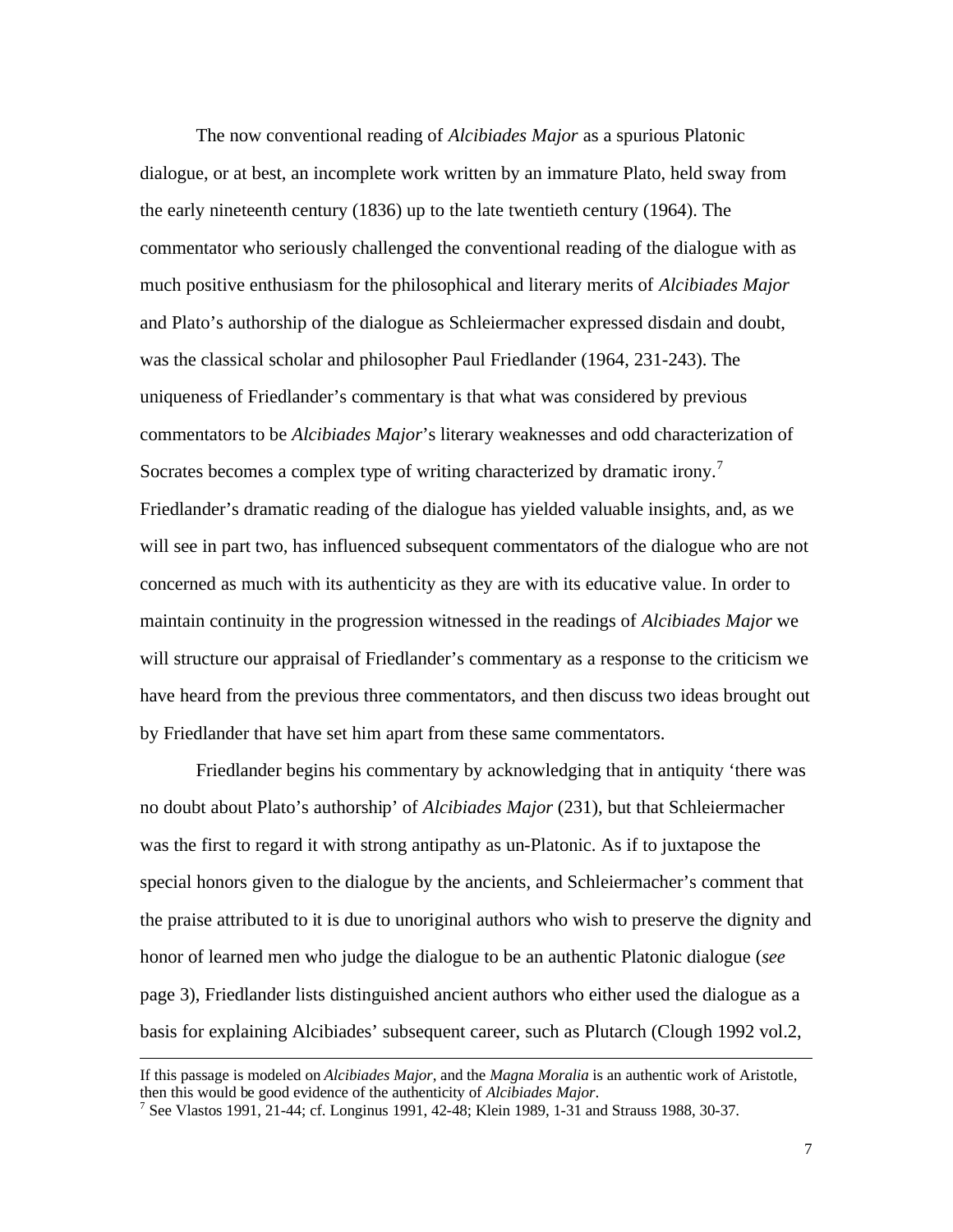The now conventional reading of *Alcibiades Major* as a spurious Platonic dialogue, or at best, an incomplete work written by an immature Plato, held sway from the early nineteenth century (1836) up to the late twentieth century (1964). The commentator who seriously challenged the conventional reading of the dialogue with as much positive enthusiasm for the philosophical and literary merits of *Alcibiades Major* and Plato's authorship of the dialogue as Schleiermacher expressed disdain and doubt, was the classical scholar and philosopher Paul Friedlander (1964, 231-243). The uniqueness of Friedlander's commentary is that what was considered by previous commentators to be *Alcibiades Major*'s literary weaknesses and odd characterization of Socrates becomes a complex type of writing characterized by dramatic irony.[7] Friedlander's dramatic reading of the dialogue has yielded valuable insights, and, as we will see in part two, has influenced subsequent commentators of the dialogue who are not concerned as much with its authenticity as they are with its educative value. In order to maintain continuity in the progression witnessed in the readings of *Alcibiades Major* we will structure our appraisal of Friedlander's commentary as a response to the criticism we have heard from the previous three commentators, and then discuss two ideas brought out by Friedlander that have set him apart from these same commentators.

Friedlander begins his commentary by acknowledging that in antiquity 'there was no doubt about Plato's authorship' of *Alcibiades Major* (231), but that Schleiermacher was the first to regard it with strong antipathy as un-Platonic. As if to juxtapose the special honors given to the dialogue by the ancients, and Schleiermacher's comment that the praise attributed to it is due to unoriginal authors who wish to preserve the dignity and honor of learned men who judge the dialogue to be an authentic Platonic dialogue (*see* page 3), Friedlander lists distinguished ancient authors who either used the dialogue as a basis for explaining Alcibiades' subsequent career, such as Plutarch (Clough 1992 vol.2,

---

If this passage is modeled on *Alcibiades Major*, and the *Magna Moralia* is an authentic work of Aristotle, then this would be good evidence of the authenticity of *Alcibiades Major*.

[7] See Vlastos 1991, 21-44; cf. Longinus 1991, 42-48; Klein 1989, 1-31 and Strauss 1988, 30-37.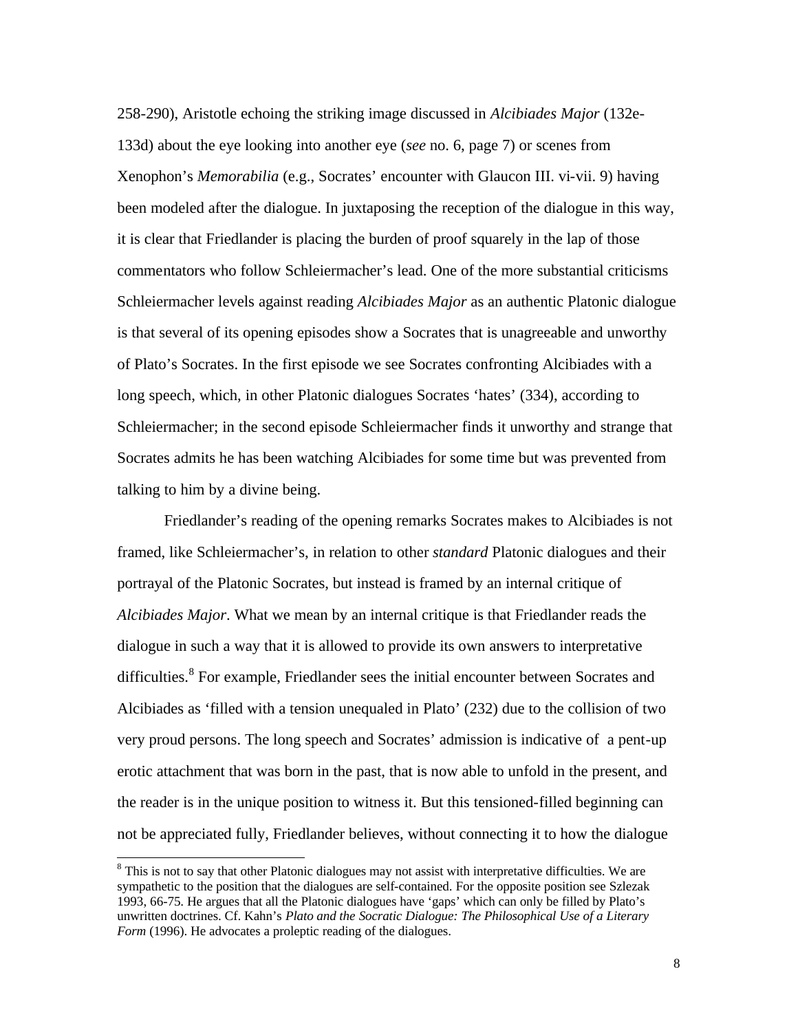258-290), Aristotle echoing the striking image discussed in *Alcibiades Major* (132e-133d) about the eye looking into another eye (*see* no. 6, page 7) or scenes from Xenophon's *Memorabilia* (e.g., Socrates' encounter with Glaucon III. vi-vii. 9) having been modeled after the dialogue. In juxtaposing the reception of the dialogue in this way, it is clear that Friedlander is placing the burden of proof squarely in the lap of those commentators who follow Schleiermacher's lead. One of the more substantial criticisms Schleiermacher levels against reading *Alcibiades Major* as an authentic Platonic dialogue is that several of its opening episodes show a Socrates that is unagreeable and unworthy of Plato's Socrates. In the first episode we see Socrates confronting Alcibiades with a long speech, which, in other Platonic dialogues Socrates 'hates' (334), according to Schleiermacher; in the second episode Schleiermacher finds it unworthy and strange that Socrates admits he has been watching Alcibiades for some time but was prevented from talking to him by a divine being.

Friedlander's reading of the opening remarks Socrates makes to Alcibiades is not framed, like Schleiermacher's, in relation to other *standard* Platonic dialogues and their portrayal of the Platonic Socrates, but instead is framed by an internal critique of *Alcibiades Major*. What we mean by an internal critique is that Friedlander reads the dialogue in such a way that it is allowed to provide its own answers to interpretative difficulties.[8] For example, Friedlander sees the initial encounter between Socrates and Alcibiades as 'filled with a tension unequaled in Plato' (232) due to the collision of two very proud persons. The long speech and Socrates' admission is indicative of a pent-up erotic attachment that was born in the past, that is now able to unfold in the present, and the reader is in the unique position to witness it. But this tensioned-filled beginning can not be appreciated fully, Friedlander believes, without connecting it to how the dialogue

[8] This is not to say that other Platonic dialogues may not assist with interpretative difficulties. We are sympathetic to the position that the dialogues are self-contained. For the opposite position see Szlezak 1993, 66-75. He argues that all the Platonic dialogues have 'gaps' which can only be filled by Plato's unwritten doctrines. Cf. Kahn's *Plato and the Socratic Dialogue: The Philosophical Use of a Literary Form* (1996). He advocates a proleptic reading of the dialogues.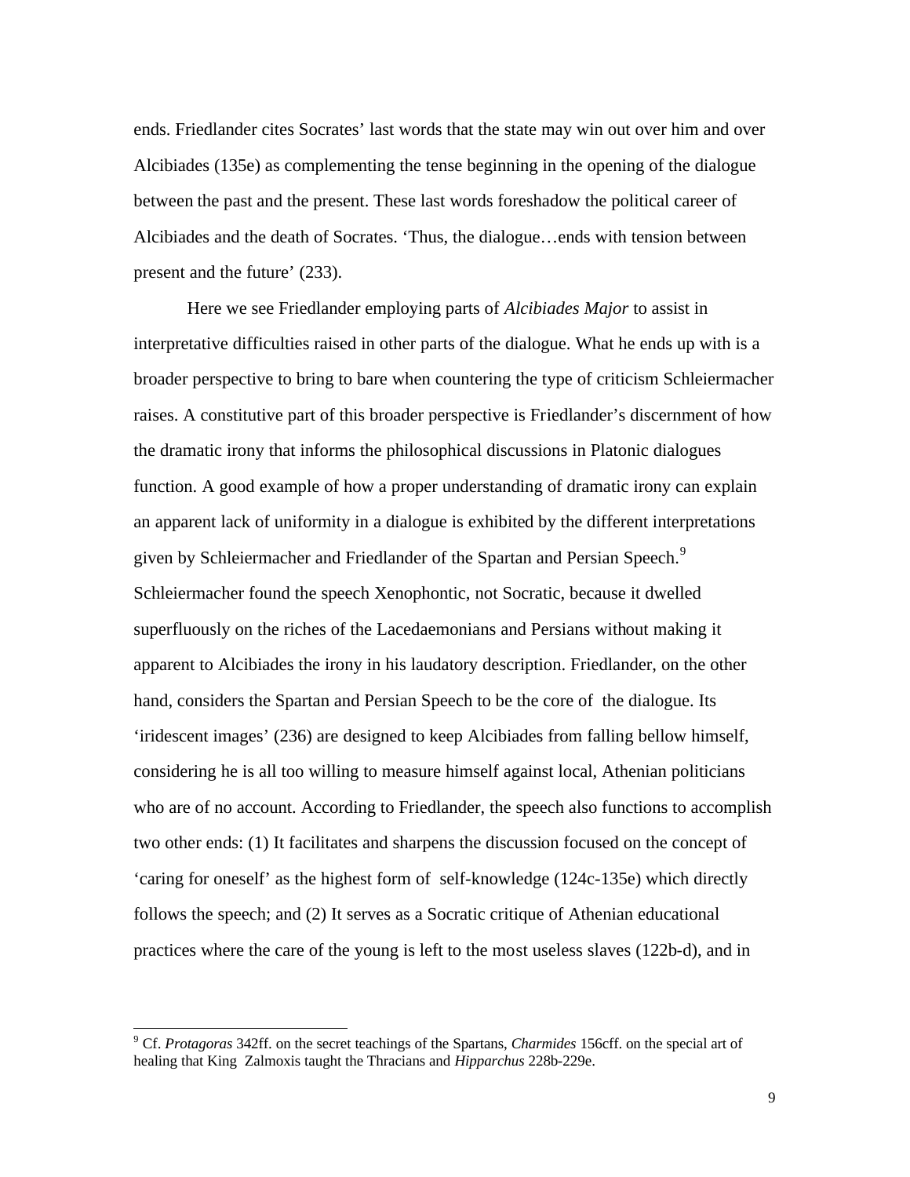ends. Friedlander cites Socrates' last words that the state may win out over him and over Alcibiades (135e) as complementing the tense beginning in the opening of the dialogue between the past and the present. These last words foreshadow the political career of Alcibiades and the death of Socrates. 'Thus, the dialogue…ends with tension between present and the future' (233).

Here we see Friedlander employing parts of *Alcibiades Major* to assist in interpretative difficulties raised in other parts of the dialogue. What he ends up with is a broader perspective to bring to bare when countering the type of criticism Schleiermacher raises. A constitutive part of this broader perspective is Friedlander's discernment of how the dramatic irony that informs the philosophical discussions in Platonic dialogues function. A good example of how a proper understanding of dramatic irony can explain an apparent lack of uniformity in a dialogue is exhibited by the different interpretations given by Schleiermacher and Friedlander of the Spartan and Persian Speech.[9] Schleiermacher found the speech Xenophontic, not Socratic, because it dwelled superfluously on the riches of the Lacedaemonians and Persians without making it apparent to Alcibiades the irony in his laudatory description. Friedlander, on the other hand, considers the Spartan and Persian Speech to be the core of the dialogue. Its 'iridescent images' (236) are designed to keep Alcibiades from falling bellow himself, considering he is all too willing to measure himself against local, Athenian politicians who are of no account. According to Friedlander, the speech also functions to accomplish two other ends: (1) It facilitates and sharpens the discussion focused on the concept of 'caring for oneself' as the highest form of self-knowledge (124c-135e) which directly follows the speech; and (2) It serves as a Socratic critique of Athenian educational practices where the care of the young is left to the most useless slaves (122b-d), and in

[9] Cf. *Protagoras* 342ff. on the secret teachings of the Spartans, *Charmides* 156cff. on the special art of healing that King Zalmoxis taught the Thracians and *Hipparchus* 228b-229e.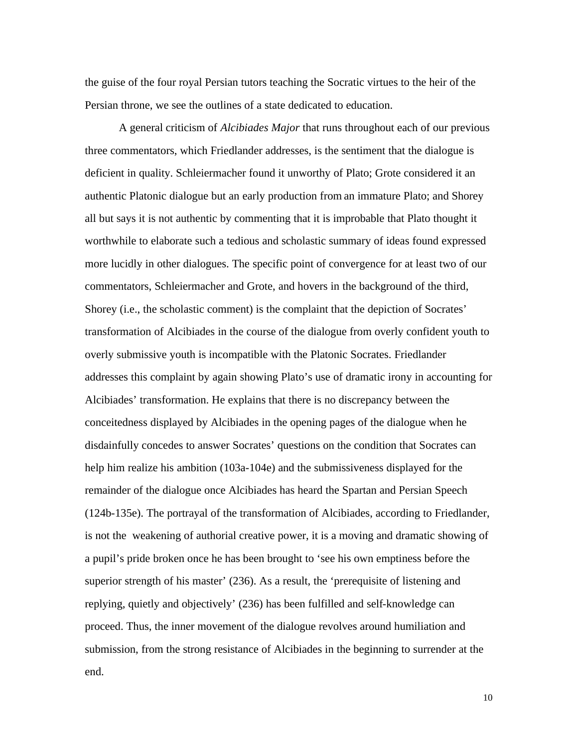the guise of the four royal Persian tutors teaching the Socratic virtues to the heir of the Persian throne, we see the outlines of a state dedicated to education.

A general criticism of *Alcibiades Major* that runs throughout each of our previous three commentators, which Friedlander addresses, is the sentiment that the dialogue is deficient in quality. Schleiermacher found it unworthy of Plato; Grote considered it an authentic Platonic dialogue but an early production from an immature Plato; and Shorey all but says it is not authentic by commenting that it is improbable that Plato thought it worthwhile to elaborate such a tedious and scholastic summary of ideas found expressed more lucidly in other dialogues. The specific point of convergence for at least two of our commentators, Schleiermacher and Grote, and hovers in the background of the third, Shorey (i.e., the scholastic comment) is the complaint that the depiction of Socrates' transformation of Alcibiades in the course of the dialogue from overly confident youth to overly submissive youth is incompatible with the Platonic Socrates. Friedlander addresses this complaint by again showing Plato's use of dramatic irony in accounting for Alcibiades' transformation. He explains that there is no discrepancy between the conceitedness displayed by Alcibiades in the opening pages of the dialogue when he disdainfully concedes to answer Socrates' questions on the condition that Socrates can help him realize his ambition (103a-104e) and the submissiveness displayed for the remainder of the dialogue once Alcibiades has heard the Spartan and Persian Speech (124b-135e). The portrayal of the transformation of Alcibiades, according to Friedlander, is not the weakening of authorial creative power, it is a moving and dramatic showing of a pupil's pride broken once he has been brought to 'see his own emptiness before the superior strength of his master' (236). As a result, the 'prerequisite of listening and replying, quietly and objectively' (236) has been fulfilled and self-knowledge can proceed. Thus, the inner movement of the dialogue revolves around humiliation and submission, from the strong resistance of Alcibiades in the beginning to surrender at the end.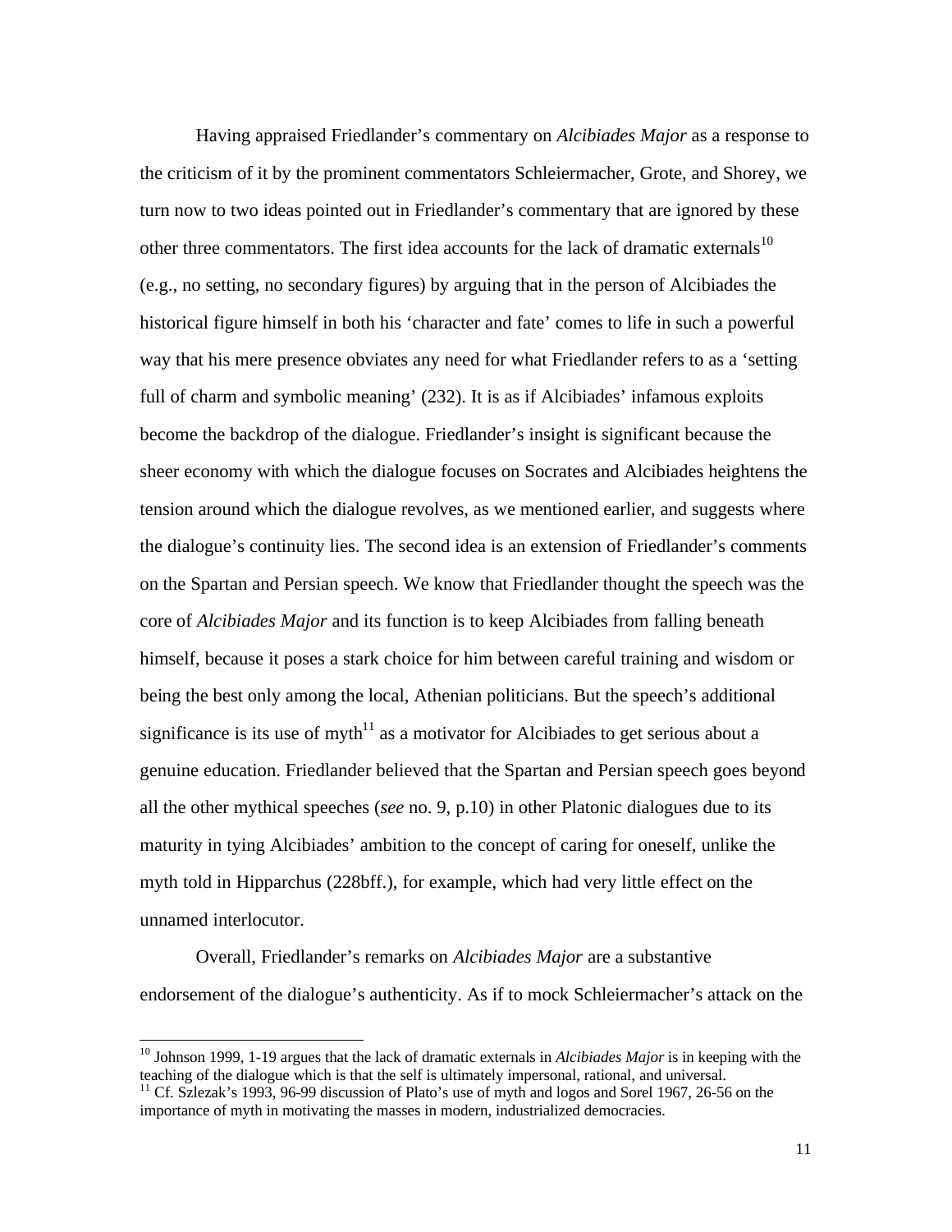Having appraised Friedlander's commentary on *Alcibiades Major* as a response to the criticism of it by the prominent commentators Schleiermacher, Grote, and Shorey, we turn now to two ideas pointed out in Friedlander's commentary that are ignored by these other three commentators. The first idea accounts for the lack of dramatic externals[10] (e.g., no setting, no secondary figures) by arguing that in the person of Alcibiades the historical figure himself in both his 'character and fate' comes to life in such a powerful way that his mere presence obviates any need for what Friedlander refers to as a 'setting full of charm and symbolic meaning' (232). It is as if Alcibiades' infamous exploits become the backdrop of the dialogue. Friedlander's insight is significant because the sheer economy with which the dialogue focuses on Socrates and Alcibiades heightens the tension around which the dialogue revolves, as we mentioned earlier, and suggests where the dialogue's continuity lies. The second idea is an extension of Friedlander's comments on the Spartan and Persian speech. We know that Friedlander thought the speech was the core of *Alcibiades Major* and its function is to keep Alcibiades from falling beneath himself, because it poses a stark choice for him between careful training and wisdom or being the best only among the local, Athenian politicians. But the speech's additional significance is its use of myth[11] as a motivator for Alcibiades to get serious about a genuine education. Friedlander believed that the Spartan and Persian speech goes beyond all the other mythical speeches (*see* no. 9, p.10) in other Platonic dialogues due to its maturity in tying Alcibiades' ambition to the concept of caring for oneself, unlike the myth told in Hipparchus (228bff.), for example, which had very little effect on the unnamed interlocutor.

Overall, Friedlander's remarks on *Alcibiades Major* are a substantive endorsement of the dialogue's authenticity. As if to mock Schleiermacher's attack on the

---

[10] Johnson 1999, 1-19 argues that the lack of dramatic externals in *Alcibiades Major* is in keeping with the teaching of the dialogue which is that the self is ultimately impersonal, rational, and universal.

[11] Cf. Szlezak's 1993, 96-99 discussion of Plato's use of myth and logos and Sorel 1967, 26-56 on the importance of myth in motivating the masses in modern, industrialized democracies.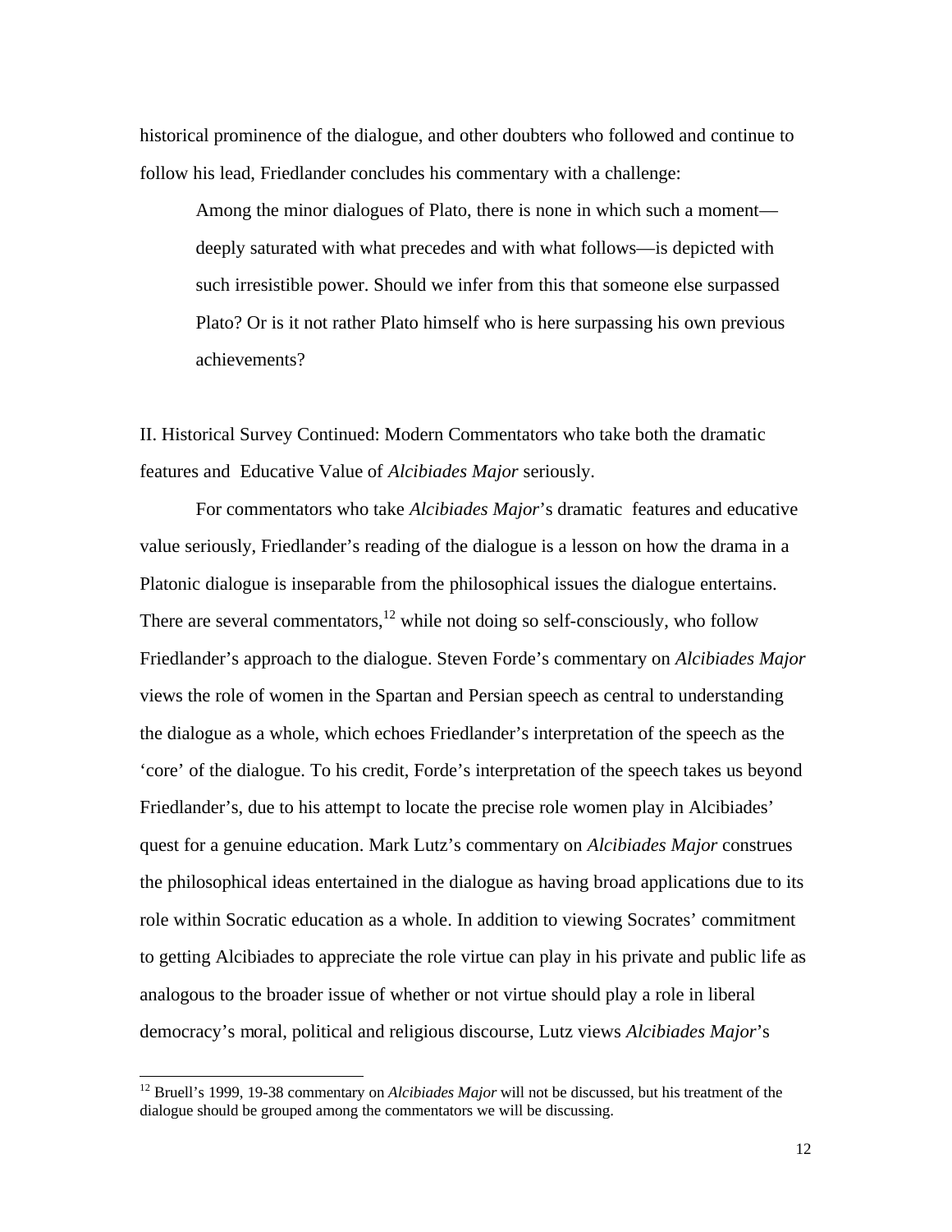historical prominence of the dialogue, and other doubters who followed and continue to follow his lead, Friedlander concludes his commentary with a challenge:

> Among the minor dialogues of Plato, there is none in which such a moment—deeply saturated with what precedes and with what follows—is depicted with such irresistible power. Should we infer from this that someone else surpassed Plato? Or is it not rather Plato himself who is here surpassing his own previous achievements?

## II. Historical Survey Continued: Modern Commentators who take both the dramatic features and Educative Value of *Alcibiades Major* seriously.

For commentators who take *Alcibiades Major*'s dramatic features and educative value seriously, Friedlander's reading of the dialogue is a lesson on how the drama in a Platonic dialogue is inseparable from the philosophical issues the dialogue entertains. There are several commentators,[12] while not doing so self-consciously, who follow Friedlander's approach to the dialogue. Steven Forde's commentary on *Alcibiades Major* views the role of women in the Spartan and Persian speech as central to understanding the dialogue as a whole, which echoes Friedlander's interpretation of the speech as the 'core' of the dialogue. To his credit, Forde's interpretation of the speech takes us beyond Friedlander's, due to his attempt to locate the precise role women play in Alcibiades' quest for a genuine education. Mark Lutz's commentary on *Alcibiades Major* construes the philosophical ideas entertained in the dialogue as having broad applications due to its role within Socratic education as a whole. In addition to viewing Socrates' commitment to getting Alcibiades to appreciate the role virtue can play in his private and public life as analogous to the broader issue of whether or not virtue should play a role in liberal democracy's moral, political and religious discourse, Lutz views *Alcibiades Major*'s

---

[12] Bruell's 1999, 19-38 commentary on *Alcibiades Major* will not be discussed, but his treatment of the dialogue should be grouped among the commentators we will be discussing.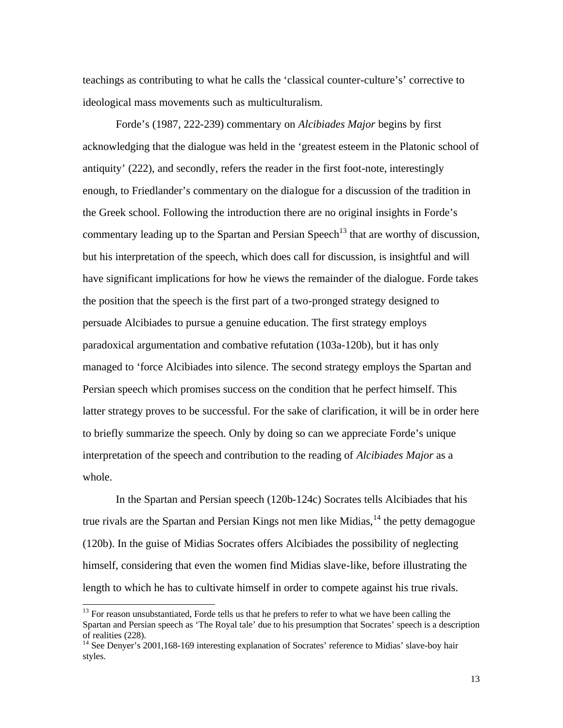teachings as contributing to what he calls the 'classical counter-culture's' corrective to ideological mass movements such as multiculturalism.

Forde's (1987, 222-239) commentary on *Alcibiades Major* begins by first acknowledging that the dialogue was held in the 'greatest esteem in the Platonic school of antiquity' (222), and secondly, refers the reader in the first foot-note, interestingly enough, to Friedlander's commentary on the dialogue for a discussion of the tradition in the Greek school. Following the introduction there are no original insights in Forde's commentary leading up to the Spartan and Persian Speech[13] that are worthy of discussion, but his interpretation of the speech, which does call for discussion, is insightful and will have significant implications for how he views the remainder of the dialogue. Forde takes the position that the speech is the first part of a two-pronged strategy designed to persuade Alcibiades to pursue a genuine education. The first strategy employs paradoxical argumentation and combative refutation (103a-120b), but it has only managed to 'force Alcibiades into silence. The second strategy employs the Spartan and Persian speech which promises success on the condition that he perfect himself. This latter strategy proves to be successful. For the sake of clarification, it will be in order here to briefly summarize the speech. Only by doing so can we appreciate Forde's unique interpretation of the speech and contribution to the reading of *Alcibiades Major* as a whole.

In the Spartan and Persian speech (120b-124c) Socrates tells Alcibiades that his true rivals are the Spartan and Persian Kings not men like Midias,[14] the petty demagogue (120b). In the guise of Midias Socrates offers Alcibiades the possibility of neglecting himself, considering that even the women find Midias slave-like, before illustrating the length to which he has to cultivate himself in order to compete against his true rivals.

[13] For reason unsubstantiated, Forde tells us that he prefers to refer to what we have been calling the Spartan and Persian speech as 'The Royal tale' due to his presumption that Socrates' speech is a description of realities (228).

[14] See Denyer's 2001,168-169 interesting explanation of Socrates' reference to Midias' slave-boy hair styles.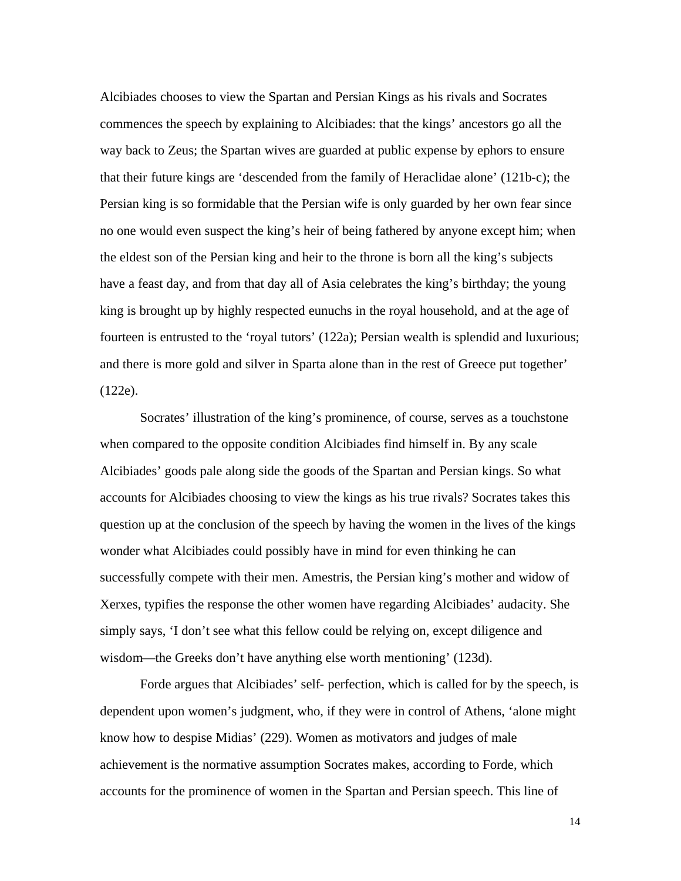Alcibiades chooses to view the Spartan and Persian Kings as his rivals and Socrates commences the speech by explaining to Alcibiades: that the kings' ancestors go all the way back to Zeus; the Spartan wives are guarded at public expense by ephors to ensure that their future kings are 'descended from the family of Heraclidae alone' (121b-c); the Persian king is so formidable that the Persian wife is only guarded by her own fear since no one would even suspect the king's heir of being fathered by anyone except him; when the eldest son of the Persian king and heir to the throne is born all the king's subjects have a feast day, and from that day all of Asia celebrates the king's birthday; the young king is brought up by highly respected eunuchs in the royal household, and at the age of fourteen is entrusted to the 'royal tutors' (122a); Persian wealth is splendid and luxurious; and there is more gold and silver in Sparta alone than in the rest of Greece put together' (122e).

Socrates' illustration of the king's prominence, of course, serves as a touchstone when compared to the opposite condition Alcibiades find himself in. By any scale Alcibiades' goods pale along side the goods of the Spartan and Persian kings. So what accounts for Alcibiades choosing to view the kings as his true rivals? Socrates takes this question up at the conclusion of the speech by having the women in the lives of the kings wonder what Alcibiades could possibly have in mind for even thinking he can successfully compete with their men. Amestris, the Persian king's mother and widow of Xerxes, typifies the response the other women have regarding Alcibiades' audacity. She simply says, 'I don't see what this fellow could be relying on, except diligence and wisdom—the Greeks don't have anything else worth mentioning' (123d).

Forde argues that Alcibiades' self- perfection, which is called for by the speech, is dependent upon women's judgment, who, if they were in control of Athens, 'alone might know how to despise Midias' (229). Women as motivators and judges of male achievement is the normative assumption Socrates makes, according to Forde, which accounts for the prominence of women in the Spartan and Persian speech. This line of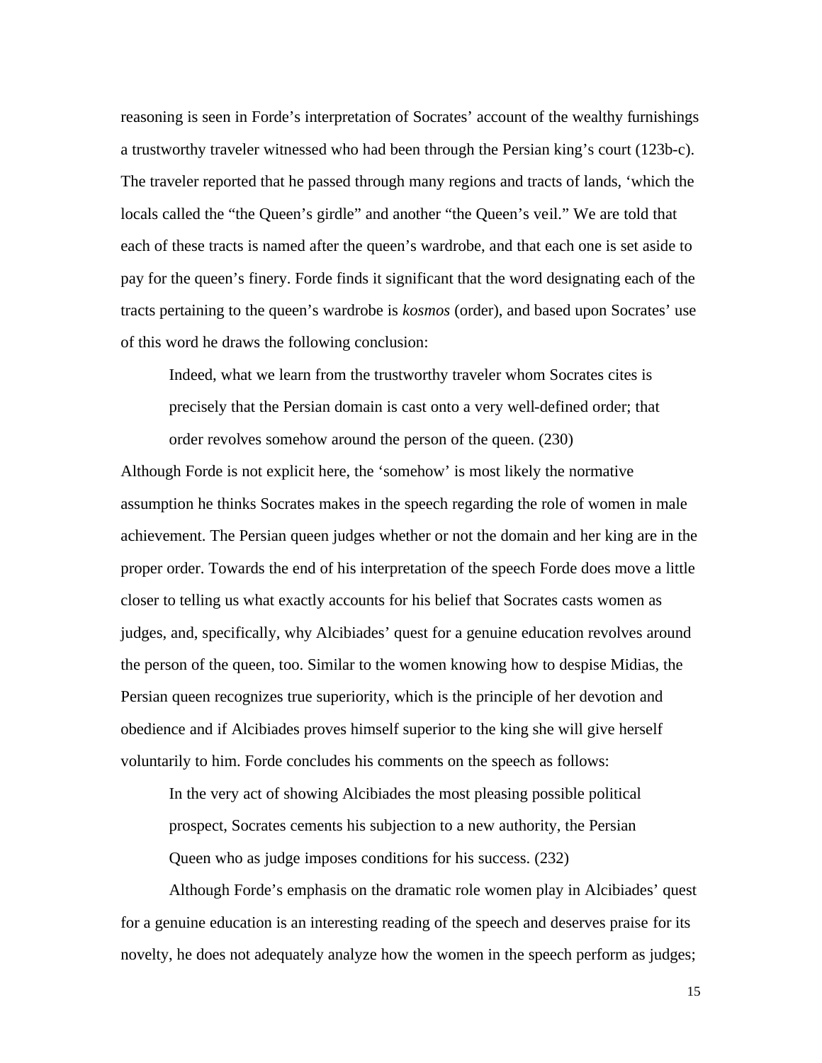reasoning is seen in Forde's interpretation of Socrates' account of the wealthy furnishings a trustworthy traveler witnessed who had been through the Persian king's court (123b-c). The traveler reported that he passed through many regions and tracts of lands, 'which the locals called the "the Queen's girdle" and another "the Queen's veil." We are told that each of these tracts is named after the queen's wardrobe, and that each one is set aside to pay for the queen's finery. Forde finds it significant that the word designating each of the tracts pertaining to the queen's wardrobe is *kosmos* (order), and based upon Socrates' use of this word he draws the following conclusion:

> Indeed, what we learn from the trustworthy traveler whom Socrates cites is precisely that the Persian domain is cast onto a very well-defined order; that order revolves somehow around the person of the queen. (230)

Although Forde is not explicit here, the 'somehow' is most likely the normative assumption he thinks Socrates makes in the speech regarding the role of women in male achievement. The Persian queen judges whether or not the domain and her king are in the proper order. Towards the end of his interpretation of the speech Forde does move a little closer to telling us what exactly accounts for his belief that Socrates casts women as judges, and, specifically, why Alcibiades' quest for a genuine education revolves around the person of the queen, too. Similar to the women knowing how to despise Midias, the Persian queen recognizes true superiority, which is the principle of her devotion and obedience and if Alcibiades proves himself superior to the king she will give herself voluntarily to him. Forde concludes his comments on the speech as follows:

> In the very act of showing Alcibiades the most pleasing possible political prospect, Socrates cements his subjection to a new authority, the Persian Queen who as judge imposes conditions for his success. (232)

Although Forde's emphasis on the dramatic role women play in Alcibiades' quest for a genuine education is an interesting reading of the speech and deserves praise for its novelty, he does not adequately analyze how the women in the speech perform as judges;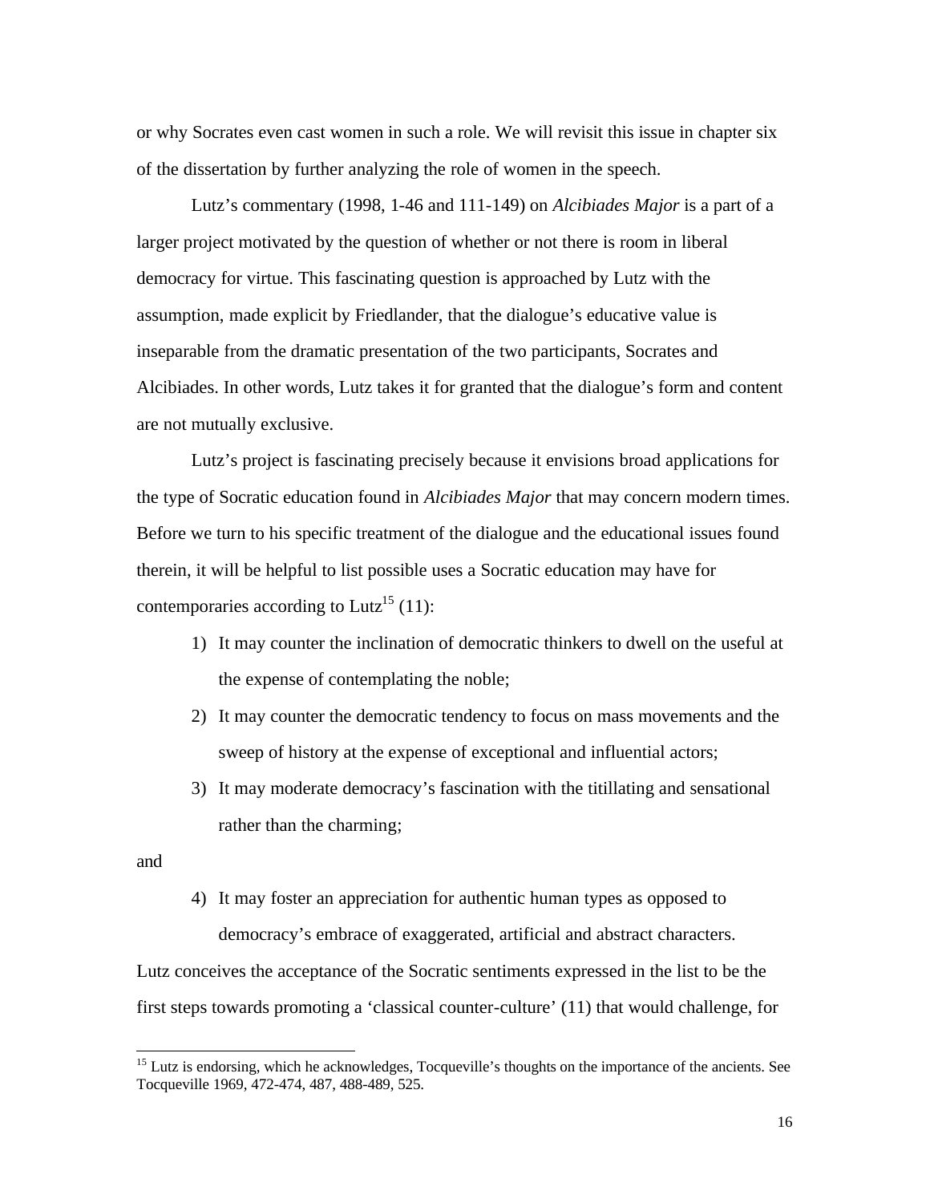or why Socrates even cast women in such a role. We will revisit this issue in chapter six of the dissertation by further analyzing the role of women in the speech.

Lutz's commentary (1998, 1-46 and 111-149) on *Alcibiades Major* is a part of a larger project motivated by the question of whether or not there is room in liberal democracy for virtue. This fascinating question is approached by Lutz with the assumption, made explicit by Friedlander, that the dialogue's educative value is inseparable from the dramatic presentation of the two participants, Socrates and Alcibiades. In other words, Lutz takes it for granted that the dialogue's form and content are not mutually exclusive.

Lutz's project is fascinating precisely because it envisions broad applications for the type of Socratic education found in *Alcibiades Major* that may concern modern times. Before we turn to his specific treatment of the dialogue and the educational issues found therein, it will be helpful to list possible uses a Socratic education may have for contemporaries according to Lutz[15] (11):

1) It may counter the inclination of democratic thinkers to dwell on the useful at the expense of contemplating the noble;
2) It may counter the democratic tendency to focus on mass movements and the sweep of history at the expense of exceptional and influential actors;
3) It may moderate democracy's fascination with the titillating and sensational rather than the charming;

and

4) It may foster an appreciation for authentic human types as opposed to democracy's embrace of exaggerated, artificial and abstract characters.

Lutz conceives the acceptance of the Socratic sentiments expressed in the list to be the first steps towards promoting a 'classical counter-culture' (11) that would challenge, for

[15] Lutz is endorsing, which he acknowledges, Tocqueville's thoughts on the importance of the ancients. See Tocqueville 1969, 472-474, 487, 488-489, 525.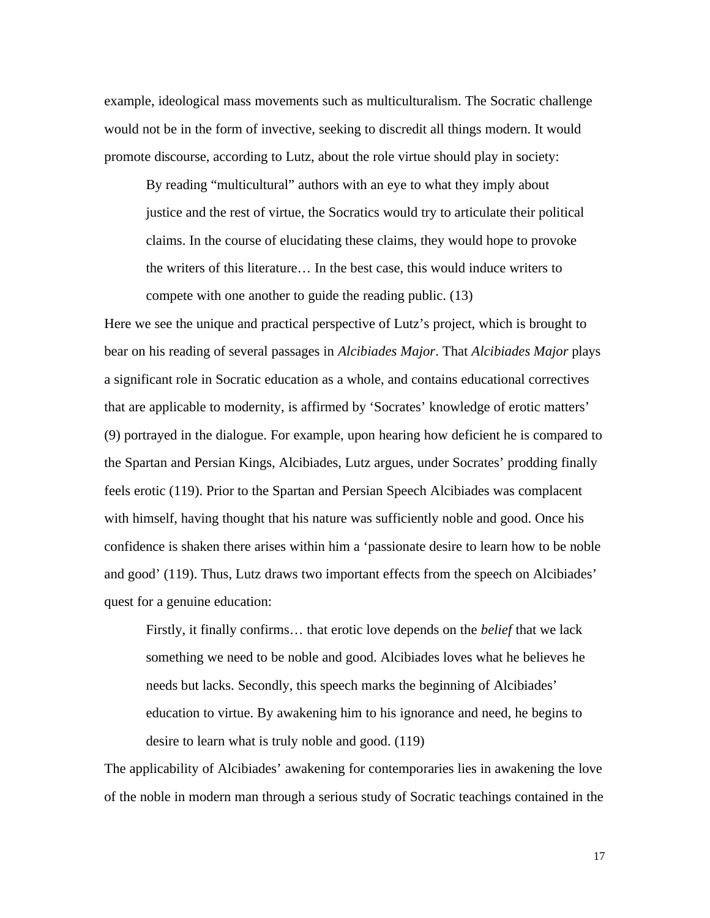example, ideological mass movements such as multiculturalism. The Socratic challenge would not be in the form of invective, seeking to discredit all things modern. It would promote discourse, according to Lutz, about the role virtue should play in society:

> By reading "multicultural" authors with an eye to what they imply about justice and the rest of virtue, the Socratics would try to articulate their political claims. In the course of elucidating these claims, they would hope to provoke the writers of this literature… In the best case, this would induce writers to compete with one another to guide the reading public. (13)

Here we see the unique and practical perspective of Lutz's project, which is brought to bear on his reading of several passages in *Alcibiades Major*. That *Alcibiades Major* plays a significant role in Socratic education as a whole, and contains educational correctives that are applicable to modernity, is affirmed by 'Socrates' knowledge of erotic matters' (9) portrayed in the dialogue. For example, upon hearing how deficient he is compared to the Spartan and Persian Kings, Alcibiades, Lutz argues, under Socrates' prodding finally feels erotic (119). Prior to the Spartan and Persian Speech Alcibiades was complacent with himself, having thought that his nature was sufficiently noble and good. Once his confidence is shaken there arises within him a 'passionate desire to learn how to be noble and good' (119). Thus, Lutz draws two important effects from the speech on Alcibiades' quest for a genuine education:

> Firstly, it finally confirms… that erotic love depends on the *belief* that we lack something we need to be noble and good. Alcibiades loves what he believes he needs but lacks. Secondly, this speech marks the beginning of Alcibiades' education to virtue. By awakening him to his ignorance and need, he begins to desire to learn what is truly noble and good. (119)

The applicability of Alcibiades' awakening for contemporaries lies in awakening the love of the noble in modern man through a serious study of Socratic teachings contained in the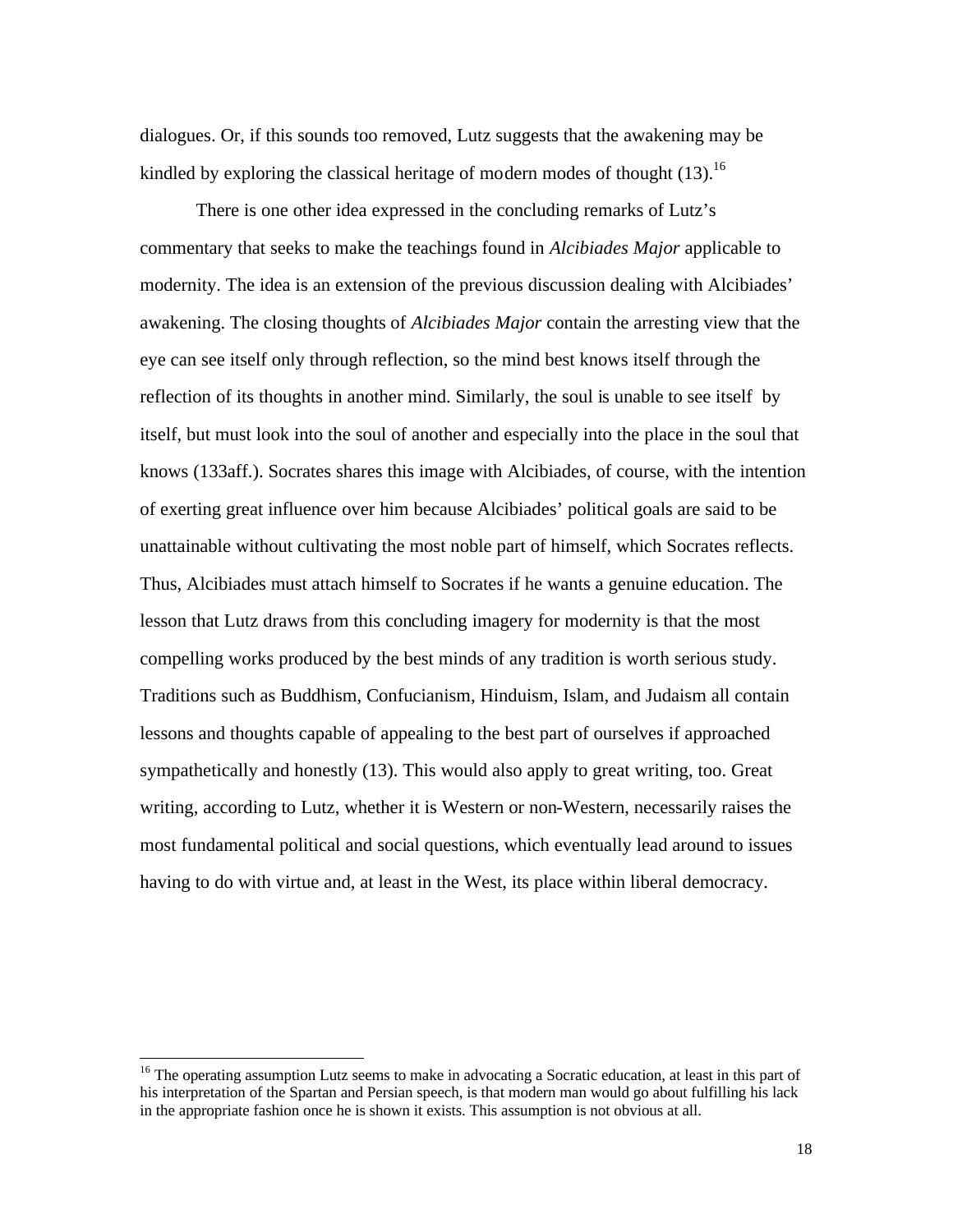dialogues. Or, if this sounds too removed, Lutz suggests that the awakening may be kindled by exploring the classical heritage of modern modes of thought (13).[16]

There is one other idea expressed in the concluding remarks of Lutz's commentary that seeks to make the teachings found in *Alcibiades Major* applicable to modernity. The idea is an extension of the previous discussion dealing with Alcibiades' awakening. The closing thoughts of *Alcibiades Major* contain the arresting view that the eye can see itself only through reflection, so the mind best knows itself through the reflection of its thoughts in another mind. Similarly, the soul is unable to see itself by itself, but must look into the soul of another and especially into the place in the soul that knows (133aff.). Socrates shares this image with Alcibiades, of course, with the intention of exerting great influence over him because Alcibiades' political goals are said to be unattainable without cultivating the most noble part of himself, which Socrates reflects. Thus, Alcibiades must attach himself to Socrates if he wants a genuine education. The lesson that Lutz draws from this concluding imagery for modernity is that the most compelling works produced by the best minds of any tradition is worth serious study. Traditions such as Buddhism, Confucianism, Hinduism, Islam, and Judaism all contain lessons and thoughts capable of appealing to the best part of ourselves if approached sympathetically and honestly (13). This would also apply to great writing, too. Great writing, according to Lutz, whether it is Western or non-Western, necessarily raises the most fundamental political and social questions, which eventually lead around to issues having to do with virtue and, at least in the West, its place within liberal democracy.

---

[16] The operating assumption Lutz seems to make in advocating a Socratic education, at least in this part of his interpretation of the Spartan and Persian speech, is that modern man would go about fulfilling his lack in the appropriate fashion once he is shown it exists. This assumption is not obvious at all.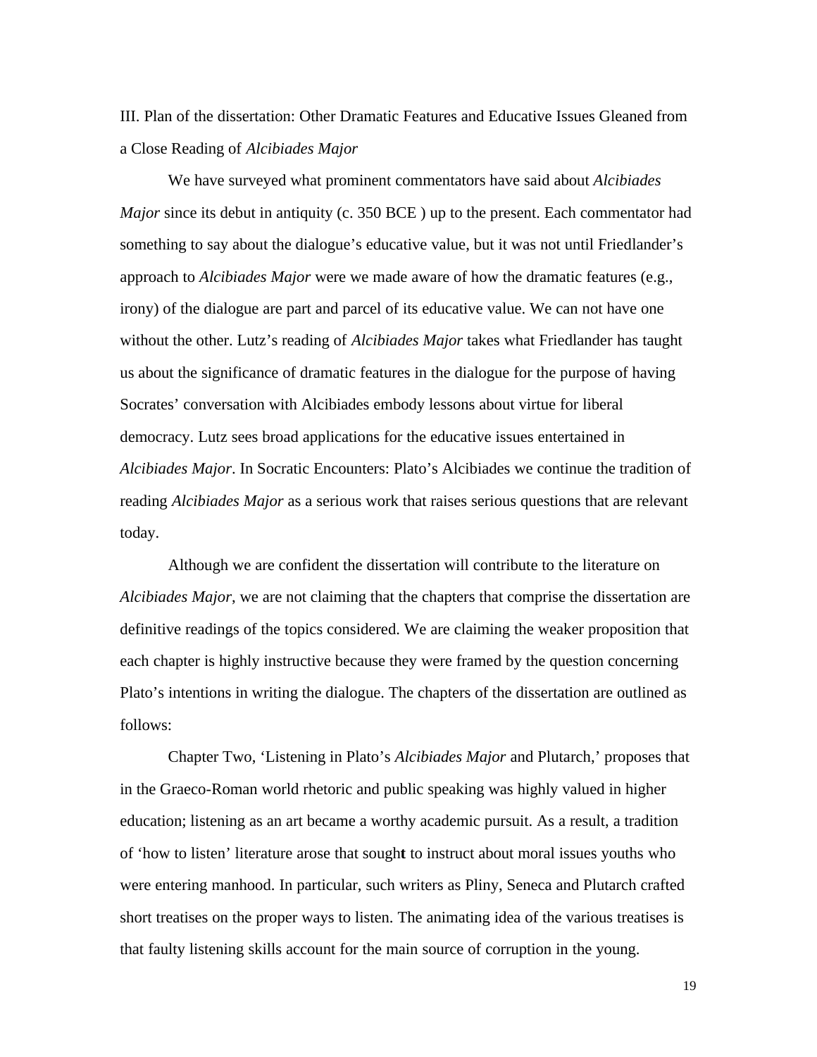### III. Plan of the dissertation: Other Dramatic Features and Educative Issues Gleaned from a Close Reading of *Alcibiades Major*

We have surveyed what prominent commentators have said about *Alcibiades Major* since its debut in antiquity (c. 350 BCE ) up to the present. Each commentator had something to say about the dialogue's educative value, but it was not until Friedlander's approach to *Alcibiades Major* were we made aware of how the dramatic features (e.g., irony) of the dialogue are part and parcel of its educative value. We can not have one without the other. Lutz's reading of *Alcibiades Major* takes what Friedlander has taught us about the significance of dramatic features in the dialogue for the purpose of having Socrates' conversation with Alcibiades embody lessons about virtue for liberal democracy. Lutz sees broad applications for the educative issues entertained in *Alcibiades Major*. In Socratic Encounters: Plato's Alcibiades we continue the tradition of reading *Alcibiades Major* as a serious work that raises serious questions that are relevant today.

Although we are confident the dissertation will contribute to the literature on *Alcibiades Major*, we are not claiming that the chapters that comprise the dissertation are definitive readings of the topics considered. We are claiming the weaker proposition that each chapter is highly instructive because they were framed by the question concerning Plato's intentions in writing the dialogue. The chapters of the dissertation are outlined as follows:

Chapter Two, 'Listening in Plato's *Alcibiades Major* and Plutarch,' proposes that in the Graeco-Roman world rhetoric and public speaking was highly valued in higher education; listening as an art became a worthy academic pursuit. As a result, a tradition of 'how to listen' literature arose that sought to instruct about moral issues youths who were entering manhood. In particular, such writers as Pliny, Seneca and Plutarch crafted short treatises on the proper ways to listen. The animating idea of the various treatises is that faulty listening skills account for the main source of corruption in the young.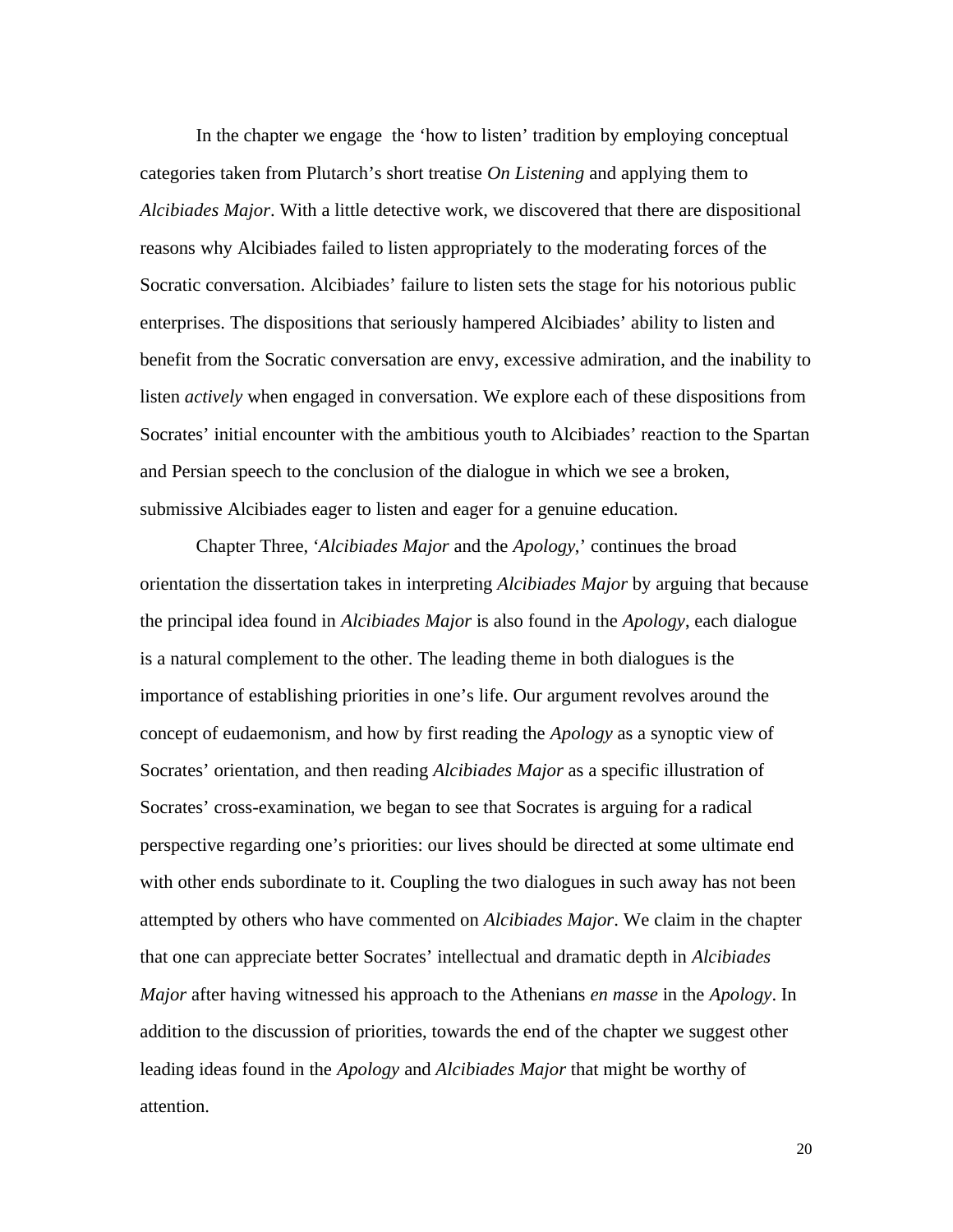In the chapter we engage  the 'how to listen' tradition by employing conceptual categories taken from Plutarch's short treatise *On Listening* and applying them to *Alcibiades Major*. With a little detective work, we discovered that there are dispositional reasons why Alcibiades failed to listen appropriately to the moderating forces of the Socratic conversation. Alcibiades' failure to listen sets the stage for his notorious public enterprises. The dispositions that seriously hampered Alcibiades' ability to listen and benefit from the Socratic conversation are envy, excessive admiration, and the inability to listen *actively* when engaged in conversation. We explore each of these dispositions from Socrates' initial encounter with the ambitious youth to Alcibiades' reaction to the Spartan and Persian speech to the conclusion of the dialogue in which we see a broken, submissive Alcibiades eager to listen and eager for a genuine education.

Chapter Three, '*Alcibiades Major* and the *Apology*,' continues the broad orientation the dissertation takes in interpreting *Alcibiades Major* by arguing that because the principal idea found in *Alcibiades Major* is also found in the *Apology*, each dialogue is a natural complement to the other. The leading theme in both dialogues is the importance of establishing priorities in one's life. Our argument revolves around the concept of eudaemonism, and how by first reading the *Apology* as a synoptic view of Socrates' orientation, and then reading *Alcibiades Major* as a specific illustration of Socrates' cross-examination, we began to see that Socrates is arguing for a radical perspective regarding one's priorities: our lives should be directed at some ultimate end with other ends subordinate to it. Coupling the two dialogues in such away has not been attempted by others who have commented on *Alcibiades Major*. We claim in the chapter that one can appreciate better Socrates' intellectual and dramatic depth in *Alcibiades Major* after having witnessed his approach to the Athenians *en masse* in the *Apology*. In addition to the discussion of priorities, towards the end of the chapter we suggest other leading ideas found in the *Apology* and *Alcibiades Major* that might be worthy of attention.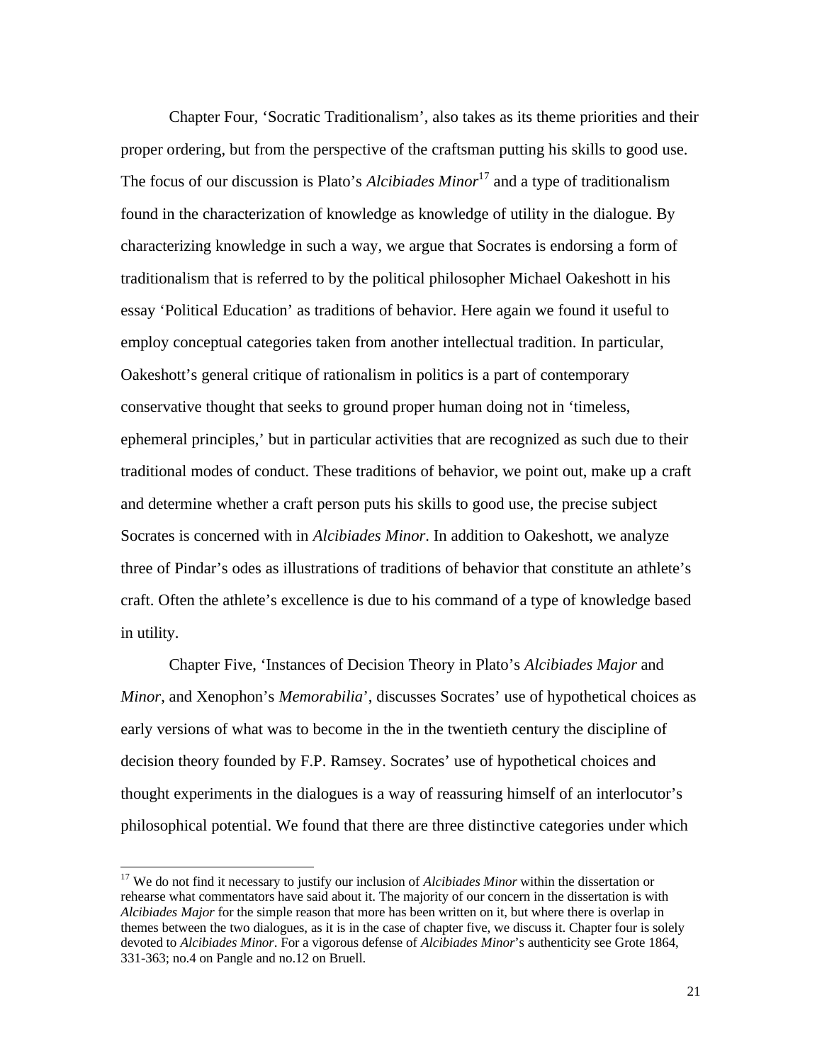Chapter Four, 'Socratic Traditionalism', also takes as its theme priorities and their proper ordering, but from the perspective of the craftsman putting his skills to good use. The focus of our discussion is Plato's *Alcibiades Minor*[17] and a type of traditionalism found in the characterization of knowledge as knowledge of utility in the dialogue. By characterizing knowledge in such a way, we argue that Socrates is endorsing a form of traditionalism that is referred to by the political philosopher Michael Oakeshott in his essay 'Political Education' as traditions of behavior. Here again we found it useful to employ conceptual categories taken from another intellectual tradition. In particular, Oakeshott's general critique of rationalism in politics is a part of contemporary conservative thought that seeks to ground proper human doing not in 'timeless, ephemeral principles,' but in particular activities that are recognized as such due to their traditional modes of conduct. These traditions of behavior, we point out, make up a craft and determine whether a craft person puts his skills to good use, the precise subject Socrates is concerned with in *Alcibiades Minor*. In addition to Oakeshott, we analyze three of Pindar's odes as illustrations of traditions of behavior that constitute an athlete's craft. Often the athlete's excellence is due to his command of a type of knowledge based in utility.

Chapter Five, 'Instances of Decision Theory in Plato's *Alcibiades Major* and *Minor*, and Xenophon's *Memorabilia*', discusses Socrates' use of hypothetical choices as early versions of what was to become in the in the twentieth century the discipline of decision theory founded by F.P. Ramsey. Socrates' use of hypothetical choices and thought experiments in the dialogues is a way of reassuring himself of an interlocutor's philosophical potential. We found that there are three distinctive categories under which

---

[17] We do not find it necessary to justify our inclusion of *Alcibiades Minor* within the dissertation or rehearse what commentators have said about it. The majority of our concern in the dissertation is with *Alcibiades Major* for the simple reason that more has been written on it, but where there is overlap in themes between the two dialogues, as it is in the case of chapter five, we discuss it. Chapter four is solely devoted to *Alcibiades Minor*. For a vigorous defense of *Alcibiades Minor*'s authenticity see Grote 1864, 331-363; no.4 on Pangle and no.12 on Bruell.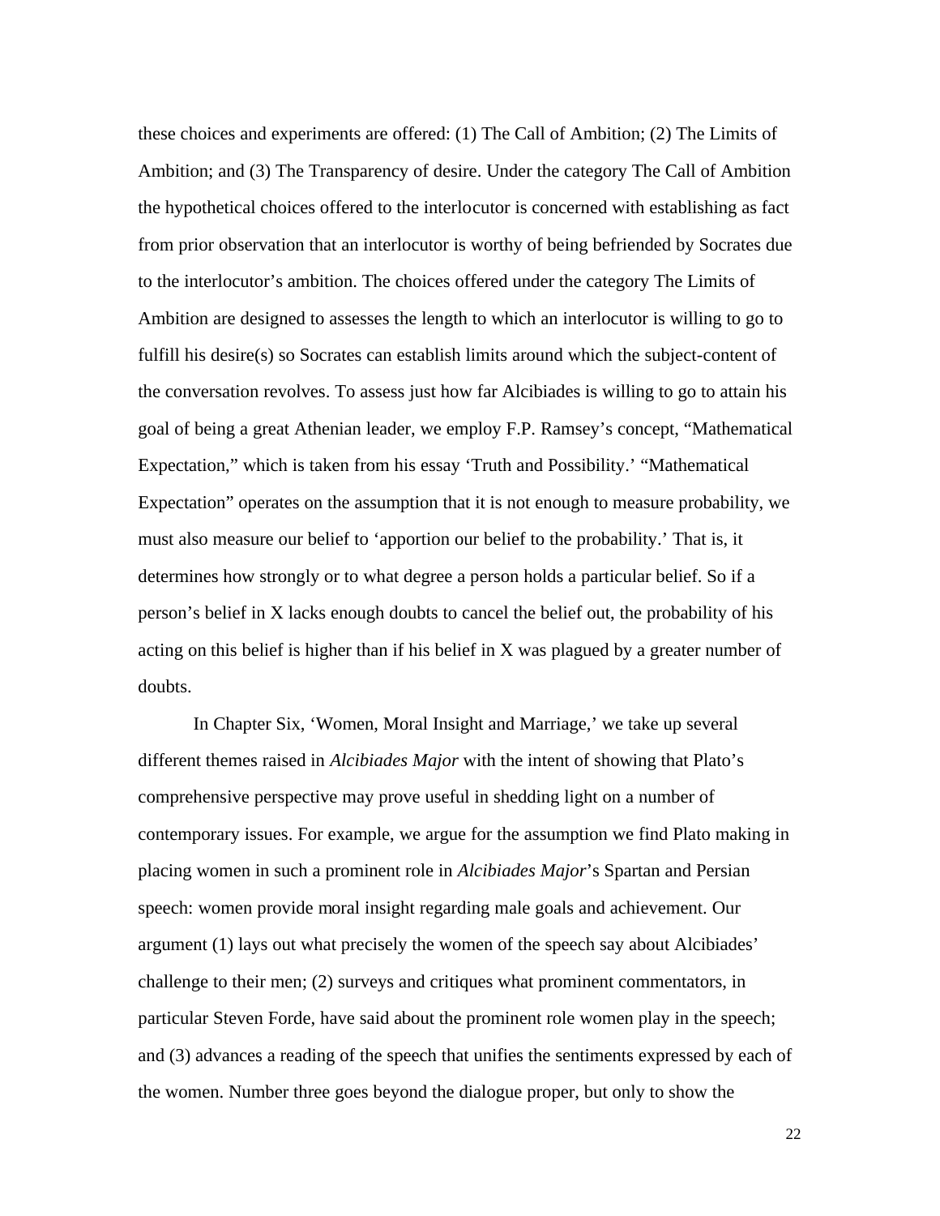these choices and experiments are offered: (1) The Call of Ambition; (2) The Limits of Ambition; and (3) The Transparency of desire. Under the category The Call of Ambition the hypothetical choices offered to the interlocutor is concerned with establishing as fact from prior observation that an interlocutor is worthy of being befriended by Socrates due to the interlocutor's ambition. The choices offered under the category The Limits of Ambition are designed to assesses the length to which an interlocutor is willing to go to fulfill his desire(s) so Socrates can establish limits around which the subject-content of the conversation revolves. To assess just how far Alcibiades is willing to go to attain his goal of being a great Athenian leader, we employ F.P. Ramsey's concept, "Mathematical Expectation," which is taken from his essay 'Truth and Possibility.' "Mathematical Expectation" operates on the assumption that it is not enough to measure probability, we must also measure our belief to 'apportion our belief to the probability.' That is, it determines how strongly or to what degree a person holds a particular belief. So if a person's belief in X lacks enough doubts to cancel the belief out, the probability of his acting on this belief is higher than if his belief in X was plagued by a greater number of doubts.

In Chapter Six, 'Women, Moral Insight and Marriage,' we take up several different themes raised in *Alcibiades Major* with the intent of showing that Plato's comprehensive perspective may prove useful in shedding light on a number of contemporary issues. For example, we argue for the assumption we find Plato making in placing women in such a prominent role in *Alcibiades Major*'s Spartan and Persian speech: women provide moral insight regarding male goals and achievement. Our argument (1) lays out what precisely the women of the speech say about Alcibiades' challenge to their men; (2) surveys and critiques what prominent commentators, in particular Steven Forde, have said about the prominent role women play in the speech; and (3) advances a reading of the speech that unifies the sentiments expressed by each of the women. Number three goes beyond the dialogue proper, but only to show the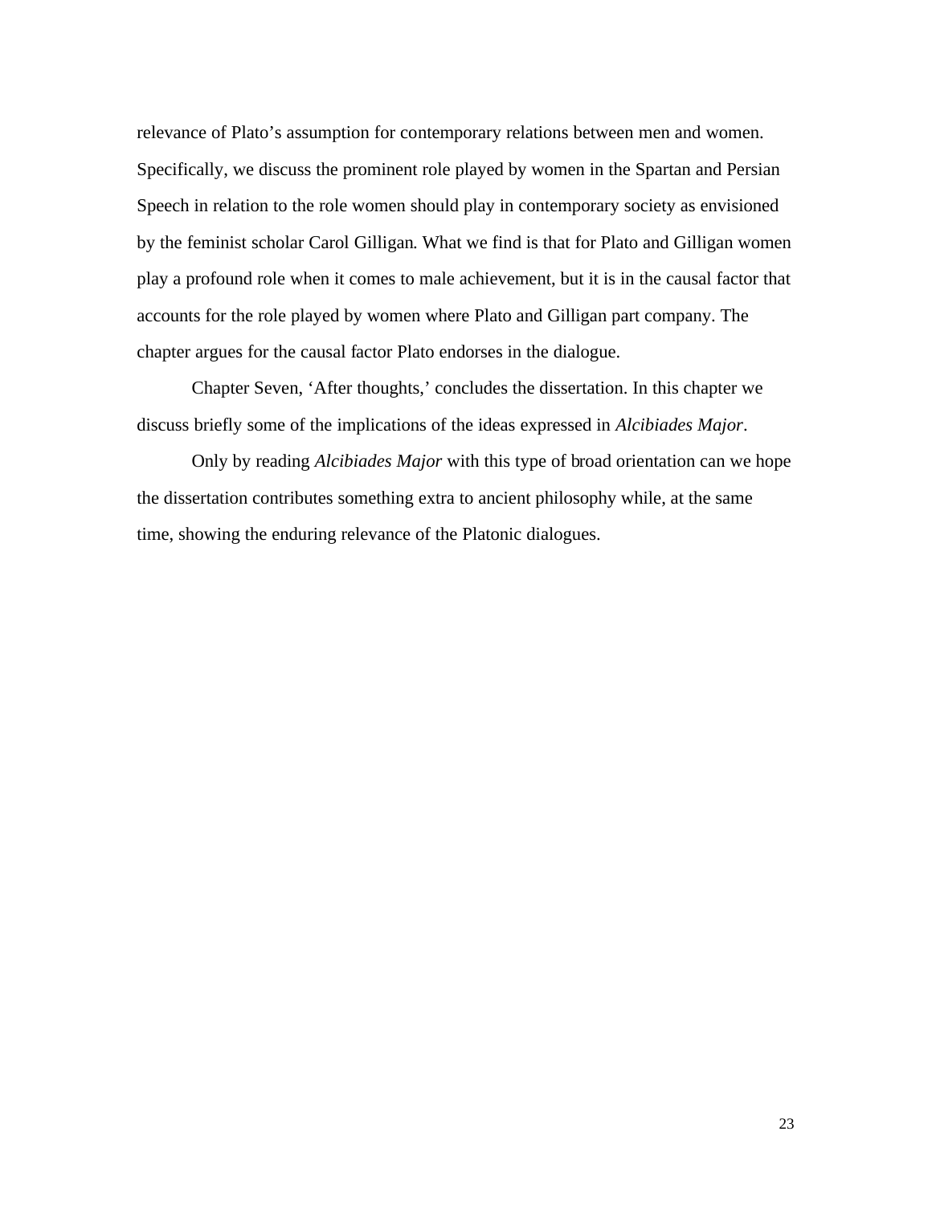relevance of Plato's assumption for contemporary relations between men and women. Specifically, we discuss the prominent role played by women in the Spartan and Persian Speech in relation to the role women should play in contemporary society as envisioned by the feminist scholar Carol Gilligan. What we find is that for Plato and Gilligan women play a profound role when it comes to male achievement, but it is in the causal factor that accounts for the role played by women where Plato and Gilligan part company. The chapter argues for the causal factor Plato endorses in the dialogue.

Chapter Seven, 'After thoughts,' concludes the dissertation. In this chapter we discuss briefly some of the implications of the ideas expressed in *Alcibiades Major*.

Only by reading *Alcibiades Major* with this type of broad orientation can we hope the dissertation contributes something extra to ancient philosophy while, at the same time, showing the enduring relevance of the Platonic dialogues.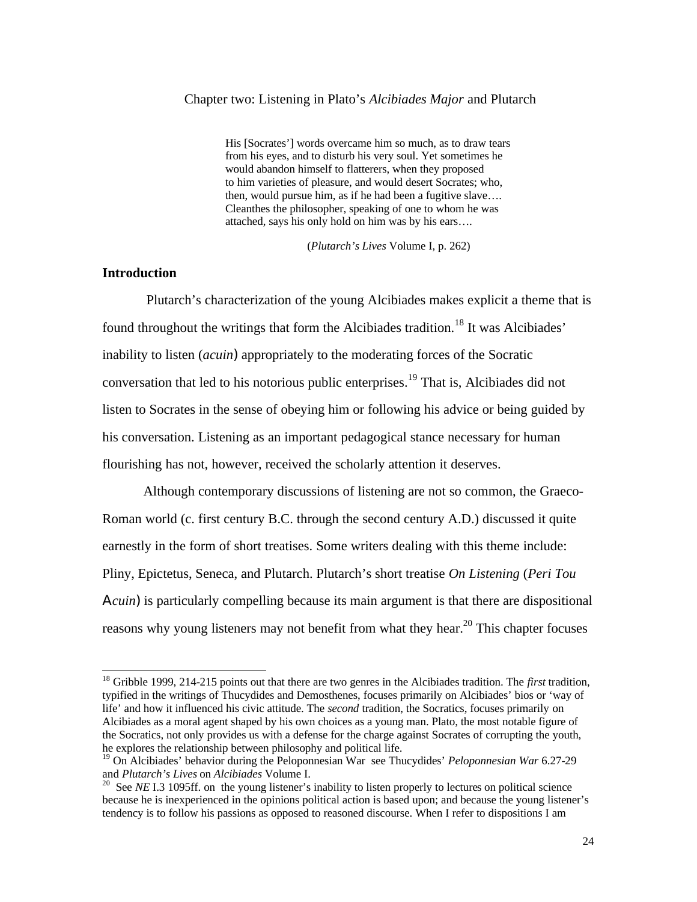Chapter two: Listening in Plato's *Alcibiades Major* and Plutarch

> His [Socrates'] words overcame him so much, as to draw tears from his eyes, and to disturb his very soul. Yet sometimes he would abandon himself to flatterers, when they proposed to him varieties of pleasure, and would desert Socrates; who, then, would pursue him, as if he had been a fugitive slave…. Cleanthes the philosopher, speaking of one to whom he was attached, says his only hold on him was by his ears….
>
> (*Plutarch's Lives* Volume I, p. 262)

## Introduction

Plutarch's characterization of the young Alcibiades makes explicit a theme that is found throughout the writings that form the Alcibiades tradition.[18] It was Alcibiades' inability to listen (*acuin*) appropriately to the moderating forces of the Socratic conversation that led to his notorious public enterprises.[19] That is, Alcibiades did not listen to Socrates in the sense of obeying him or following his advice or being guided by his conversation. Listening as an important pedagogical stance necessary for human flourishing has not, however, received the scholarly attention it deserves.

Although contemporary discussions of listening are not so common, the Graeco-Roman world (c. first century B.C. through the second century A.D.) discussed it quite earnestly in the form of short treatises. Some writers dealing with this theme include: Pliny, Epictetus, Seneca, and Plutarch. Plutarch's short treatise *On Listening* (*Peri Tou Acuin*) is particularly compelling because its main argument is that there are dispositional reasons why young listeners may not benefit from what they hear.[20] This chapter focuses

---

[18] Gribble 1999, 214-215 points out that there are two genres in the Alcibiades tradition. The *first* tradition, typified in the writings of Thucydides and Demosthenes, focuses primarily on Alcibiades' bios or 'way of life' and how it influenced his civic attitude. The *second* tradition, the Socratics, focuses primarily on Alcibiades as a moral agent shaped by his own choices as a young man. Plato, the most notable figure of the Socratics, not only provides us with a defense for the charge against Socrates of corrupting the youth, he explores the relationship between philosophy and political life.

[19] On Alcibiades' behavior during the Peloponnesian War see Thucydides' *Peloponnesian War* 6.27-29 and *Plutarch's Lives* on *Alcibiades* Volume I.

[20] See *NE* I.3 1095ff. on the young listener's inability to listen properly to lectures on political science because he is inexperienced in the opinions political action is based upon; and because the young listener's tendency is to follow his passions as opposed to reasoned discourse. When I refer to dispositions I am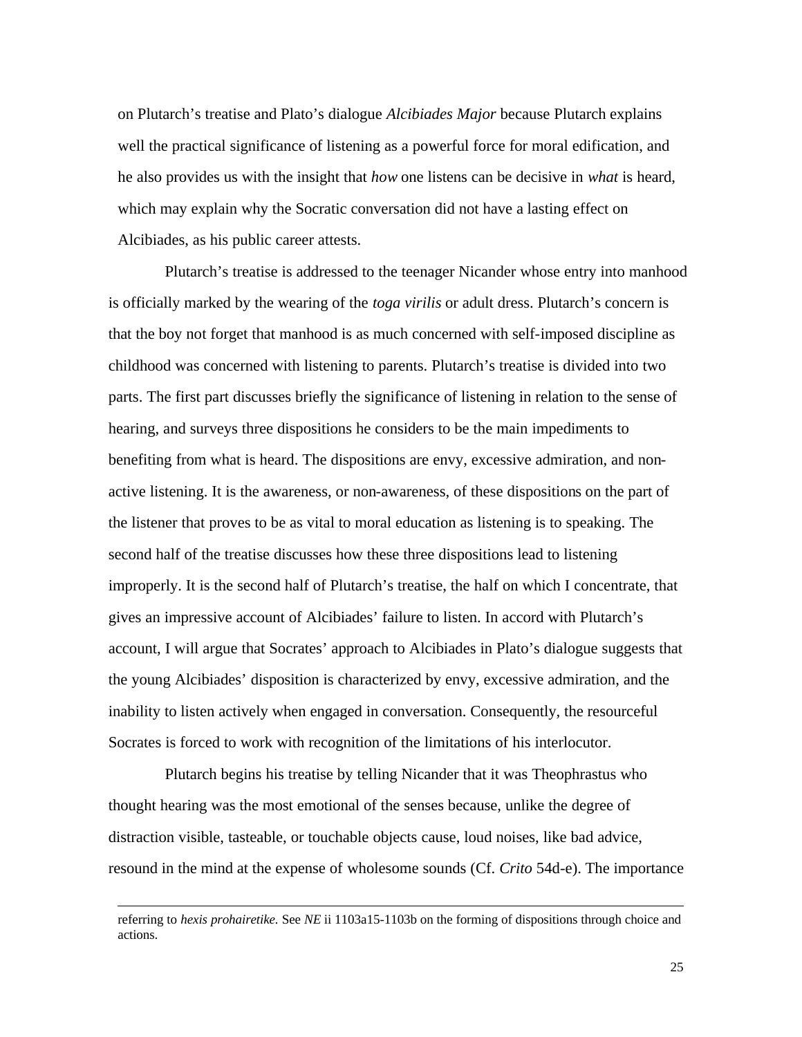on Plutarch's treatise and Plato's dialogue *Alcibiades Major* because Plutarch explains well the practical significance of listening as a powerful force for moral edification, and he also provides us with the insight that *how* one listens can be decisive in *what* is heard, which may explain why the Socratic conversation did not have a lasting effect on Alcibiades, as his public career attests.

Plutarch's treatise is addressed to the teenager Nicander whose entry into manhood is officially marked by the wearing of the *toga virilis* or adult dress. Plutarch's concern is that the boy not forget that manhood is as much concerned with self-imposed discipline as childhood was concerned with listening to parents. Plutarch's treatise is divided into two parts. The first part discusses briefly the significance of listening in relation to the sense of hearing, and surveys three dispositions he considers to be the main impediments to benefiting from what is heard. The dispositions are envy, excessive admiration, and non-active listening. It is the awareness, or non-awareness, of these dispositions on the part of the listener that proves to be as vital to moral education as listening is to speaking. The second half of the treatise discusses how these three dispositions lead to listening improperly. It is the second half of Plutarch's treatise, the half on which I concentrate, that gives an impressive account of Alcibiades' failure to listen. In accord with Plutarch's account, I will argue that Socrates' approach to Alcibiades in Plato's dialogue suggests that the young Alcibiades' disposition is characterized by envy, excessive admiration, and the inability to listen actively when engaged in conversation. Consequently, the resourceful Socrates is forced to work with recognition of the limitations of his interlocutor.

Plutarch begins his treatise by telling Nicander that it was Theophrastus who thought hearing was the most emotional of the senses because, unlike the degree of distraction visible, tasteable, or touchable objects cause, loud noises, like bad advice, resound in the mind at the expense of wholesome sounds (Cf. *Crito* 54d-e). The importance

---

referring to *hexis prohairetike.* See *NE* ii 1103a15-1103b on the forming of dispositions through choice and actions.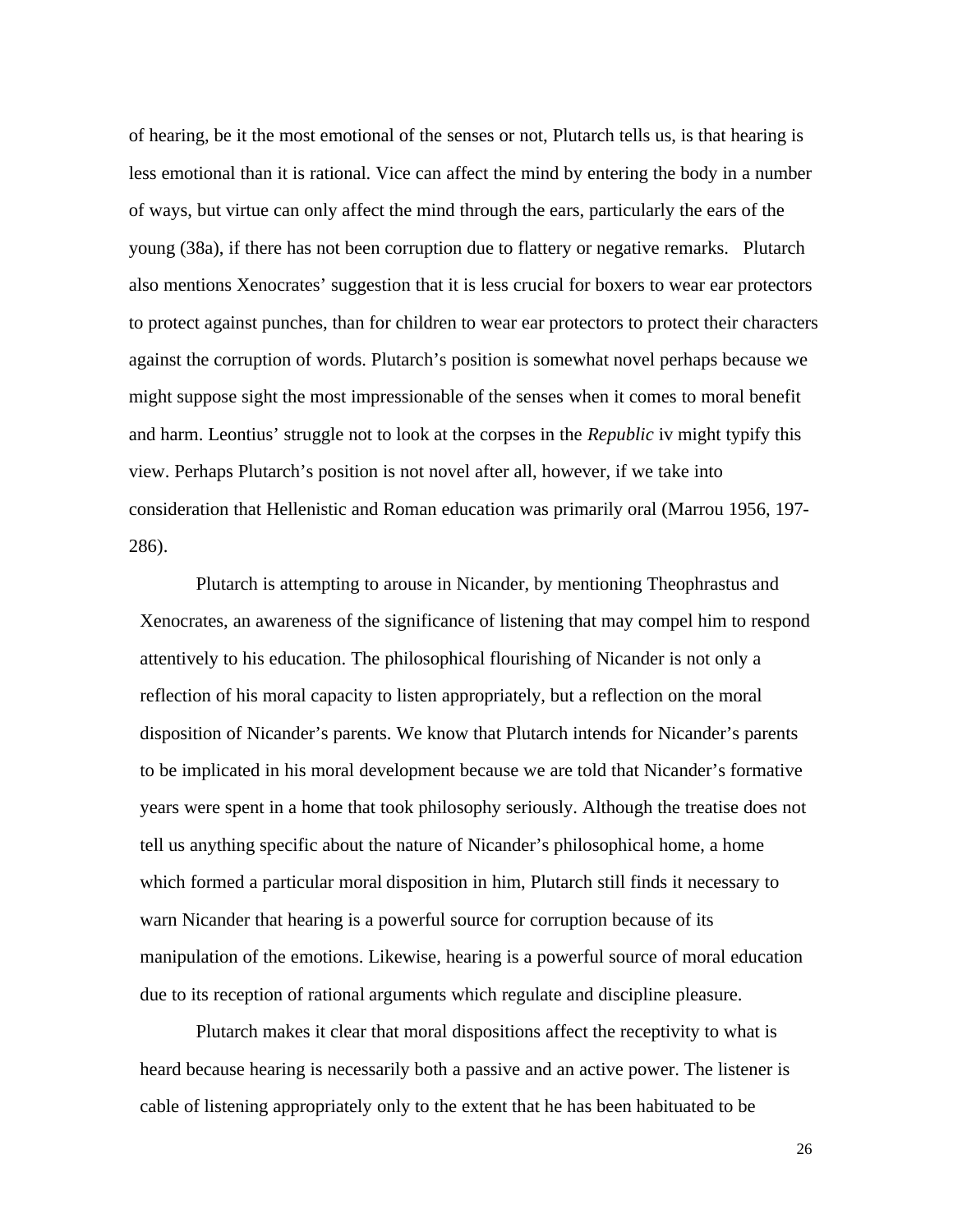of hearing, be it the most emotional of the senses or not, Plutarch tells us, is that hearing is less emotional than it is rational. Vice can affect the mind by entering the body in a number of ways, but virtue can only affect the mind through the ears, particularly the ears of the young (38a), if there has not been corruption due to flattery or negative remarks. Plutarch also mentions Xenocrates' suggestion that it is less crucial for boxers to wear ear protectors to protect against punches, than for children to wear ear protectors to protect their characters against the corruption of words. Plutarch's position is somewhat novel perhaps because we might suppose sight the most impressionable of the senses when it comes to moral benefit and harm. Leontius' struggle not to look at the corpses in the *Republic* iv might typify this view. Perhaps Plutarch's position is not novel after all, however, if we take into consideration that Hellenistic and Roman education was primarily oral (Marrou 1956, 197-286).

Plutarch is attempting to arouse in Nicander, by mentioning Theophrastus and Xenocrates, an awareness of the significance of listening that may compel him to respond attentively to his education. The philosophical flourishing of Nicander is not only a reflection of his moral capacity to listen appropriately, but a reflection on the moral disposition of Nicander's parents. We know that Plutarch intends for Nicander's parents to be implicated in his moral development because we are told that Nicander's formative years were spent in a home that took philosophy seriously. Although the treatise does not tell us anything specific about the nature of Nicander's philosophical home, a home which formed a particular moral disposition in him, Plutarch still finds it necessary to warn Nicander that hearing is a powerful source for corruption because of its manipulation of the emotions. Likewise, hearing is a powerful source of moral education due to its reception of rational arguments which regulate and discipline pleasure.

Plutarch makes it clear that moral dispositions affect the receptivity to what is heard because hearing is necessarily both a passive and an active power. The listener is cable of listening appropriately only to the extent that he has been habituated to be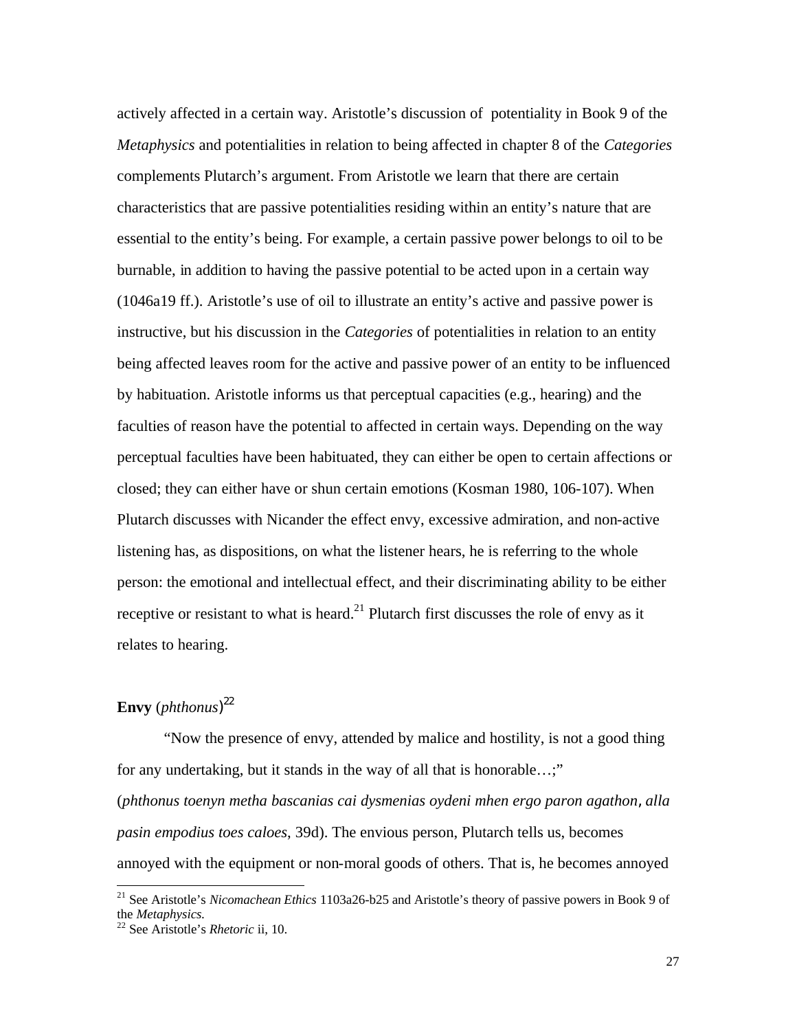actively affected in a certain way. Aristotle's discussion of  potentiality in Book 9 of the *Metaphysics* and potentialities in relation to being affected in chapter 8 of the *Categories* complements Plutarch's argument. From Aristotle we learn that there are certain characteristics that are passive potentialities residing within an entity's nature that are essential to the entity's being. For example, a certain passive power belongs to oil to be burnable, in addition to having the passive potential to be acted upon in a certain way (1046a19 ff.). Aristotle's use of oil to illustrate an entity's active and passive power is instructive, but his discussion in the *Categories* of potentialities in relation to an entity being affected leaves room for the active and passive power of an entity to be influenced by habituation. Aristotle informs us that perceptual capacities (e.g., hearing) and the faculties of reason have the potential to affected in certain ways. Depending on the way perceptual faculties have been habituated, they can either be open to certain affections or closed; they can either have or shun certain emotions (Kosman 1980, 106-107). When Plutarch discusses with Nicander the effect envy, excessive admiration, and non-active listening has, as dispositions, on what the listener hears, he is referring to the whole person: the emotional and intellectual effect, and their discriminating ability to be either receptive or resistant to what is heard.[21] Plutarch first discusses the role of envy as it relates to hearing.

**Envy** (*phthonus*)[22]

"Now the presence of envy, attended by malice and hostility, is not a good thing for any undertaking, but it stands in the way of all that is honorable…;" (*phthonus toenyn metha bascanias cai dysmenias oydeni mhen ergo paron agathon, alla pasin empodius toes caloes*, 39d). The envious person, Plutarch tells us, becomes annoyed with the equipment or non-moral goods of others. That is, he becomes annoyed

[21] See Aristotle's *Nicomachean Ethics* 1103a26-b25 and Aristotle's theory of passive powers in Book 9 of the *Metaphysics.*

[22] See Aristotle's *Rhetoric* ii, 10.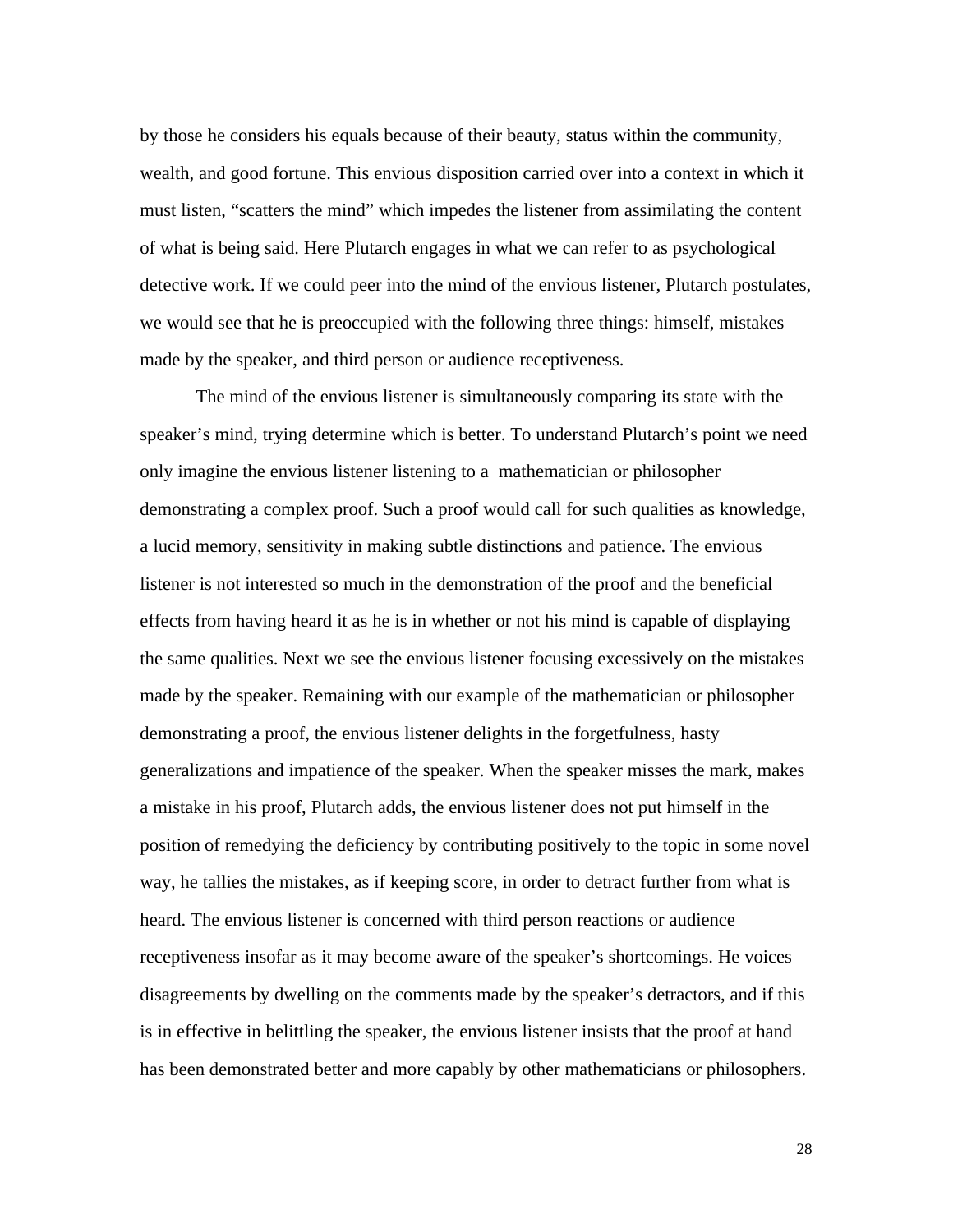by those he considers his equals because of their beauty, status within the community, wealth, and good fortune. This envious disposition carried over into a context in which it must listen, “scatters the mind” which impedes the listener from assimilating the content of what is being said. Here Plutarch engages in what we can refer to as psychological detective work. If we could peer into the mind of the envious listener, Plutarch postulates, we would see that he is preoccupied with the following three things: himself, mistakes made by the speaker, and third person or audience receptiveness.

The mind of the envious listener is simultaneously comparing its state with the speaker’s mind, trying determine which is better. To understand Plutarch’s point we need only imagine the envious listener listening to a mathematician or philosopher demonstrating a complex proof. Such a proof would call for such qualities as knowledge, a lucid memory, sensitivity in making subtle distinctions and patience. The envious listener is not interested so much in the demonstration of the proof and the beneficial effects from having heard it as he is in whether or not his mind is capable of displaying the same qualities. Next we see the envious listener focusing excessively on the mistakes made by the speaker. Remaining with our example of the mathematician or philosopher demonstrating a proof, the envious listener delights in the forgetfulness, hasty generalizations and impatience of the speaker. When the speaker misses the mark, makes a mistake in his proof, Plutarch adds, the envious listener does not put himself in the position of remedying the deficiency by contributing positively to the topic in some novel way, he tallies the mistakes, as if keeping score, in order to detract further from what is heard. The envious listener is concerned with third person reactions or audience receptiveness insofar as it may become aware of the speaker’s shortcomings. He voices disagreements by dwelling on the comments made by the speaker’s detractors, and if this is in effective in belittling the speaker, the envious listener insists that the proof at hand has been demonstrated better and more capably by other mathematicians or philosophers.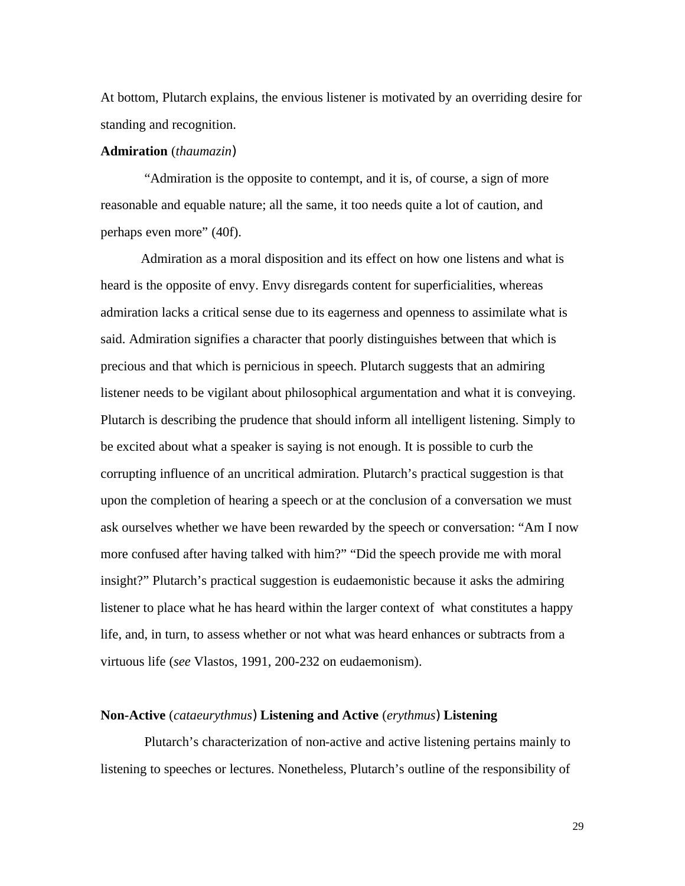At bottom, Plutarch explains, the envious listener is motivated by an overriding desire for standing and recognition.

**Admiration** (*thaumazin*)

"Admiration is the opposite to contempt, and it is, of course, a sign of more reasonable and equable nature; all the same, it too needs quite a lot of caution, and perhaps even more" (40f).

Admiration as a moral disposition and its effect on how one listens and what is heard is the opposite of envy. Envy disregards content for superficialities, whereas admiration lacks a critical sense due to its eagerness and openness to assimilate what is said. Admiration signifies a character that poorly distinguishes between that which is precious and that which is pernicious in speech. Plutarch suggests that an admiring listener needs to be vigilant about philosophical argumentation and what it is conveying. Plutarch is describing the prudence that should inform all intelligent listening. Simply to be excited about what a speaker is saying is not enough. It is possible to curb the corrupting influence of an uncritical admiration. Plutarch's practical suggestion is that upon the completion of hearing a speech or at the conclusion of a conversation we must ask ourselves whether we have been rewarded by the speech or conversation: "Am I now more confused after having talked with him?" "Did the speech provide me with moral insight?" Plutarch's practical suggestion is eudaemonistic because it asks the admiring listener to place what he has heard within the larger context of what constitutes a happy life, and, in turn, to assess whether or not what was heard enhances or subtracts from a virtuous life (*see* Vlastos, 1991, 200-232 on eudaemonism).

**Non-Active** (*cataeurythmus*) **Listening and Active** (*erythmus*) **Listening**

Plutarch's characterization of non-active and active listening pertains mainly to listening to speeches or lectures. Nonetheless, Plutarch's outline of the responsibility of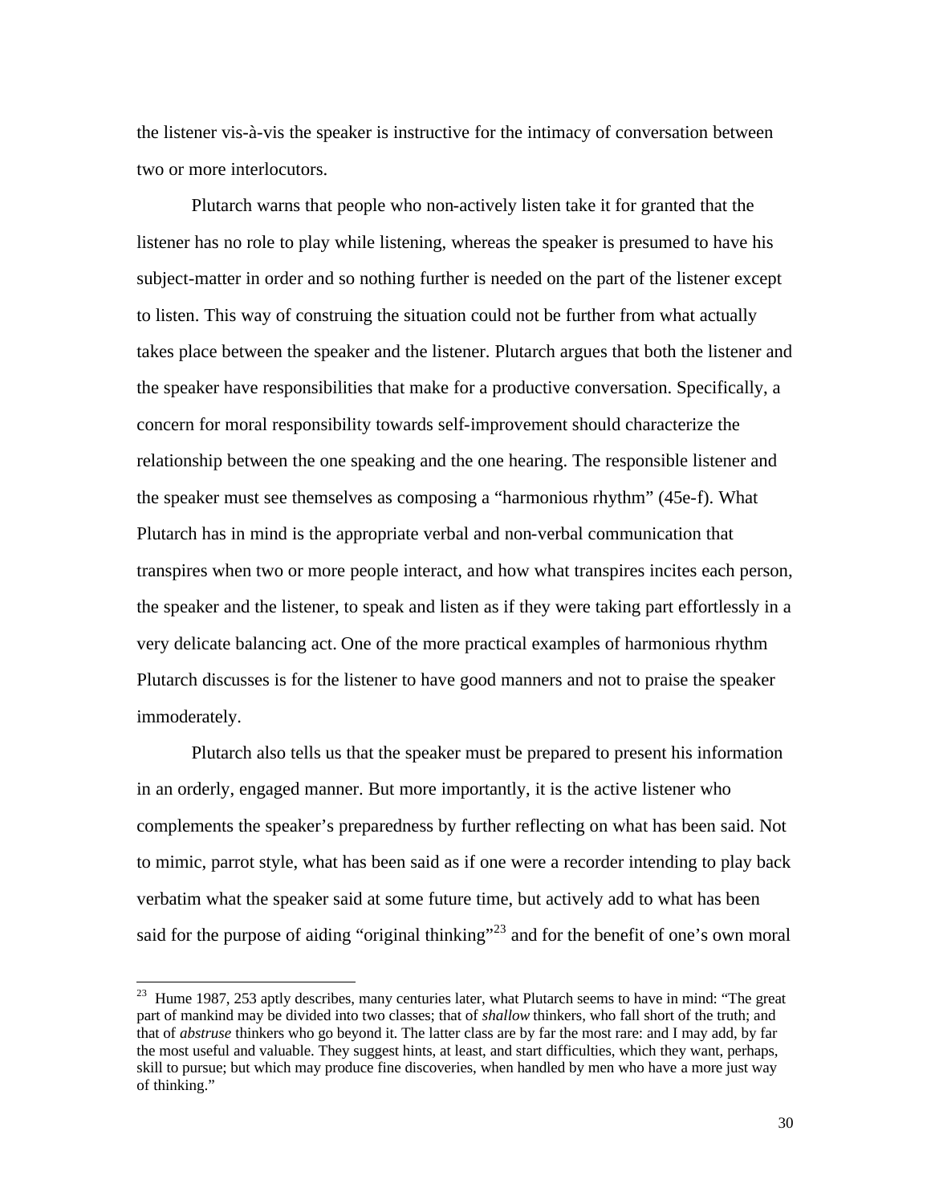the listener vis-à-vis the speaker is instructive for the intimacy of conversation between two or more interlocutors.

Plutarch warns that people who non-actively listen take it for granted that the listener has no role to play while listening, whereas the speaker is presumed to have his subject-matter in order and so nothing further is needed on the part of the listener except to listen. This way of construing the situation could not be further from what actually takes place between the speaker and the listener. Plutarch argues that both the listener and the speaker have responsibilities that make for a productive conversation. Specifically, a concern for moral responsibility towards self-improvement should characterize the relationship between the one speaking and the one hearing. The responsible listener and the speaker must see themselves as composing a "harmonious rhythm" (45e-f). What Plutarch has in mind is the appropriate verbal and non-verbal communication that transpires when two or more people interact, and how what transpires incites each person, the speaker and the listener, to speak and listen as if they were taking part effortlessly in a very delicate balancing act. One of the more practical examples of harmonious rhythm Plutarch discusses is for the listener to have good manners and not to praise the speaker immoderately.

Plutarch also tells us that the speaker must be prepared to present his information in an orderly, engaged manner. But more importantly, it is the active listener who complements the speaker's preparedness by further reflecting on what has been said. Not to mimic, parrot style, what has been said as if one were a recorder intending to play back verbatim what the speaker said at some future time, but actively add to what has been said for the purpose of aiding "original thinking"[23] and for the benefit of one's own moral

[23] Hume 1987, 253 aptly describes, many centuries later, what Plutarch seems to have in mind: "The great part of mankind may be divided into two classes; that of *shallow* thinkers, who fall short of the truth; and that of *abstruse* thinkers who go beyond it. The latter class are by far the most rare: and I may add, by far the most useful and valuable. They suggest hints, at least, and start difficulties, which they want, perhaps, skill to pursue; but which may produce fine discoveries, when handled by men who have a more just way of thinking."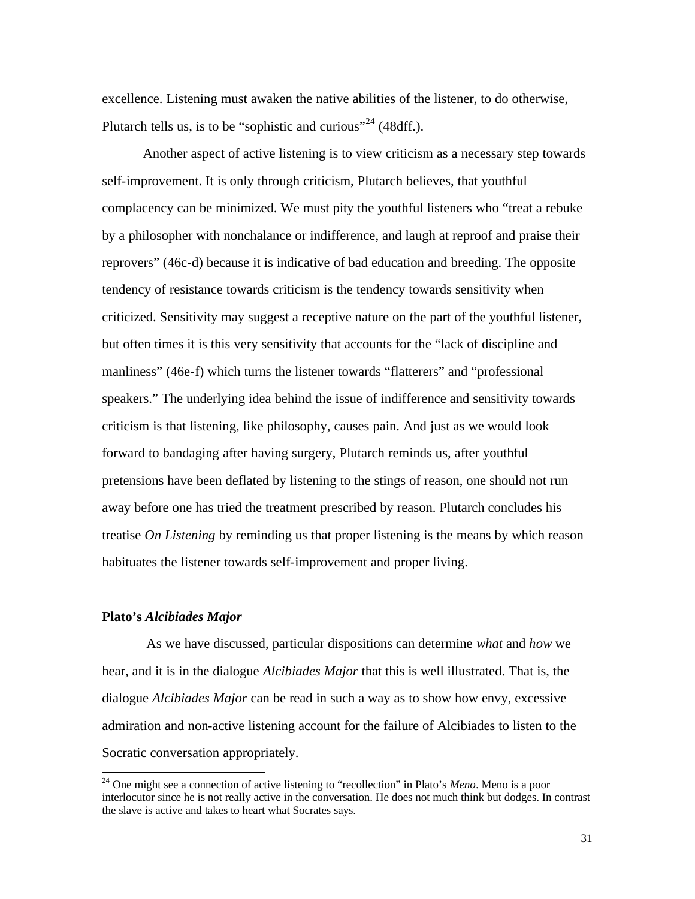excellence. Listening must awaken the native abilities of the listener, to do otherwise, Plutarch tells us, is to be "sophistic and curious"[24] (48dff.).

Another aspect of active listening is to view criticism as a necessary step towards self-improvement. It is only through criticism, Plutarch believes, that youthful complacency can be minimized. We must pity the youthful listeners who "treat a rebuke by a philosopher with nonchalance or indifference, and laugh at reproof and praise their reprovers" (46c-d) because it is indicative of bad education and breeding. The opposite tendency of resistance towards criticism is the tendency towards sensitivity when criticized. Sensitivity may suggest a receptive nature on the part of the youthful listener, but often times it is this very sensitivity that accounts for the "lack of discipline and manliness" (46e-f) which turns the listener towards "flatterers" and "professional speakers." The underlying idea behind the issue of indifference and sensitivity towards criticism is that listening, like philosophy, causes pain. And just as we would look forward to bandaging after having surgery, Plutarch reminds us, after youthful pretensions have been deflated by listening to the stings of reason, one should not run away before one has tried the treatment prescribed by reason. Plutarch concludes his treatise *On Listening* by reminding us that proper listening is the means by which reason habituates the listener towards self-improvement and proper living.

**Plato's *Alcibiades Major***

As we have discussed, particular dispositions can determine *what* and *how* we hear, and it is in the dialogue *Alcibiades Major* that this is well illustrated. That is, the dialogue *Alcibiades Major* can be read in such a way as to show how envy, excessive admiration and non-active listening account for the failure of Alcibiades to listen to the Socratic conversation appropriately.

---

[24] One might see a connection of active listening to "recollection" in Plato's *Meno*. Meno is a poor interlocutor since he is not really active in the conversation. He does not much think but dodges. In contrast the slave is active and takes to heart what Socrates says.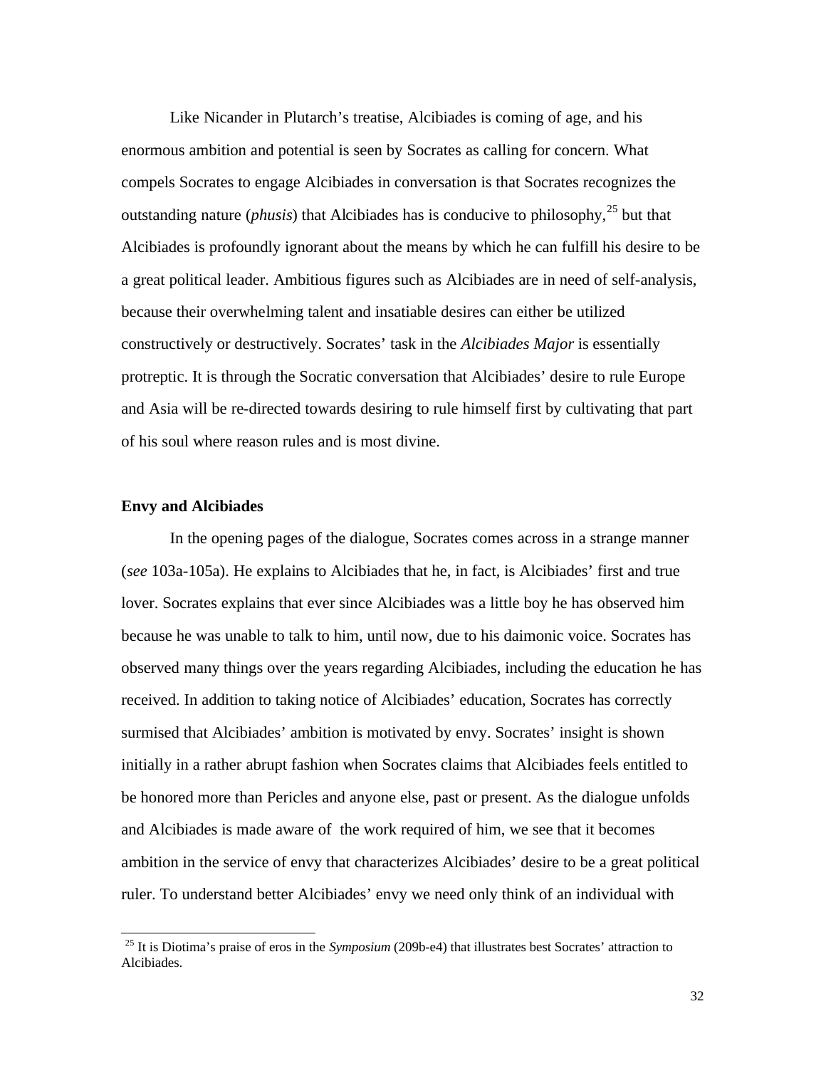Like Nicander in Plutarch's treatise, Alcibiades is coming of age, and his enormous ambition and potential is seen by Socrates as calling for concern. What compels Socrates to engage Alcibiades in conversation is that Socrates recognizes the outstanding nature (*phusis*) that Alcibiades has is conducive to philosophy,[25] but that Alcibiades is profoundly ignorant about the means by which he can fulfill his desire to be a great political leader. Ambitious figures such as Alcibiades are in need of self-analysis, because their overwhelming talent and insatiable desires can either be utilized constructively or destructively. Socrates' task in the *Alcibiades Major* is essentially protreptic. It is through the Socratic conversation that Alcibiades' desire to rule Europe and Asia will be re-directed towards desiring to rule himself first by cultivating that part of his soul where reason rules and is most divine.

**Envy and Alcibiades**

In the opening pages of the dialogue, Socrates comes across in a strange manner (*see* 103a-105a). He explains to Alcibiades that he, in fact, is Alcibiades' first and true lover. Socrates explains that ever since Alcibiades was a little boy he has observed him because he was unable to talk to him, until now, due to his daimonic voice. Socrates has observed many things over the years regarding Alcibiades, including the education he has received. In addition to taking notice of Alcibiades' education, Socrates has correctly surmised that Alcibiades' ambition is motivated by envy. Socrates' insight is shown initially in a rather abrupt fashion when Socrates claims that Alcibiades feels entitled to be honored more than Pericles and anyone else, past or present. As the dialogue unfolds and Alcibiades is made aware of the work required of him, we see that it becomes ambition in the service of envy that characterizes Alcibiades' desire to be a great political ruler. To understand better Alcibiades' envy we need only think of an individual with

[25] It is Diotima's praise of eros in the *Symposium* (209b-e4) that illustrates best Socrates' attraction to Alcibiades.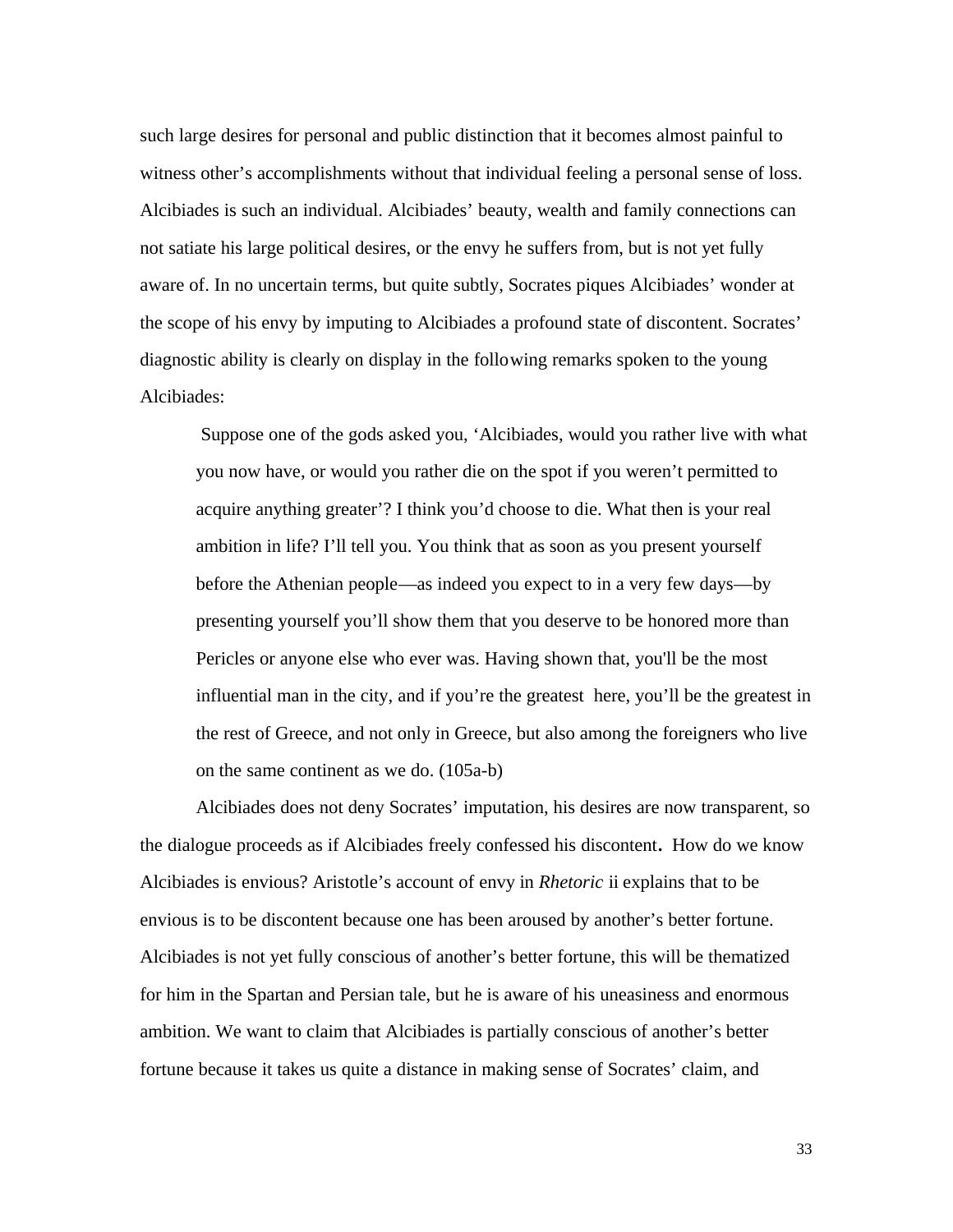such large desires for personal and public distinction that it becomes almost painful to witness other's accomplishments without that individual feeling a personal sense of loss. Alcibiades is such an individual. Alcibiades' beauty, wealth and family connections can not satiate his large political desires, or the envy he suffers from, but is not yet fully aware of. In no uncertain terms, but quite subtly, Socrates piques Alcibiades' wonder at the scope of his envy by imputing to Alcibiades a profound state of discontent. Socrates' diagnostic ability is clearly on display in the following remarks spoken to the young Alcibiades:

> Suppose one of the gods asked you, 'Alcibiades, would you rather live with what you now have, or would you rather die on the spot if you weren't permitted to acquire anything greater'? I think you'd choose to die. What then is your real ambition in life? I'll tell you. You think that as soon as you present yourself before the Athenian people—as indeed you expect to in a very few days—by presenting yourself you'll show them that you deserve to be honored more than Pericles or anyone else who ever was. Having shown that, you'll be the most influential man in the city, and if you're the greatest here, you'll be the greatest in the rest of Greece, and not only in Greece, but also among the foreigners who live on the same continent as we do. (105a-b)

Alcibiades does not deny Socrates' imputation, his desires are now transparent, so the dialogue proceeds as if Alcibiades freely confessed his discontent**.** How do we know Alcibiades is envious? Aristotle's account of envy in *Rhetoric* ii explains that to be envious is to be discontent because one has been aroused by another's better fortune. Alcibiades is not yet fully conscious of another's better fortune, this will be thematized for him in the Spartan and Persian tale, but he is aware of his uneasiness and enormous ambition. We want to claim that Alcibiades is partially conscious of another's better fortune because it takes us quite a distance in making sense of Socrates' claim, and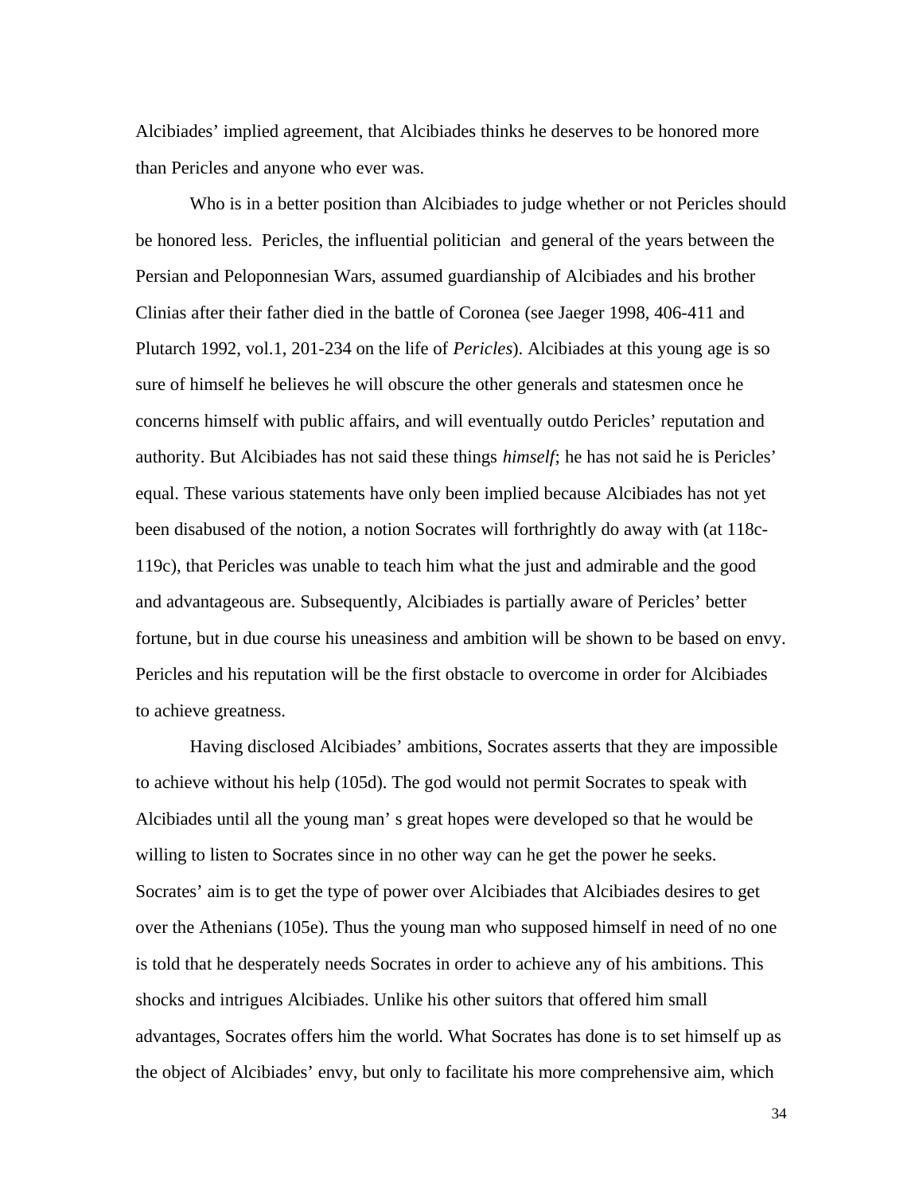Alcibiades' implied agreement, that Alcibiades thinks he deserves to be honored more than Pericles and anyone who ever was.

Who is in a better position than Alcibiades to judge whether or not Pericles should be honored less. Pericles, the influential politician and general of the years between the Persian and Peloponnesian Wars, assumed guardianship of Alcibiades and his brother Clinias after their father died in the battle of Coronea (see Jaeger 1998, 406-411 and Plutarch 1992, vol.1, 201-234 on the life of *Pericles*). Alcibiades at this young age is so sure of himself he believes he will obscure the other generals and statesmen once he concerns himself with public affairs, and will eventually outdo Pericles' reputation and authority. But Alcibiades has not said these things *himself*; he has not said he is Pericles' equal. These various statements have only been implied because Alcibiades has not yet been disabused of the notion, a notion Socrates will forthrightly do away with (at 118c-119c), that Pericles was unable to teach him what the just and admirable and the good and advantageous are. Subsequently, Alcibiades is partially aware of Pericles' better fortune, but in due course his uneasiness and ambition will be shown to be based on envy. Pericles and his reputation will be the first obstacle to overcome in order for Alcibiades to achieve greatness.

Having disclosed Alcibiades' ambitions, Socrates asserts that they are impossible to achieve without his help (105d). The god would not permit Socrates to speak with Alcibiades until all the young man' s great hopes were developed so that he would be willing to listen to Socrates since in no other way can he get the power he seeks. Socrates' aim is to get the type of power over Alcibiades that Alcibiades desires to get over the Athenians (105e). Thus the young man who supposed himself in need of no one is told that he desperately needs Socrates in order to achieve any of his ambitions. This shocks and intrigues Alcibiades. Unlike his other suitors that offered him small advantages, Socrates offers him the world. What Socrates has done is to set himself up as the object of Alcibiades' envy, but only to facilitate his more comprehensive aim, which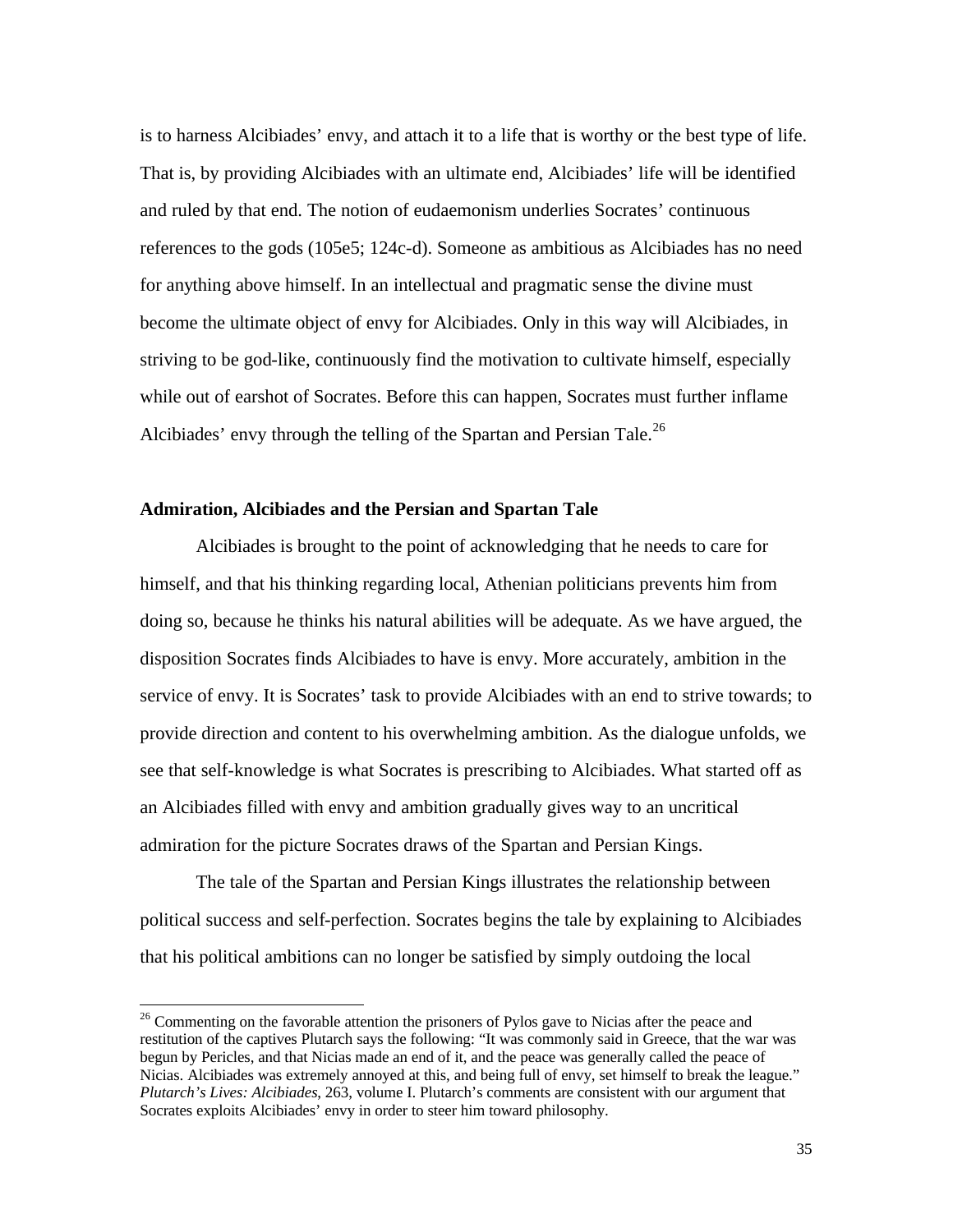is to harness Alcibiades' envy, and attach it to a life that is worthy or the best type of life. That is, by providing Alcibiades with an ultimate end, Alcibiades' life will be identified and ruled by that end. The notion of eudaemonism underlies Socrates' continuous references to the gods (105e5; 124c-d). Someone as ambitious as Alcibiades has no need for anything above himself. In an intellectual and pragmatic sense the divine must become the ultimate object of envy for Alcibiades. Only in this way will Alcibiades, in striving to be god-like, continuously find the motivation to cultivate himself, especially while out of earshot of Socrates. Before this can happen, Socrates must further inflame Alcibiades' envy through the telling of the Spartan and Persian Tale.[26]

### Admiration, Alcibiades and the Persian and Spartan Tale

Alcibiades is brought to the point of acknowledging that he needs to care for himself, and that his thinking regarding local, Athenian politicians prevents him from doing so, because he thinks his natural abilities will be adequate. As we have argued, the disposition Socrates finds Alcibiades to have is envy. More accurately, ambition in the service of envy. It is Socrates' task to provide Alcibiades with an end to strive towards; to provide direction and content to his overwhelming ambition. As the dialogue unfolds, we see that self-knowledge is what Socrates is prescribing to Alcibiades. What started off as an Alcibiades filled with envy and ambition gradually gives way to an uncritical admiration for the picture Socrates draws of the Spartan and Persian Kings.

The tale of the Spartan and Persian Kings illustrates the relationship between political success and self-perfection. Socrates begins the tale by explaining to Alcibiades that his political ambitions can no longer be satisfied by simply outdoing the local

---

[26] Commenting on the favorable attention the prisoners of Pylos gave to Nicias after the peace and restitution of the captives Plutarch says the following: "It was commonly said in Greece, that the war was begun by Pericles, and that Nicias made an end of it, and the peace was generally called the peace of Nicias. Alcibiades was extremely annoyed at this, and being full of envy, set himself to break the league." *Plutarch's Lives: Alcibiades*, 263, volume I. Plutarch's comments are consistent with our argument that Socrates exploits Alcibiades' envy in order to steer him toward philosophy.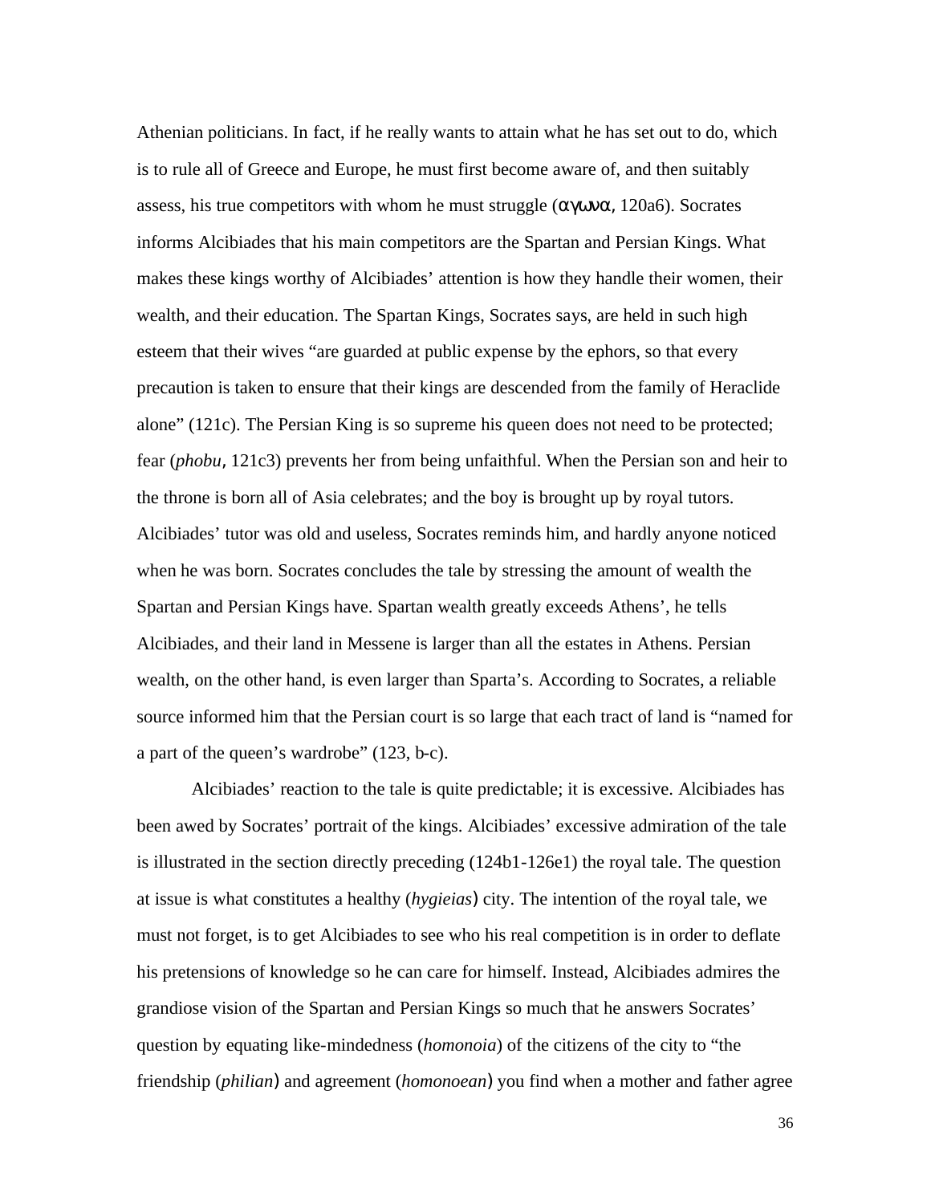Athenian politicians. In fact, if he really wants to attain what he has set out to do, which is to rule all of Greece and Europe, he must first become aware of, and then suitably assess, his true competitors with whom he must struggle (αγωνα, 120a6). Socrates informs Alcibiades that his main competitors are the Spartan and Persian Kings. What makes these kings worthy of Alcibiades' attention is how they handle their women, their wealth, and their education. The Spartan Kings, Socrates says, are held in such high esteem that their wives "are guarded at public expense by the ephors, so that every precaution is taken to ensure that their kings are descended from the family of Heraclide alone" (121c). The Persian King is so supreme his queen does not need to be protected; fear (*phobu*, 121c3) prevents her from being unfaithful. When the Persian son and heir to the throne is born all of Asia celebrates; and the boy is brought up by royal tutors. Alcibiades' tutor was old and useless, Socrates reminds him, and hardly anyone noticed when he was born. Socrates concludes the tale by stressing the amount of wealth the Spartan and Persian Kings have. Spartan wealth greatly exceeds Athens', he tells Alcibiades, and their land in Messene is larger than all the estates in Athens. Persian wealth, on the other hand, is even larger than Sparta's. According to Socrates, a reliable source informed him that the Persian court is so large that each tract of land is "named for a part of the queen's wardrobe" (123, b-c).

Alcibiades' reaction to the tale is quite predictable; it is excessive. Alcibiades has been awed by Socrates' portrait of the kings. Alcibiades' excessive admiration of the tale is illustrated in the section directly preceding (124b1-126e1) the royal tale. The question at issue is what constitutes a healthy (*hygieias*) city. The intention of the royal tale, we must not forget, is to get Alcibiades to see who his real competition is in order to deflate his pretensions of knowledge so he can care for himself. Instead, Alcibiades admires the grandiose vision of the Spartan and Persian Kings so much that he answers Socrates' question by equating like-mindedness (*homonoia*) of the citizens of the city to "the friendship (*philian*) and agreement (*homonoean*) you find when a mother and father agree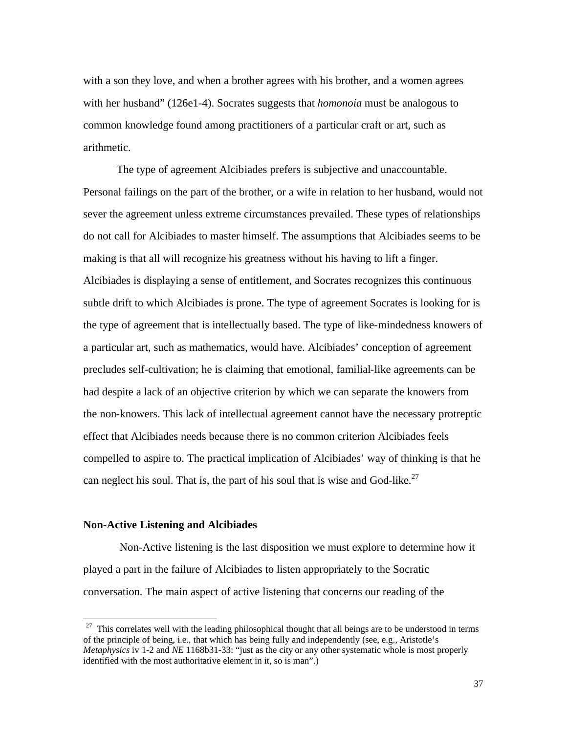with a son they love, and when a brother agrees with his brother, and a women agrees with her husband" (126e1-4). Socrates suggests that *homonoia* must be analogous to common knowledge found among practitioners of a particular craft or art, such as arithmetic.

The type of agreement Alcibiades prefers is subjective and unaccountable. Personal failings on the part of the brother, or a wife in relation to her husband, would not sever the agreement unless extreme circumstances prevailed. These types of relationships do not call for Alcibiades to master himself. The assumptions that Alcibiades seems to be making is that all will recognize his greatness without his having to lift a finger. Alcibiades is displaying a sense of entitlement, and Socrates recognizes this continuous subtle drift to which Alcibiades is prone. The type of agreement Socrates is looking for is the type of agreement that is intellectually based. The type of like-mindedness knowers of a particular art, such as mathematics, would have. Alcibiades' conception of agreement precludes self-cultivation; he is claiming that emotional, familial-like agreements can be had despite a lack of an objective criterion by which we can separate the knowers from the non-knowers. This lack of intellectual agreement cannot have the necessary protreptic effect that Alcibiades needs because there is no common criterion Alcibiades feels compelled to aspire to. The practical implication of Alcibiades' way of thinking is that he can neglect his soul. That is, the part of his soul that is wise and God-like.[27]

### Non-Active Listening and Alcibiades

Non-Active listening is the last disposition we must explore to determine how it played a part in the failure of Alcibiades to listen appropriately to the Socratic conversation. The main aspect of active listening that concerns our reading of the

---

[27] This correlates well with the leading philosophical thought that all beings are to be understood in terms of the principle of being, i.e., that which has being fully and independently (see, e.g., Aristotle's *Metaphysics* iv 1-2 and *NE* 1168b31-33: "just as the city or any other systematic whole is most properly identified with the most authoritative element in it, so is man".)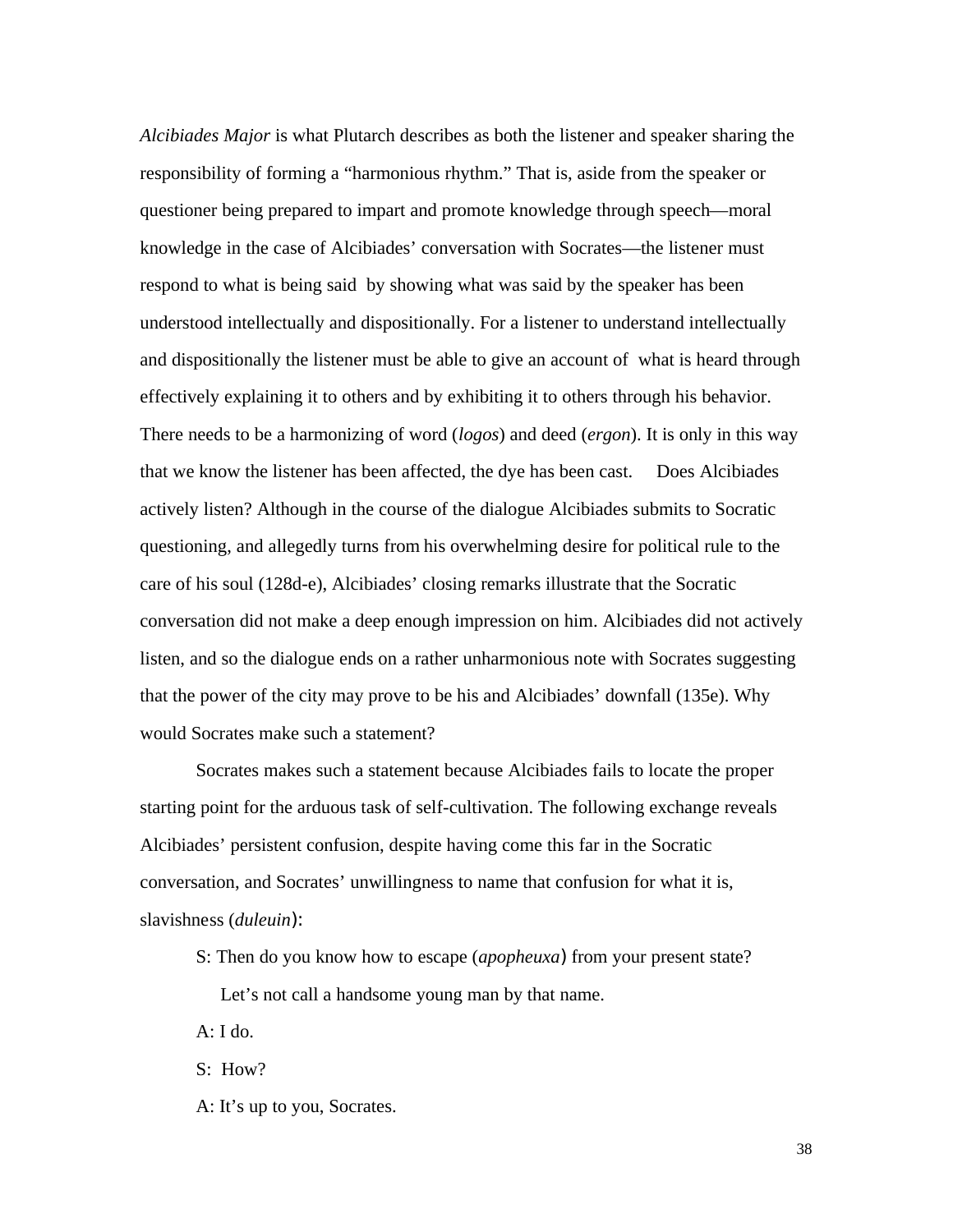*Alcibiades Major* is what Plutarch describes as both the listener and speaker sharing the responsibility of forming a "harmonious rhythm." That is, aside from the speaker or questioner being prepared to impart and promote knowledge through speech—moral knowledge in the case of Alcibiades' conversation with Socrates—the listener must respond to what is being said by showing what was said by the speaker has been understood intellectually and dispositionally. For a listener to understand intellectually and dispositionally the listener must be able to give an account of what is heard through effectively explaining it to others and by exhibiting it to others through his behavior. There needs to be a harmonizing of word (*logos*) and deed (*ergon*). It is only in this way that we know the listener has been affected, the dye has been cast. Does Alcibiades actively listen? Although in the course of the dialogue Alcibiades submits to Socratic questioning, and allegedly turns from his overwhelming desire for political rule to the care of his soul (128d-e), Alcibiades' closing remarks illustrate that the Socratic conversation did not make a deep enough impression on him. Alcibiades did not actively listen, and so the dialogue ends on a rather unharmonious note with Socrates suggesting that the power of the city may prove to be his and Alcibiades' downfall (135e). Why would Socrates make such a statement?

Socrates makes such a statement because Alcibiades fails to locate the proper starting point for the arduous task of self-cultivation. The following exchange reveals Alcibiades' persistent confusion, despite having come this far in the Socratic conversation, and Socrates' unwillingness to name that confusion for what it is, slavishness (*duleuin*):

> S: Then do you know how to escape (*apopheuxa*) from your present state? Let's not call a handsome young man by that name.
>
> A: I do.
>
> S: How?
>
> A: It's up to you, Socrates.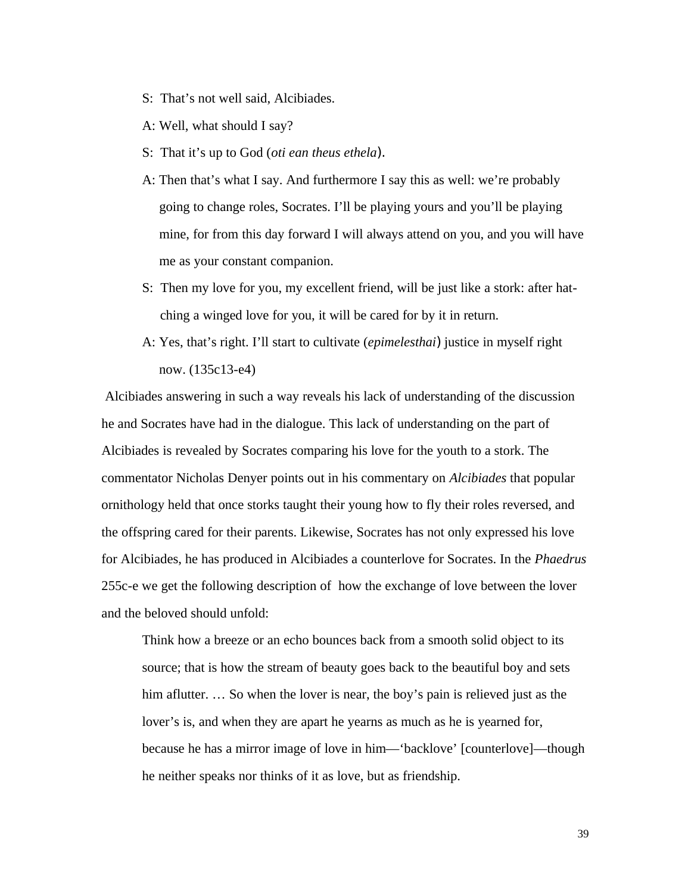S:  That's not well said, Alcibiades.

A: Well, what should I say?

S:  That it's up to God (*oti ean theus ethela*).

A: Then that's what I say. And furthermore I say this as well: we're probably going to change roles, Socrates. I'll be playing yours and you'll be playing mine, for from this day forward I will always attend on you, and you will have me as your constant companion.

S:  Then my love for you, my excellent friend, will be just like a stork: after hatching a winged love for you, it will be cared for by it in return.

A: Yes, that's right. I'll start to cultivate (*epimelesthai*) justice in myself right now. (135c13-e4)

Alcibiades answering in such a way reveals his lack of understanding of the discussion he and Socrates have had in the dialogue. This lack of understanding on the part of Alcibiades is revealed by Socrates comparing his love for the youth to a stork. The commentator Nicholas Denyer points out in his commentary on *Alcibiades* that popular ornithology held that once storks taught their young how to fly their roles reversed, and the offspring cared for their parents. Likewise, Socrates has not only expressed his love for Alcibiades, he has produced in Alcibiades a counterlove for Socrates. In the *Phaedrus* 255c-e we get the following description of how the exchange of love between the lover and the beloved should unfold:

> Think how a breeze or an echo bounces back from a smooth solid object to its source; that is how the stream of beauty goes back to the beautiful boy and sets him aflutter. … So when the lover is near, the boy's pain is relieved just as the lover's is, and when they are apart he yearns as much as he is yearned for, because he has a mirror image of love in him—'backlove' [counterlove]—though he neither speaks nor thinks of it as love, but as friendship.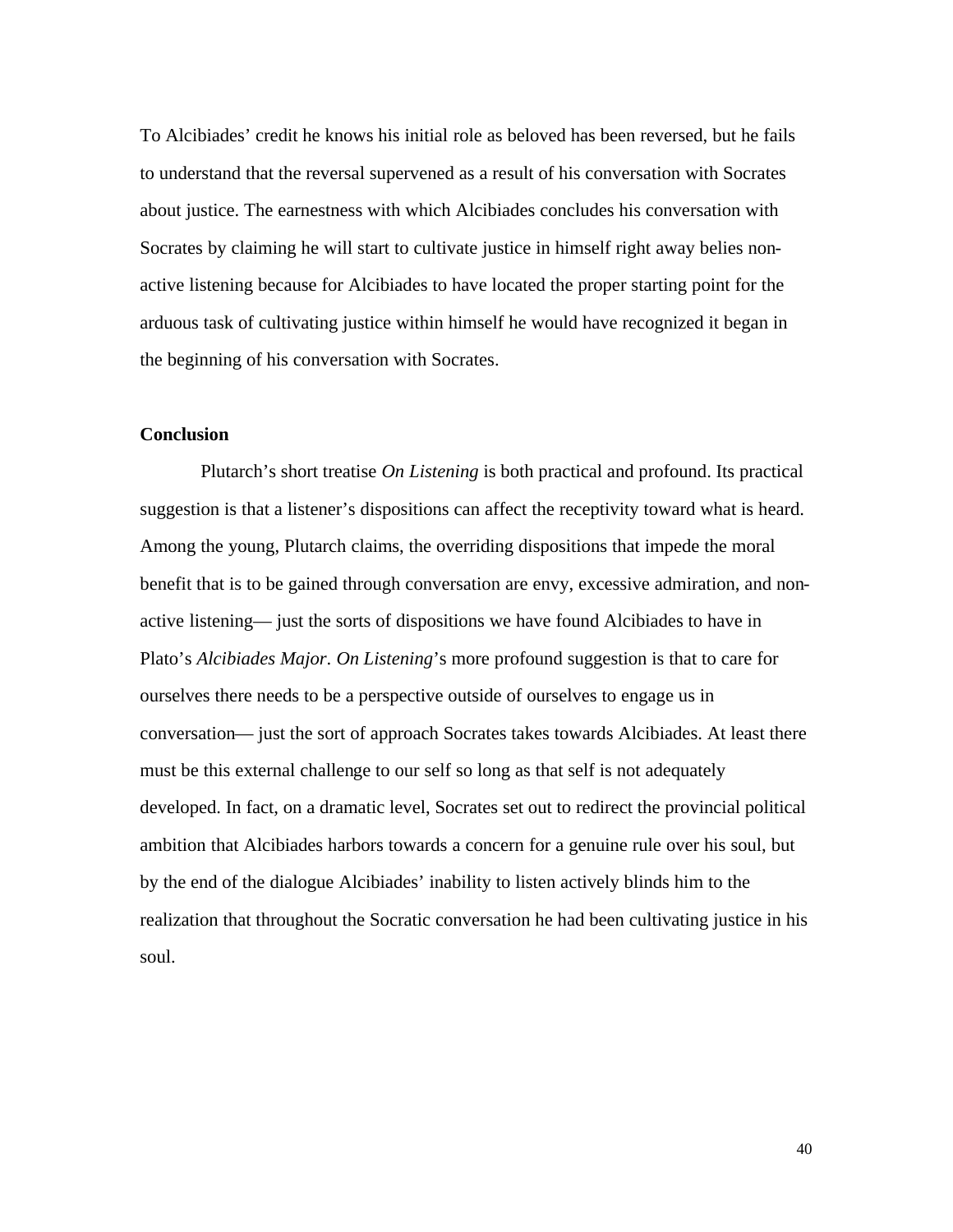To Alcibiades' credit he knows his initial role as beloved has been reversed, but he fails to understand that the reversal supervened as a result of his conversation with Socrates about justice. The earnestness with which Alcibiades concludes his conversation with Socrates by claiming he will start to cultivate justice in himself right away belies non-active listening because for Alcibiades to have located the proper starting point for the arduous task of cultivating justice within himself he would have recognized it began in the beginning of his conversation with Socrates.

**Conclusion**

Plutarch's short treatise *On Listening* is both practical and profound. Its practical suggestion is that a listener's dispositions can affect the receptivity toward what is heard. Among the young, Plutarch claims, the overriding dispositions that impede the moral benefit that is to be gained through conversation are envy, excessive admiration, and non-active listening— just the sorts of dispositions we have found Alcibiades to have in Plato's *Alcibiades Major*. *On Listening*'s more profound suggestion is that to care for ourselves there needs to be a perspective outside of ourselves to engage us in conversation— just the sort of approach Socrates takes towards Alcibiades. At least there must be this external challenge to our self so long as that self is not adequately developed. In fact, on a dramatic level, Socrates set out to redirect the provincial political ambition that Alcibiades harbors towards a concern for a genuine rule over his soul, but by the end of the dialogue Alcibiades' inability to listen actively blinds him to the realization that throughout the Socratic conversation he had been cultivating justice in his soul.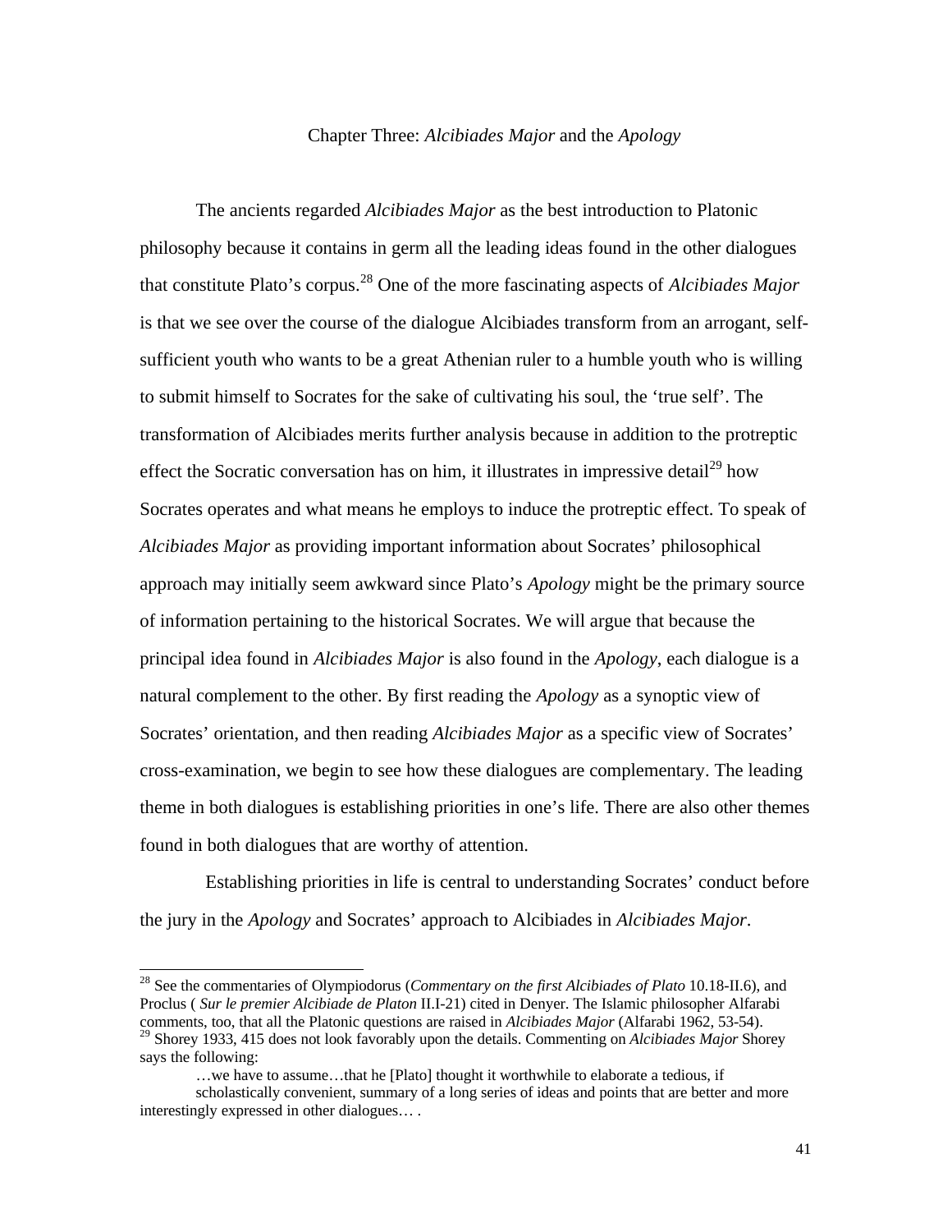## Chapter Three: *Alcibiades Major* and the *Apology*

The ancients regarded *Alcibiades Major* as the best introduction to Platonic philosophy because it contains in germ all the leading ideas found in the other dialogues that constitute Plato's corpus.[28] One of the more fascinating aspects of *Alcibiades Major* is that we see over the course of the dialogue Alcibiades transform from an arrogant, self-sufficient youth who wants to be a great Athenian ruler to a humble youth who is willing to submit himself to Socrates for the sake of cultivating his soul, the 'true self'. The transformation of Alcibiades merits further analysis because in addition to the protreptic effect the Socratic conversation has on him, it illustrates in impressive detail[29] how Socrates operates and what means he employs to induce the protreptic effect. To speak of *Alcibiades Major* as providing important information about Socrates' philosophical approach may initially seem awkward since Plato's *Apology* might be the primary source of information pertaining to the historical Socrates. We will argue that because the principal idea found in *Alcibiades Major* is also found in the *Apology*, each dialogue is a natural complement to the other. By first reading the *Apology* as a synoptic view of Socrates' orientation, and then reading *Alcibiades Major* as a specific view of Socrates' cross-examination, we begin to see how these dialogues are complementary. The leading theme in both dialogues is establishing priorities in one's life. There are also other themes found in both dialogues that are worthy of attention.

Establishing priorities in life is central to understanding Socrates' conduct before the jury in the *Apology* and Socrates' approach to Alcibiades in *Alcibiades Major*.

---

[28] See the commentaries of Olympiodorus (*Commentary on the first Alcibiades of Plato* 10.18-II.6), and Proclus ( *Sur le premier Alcibiade de Platon* II.I-21) cited in Denyer. The Islamic philosopher Alfarabi comments, too, that all the Platonic questions are raised in *Alcibiades Major* (Alfarabi 1962, 53-54).

[29] Shorey 1933, 415 does not look favorably upon the details. Commenting on *Alcibiades Major* Shorey says the following:

> …we have to assume…that he [Plato] thought it worthwhile to elaborate a tedious, if scholastically convenient, summary of a long series of ideas and points that are better and more interestingly expressed in other dialogues… .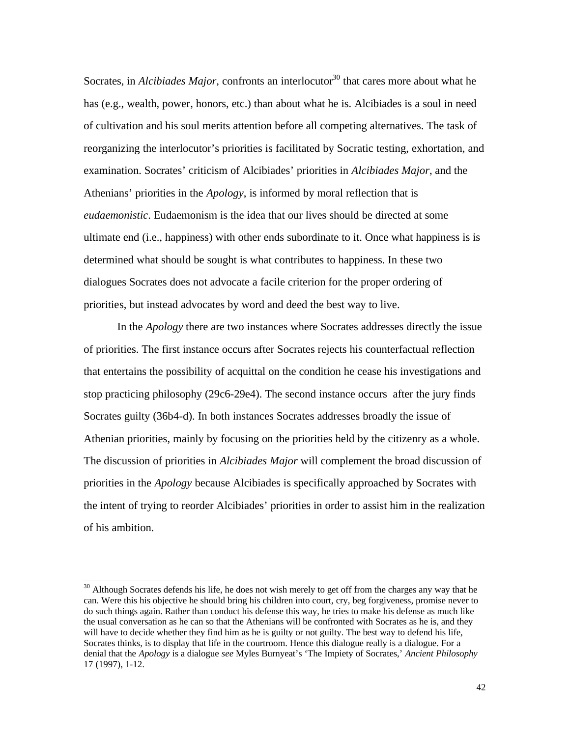Socrates, in *Alcibiades Major*, confronts an interlocutor[30] that cares more about what he has (e.g., wealth, power, honors, etc.) than about what he is. Alcibiades is a soul in need of cultivation and his soul merits attention before all competing alternatives. The task of reorganizing the interlocutor's priorities is facilitated by Socratic testing, exhortation, and examination. Socrates' criticism of Alcibiades' priorities in *Alcibiades Major*, and the Athenians' priorities in the *Apology*, is informed by moral reflection that is *eudaemonistic*. Eudaemonism is the idea that our lives should be directed at some ultimate end (i.e., happiness) with other ends subordinate to it. Once what happiness is is determined what should be sought is what contributes to happiness. In these two dialogues Socrates does not advocate a facile criterion for the proper ordering of priorities, but instead advocates by word and deed the best way to live.

In the *Apology* there are two instances where Socrates addresses directly the issue of priorities. The first instance occurs after Socrates rejects his counterfactual reflection that entertains the possibility of acquittal on the condition he cease his investigations and stop practicing philosophy (29c6-29e4). The second instance occurs after the jury finds Socrates guilty (36b4-d). In both instances Socrates addresses broadly the issue of Athenian priorities, mainly by focusing on the priorities held by the citizenry as a whole. The discussion of priorities in *Alcibiades Major* will complement the broad discussion of priorities in the *Apology* because Alcibiades is specifically approached by Socrates with the intent of trying to reorder Alcibiades' priorities in order to assist him in the realization of his ambition.

---

[30] Although Socrates defends his life, he does not wish merely to get off from the charges any way that he can. Were this his objective he should bring his children into court, cry, beg forgiveness, promise never to do such things again. Rather than conduct his defense this way, he tries to make his defense as much like the usual conversation as he can so that the Athenians will be confronted with Socrates as he is, and they will have to decide whether they find him as he is guilty or not guilty. The best way to defend his life, Socrates thinks, is to display that life in the courtroom. Hence this dialogue really is a dialogue. For a denial that the *Apology* is a dialogue *see* Myles Burnyeat's 'The Impiety of Socrates,' *Ancient Philosophy* 17 (1997), 1-12.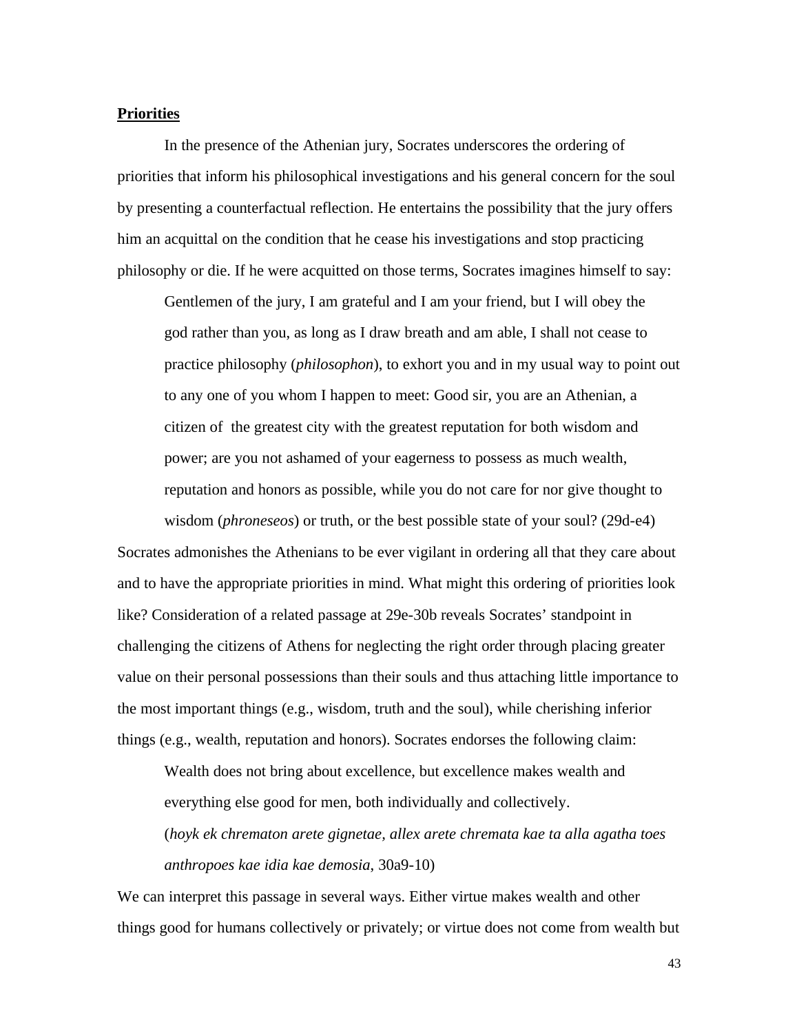**Priorities**

In the presence of the Athenian jury, Socrates underscores the ordering of priorities that inform his philosophical investigations and his general concern for the soul by presenting a counterfactual reflection. He entertains the possibility that the jury offers him an acquittal on the condition that he cease his investigations and stop practicing philosophy or die. If he were acquitted on those terms, Socrates imagines himself to say:

> Gentlemen of the jury, I am grateful and I am your friend, but I will obey the god rather than you, as long as I draw breath and am able, I shall not cease to practice philosophy (*philosophon*), to exhort you and in my usual way to point out to any one of you whom I happen to meet: Good sir, you are an Athenian, a citizen of the greatest city with the greatest reputation for both wisdom and power; are you not ashamed of your eagerness to possess as much wealth, reputation and honors as possible, while you do not care for nor give thought to wisdom (*phroneseos*) or truth, or the best possible state of your soul? (29d-e4)

Socrates admonishes the Athenians to be ever vigilant in ordering all that they care about and to have the appropriate priorities in mind. What might this ordering of priorities look like? Consideration of a related passage at 29e-30b reveals Socrates' standpoint in challenging the citizens of Athens for neglecting the right order through placing greater value on their personal possessions than their souls and thus attaching little importance to the most important things (e.g., wisdom, truth and the soul), while cherishing inferior things (e.g., wealth, reputation and honors). Socrates endorses the following claim:

> Wealth does not bring about excellence, but excellence makes wealth and everything else good for men, both individually and collectively.
> (*hoyk ek chrematon arete gignetae, allex arete chremata kae ta alla agatha toes anthropoes kae idia kae demosia*, 30a9-10)

We can interpret this passage in several ways. Either virtue makes wealth and other things good for humans collectively or privately; or virtue does not come from wealth but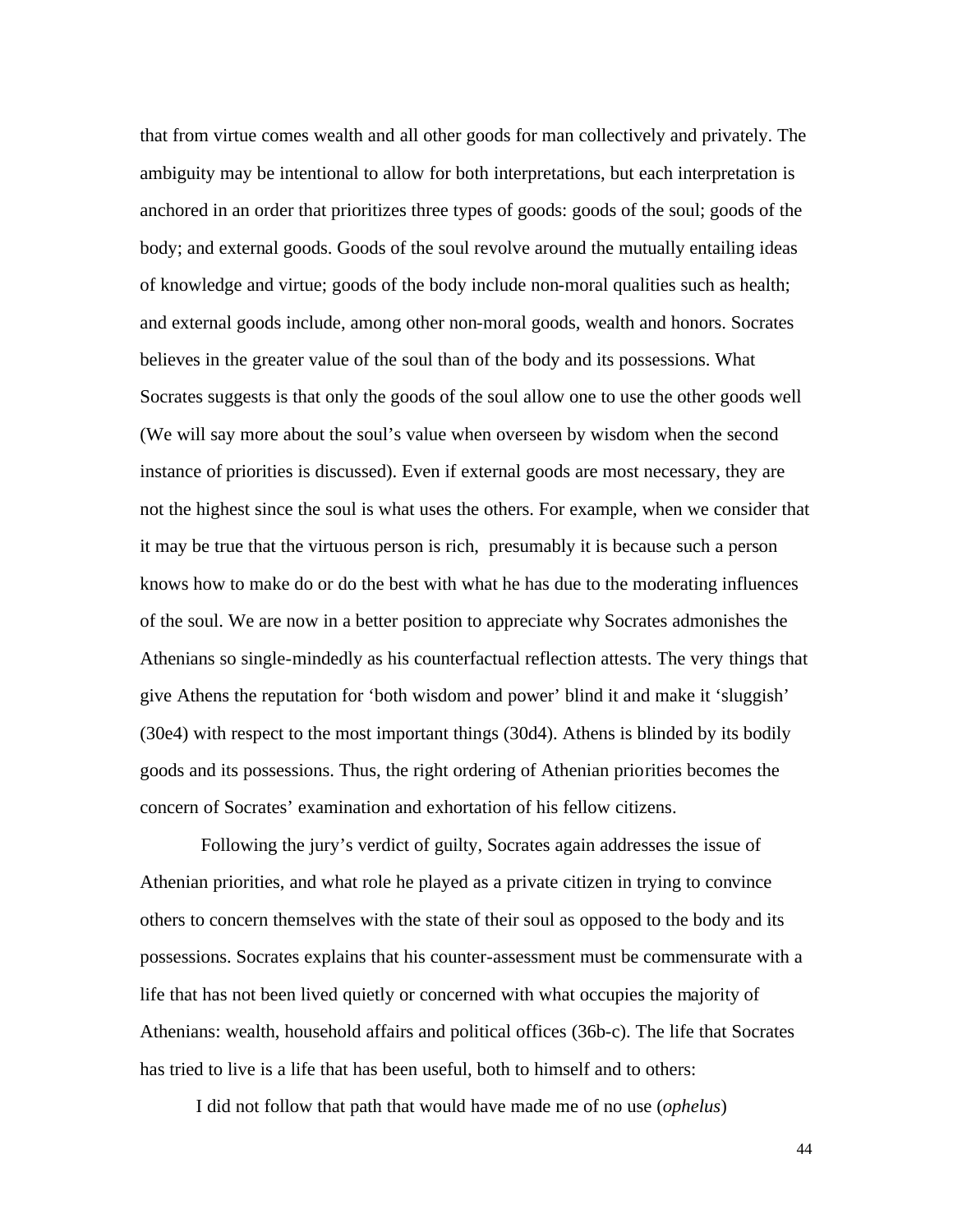that from virtue comes wealth and all other goods for man collectively and privately. The ambiguity may be intentional to allow for both interpretations, but each interpretation is anchored in an order that prioritizes three types of goods: goods of the soul; goods of the body; and external goods. Goods of the soul revolve around the mutually entailing ideas of knowledge and virtue; goods of the body include non-moral qualities such as health; and external goods include, among other non-moral goods, wealth and honors. Socrates believes in the greater value of the soul than of the body and its possessions. What Socrates suggests is that only the goods of the soul allow one to use the other goods well (We will say more about the soul's value when overseen by wisdom when the second instance of priorities is discussed). Even if external goods are most necessary, they are not the highest since the soul is what uses the others. For example, when we consider that it may be true that the virtuous person is rich, presumably it is because such a person knows how to make do or do the best with what he has due to the moderating influences of the soul. We are now in a better position to appreciate why Socrates admonishes the Athenians so single-mindedly as his counterfactual reflection attests. The very things that give Athens the reputation for 'both wisdom and power' blind it and make it 'sluggish' (30e4) with respect to the most important things (30d4). Athens is blinded by its bodily goods and its possessions. Thus, the right ordering of Athenian priorities becomes the concern of Socrates' examination and exhortation of his fellow citizens.

Following the jury's verdict of guilty, Socrates again addresses the issue of Athenian priorities, and what role he played as a private citizen in trying to convince others to concern themselves with the state of their soul as opposed to the body and its possessions. Socrates explains that his counter-assessment must be commensurate with a life that has not been lived quietly or concerned with what occupies the majority of Athenians: wealth, household affairs and political offices (36b-c). The life that Socrates has tried to live is a life that has been useful, both to himself and to others:

> I did not follow that path that would have made me of no use (*ophelus*)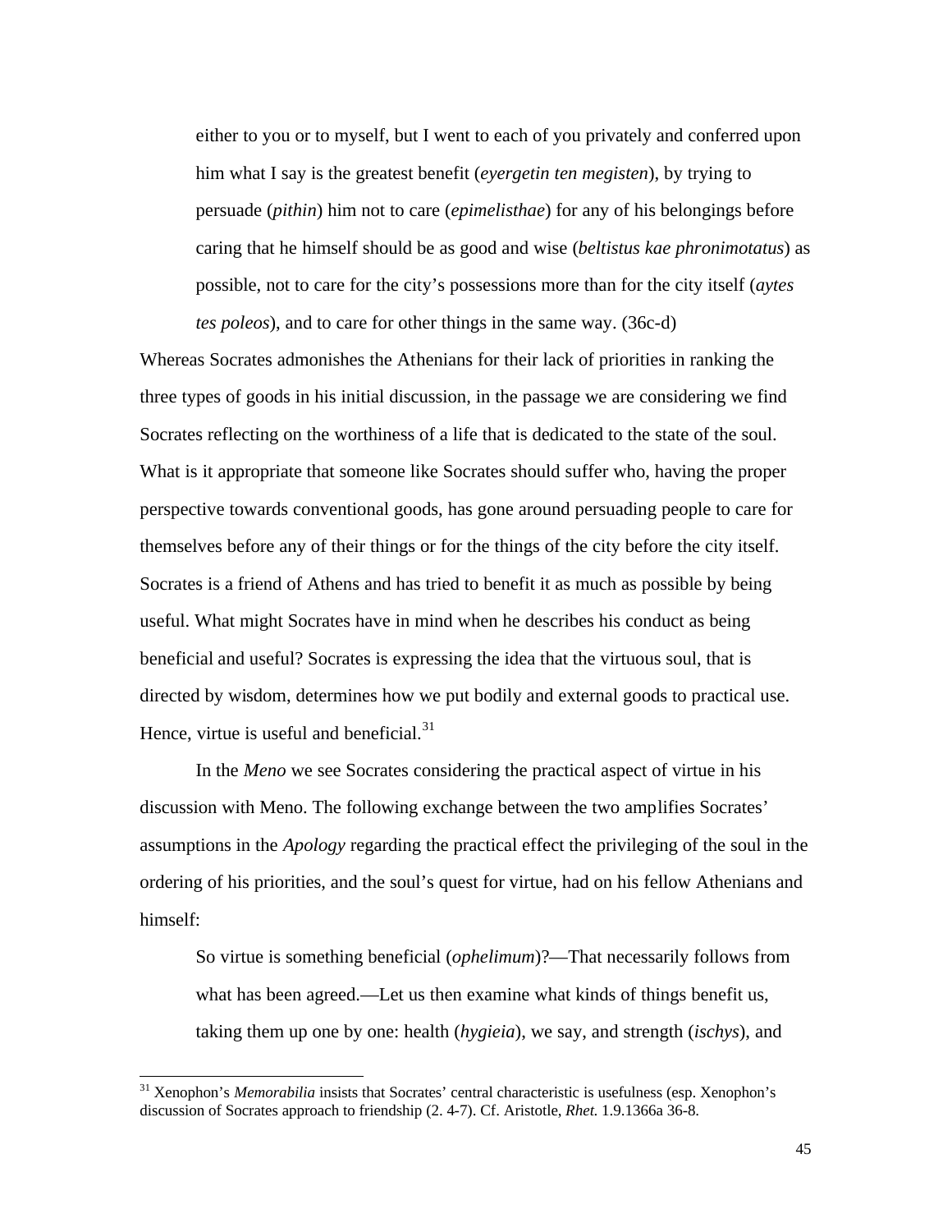> either to you or to myself, but I went to each of you privately and conferred upon him what I say is the greatest benefit (*eyergetin ten megisten*), by trying to persuade (*pithin*) him not to care (*epimelisthae*) for any of his belongings before caring that he himself should be as good and wise (*beltistus kae phronimotatus*) as possible, not to care for the city's possessions more than for the city itself (*aytes tes poleos*), and to care for other things in the same way. (36c-d)

Whereas Socrates admonishes the Athenians for their lack of priorities in ranking the three types of goods in his initial discussion, in the passage we are considering we find Socrates reflecting on the worthiness of a life that is dedicated to the state of the soul. What is it appropriate that someone like Socrates should suffer who, having the proper perspective towards conventional goods, has gone around persuading people to care for themselves before any of their things or for the things of the city before the city itself. Socrates is a friend of Athens and has tried to benefit it as much as possible by being useful. What might Socrates have in mind when he describes his conduct as being beneficial and useful? Socrates is expressing the idea that the virtuous soul, that is directed by wisdom, determines how we put bodily and external goods to practical use. Hence, virtue is useful and beneficial.[31]

In the *Meno* we see Socrates considering the practical aspect of virtue in his discussion with Meno. The following exchange between the two amplifies Socrates' assumptions in the *Apology* regarding the practical effect the privileging of the soul in the ordering of his priorities, and the soul's quest for virtue, had on his fellow Athenians and himself:

> So virtue is something beneficial (*ophelimum*)?—That necessarily follows from what has been agreed.—Let us then examine what kinds of things benefit us, taking them up one by one: health (*hygieia*), we say, and strength (*ischys*), and

[31] Xenophon's *Memorabilia* insists that Socrates' central characteristic is usefulness (esp. Xenophon's discussion of Socrates approach to friendship (2. 4-7). Cf. Aristotle, *Rhet.* 1.9.1366a 36-8.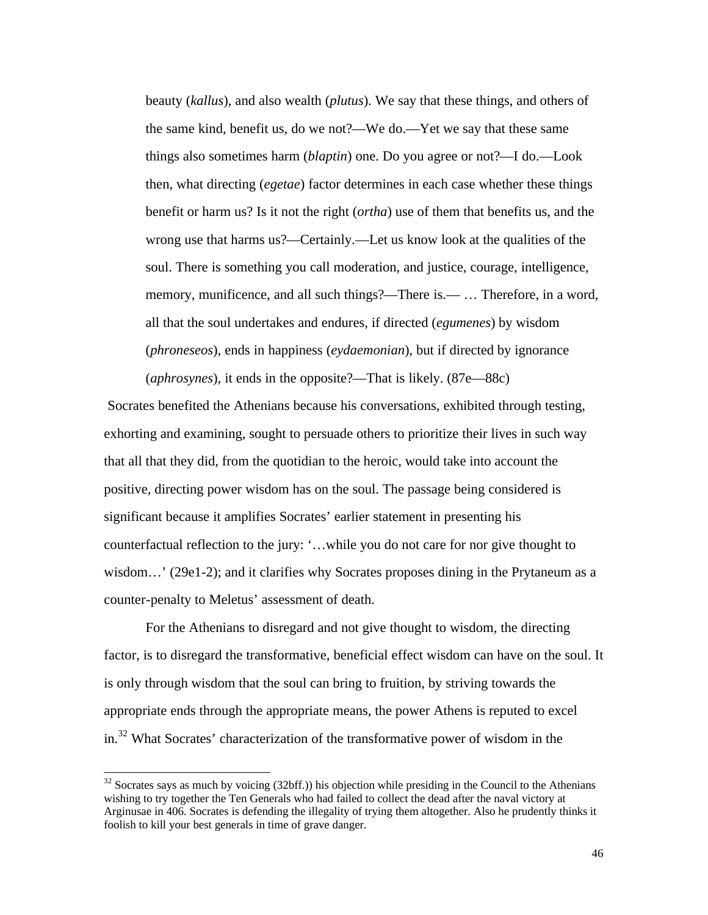> beauty (*kallus*), and also wealth (*plutus*). We say that these things, and others of the same kind, benefit us, do we not?—We do.—Yet we say that these same things also sometimes harm (*blaptin*) one. Do you agree or not?—I do.—Look then, what directing (*egetae*) factor determines in each case whether these things benefit or harm us? Is it not the right (*ortha*) use of them that benefits us, and the wrong use that harms us?—Certainly.—Let us know look at the qualities of the soul. There is something you call moderation, and justice, courage, intelligence, memory, munificence, and all such things?—There is.— … Therefore, in a word, all that the soul undertakes and endures, if directed (*egumenes*) by wisdom (*phroneseos*), ends in happiness (*eydaemonian*), but if directed by ignorance (*aphrosynes*), it ends in the opposite?—That is likely. (87e—88c)

Socrates benefited the Athenians because his conversations, exhibited through testing, exhorting and examining, sought to persuade others to prioritize their lives in such way that all that they did, from the quotidian to the heroic, would take into account the positive, directing power wisdom has on the soul. The passage being considered is significant because it amplifies Socrates' earlier statement in presenting his counterfactual reflection to the jury: '…while you do not care for nor give thought to wisdom…' (29e1-2); and it clarifies why Socrates proposes dining in the Prytaneum as a counter-penalty to Meletus' assessment of death.

For the Athenians to disregard and not give thought to wisdom, the directing factor, is to disregard the transformative, beneficial effect wisdom can have on the soul. It is only through wisdom that the soul can bring to fruition, by striving towards the appropriate ends through the appropriate means, the power Athens is reputed to excel in.[32] What Socrates' characterization of the transformative power of wisdom in the

---

[32] Socrates says as much by voicing (32bff.)) his objection while presiding in the Council to the Athenians wishing to try together the Ten Generals who had failed to collect the dead after the naval victory at Arginusae in 406. Socrates is defending the illegality of trying them altogether. Also he prudently thinks it foolish to kill your best generals in time of grave danger.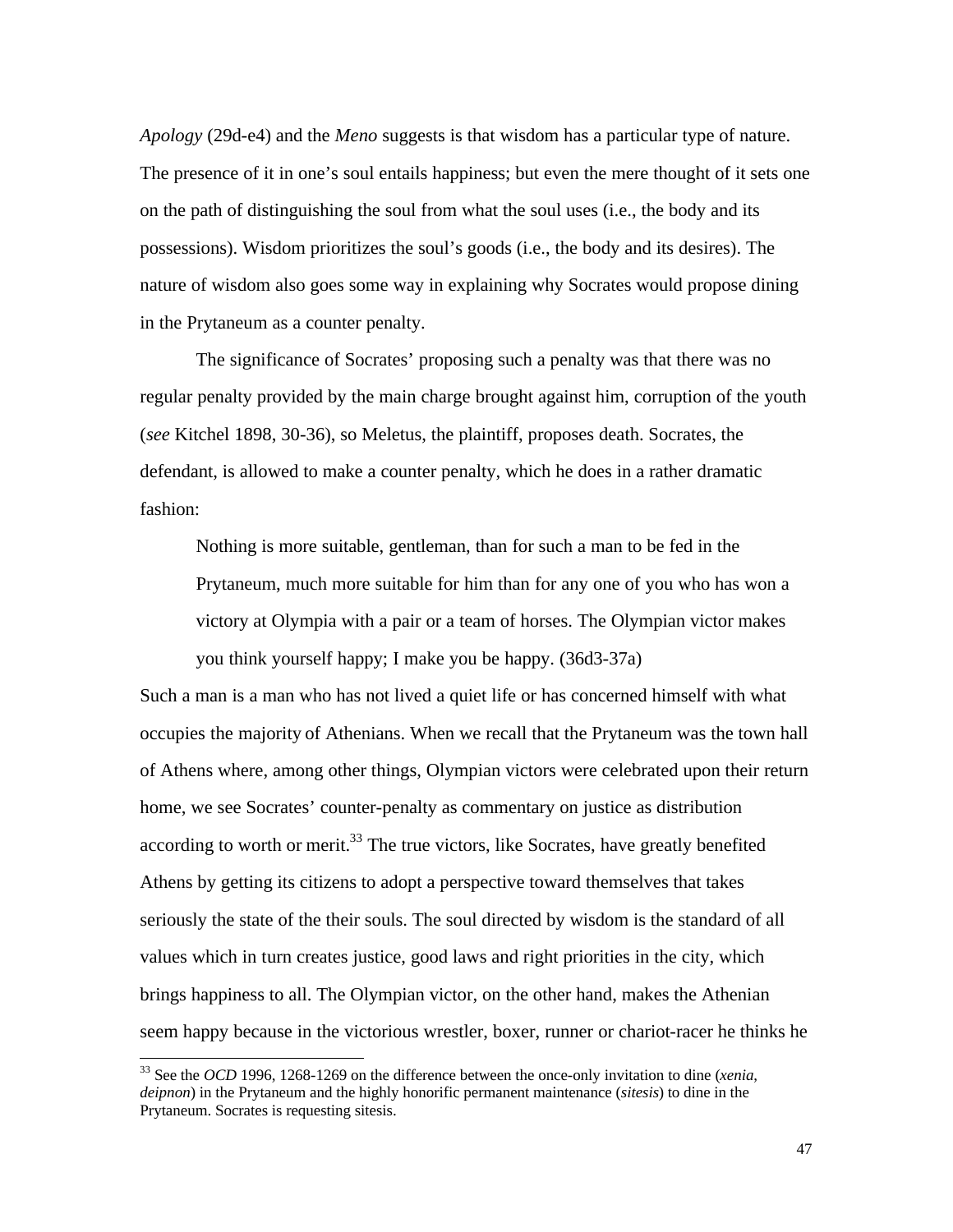*Apology* (29d-e4) and the *Meno* suggests is that wisdom has a particular type of nature. The presence of it in one's soul entails happiness; but even the mere thought of it sets one on the path of distinguishing the soul from what the soul uses (i.e., the body and its possessions). Wisdom prioritizes the soul's goods (i.e., the body and its desires). The nature of wisdom also goes some way in explaining why Socrates would propose dining in the Prytaneum as a counter penalty.

The significance of Socrates' proposing such a penalty was that there was no regular penalty provided by the main charge brought against him, corruption of the youth (*see* Kitchel 1898, 30-36), so Meletus, the plaintiff, proposes death. Socrates, the defendant, is allowed to make a counter penalty, which he does in a rather dramatic fashion:

> Nothing is more suitable, gentleman, than for such a man to be fed in the Prytaneum, much more suitable for him than for any one of you who has won a victory at Olympia with a pair or a team of horses. The Olympian victor makes you think yourself happy; I make you be happy. (36d3-37a)

Such a man is a man who has not lived a quiet life or has concerned himself with what occupies the majority of Athenians. When we recall that the Prytaneum was the town hall of Athens where, among other things, Olympian victors were celebrated upon their return home, we see Socrates' counter-penalty as commentary on justice as distribution according to worth or merit.[33] The true victors, like Socrates, have greatly benefited Athens by getting its citizens to adopt a perspective toward themselves that takes seriously the state of the their souls. The soul directed by wisdom is the standard of all values which in turn creates justice, good laws and right priorities in the city, which brings happiness to all. The Olympian victor, on the other hand, makes the Athenian seem happy because in the victorious wrestler, boxer, runner or chariot-racer he thinks he

---

[33] See the *OCD* 1996, 1268-1269 on the difference between the once-only invitation to dine (*xenia*, *deipnon*) in the Prytaneum and the highly honorific permanent maintenance (*sitesis*) to dine in the Prytaneum. Socrates is requesting sitesis.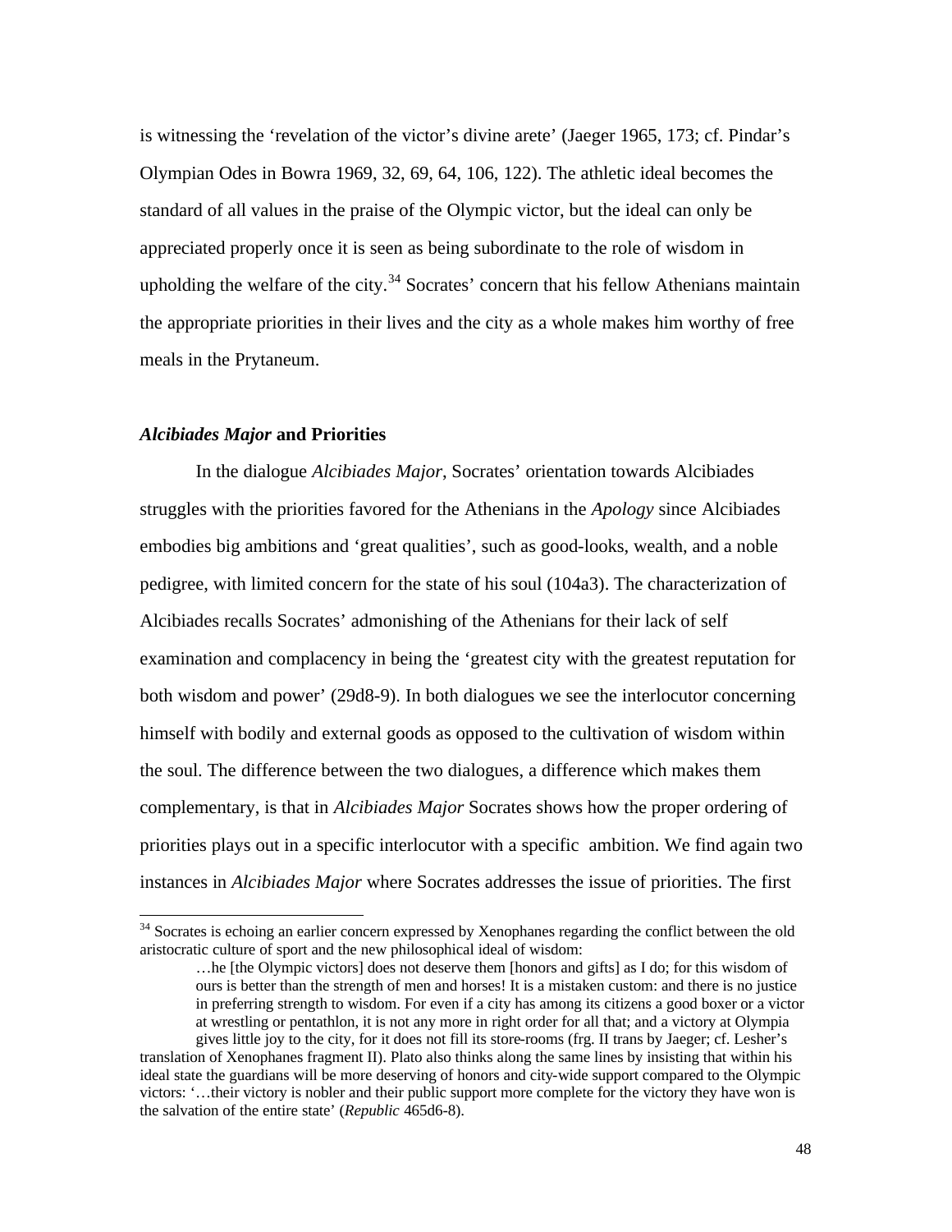is witnessing the 'revelation of the victor's divine arete' (Jaeger 1965, 173; cf. Pindar's Olympian Odes in Bowra 1969, 32, 69, 64, 106, 122). The athletic ideal becomes the standard of all values in the praise of the Olympic victor, but the ideal can only be appreciated properly once it is seen as being subordinate to the role of wisdom in upholding the welfare of the city.[34] Socrates' concern that his fellow Athenians maintain the appropriate priorities in their lives and the city as a whole makes him worthy of free meals in the Prytaneum.

### *Alcibiades Major* and Priorities

In the dialogue *Alcibiades Major*, Socrates' orientation towards Alcibiades struggles with the priorities favored for the Athenians in the *Apology* since Alcibiades embodies big ambitions and 'great qualities', such as good-looks, wealth, and a noble pedigree, with limited concern for the state of his soul (104a3). The characterization of Alcibiades recalls Socrates' admonishing of the Athenians for their lack of self examination and complacency in being the 'greatest city with the greatest reputation for both wisdom and power' (29d8-9). In both dialogues we see the interlocutor concerning himself with bodily and external goods as opposed to the cultivation of wisdom within the soul. The difference between the two dialogues, a difference which makes them complementary, is that in *Alcibiades Major* Socrates shows how the proper ordering of priorities plays out in a specific interlocutor with a specific ambition. We find again two instances in *Alcibiades Major* where Socrates addresses the issue of priorities. The first

---

[34] Socrates is echoing an earlier concern expressed by Xenophanes regarding the conflict between the old aristocratic culture of sport and the new philosophical ideal of wisdom:

> …he [the Olympic victors] does not deserve them [honors and gifts] as I do; for this wisdom of ours is better than the strength of men and horses! It is a mistaken custom: and there is no justice in preferring strength to wisdom. For even if a city has among its citizens a good boxer or a victor at wrestling or pentathlon, it is not any more in right order for all that; and a victory at Olympia gives little joy to the city, for it does not fill its store-rooms (frg. II trans by Jaeger; cf. Lesher's

translation of Xenophanes fragment II). Plato also thinks along the same lines by insisting that within his ideal state the guardians will be more deserving of honors and city-wide support compared to the Olympic victors: '…their victory is nobler and their public support more complete for the victory they have won is the salvation of the entire state' (*Republic* 465d6-8).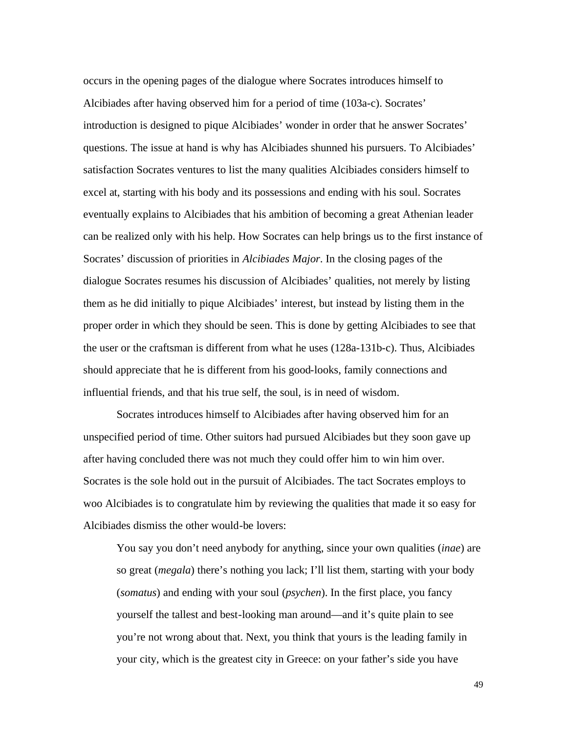occurs in the opening pages of the dialogue where Socrates introduces himself to Alcibiades after having observed him for a period of time (103a-c). Socrates' introduction is designed to pique Alcibiades' wonder in order that he answer Socrates' questions. The issue at hand is why has Alcibiades shunned his pursuers. To Alcibiades' satisfaction Socrates ventures to list the many qualities Alcibiades considers himself to excel at, starting with his body and its possessions and ending with his soul. Socrates eventually explains to Alcibiades that his ambition of becoming a great Athenian leader can be realized only with his help. How Socrates can help brings us to the first instance of Socrates' discussion of priorities in *Alcibiades Major*. In the closing pages of the dialogue Socrates resumes his discussion of Alcibiades' qualities, not merely by listing them as he did initially to pique Alcibiades' interest, but instead by listing them in the proper order in which they should be seen. This is done by getting Alcibiades to see that the user or the craftsman is different from what he uses (128a-131b-c). Thus, Alcibiades should appreciate that he is different from his good-looks, family connections and influential friends, and that his true self, the soul, is in need of wisdom.

Socrates introduces himself to Alcibiades after having observed him for an unspecified period of time. Other suitors had pursued Alcibiades but they soon gave up after having concluded there was not much they could offer him to win him over. Socrates is the sole hold out in the pursuit of Alcibiades. The tact Socrates employs to woo Alcibiades is to congratulate him by reviewing the qualities that made it so easy for Alcibiades dismiss the other would-be lovers:

> You say you don't need anybody for anything, since your own qualities (*inae*) are so great (*megala*) there's nothing you lack; I'll list them, starting with your body (*somatus*) and ending with your soul (*psychen*). In the first place, you fancy yourself the tallest and best-looking man around—and it's quite plain to see you're not wrong about that. Next, you think that yours is the leading family in your city, which is the greatest city in Greece: on your father's side you have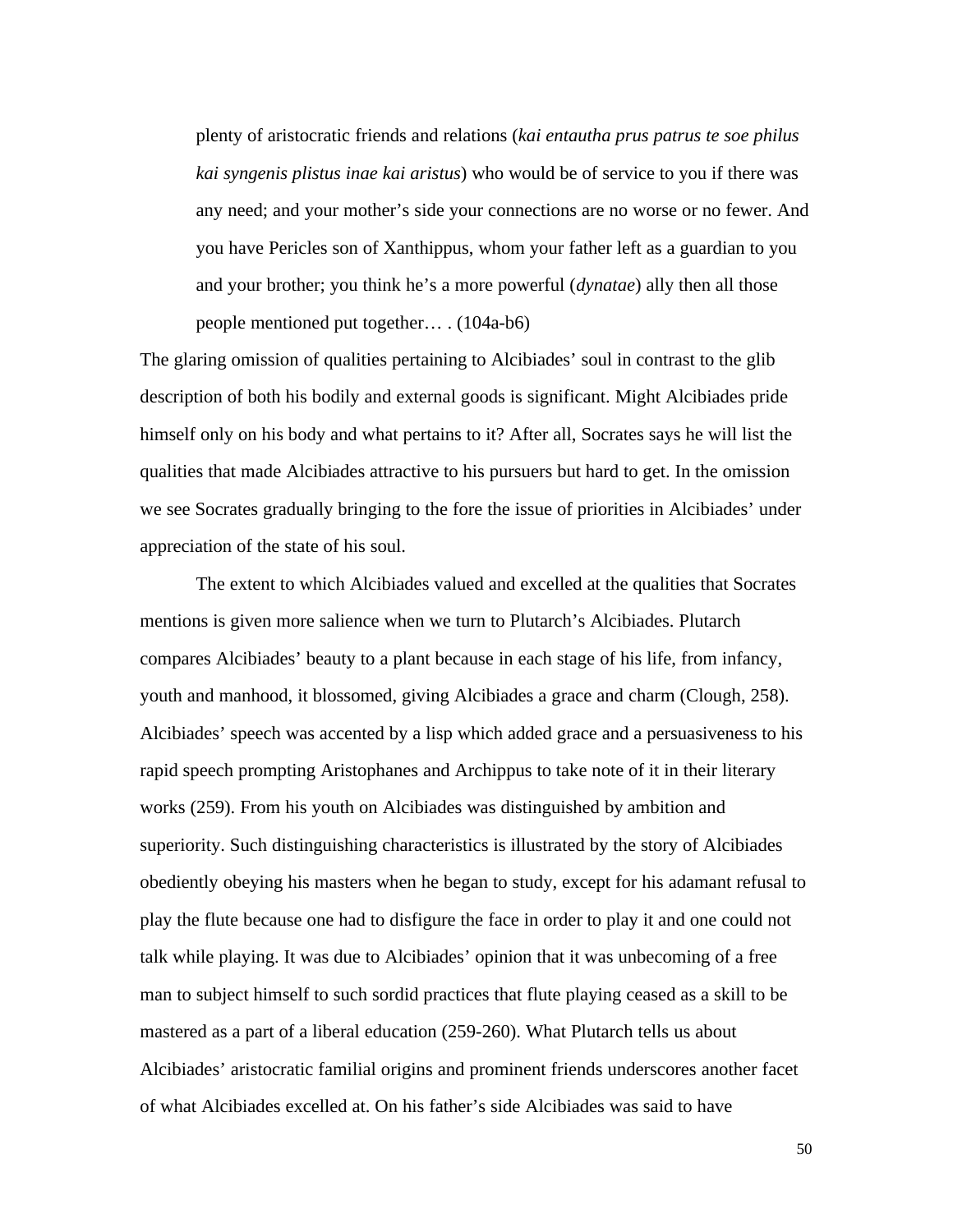> plenty of aristocratic friends and relations (*kai entautha prus patrus te soe philus kai syngenis plistus inae kai aristus*) who would be of service to you if there was any need; and your mother's side your connections are no worse or no fewer. And you have Pericles son of Xanthippus, whom your father left as a guardian to you and your brother; you think he's a more powerful (*dynatae*) ally then all those people mentioned put together… . (104a-b6)

The glaring omission of qualities pertaining to Alcibiades' soul in contrast to the glib description of both his bodily and external goods is significant. Might Alcibiades pride himself only on his body and what pertains to it? After all, Socrates says he will list the qualities that made Alcibiades attractive to his pursuers but hard to get. In the omission we see Socrates gradually bringing to the fore the issue of priorities in Alcibiades' under appreciation of the state of his soul.

The extent to which Alcibiades valued and excelled at the qualities that Socrates mentions is given more salience when we turn to Plutarch's Alcibiades. Plutarch compares Alcibiades' beauty to a plant because in each stage of his life, from infancy, youth and manhood, it blossomed, giving Alcibiades a grace and charm (Clough, 258). Alcibiades' speech was accented by a lisp which added grace and a persuasiveness to his rapid speech prompting Aristophanes and Archippus to take note of it in their literary works (259). From his youth on Alcibiades was distinguished by ambition and superiority. Such distinguishing characteristics is illustrated by the story of Alcibiades obediently obeying his masters when he began to study, except for his adamant refusal to play the flute because one had to disfigure the face in order to play it and one could not talk while playing. It was due to Alcibiades' opinion that it was unbecoming of a free man to subject himself to such sordid practices that flute playing ceased as a skill to be mastered as a part of a liberal education (259-260). What Plutarch tells us about Alcibiades' aristocratic familial origins and prominent friends underscores another facet of what Alcibiades excelled at. On his father's side Alcibiades was said to have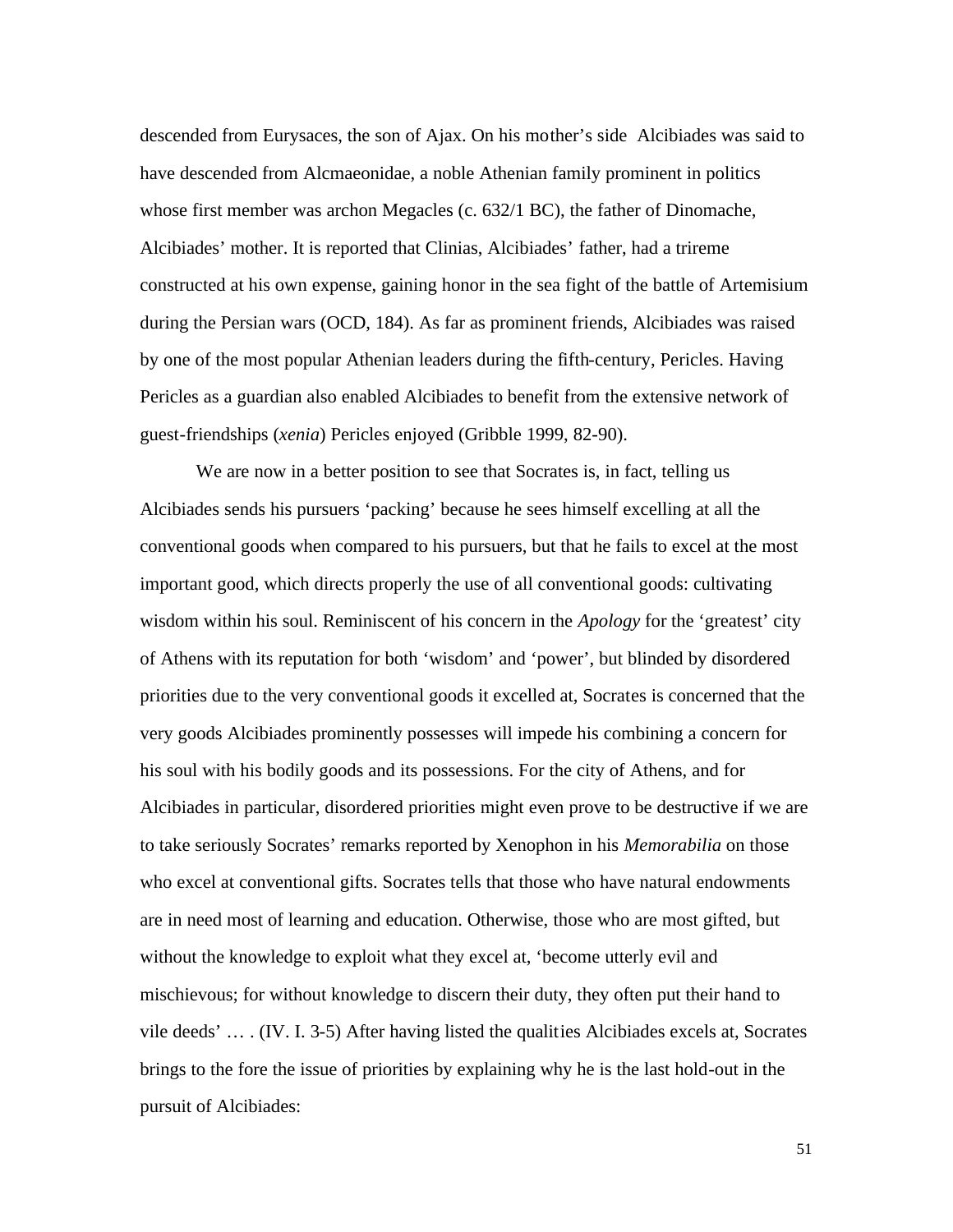descended from Eurysaces, the son of Ajax. On his mother's side Alcibiades was said to have descended from Alcmaeonidae, a noble Athenian family prominent in politics whose first member was archon Megacles (c. 632/1 BC), the father of Dinomache, Alcibiades' mother. It is reported that Clinias, Alcibiades' father, had a trireme constructed at his own expense, gaining honor in the sea fight of the battle of Artemisium during the Persian wars (OCD, 184). As far as prominent friends, Alcibiades was raised by one of the most popular Athenian leaders during the fifth-century, Pericles. Having Pericles as a guardian also enabled Alcibiades to benefit from the extensive network of guest-friendships (*xenia*) Pericles enjoyed (Gribble 1999, 82-90).

We are now in a better position to see that Socrates is, in fact, telling us Alcibiades sends his pursuers 'packing' because he sees himself excelling at all the conventional goods when compared to his pursuers, but that he fails to excel at the most important good, which directs properly the use of all conventional goods: cultivating wisdom within his soul. Reminiscent of his concern in the *Apology* for the 'greatest' city of Athens with its reputation for both 'wisdom' and 'power', but blinded by disordered priorities due to the very conventional goods it excelled at, Socrates is concerned that the very goods Alcibiades prominently possesses will impede his combining a concern for his soul with his bodily goods and its possessions. For the city of Athens, and for Alcibiades in particular, disordered priorities might even prove to be destructive if we are to take seriously Socrates' remarks reported by Xenophon in his *Memorabilia* on those who excel at conventional gifts. Socrates tells that those who have natural endowments are in need most of learning and education. Otherwise, those who are most gifted, but without the knowledge to exploit what they excel at, 'become utterly evil and mischievous; for without knowledge to discern their duty, they often put their hand to vile deeds' … . (IV. I. 3-5) After having listed the qualities Alcibiades excels at, Socrates brings to the fore the issue of priorities by explaining why he is the last hold-out in the pursuit of Alcibiades: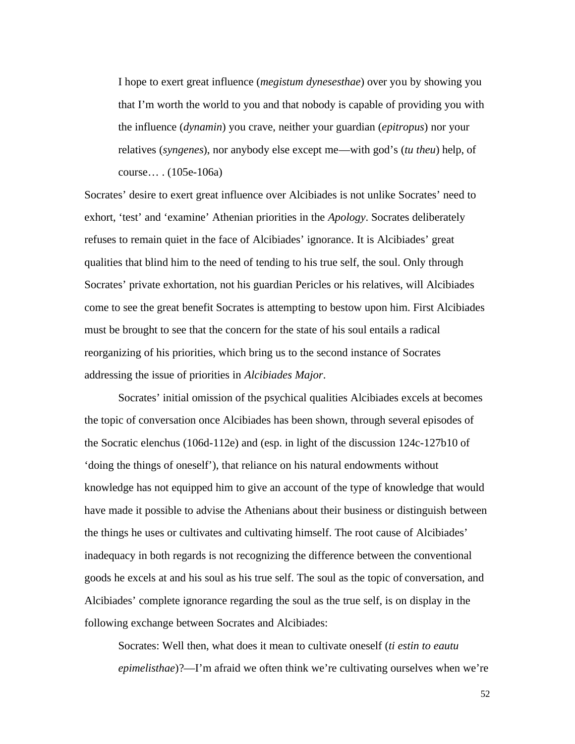> I hope to exert great influence (*megistum dynesesthae*) over you by showing you that I'm worth the world to you and that nobody is capable of providing you with the influence (*dynamin*) you crave, neither your guardian (*epitropus*) nor your relatives (*syngenes*), nor anybody else except me—with god's (*tu theu*) help, of course… . (105e-106a)

Socrates' desire to exert great influence over Alcibiades is not unlike Socrates' need to exhort, 'test' and 'examine' Athenian priorities in the *Apology*. Socrates deliberately refuses to remain quiet in the face of Alcibiades' ignorance. It is Alcibiades' great qualities that blind him to the need of tending to his true self, the soul. Only through Socrates' private exhortation, not his guardian Pericles or his relatives, will Alcibiades come to see the great benefit Socrates is attempting to bestow upon him. First Alcibiades must be brought to see that the concern for the state of his soul entails a radical reorganizing of his priorities, which bring us to the second instance of Socrates addressing the issue of priorities in *Alcibiades Major*.

Socrates' initial omission of the psychical qualities Alcibiades excels at becomes the topic of conversation once Alcibiades has been shown, through several episodes of the Socratic elenchus (106d-112e) and (esp. in light of the discussion 124c-127b10 of 'doing the things of oneself'), that reliance on his natural endowments without knowledge has not equipped him to give an account of the type of knowledge that would have made it possible to advise the Athenians about their business or distinguish between the things he uses or cultivates and cultivating himself. The root cause of Alcibiades' inadequacy in both regards is not recognizing the difference between the conventional goods he excels at and his soul as his true self. The soul as the topic of conversation, and Alcibiades' complete ignorance regarding the soul as the true self, is on display in the following exchange between Socrates and Alcibiades:

> Socrates: Well then, what does it mean to cultivate oneself (*ti estin to eautu epimelisthae*)?—I'm afraid we often think we're cultivating ourselves when we're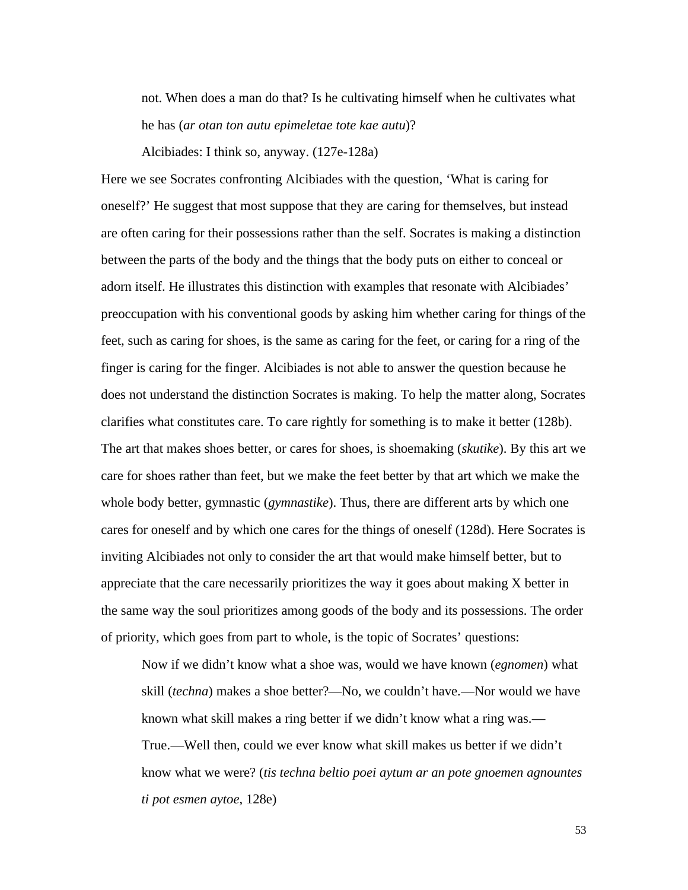> not. When does a man do that? Is he cultivating himself when he cultivates what he has (*ar otan ton autu epimeletae tote kae autu*)?
>
> Alcibiades: I think so, anyway. (127e-128a)

Here we see Socrates confronting Alcibiades with the question, 'What is caring for oneself?' He suggest that most suppose that they are caring for themselves, but instead are often caring for their possessions rather than the self. Socrates is making a distinction between the parts of the body and the things that the body puts on either to conceal or adorn itself. He illustrates this distinction with examples that resonate with Alcibiades' preoccupation with his conventional goods by asking him whether caring for things of the feet, such as caring for shoes, is the same as caring for the feet, or caring for a ring of the finger is caring for the finger. Alcibiades is not able to answer the question because he does not understand the distinction Socrates is making. To help the matter along, Socrates clarifies what constitutes care. To care rightly for something is to make it better (128b). The art that makes shoes better, or cares for shoes, is shoemaking (*skutike*). By this art we care for shoes rather than feet, but we make the feet better by that art which we make the whole body better, gymnastic (*gymnastike*). Thus, there are different arts by which one cares for oneself and by which one cares for the things of oneself (128d). Here Socrates is inviting Alcibiades not only to consider the art that would make himself better, but to appreciate that the care necessarily prioritizes the way it goes about making X better in the same way the soul prioritizes among goods of the body and its possessions. The order of priority, which goes from part to whole, is the topic of Socrates' questions:

> Now if we didn't know what a shoe was, would we have known (*egnomen*) what skill (*techna*) makes a shoe better?—No, we couldn't have.—Nor would we have known what skill makes a ring better if we didn't know what a ring was.—True.—Well then, could we ever know what skill makes us better if we didn't know what we were? (*tis techna beltio poei aytum ar an pote gnoemen agnountes ti pot esmen aytoe*, 128e)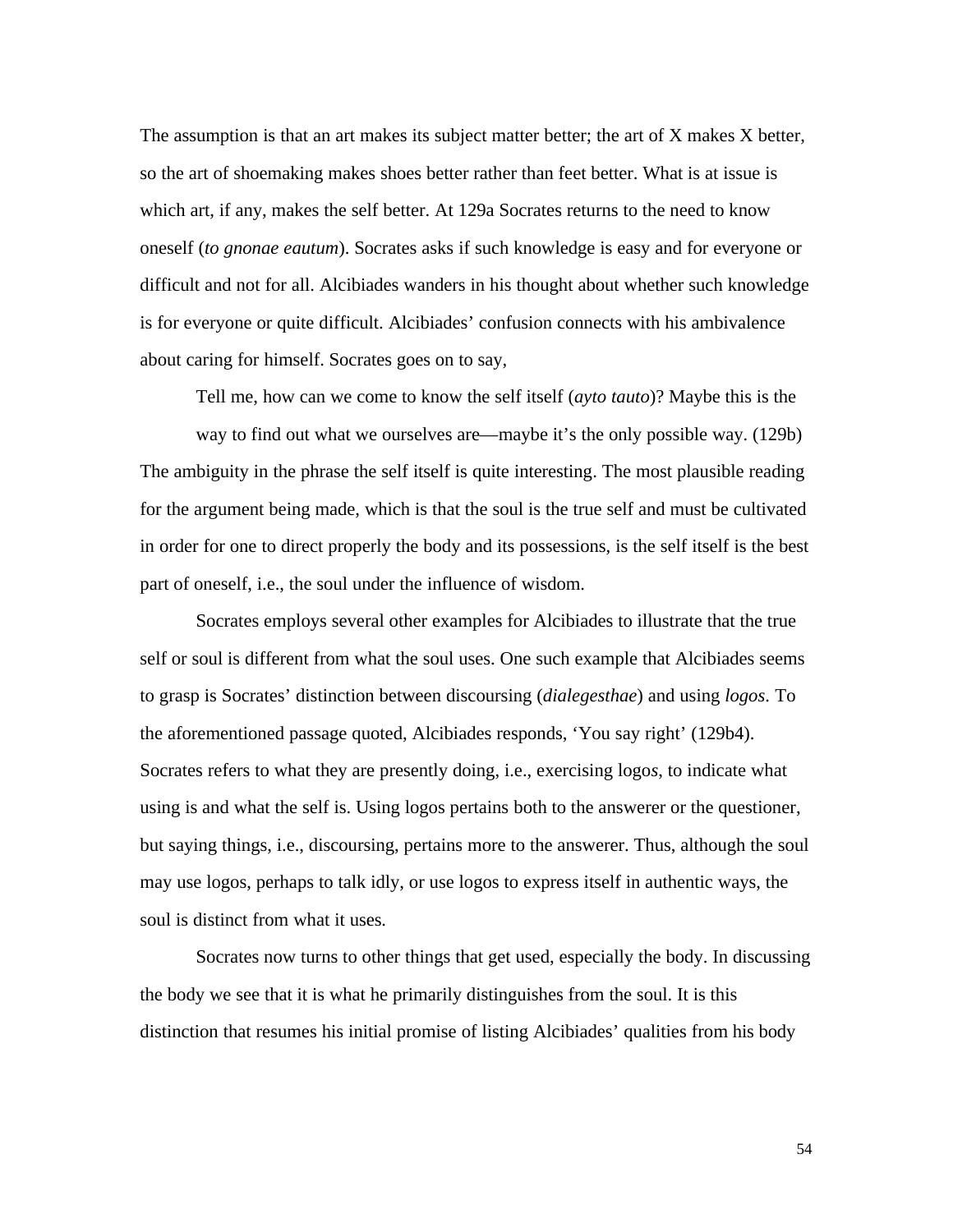The assumption is that an art makes its subject matter better; the art of X makes X better, so the art of shoemaking makes shoes better rather than feet better. What is at issue is which art, if any, makes the self better. At 129a Socrates returns to the need to know oneself (*to gnonae eautum*). Socrates asks if such knowledge is easy and for everyone or difficult and not for all. Alcibiades wanders in his thought about whether such knowledge is for everyone or quite difficult. Alcibiades' confusion connects with his ambivalence about caring for himself. Socrates goes on to say,

> Tell me, how can we come to know the self itself (*ayto tauto*)? Maybe this is the way to find out what we ourselves are—maybe it's the only possible way. (129b)

The ambiguity in the phrase the self itself is quite interesting. The most plausible reading for the argument being made, which is that the soul is the true self and must be cultivated in order for one to direct properly the body and its possessions, is the self itself is the best part of oneself, i.e., the soul under the influence of wisdom.

Socrates employs several other examples for Alcibiades to illustrate that the true self or soul is different from what the soul uses. One such example that Alcibiades seems to grasp is Socrates' distinction between discoursing (*dialegesthae*) and using *logos*. To the aforementioned passage quoted, Alcibiades responds, 'You say right' (129b4). Socrates refers to what they are presently doing, i.e., exercising logo*s*, to indicate what using is and what the self is. Using logos pertains both to the answerer or the questioner, but saying things, i.e., discoursing, pertains more to the answerer. Thus, although the soul may use logos, perhaps to talk idly, or use logos to express itself in authentic ways, the soul is distinct from what it uses.

Socrates now turns to other things that get used, especially the body. In discussing the body we see that it is what he primarily distinguishes from the soul. It is this distinction that resumes his initial promise of listing Alcibiades' qualities from his body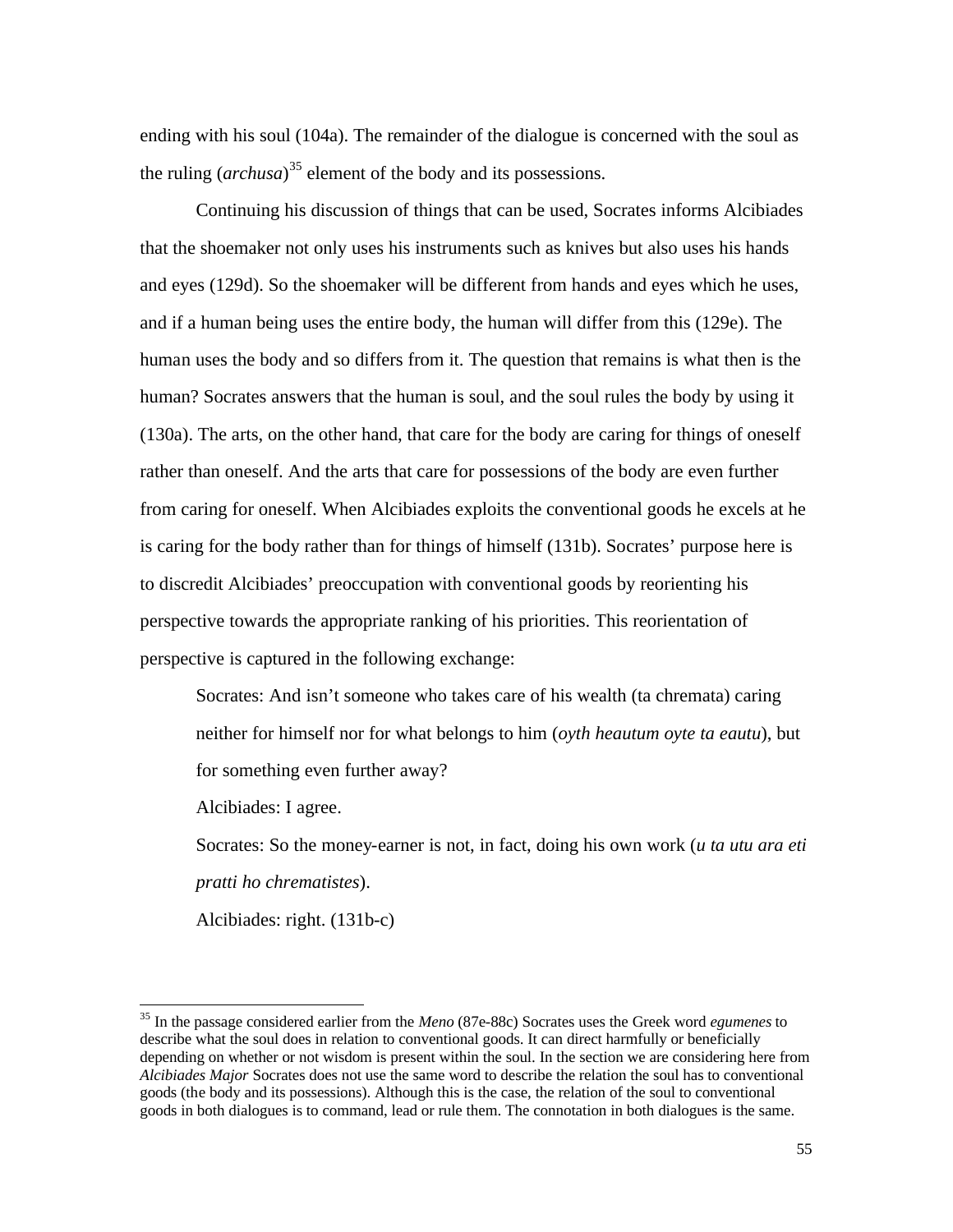ending with his soul (104a). The remainder of the dialogue is concerned with the soul as the ruling (*archusa*)[35] element of the body and its possessions.

Continuing his discussion of things that can be used, Socrates informs Alcibiades that the shoemaker not only uses his instruments such as knives but also uses his hands and eyes (129d). So the shoemaker will be different from hands and eyes which he uses, and if a human being uses the entire body, the human will differ from this (129e). The human uses the body and so differs from it. The question that remains is what then is the human? Socrates answers that the human is soul, and the soul rules the body by using it (130a). The arts, on the other hand, that care for the body are caring for things of oneself rather than oneself. And the arts that care for possessions of the body are even further from caring for oneself. When Alcibiades exploits the conventional goods he excels at he is caring for the body rather than for things of himself (131b). Socrates' purpose here is to discredit Alcibiades' preoccupation with conventional goods by reorienting his perspective towards the appropriate ranking of his priorities. This reorientation of perspective is captured in the following exchange:

> Socrates: And isn't someone who takes care of his wealth (ta chremata) caring neither for himself nor for what belongs to him (*oyth heautum oyte ta eautu*), but for something even further away?
>
> Alcibiades: I agree.
>
> Socrates: So the money-earner is not, in fact, doing his own work (*u ta utu ara eti pratti ho chrematistes*).
>
> Alcibiades: right. (131b-c)

[35] In the passage considered earlier from the *Meno* (87e-88c) Socrates uses the Greek word *egumenes* to describe what the soul does in relation to conventional goods. It can direct harmfully or beneficially depending on whether or not wisdom is present within the soul. In the section we are considering here from *Alcibiades Major* Socrates does not use the same word to describe the relation the soul has to conventional goods (the body and its possessions). Although this is the case, the relation of the soul to conventional goods in both dialogues is to command, lead or rule them. The connotation in both dialogues is the same.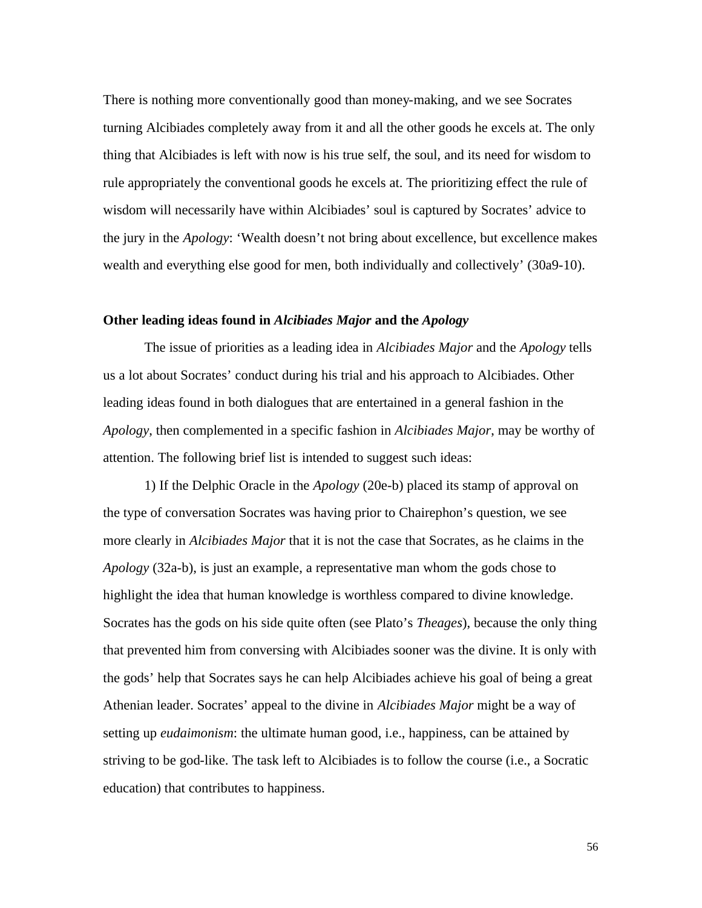There is nothing more conventionally good than money-making, and we see Socrates turning Alcibiades completely away from it and all the other goods he excels at. The only thing that Alcibiades is left with now is his true self, the soul, and its need for wisdom to rule appropriately the conventional goods he excels at. The prioritizing effect the rule of wisdom will necessarily have within Alcibiades' soul is captured by Socrates' advice to the jury in the *Apology*: 'Wealth doesn't not bring about excellence, but excellence makes wealth and everything else good for men, both individually and collectively' (30a9-10).

### Other leading ideas found in *Alcibiades Major* and the *Apology*

The issue of priorities as a leading idea in *Alcibiades Major* and the *Apology* tells us a lot about Socrates' conduct during his trial and his approach to Alcibiades. Other leading ideas found in both dialogues that are entertained in a general fashion in the *Apology*, then complemented in a specific fashion in *Alcibiades Major*, may be worthy of attention. The following brief list is intended to suggest such ideas:

1) If the Delphic Oracle in the *Apology* (20e-b) placed its stamp of approval on the type of conversation Socrates was having prior to Chairephon's question, we see more clearly in *Alcibiades Major* that it is not the case that Socrates, as he claims in the *Apology* (32a-b), is just an example, a representative man whom the gods chose to highlight the idea that human knowledge is worthless compared to divine knowledge. Socrates has the gods on his side quite often (see Plato's *Theages*), because the only thing that prevented him from conversing with Alcibiades sooner was the divine. It is only with the gods' help that Socrates says he can help Alcibiades achieve his goal of being a great Athenian leader. Socrates' appeal to the divine in *Alcibiades Major* might be a way of setting up *eudaimonism*: the ultimate human good, i.e., happiness, can be attained by striving to be god-like. The task left to Alcibiades is to follow the course (i.e., a Socratic education) that contributes to happiness.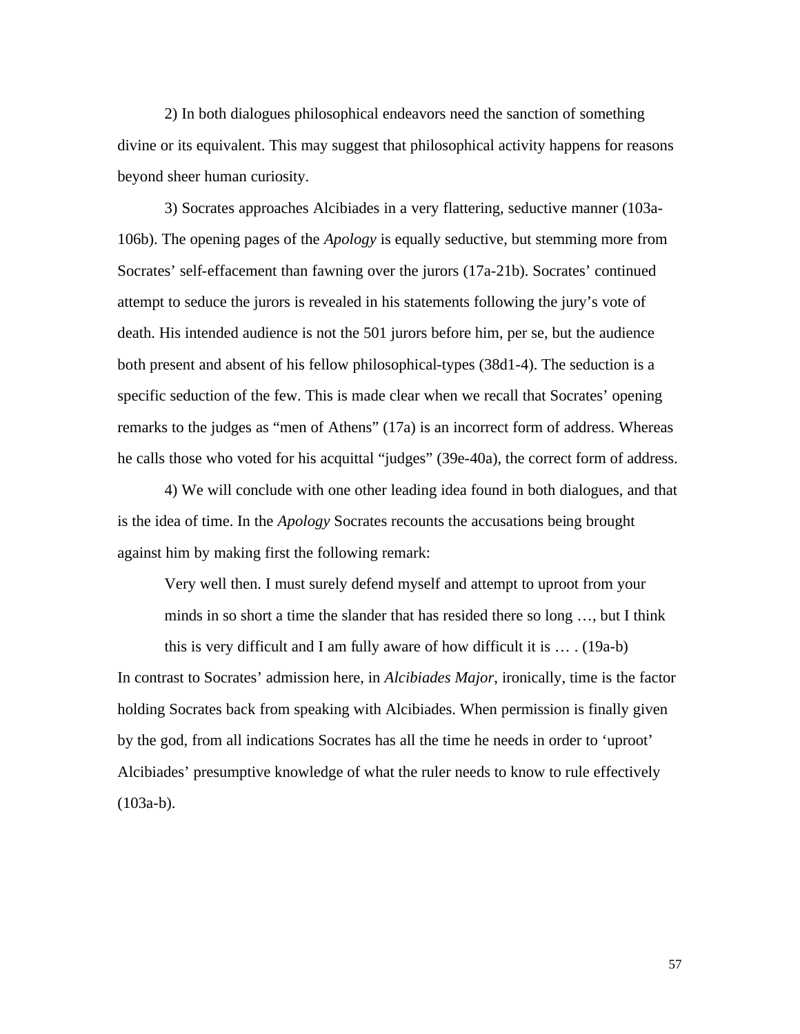2) In both dialogues philosophical endeavors need the sanction of something divine or its equivalent. This may suggest that philosophical activity happens for reasons beyond sheer human curiosity.

3) Socrates approaches Alcibiades in a very flattering, seductive manner (103a-106b). The opening pages of the *Apology* is equally seductive, but stemming more from Socrates' self-effacement than fawning over the jurors (17a-21b). Socrates' continued attempt to seduce the jurors is revealed in his statements following the jury's vote of death. His intended audience is not the 501 jurors before him, per se, but the audience both present and absent of his fellow philosophical-types (38d1-4). The seduction is a specific seduction of the few. This is made clear when we recall that Socrates' opening remarks to the judges as "men of Athens" (17a) is an incorrect form of address. Whereas he calls those who voted for his acquittal "judges" (39e-40a), the correct form of address.

4) We will conclude with one other leading idea found in both dialogues, and that is the idea of time. In the *Apology* Socrates recounts the accusations being brought against him by making first the following remark:

> Very well then. I must surely defend myself and attempt to uproot from your minds in so short a time the slander that has resided there so long …, but I think this is very difficult and I am fully aware of how difficult it is … . (19a-b)

In contrast to Socrates' admission here, in *Alcibiades Major*, ironically, time is the factor holding Socrates back from speaking with Alcibiades. When permission is finally given by the god, from all indications Socrates has all the time he needs in order to 'uproot' Alcibiades' presumptive knowledge of what the ruler needs to know to rule effectively (103a-b).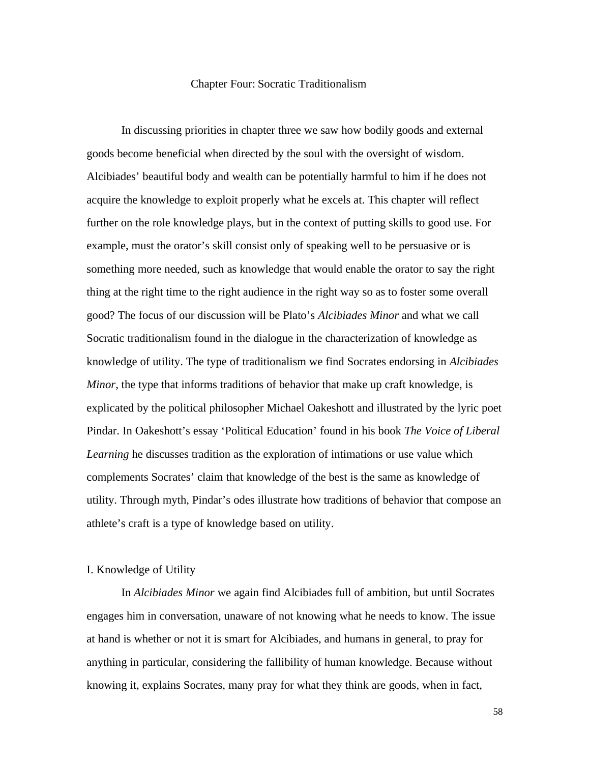# Chapter Four: Socratic Traditionalism

In discussing priorities in chapter three we saw how bodily goods and external goods become beneficial when directed by the soul with the oversight of wisdom. Alcibiades' beautiful body and wealth can be potentially harmful to him if he does not acquire the knowledge to exploit properly what he excels at. This chapter will reflect further on the role knowledge plays, but in the context of putting skills to good use. For example, must the orator's skill consist only of speaking well to be persuasive or is something more needed, such as knowledge that would enable the orator to say the right thing at the right time to the right audience in the right way so as to foster some overall good? The focus of our discussion will be Plato's *Alcibiades Minor* and what we call Socratic traditionalism found in the dialogue in the characterization of knowledge as knowledge of utility. The type of traditionalism we find Socrates endorsing in *Alcibiades Minor*, the type that informs traditions of behavior that make up craft knowledge, is explicated by the political philosopher Michael Oakeshott and illustrated by the lyric poet Pindar. In Oakeshott's essay 'Political Education' found in his book *The Voice of Liberal Learning* he discusses tradition as the exploration of intimations or use value which complements Socrates' claim that knowledge of the best is the same as knowledge of utility. Through myth, Pindar's odes illustrate how traditions of behavior that compose an athlete's craft is a type of knowledge based on utility.

## I. Knowledge of Utility

In *Alcibiades Minor* we again find Alcibiades full of ambition, but until Socrates engages him in conversation, unaware of not knowing what he needs to know. The issue at hand is whether or not it is smart for Alcibiades, and humans in general, to pray for anything in particular, considering the fallibility of human knowledge. Because without knowing it, explains Socrates, many pray for what they think are goods, when in fact,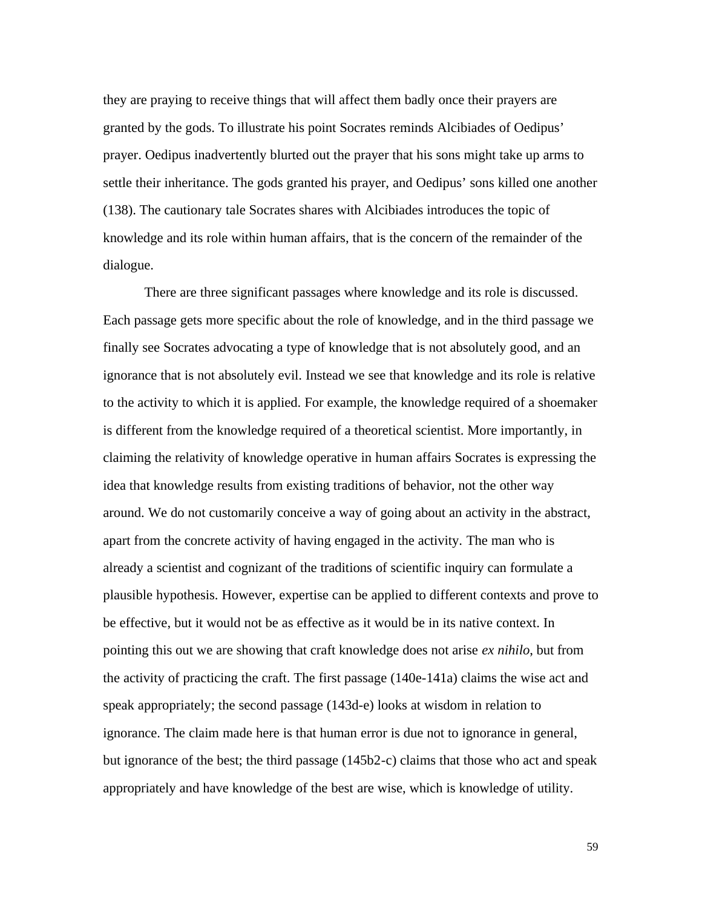they are praying to receive things that will affect them badly once their prayers are granted by the gods. To illustrate his point Socrates reminds Alcibiades of Oedipus' prayer. Oedipus inadvertently blurted out the prayer that his sons might take up arms to settle their inheritance. The gods granted his prayer, and Oedipus' sons killed one another (138). The cautionary tale Socrates shares with Alcibiades introduces the topic of knowledge and its role within human affairs, that is the concern of the remainder of the dialogue.

There are three significant passages where knowledge and its role is discussed. Each passage gets more specific about the role of knowledge, and in the third passage we finally see Socrates advocating a type of knowledge that is not absolutely good, and an ignorance that is not absolutely evil. Instead we see that knowledge and its role is relative to the activity to which it is applied. For example, the knowledge required of a shoemaker is different from the knowledge required of a theoretical scientist. More importantly, in claiming the relativity of knowledge operative in human affairs Socrates is expressing the idea that knowledge results from existing traditions of behavior, not the other way around. We do not customarily conceive a way of going about an activity in the abstract, apart from the concrete activity of having engaged in the activity. The man who is already a scientist and cognizant of the traditions of scientific inquiry can formulate a plausible hypothesis. However, expertise can be applied to different contexts and prove to be effective, but it would not be as effective as it would be in its native context. In pointing this out we are showing that craft knowledge does not arise *ex nihilo*, but from the activity of practicing the craft. The first passage (140e-141a) claims the wise act and speak appropriately; the second passage (143d-e) looks at wisdom in relation to ignorance. The claim made here is that human error is due not to ignorance in general, but ignorance of the best; the third passage (145b2-c) claims that those who act and speak appropriately and have knowledge of the best are wise, which is knowledge of utility.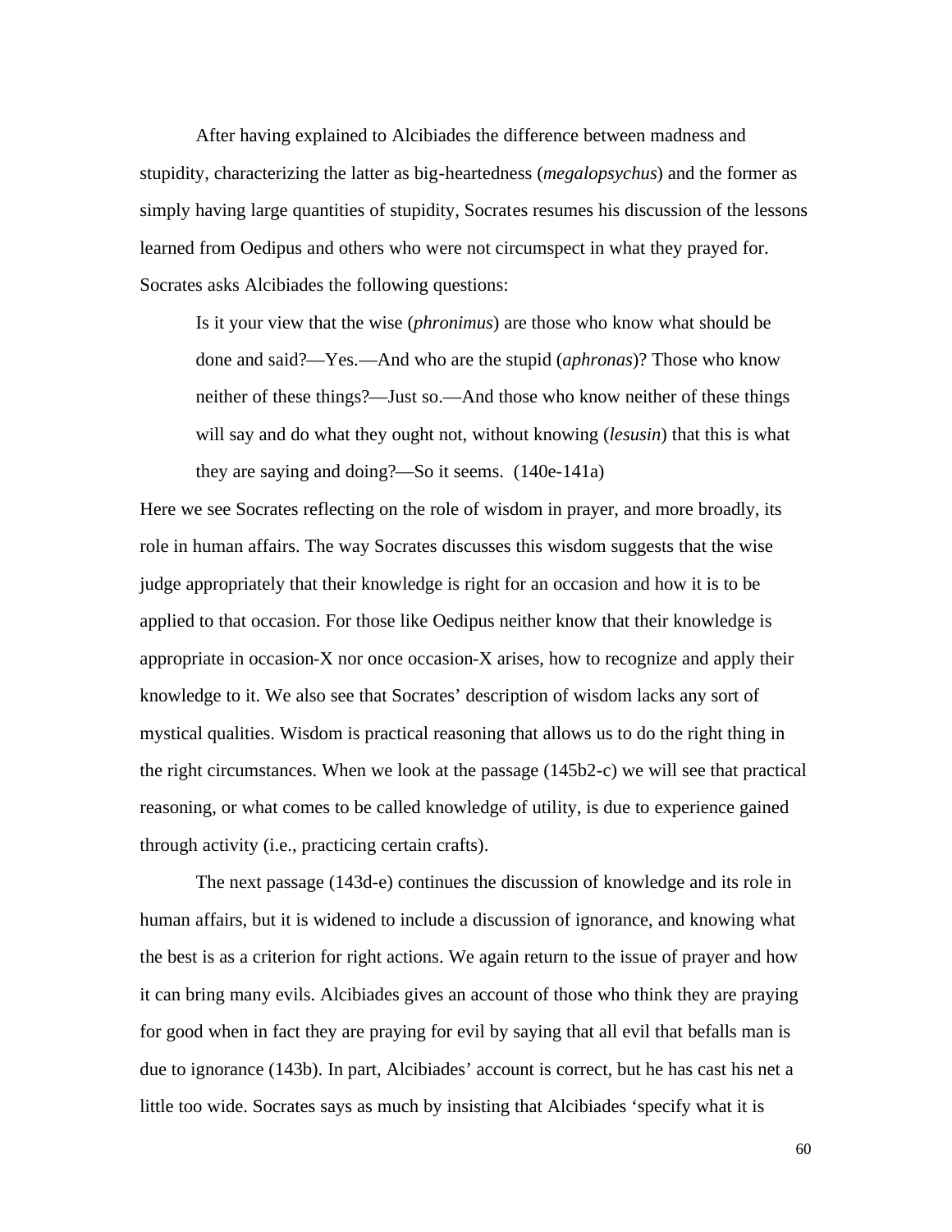After having explained to Alcibiades the difference between madness and stupidity, characterizing the latter as big-heartedness (*megalopsychus*) and the former as simply having large quantities of stupidity, Socrates resumes his discussion of the lessons learned from Oedipus and others who were not circumspect in what they prayed for. Socrates asks Alcibiades the following questions:

> Is it your view that the wise (*phronimus*) are those who know what should be done and said?—Yes.—And who are the stupid (*aphronas*)? Those who know neither of these things?—Just so.—And those who know neither of these things will say and do what they ought not, without knowing (*lesusin*) that this is what they are saying and doing?—So it seems. (140e-141a)

Here we see Socrates reflecting on the role of wisdom in prayer, and more broadly, its role in human affairs. The way Socrates discusses this wisdom suggests that the wise judge appropriately that their knowledge is right for an occasion and how it is to be applied to that occasion. For those like Oedipus neither know that their knowledge is appropriate in occasion-X nor once occasion-X arises, how to recognize and apply their knowledge to it. We also see that Socrates' description of wisdom lacks any sort of mystical qualities. Wisdom is practical reasoning that allows us to do the right thing in the right circumstances. When we look at the passage (145b2-c) we will see that practical reasoning, or what comes to be called knowledge of utility, is due to experience gained through activity (i.e., practicing certain crafts).

The next passage (143d-e) continues the discussion of knowledge and its role in human affairs, but it is widened to include a discussion of ignorance, and knowing what the best is as a criterion for right actions. We again return to the issue of prayer and how it can bring many evils. Alcibiades gives an account of those who think they are praying for good when in fact they are praying for evil by saying that all evil that befalls man is due to ignorance (143b). In part, Alcibiades' account is correct, but he has cast his net a little too wide. Socrates says as much by insisting that Alcibiades 'specify what it is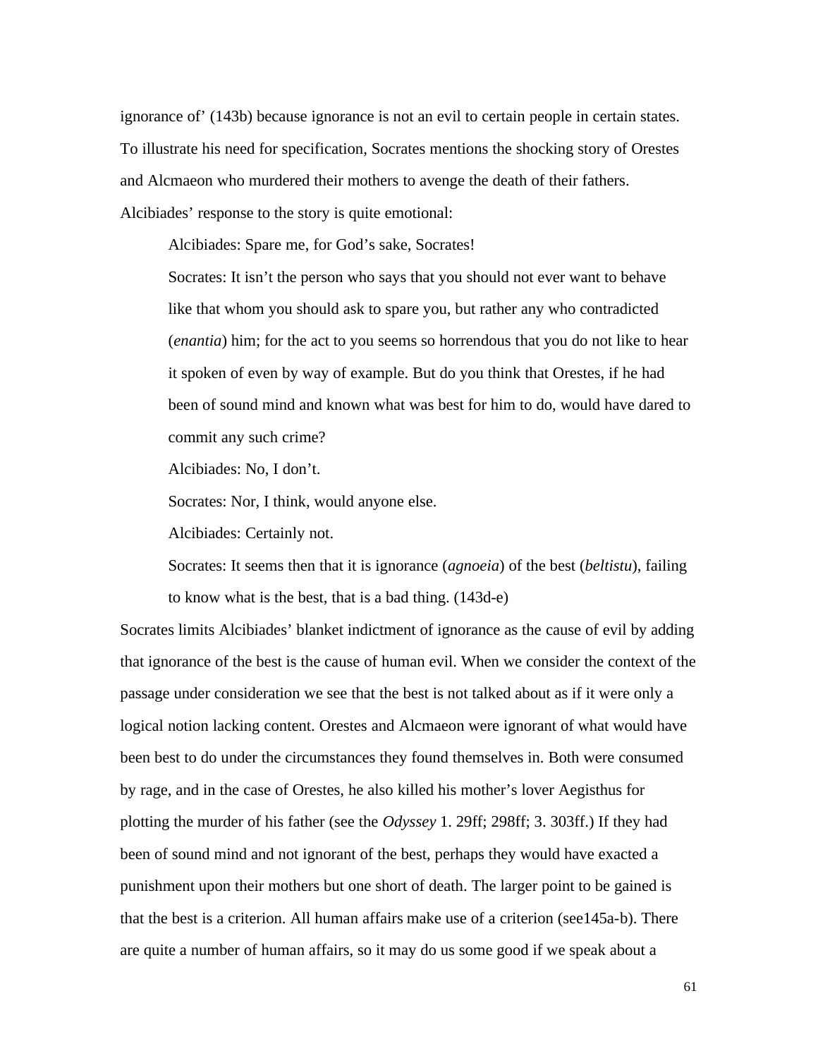ignorance of' (143b) because ignorance is not an evil to certain people in certain states. To illustrate his need for specification, Socrates mentions the shocking story of Orestes and Alcmaeon who murdered their mothers to avenge the death of their fathers. Alcibiades' response to the story is quite emotional:

> Alcibiades: Spare me, for God's sake, Socrates!
>
> Socrates: It isn't the person who says that you should not ever want to behave like that whom you should ask to spare you, but rather any who contradicted (*enantia*) him; for the act to you seems so horrendous that you do not like to hear it spoken of even by way of example. But do you think that Orestes, if he had been of sound mind and known what was best for him to do, would have dared to commit any such crime?
>
> Alcibiades: No, I don't.
>
> Socrates: Nor, I think, would anyone else.
>
> Alcibiades: Certainly not.
>
> Socrates: It seems then that it is ignorance (*agnoeia*) of the best (*beltistu*), failing to know what is the best, that is a bad thing. (143d-e)

Socrates limits Alcibiades' blanket indictment of ignorance as the cause of evil by adding that ignorance of the best is the cause of human evil. When we consider the context of the passage under consideration we see that the best is not talked about as if it were only a logical notion lacking content. Orestes and Alcmaeon were ignorant of what would have been best to do under the circumstances they found themselves in. Both were consumed by rage, and in the case of Orestes, he also killed his mother's lover Aegisthus for plotting the murder of his father (see the *Odyssey* 1. 29ff; 298ff; 3. 303ff.) If they had been of sound mind and not ignorant of the best, perhaps they would have exacted a punishment upon their mothers but one short of death. The larger point to be gained is that the best is a criterion. All human affairs make use of a criterion (see145a-b). There are quite a number of human affairs, so it may do us some good if we speak about a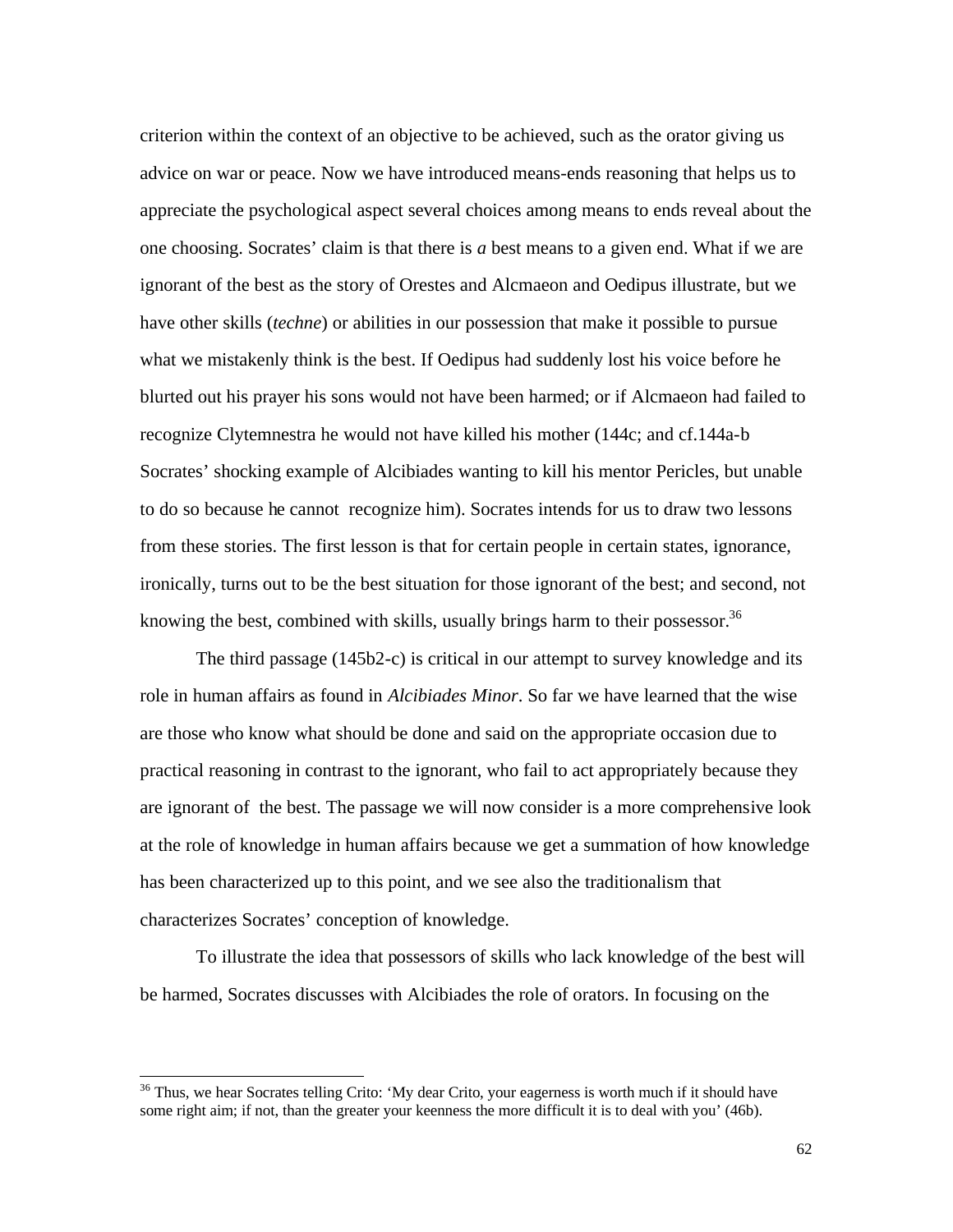criterion within the context of an objective to be achieved, such as the orator giving us advice on war or peace. Now we have introduced means-ends reasoning that helps us to appreciate the psychological aspect several choices among means to ends reveal about the one choosing. Socrates' claim is that there is *a* best means to a given end. What if we are ignorant of the best as the story of Orestes and Alcmaeon and Oedipus illustrate, but we have other skills (*techne*) or abilities in our possession that make it possible to pursue what we mistakenly think is the best. If Oedipus had suddenly lost his voice before he blurted out his prayer his sons would not have been harmed; or if Alcmaeon had failed to recognize Clytemnestra he would not have killed his mother (144c; and cf.144a-b Socrates' shocking example of Alcibiades wanting to kill his mentor Pericles, but unable to do so because he cannot recognize him). Socrates intends for us to draw two lessons from these stories. The first lesson is that for certain people in certain states, ignorance, ironically, turns out to be the best situation for those ignorant of the best; and second, not knowing the best, combined with skills, usually brings harm to their possessor.[36]

The third passage (145b2-c) is critical in our attempt to survey knowledge and its role in human affairs as found in *Alcibiades Minor*. So far we have learned that the wise are those who know what should be done and said on the appropriate occasion due to practical reasoning in contrast to the ignorant, who fail to act appropriately because they are ignorant of the best. The passage we will now consider is a more comprehensive look at the role of knowledge in human affairs because we get a summation of how knowledge has been characterized up to this point, and we see also the traditionalism that characterizes Socrates' conception of knowledge.

To illustrate the idea that possessors of skills who lack knowledge of the best will be harmed, Socrates discusses with Alcibiades the role of orators. In focusing on the

[36] Thus, we hear Socrates telling Crito: 'My dear Crito, your eagerness is worth much if it should have some right aim; if not, than the greater your keenness the more difficult it is to deal with you' (46b).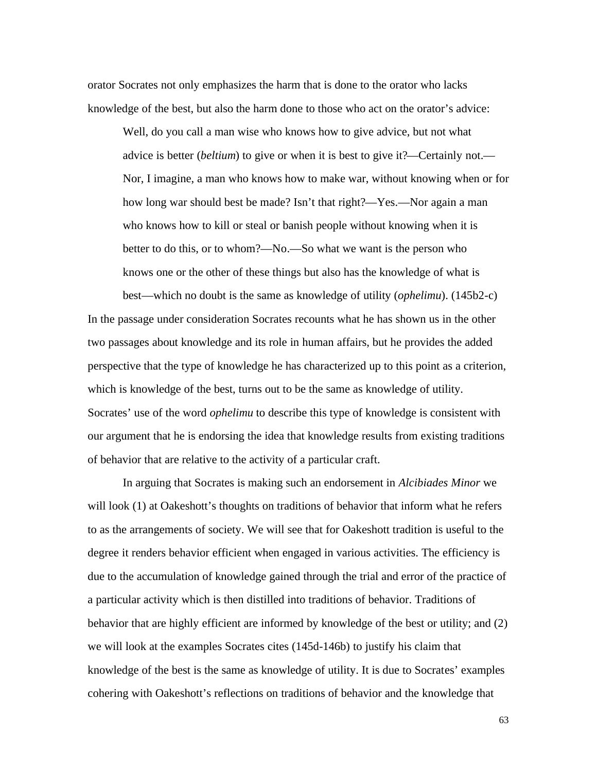orator Socrates not only emphasizes the harm that is done to the orator who lacks knowledge of the best, but also the harm done to those who act on the orator's advice:

> Well, do you call a man wise who knows how to give advice, but not what advice is better (*beltium*) to give or when it is best to give it?—Certainly not.—Nor, I imagine, a man who knows how to make war, without knowing when or for how long war should best be made? Isn't that right?—Yes.—Nor again a man who knows how to kill or steal or banish people without knowing when it is better to do this, or to whom?—No.—So what we want is the person who knows one or the other of these things but also has the knowledge of what is best—which no doubt is the same as knowledge of utility (*ophelimu*). (145b2-c)

In the passage under consideration Socrates recounts what he has shown us in the other two passages about knowledge and its role in human affairs, but he provides the added perspective that the type of knowledge he has characterized up to this point as a criterion, which is knowledge of the best, turns out to be the same as knowledge of utility. Socrates' use of the word *ophelimu* to describe this type of knowledge is consistent with our argument that he is endorsing the idea that knowledge results from existing traditions of behavior that are relative to the activity of a particular craft.

In arguing that Socrates is making such an endorsement in *Alcibiades Minor* we will look (1) at Oakeshott's thoughts on traditions of behavior that inform what he refers to as the arrangements of society. We will see that for Oakeshott tradition is useful to the degree it renders behavior efficient when engaged in various activities. The efficiency is due to the accumulation of knowledge gained through the trial and error of the practice of a particular activity which is then distilled into traditions of behavior. Traditions of behavior that are highly efficient are informed by knowledge of the best or utility; and (2) we will look at the examples Socrates cites (145d-146b) to justify his claim that knowledge of the best is the same as knowledge of utility. It is due to Socrates' examples cohering with Oakeshott's reflections on traditions of behavior and the knowledge that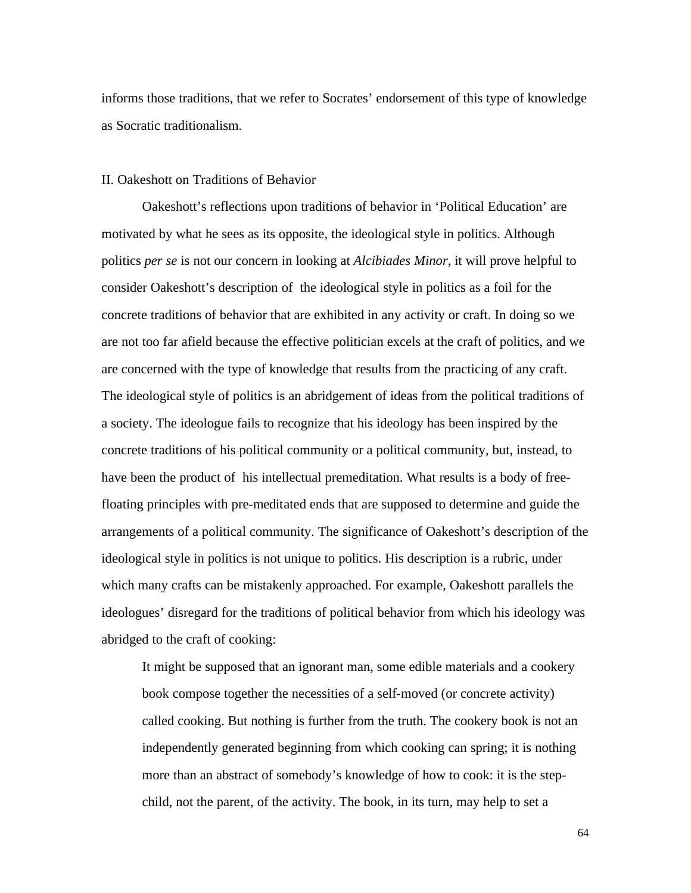informs those traditions, that we refer to Socrates' endorsement of this type of knowledge as Socratic traditionalism.

## II. Oakeshott on Traditions of Behavior

Oakeshott's reflections upon traditions of behavior in 'Political Education' are motivated by what he sees as its opposite, the ideological style in politics. Although politics *per se* is not our concern in looking at *Alcibiades Minor*, it will prove helpful to consider Oakeshott's description of the ideological style in politics as a foil for the concrete traditions of behavior that are exhibited in any activity or craft. In doing so we are not too far afield because the effective politician excels at the craft of politics, and we are concerned with the type of knowledge that results from the practicing of any craft. The ideological style of politics is an abridgement of ideas from the political traditions of a society. The ideologue fails to recognize that his ideology has been inspired by the concrete traditions of his political community or a political community, but, instead, to have been the product of his intellectual premeditation. What results is a body of free-floating principles with pre-meditated ends that are supposed to determine and guide the arrangements of a political community. The significance of Oakeshott's description of the ideological style in politics is not unique to politics. His description is a rubric, under which many crafts can be mistakenly approached. For example, Oakeshott parallels the ideologues' disregard for the traditions of political behavior from which his ideology was abridged to the craft of cooking:

> It might be supposed that an ignorant man, some edible materials and a cookery book compose together the necessities of a self-moved (or concrete activity) called cooking. But nothing is further from the truth. The cookery book is not an independently generated beginning from which cooking can spring; it is nothing more than an abstract of somebody's knowledge of how to cook: it is the step-child, not the parent, of the activity. The book, in its turn, may help to set a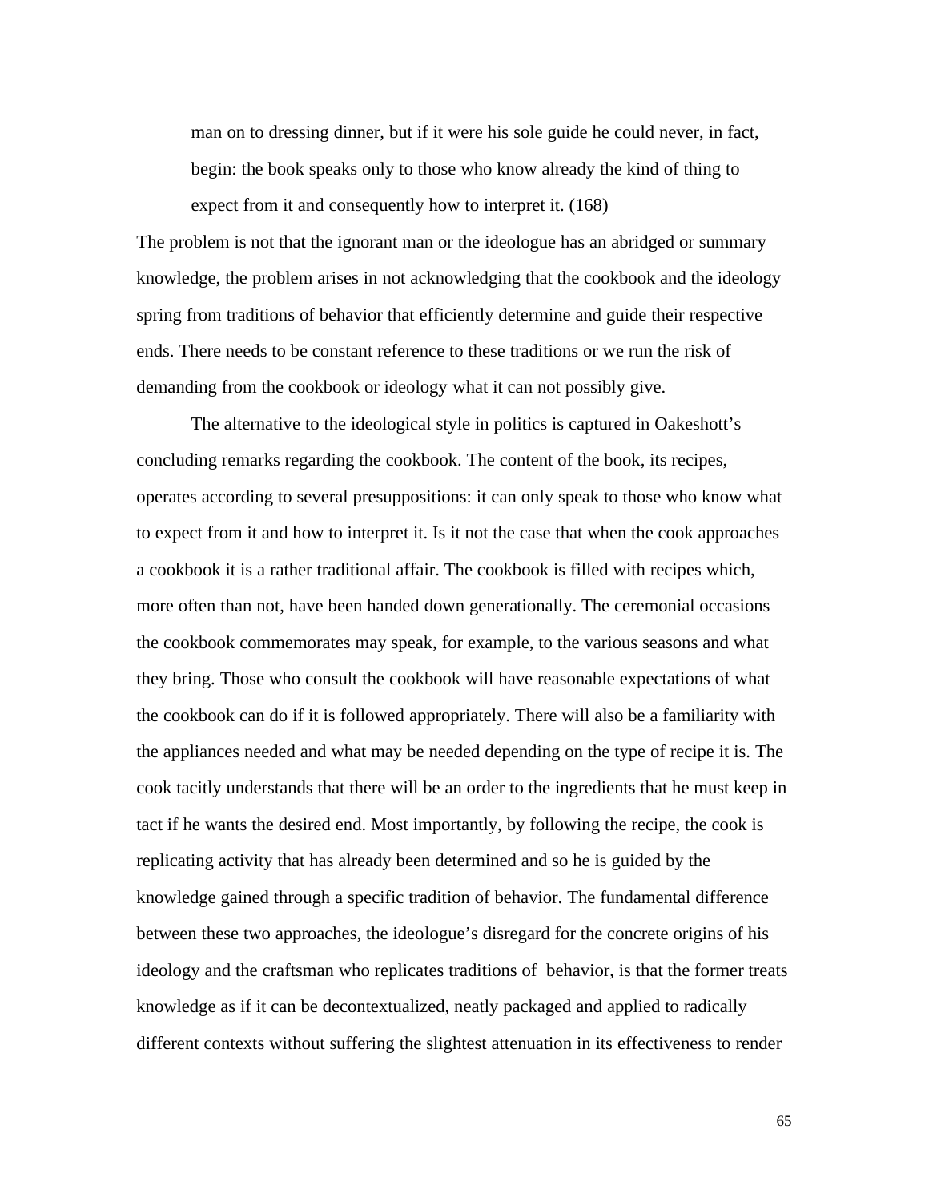> man on to dressing dinner, but if it were his sole guide he could never, in fact, begin: the book speaks only to those who know already the kind of thing to expect from it and consequently how to interpret it. (168)

The problem is not that the ignorant man or the ideologue has an abridged or summary knowledge, the problem arises in not acknowledging that the cookbook and the ideology spring from traditions of behavior that efficiently determine and guide their respective ends. There needs to be constant reference to these traditions or we run the risk of demanding from the cookbook or ideology what it can not possibly give.

The alternative to the ideological style in politics is captured in Oakeshott's concluding remarks regarding the cookbook. The content of the book, its recipes, operates according to several presuppositions: it can only speak to those who know what to expect from it and how to interpret it. Is it not the case that when the cook approaches a cookbook it is a rather traditional affair. The cookbook is filled with recipes which, more often than not, have been handed down generationally. The ceremonial occasions the cookbook commemorates may speak, for example, to the various seasons and what they bring. Those who consult the cookbook will have reasonable expectations of what the cookbook can do if it is followed appropriately. There will also be a familiarity with the appliances needed and what may be needed depending on the type of recipe it is. The cook tacitly understands that there will be an order to the ingredients that he must keep in tact if he wants the desired end. Most importantly, by following the recipe, the cook is replicating activity that has already been determined and so he is guided by the knowledge gained through a specific tradition of behavior. The fundamental difference between these two approaches, the ideologue's disregard for the concrete origins of his ideology and the craftsman who replicates traditions of behavior, is that the former treats knowledge as if it can be decontextualized, neatly packaged and applied to radically different contexts without suffering the slightest attenuation in its effectiveness to render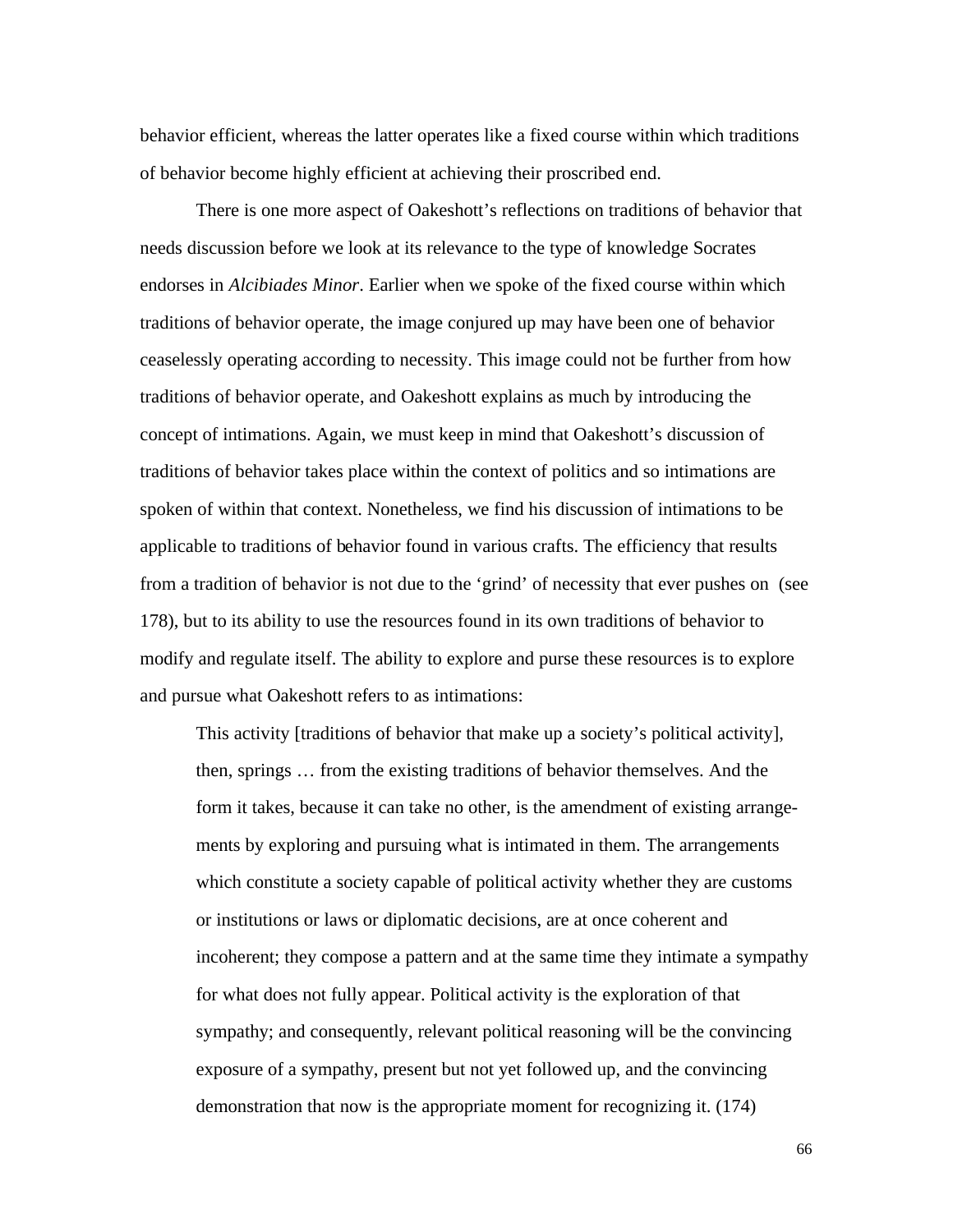behavior efficient, whereas the latter operates like a fixed course within which traditions of behavior become highly efficient at achieving their proscribed end.

There is one more aspect of Oakeshott's reflections on traditions of behavior that needs discussion before we look at its relevance to the type of knowledge Socrates endorses in *Alcibiades Minor*. Earlier when we spoke of the fixed course within which traditions of behavior operate, the image conjured up may have been one of behavior ceaselessly operating according to necessity. This image could not be further from how traditions of behavior operate, and Oakeshott explains as much by introducing the concept of intimations. Again, we must keep in mind that Oakeshott's discussion of traditions of behavior takes place within the context of politics and so intimations are spoken of within that context. Nonetheless, we find his discussion of intimations to be applicable to traditions of behavior found in various crafts. The efficiency that results from a tradition of behavior is not due to the 'grind' of necessity that ever pushes on (see 178), but to its ability to use the resources found in its own traditions of behavior to modify and regulate itself. The ability to explore and purse these resources is to explore and pursue what Oakeshott refers to as intimations:

> This activity [traditions of behavior that make up a society's political activity], then, springs … from the existing traditions of behavior themselves. And the form it takes, because it can take no other, is the amendment of existing arrangements by exploring and pursuing what is intimated in them. The arrangements which constitute a society capable of political activity whether they are customs or institutions or laws or diplomatic decisions, are at once coherent and incoherent; they compose a pattern and at the same time they intimate a sympathy for what does not fully appear. Political activity is the exploration of that sympathy; and consequently, relevant political reasoning will be the convincing exposure of a sympathy, present but not yet followed up, and the convincing demonstration that now is the appropriate moment for recognizing it. (174)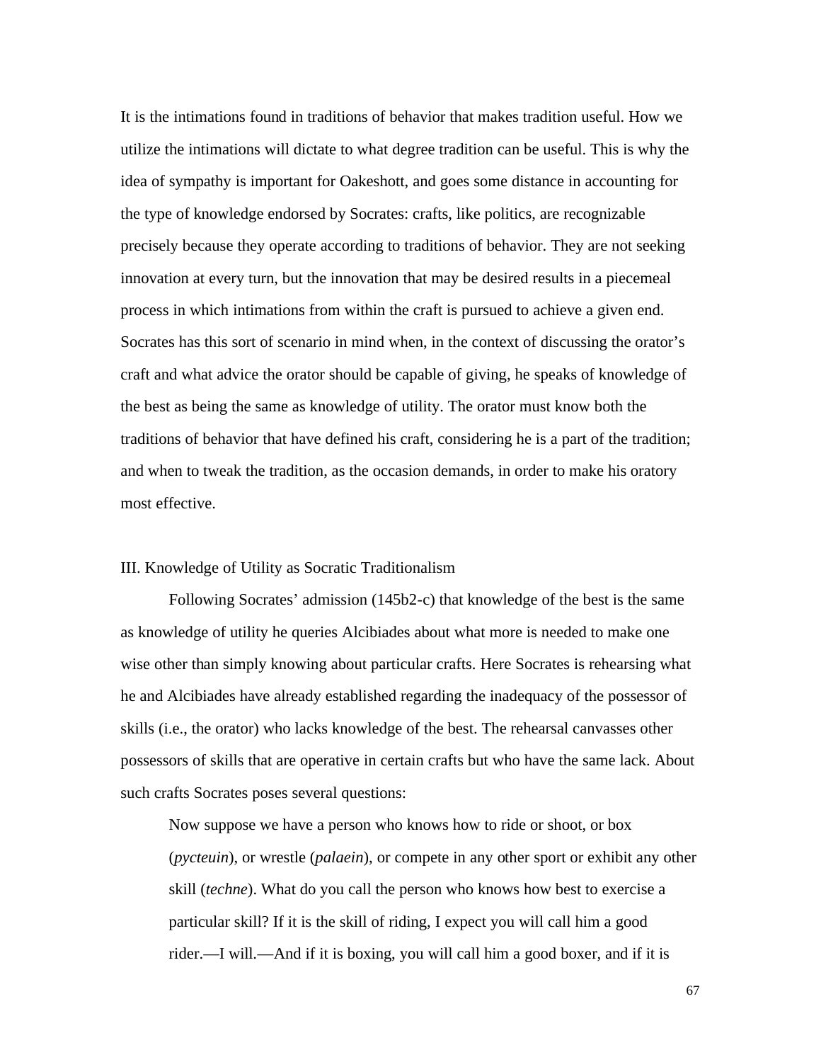It is the intimations found in traditions of behavior that makes tradition useful. How we utilize the intimations will dictate to what degree tradition can be useful. This is why the idea of sympathy is important for Oakeshott, and goes some distance in accounting for the type of knowledge endorsed by Socrates: crafts, like politics, are recognizable precisely because they operate according to traditions of behavior. They are not seeking innovation at every turn, but the innovation that may be desired results in a piecemeal process in which intimations from within the craft is pursued to achieve a given end. Socrates has this sort of scenario in mind when, in the context of discussing the orator's craft and what advice the orator should be capable of giving, he speaks of knowledge of the best as being the same as knowledge of utility. The orator must know both the traditions of behavior that have defined his craft, considering he is a part of the tradition; and when to tweak the tradition, as the occasion demands, in order to make his oratory most effective.

## III. Knowledge of Utility as Socratic Traditionalism

Following Socrates' admission (145b2-c) that knowledge of the best is the same as knowledge of utility he queries Alcibiades about what more is needed to make one wise other than simply knowing about particular crafts. Here Socrates is rehearsing what he and Alcibiades have already established regarding the inadequacy of the possessor of skills (i.e., the orator) who lacks knowledge of the best. The rehearsal canvasses other possessors of skills that are operative in certain crafts but who have the same lack. About such crafts Socrates poses several questions:

> Now suppose we have a person who knows how to ride or shoot, or box (*pycteuin*), or wrestle (*palaein*), or compete in any other sport or exhibit any other skill (*techne*). What do you call the person who knows how best to exercise a particular skill? If it is the skill of riding, I expect you will call him a good rider.—I will.—And if it is boxing, you will call him a good boxer, and if it is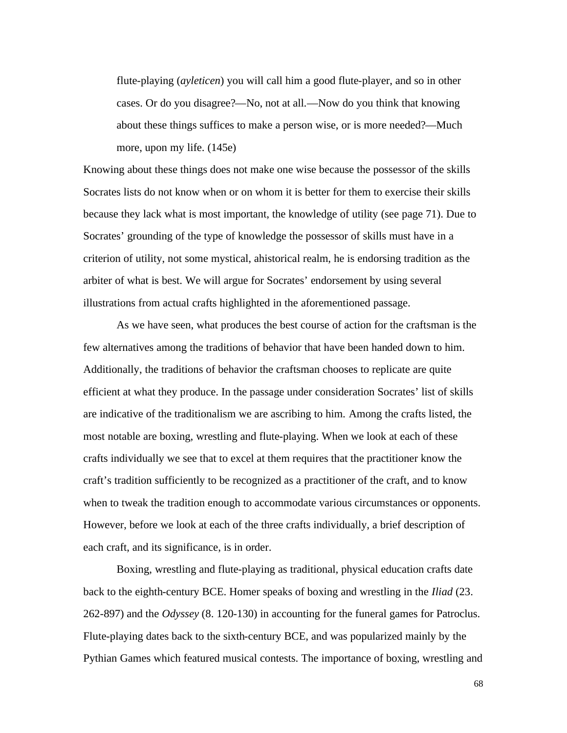> flute-playing (*ayleticen*) you will call him a good flute-player, and so in other cases. Or do you disagree?—No, not at all.—Now do you think that knowing about these things suffices to make a person wise, or is more needed?—Much more, upon my life. (145e)

Knowing about these things does not make one wise because the possessor of the skills Socrates lists do not know when or on whom it is better for them to exercise their skills because they lack what is most important, the knowledge of utility (see page 71). Due to Socrates' grounding of the type of knowledge the possessor of skills must have in a criterion of utility, not some mystical, ahistorical realm, he is endorsing tradition as the arbiter of what is best. We will argue for Socrates' endorsement by using several illustrations from actual crafts highlighted in the aforementioned passage.

As we have seen, what produces the best course of action for the craftsman is the few alternatives among the traditions of behavior that have been handed down to him. Additionally, the traditions of behavior the craftsman chooses to replicate are quite efficient at what they produce. In the passage under consideration Socrates' list of skills are indicative of the traditionalism we are ascribing to him. Among the crafts listed, the most notable are boxing, wrestling and flute-playing. When we look at each of these crafts individually we see that to excel at them requires that the practitioner know the craft's tradition sufficiently to be recognized as a practitioner of the craft, and to know when to tweak the tradition enough to accommodate various circumstances or opponents. However, before we look at each of the three crafts individually, a brief description of each craft, and its significance, is in order.

Boxing, wrestling and flute-playing as traditional, physical education crafts date back to the eighth-century BCE. Homer speaks of boxing and wrestling in the *Iliad* (23. 262-897) and the *Odyssey* (8. 120-130) in accounting for the funeral games for Patroclus. Flute-playing dates back to the sixth-century BCE, and was popularized mainly by the Pythian Games which featured musical contests. The importance of boxing, wrestling and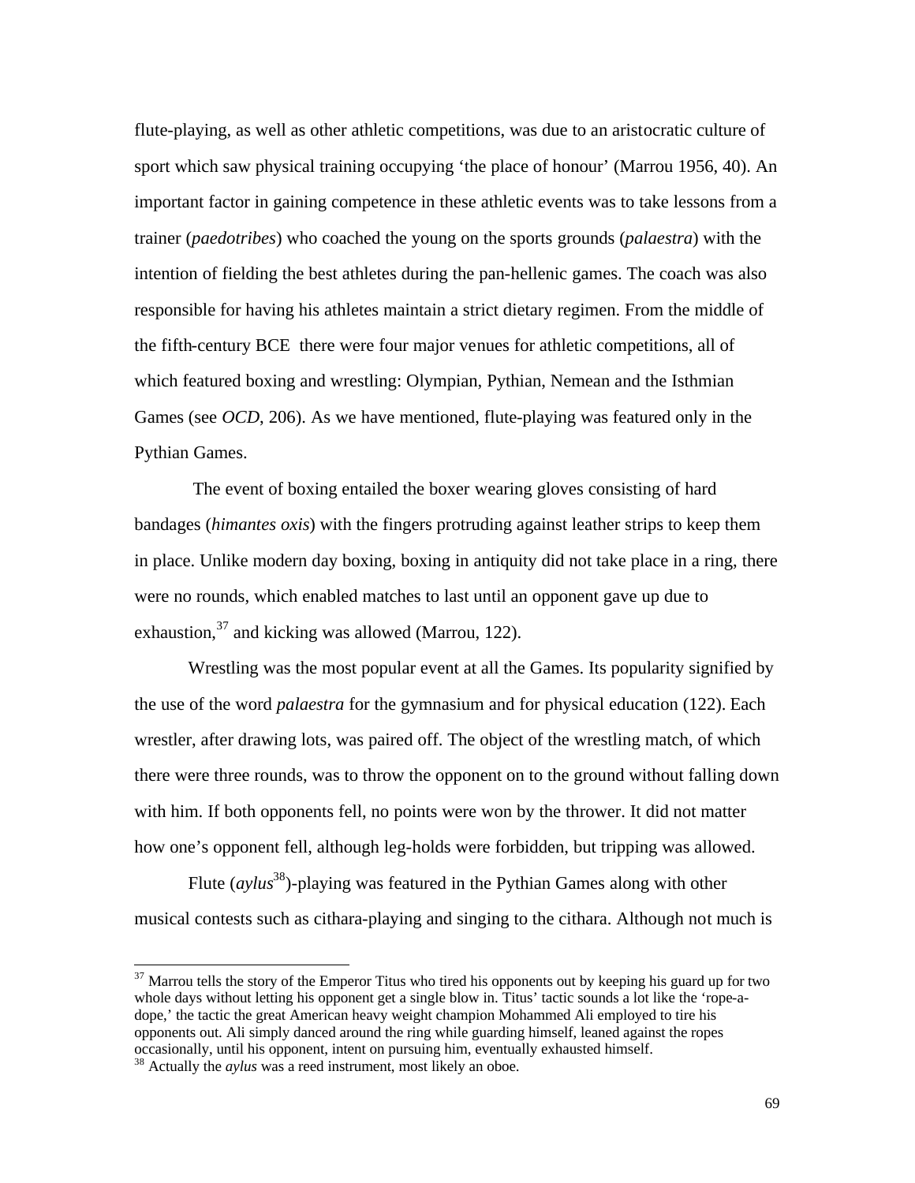flute-playing, as well as other athletic competitions, was due to an aristocratic culture of sport which saw physical training occupying ‘the place of honour’ (Marrou 1956, 40). An important factor in gaining competence in these athletic events was to take lessons from a trainer (*paedotribes*) who coached the young on the sports grounds (*palaestra*) with the intention of fielding the best athletes during the pan-hellenic games. The coach was also responsible for having his athletes maintain a strict dietary regimen. From the middle of the fifth-century BCE there were four major venues for athletic competitions, all of which featured boxing and wrestling: Olympian, Pythian, Nemean and the Isthmian Games (see *OCD*, 206). As we have mentioned, flute-playing was featured only in the Pythian Games.

The event of boxing entailed the boxer wearing gloves consisting of hard bandages (*himantes oxis*) with the fingers protruding against leather strips to keep them in place. Unlike modern day boxing, boxing in antiquity did not take place in a ring, there were no rounds, which enabled matches to last until an opponent gave up due to exhaustion,[37] and kicking was allowed (Marrou, 122).

Wrestling was the most popular event at all the Games. Its popularity signified by the use of the word *palaestra* for the gymnasium and for physical education (122). Each wrestler, after drawing lots, was paired off. The object of the wrestling match, of which there were three rounds, was to throw the opponent on to the ground without falling down with him. If both opponents fell, no points were won by the thrower. It did not matter how one’s opponent fell, although leg-holds were forbidden, but tripping was allowed.

Flute (*aylus*[38])-playing was featured in the Pythian Games along with other musical contests such as cithara-playing and singing to the cithara. Although not much is

---

[37] Marrou tells the story of the Emperor Titus who tired his opponents out by keeping his guard up for two whole days without letting his opponent get a single blow in. Titus’ tactic sounds a lot like the ‘rope-a-dope,’ the tactic the great American heavy weight champion Mohammed Ali employed to tire his opponents out. Ali simply danced around the ring while guarding himself, leaned against the ropes occasionally, until his opponent, intent on pursuing him, eventually exhausted himself.

[38] Actually the *aylus* was a reed instrument, most likely an oboe.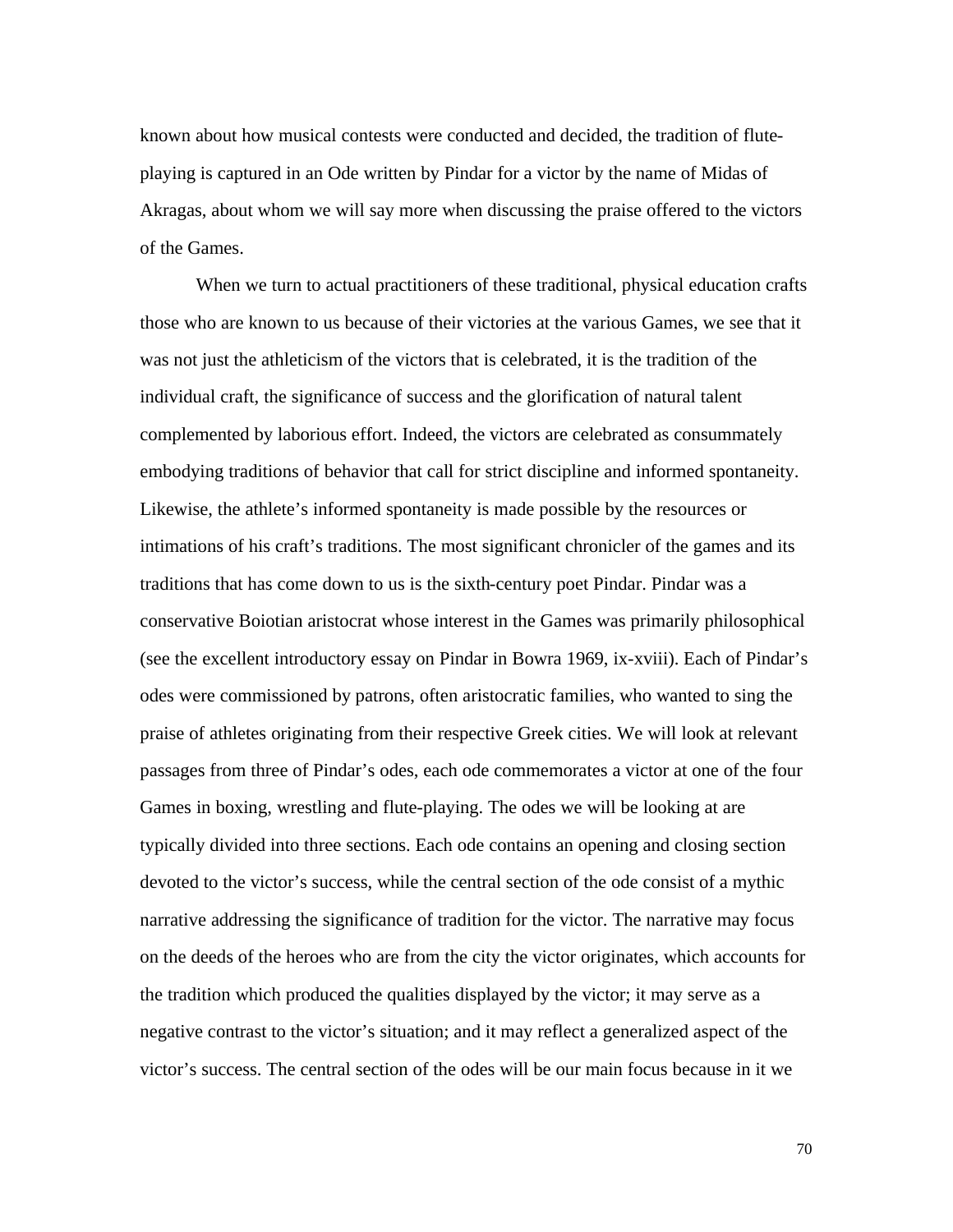known about how musical contests were conducted and decided, the tradition of flute-playing is captured in an Ode written by Pindar for a victor by the name of Midas of Akragas, about whom we will say more when discussing the praise offered to the victors of the Games.

When we turn to actual practitioners of these traditional, physical education crafts those who are known to us because of their victories at the various Games, we see that it was not just the athleticism of the victors that is celebrated, it is the tradition of the individual craft, the significance of success and the glorification of natural talent complemented by laborious effort. Indeed, the victors are celebrated as consummately embodying traditions of behavior that call for strict discipline and informed spontaneity. Likewise, the athlete's informed spontaneity is made possible by the resources or intimations of his craft's traditions. The most significant chronicler of the games and its traditions that has come down to us is the sixth-century poet Pindar. Pindar was a conservative Boiotian aristocrat whose interest in the Games was primarily philosophical (see the excellent introductory essay on Pindar in Bowra 1969, ix-xviii). Each of Pindar's odes were commissioned by patrons, often aristocratic families, who wanted to sing the praise of athletes originating from their respective Greek cities. We will look at relevant passages from three of Pindar's odes, each ode commemorates a victor at one of the four Games in boxing, wrestling and flute-playing. The odes we will be looking at are typically divided into three sections. Each ode contains an opening and closing section devoted to the victor's success, while the central section of the ode consist of a mythic narrative addressing the significance of tradition for the victor. The narrative may focus on the deeds of the heroes who are from the city the victor originates, which accounts for the tradition which produced the qualities displayed by the victor; it may serve as a negative contrast to the victor's situation; and it may reflect a generalized aspect of the victor's success. The central section of the odes will be our main focus because in it we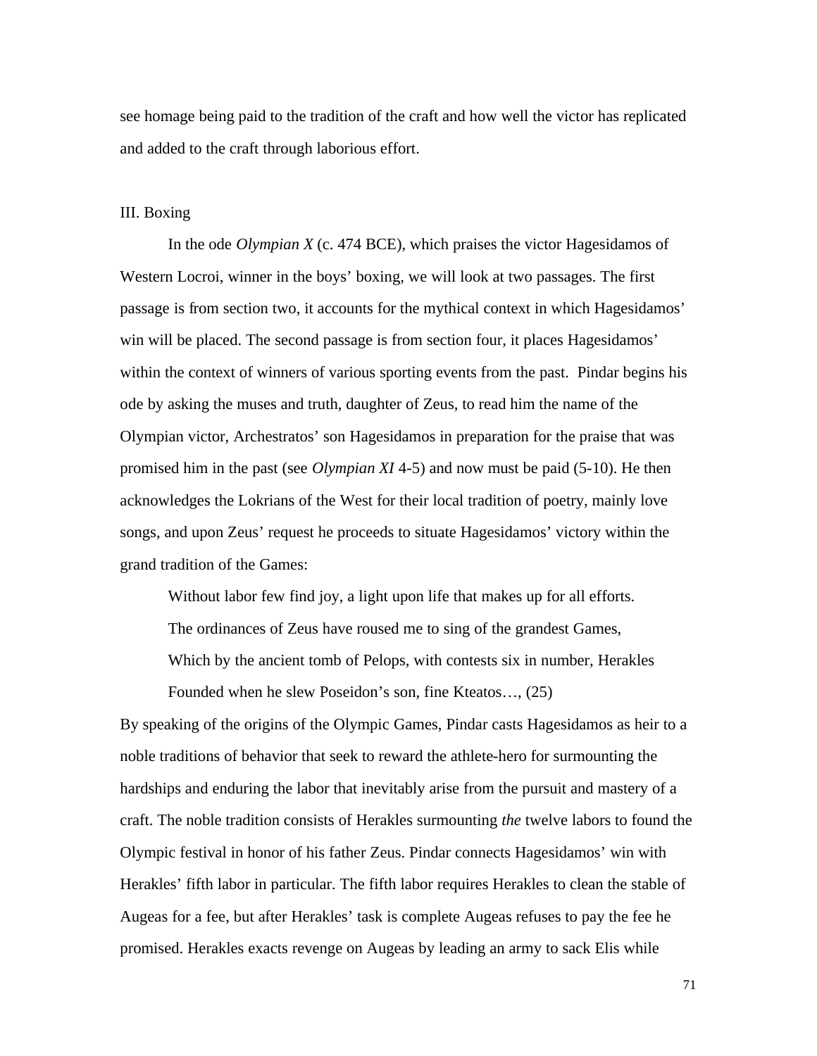see homage being paid to the tradition of the craft and how well the victor has replicated and added to the craft through laborious effort.

III. Boxing

In the ode *Olympian X* (c. 474 BCE), which praises the victor Hagesidamos of Western Locroi, winner in the boys' boxing, we will look at two passages. The first passage is from section two, it accounts for the mythical context in which Hagesidamos' win will be placed. The second passage is from section four, it places Hagesidamos' within the context of winners of various sporting events from the past. Pindar begins his ode by asking the muses and truth, daughter of Zeus, to read him the name of the Olympian victor, Archestratos' son Hagesidamos in preparation for the praise that was promised him in the past (see *Olympian XI* 4-5) and now must be paid (5-10). He then acknowledges the Lokrians of the West for their local tradition of poetry, mainly love songs, and upon Zeus' request he proceeds to situate Hagesidamos' victory within the grand tradition of the Games:

> Without labor few find joy, a light upon life that makes up for all efforts.
> The ordinances of Zeus have roused me to sing of the grandest Games,
> Which by the ancient tomb of Pelops, with contests six in number, Herakles
> Founded when he slew Poseidon's son, fine Kteatos…, (25)

By speaking of the origins of the Olympic Games, Pindar casts Hagesidamos as heir to a noble traditions of behavior that seek to reward the athlete-hero for surmounting the hardships and enduring the labor that inevitably arise from the pursuit and mastery of a craft. The noble tradition consists of Herakles surmounting *the* twelve labors to found the Olympic festival in honor of his father Zeus. Pindar connects Hagesidamos' win with Herakles' fifth labor in particular. The fifth labor requires Herakles to clean the stable of Augeas for a fee, but after Herakles' task is complete Augeas refuses to pay the fee he promised. Herakles exacts revenge on Augeas by leading an army to sack Elis while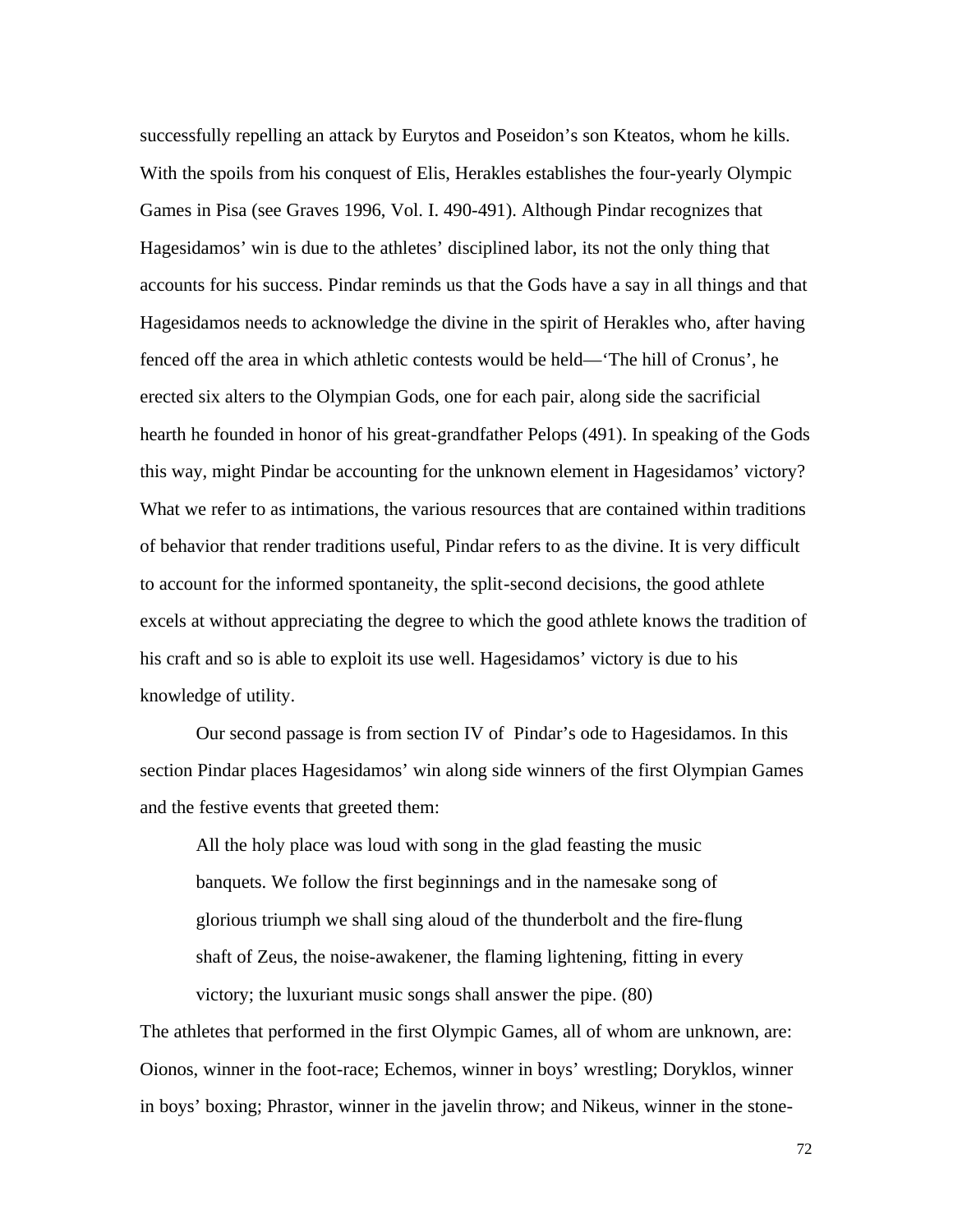successfully repelling an attack by Eurytos and Poseidon's son Kteatos, whom he kills. With the spoils from his conquest of Elis, Herakles establishes the four-yearly Olympic Games in Pisa (see Graves 1996, Vol. I. 490-491). Although Pindar recognizes that Hagesidamos' win is due to the athletes' disciplined labor, its not the only thing that accounts for his success. Pindar reminds us that the Gods have a say in all things and that Hagesidamos needs to acknowledge the divine in the spirit of Herakles who, after having fenced off the area in which athletic contests would be held—'The hill of Cronus', he erected six alters to the Olympian Gods, one for each pair, along side the sacrificial hearth he founded in honor of his great-grandfather Pelops (491). In speaking of the Gods this way, might Pindar be accounting for the unknown element in Hagesidamos' victory? What we refer to as intimations, the various resources that are contained within traditions of behavior that render traditions useful, Pindar refers to as the divine. It is very difficult to account for the informed spontaneity, the split-second decisions, the good athlete excels at without appreciating the degree to which the good athlete knows the tradition of his craft and so is able to exploit its use well. Hagesidamos' victory is due to his knowledge of utility.

Our second passage is from section IV of Pindar's ode to Hagesidamos. In this section Pindar places Hagesidamos' win along side winners of the first Olympian Games and the festive events that greeted them:

> All the holy place was loud with song in the glad feasting the music banquets. We follow the first beginnings and in the namesake song of glorious triumph we shall sing aloud of the thunderbolt and the fire-flung shaft of Zeus, the noise-awakener, the flaming lightening, fitting in every victory; the luxuriant music songs shall answer the pipe. (80)

The athletes that performed in the first Olympic Games, all of whom are unknown, are: Oionos, winner in the foot-race; Echemos, winner in boys' wrestling; Doryklos, winner in boys' boxing; Phrastor, winner in the javelin throw; and Nikeus, winner in the stone-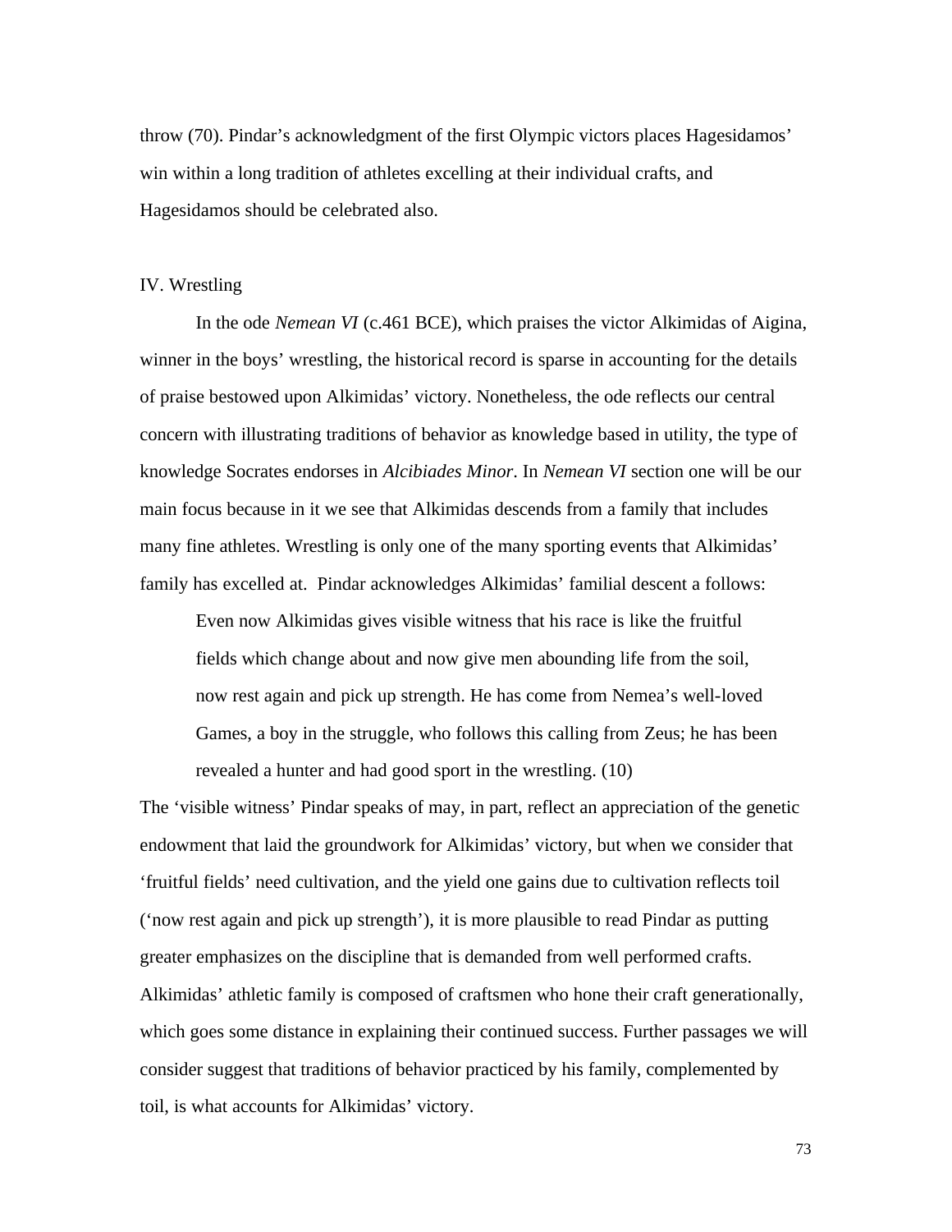throw (70). Pindar's acknowledgment of the first Olympic victors places Hagesidamos' win within a long tradition of athletes excelling at their individual crafts, and Hagesidamos should be celebrated also.

## IV. Wrestling

In the ode *Nemean VI* (c.461 BCE), which praises the victor Alkimidas of Aigina, winner in the boys' wrestling, the historical record is sparse in accounting for the details of praise bestowed upon Alkimidas' victory. Nonetheless, the ode reflects our central concern with illustrating traditions of behavior as knowledge based in utility, the type of knowledge Socrates endorses in *Alcibiades Minor*. In *Nemean VI* section one will be our main focus because in it we see that Alkimidas descends from a family that includes many fine athletes. Wrestling is only one of the many sporting events that Alkimidas' family has excelled at. Pindar acknowledges Alkimidas' familial descent a follows:

> Even now Alkimidas gives visible witness that his race is like the fruitful fields which change about and now give men abounding life from the soil, now rest again and pick up strength. He has come from Nemea's well-loved Games, a boy in the struggle, who follows this calling from Zeus; he has been revealed a hunter and had good sport in the wrestling. (10)

The 'visible witness' Pindar speaks of may, in part, reflect an appreciation of the genetic endowment that laid the groundwork for Alkimidas' victory, but when we consider that 'fruitful fields' need cultivation, and the yield one gains due to cultivation reflects toil ('now rest again and pick up strength'), it is more plausible to read Pindar as putting greater emphasizes on the discipline that is demanded from well performed crafts. Alkimidas' athletic family is composed of craftsmen who hone their craft generationally, which goes some distance in explaining their continued success. Further passages we will consider suggest that traditions of behavior practiced by his family, complemented by toil, is what accounts for Alkimidas' victory.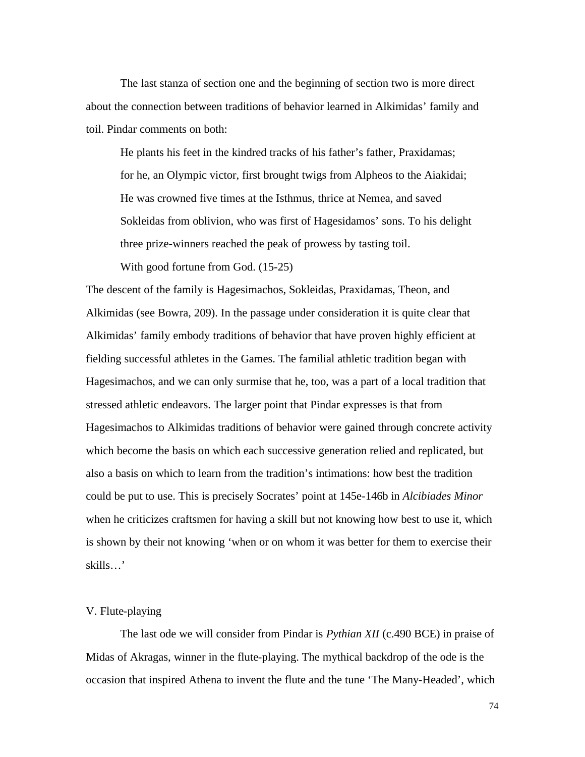The last stanza of section one and the beginning of section two is more direct about the connection between traditions of behavior learned in Alkimidas' family and toil. Pindar comments on both:

> He plants his feet in the kindred tracks of his father's father, Praxidamas;
> for he, an Olympic victor, first brought twigs from Alpheos to the Aiakidai;
> He was crowned five times at the Isthmus, thrice at Nemea, and saved
> Sokleidas from oblivion, who was first of Hagesidamos' sons. To his delight
> three prize-winners reached the peak of prowess by tasting toil.
> With good fortune from God. (15-25)

The descent of the family is Hagesimachos, Sokleidas, Praxidamas, Theon, and Alkimidas (see Bowra, 209). In the passage under consideration it is quite clear that Alkimidas' family embody traditions of behavior that have proven highly efficient at fielding successful athletes in the Games. The familial athletic tradition began with Hagesimachos, and we can only surmise that he, too, was a part of a local tradition that stressed athletic endeavors. The larger point that Pindar expresses is that from Hagesimachos to Alkimidas traditions of behavior were gained through concrete activity which become the basis on which each successive generation relied and replicated, but also a basis on which to learn from the tradition's intimations: how best the tradition could be put to use. This is precisely Socrates' point at 145e-146b in *Alcibiades Minor* when he criticizes craftsmen for having a skill but not knowing how best to use it, which is shown by their not knowing 'when or on whom it was better for them to exercise their skills…'

## V. Flute-playing

The last ode we will consider from Pindar is *Pythian XII* (c.490 BCE) in praise of Midas of Akragas, winner in the flute-playing. The mythical backdrop of the ode is the occasion that inspired Athena to invent the flute and the tune 'The Many-Headed', which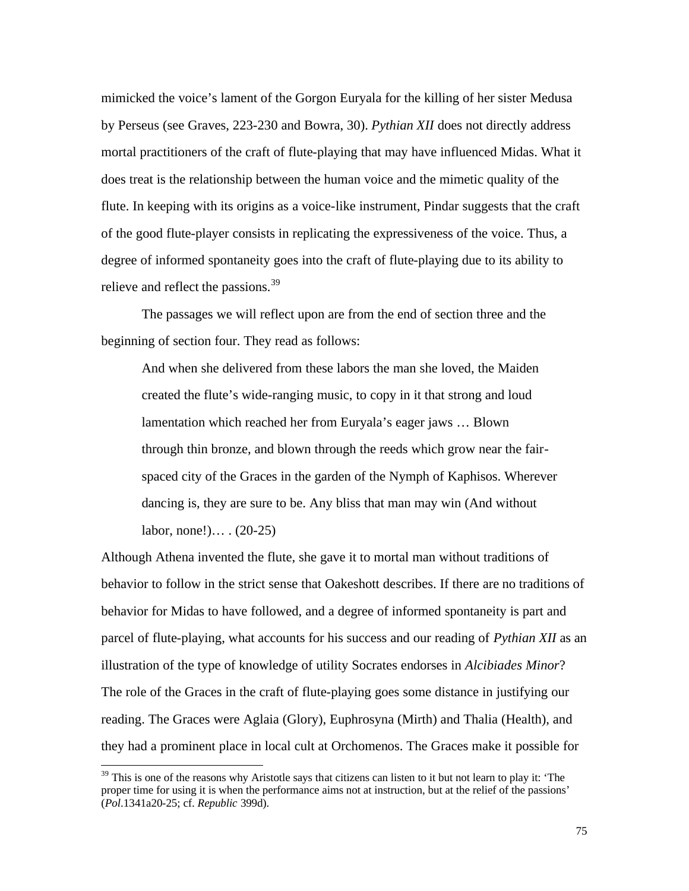mimicked the voice's lament of the Gorgon Euryala for the killing of her sister Medusa by Perseus (see Graves, 223-230 and Bowra, 30). *Pythian XII* does not directly address mortal practitioners of the craft of flute-playing that may have influenced Midas. What it does treat is the relationship between the human voice and the mimetic quality of the flute. In keeping with its origins as a voice-like instrument, Pindar suggests that the craft of the good flute-player consists in replicating the expressiveness of the voice. Thus, a degree of informed spontaneity goes into the craft of flute-playing due to its ability to relieve and reflect the passions.[39]

The passages we will reflect upon are from the end of section three and the beginning of section four. They read as follows:

> And when she delivered from these labors the man she loved, the Maiden created the flute's wide-ranging music, to copy in it that strong and loud lamentation which reached her from Euryala's eager jaws … Blown through thin bronze, and blown through the reeds which grow near the fair-spaced city of the Graces in the garden of the Nymph of Kaphisos. Wherever dancing is, they are sure to be. Any bliss that man may win (And without labor, none!)… . (20-25)

Although Athena invented the flute, she gave it to mortal man without traditions of behavior to follow in the strict sense that Oakeshott describes. If there are no traditions of behavior for Midas to have followed, and a degree of informed spontaneity is part and parcel of flute-playing, what accounts for his success and our reading of *Pythian XII* as an illustration of the type of knowledge of utility Socrates endorses in *Alcibiades Minor*? The role of the Graces in the craft of flute-playing goes some distance in justifying our reading. The Graces were Aglaia (Glory), Euphrosyna (Mirth) and Thalia (Health), and they had a prominent place in local cult at Orchomenos. The Graces make it possible for

[39] This is one of the reasons why Aristotle says that citizens can listen to it but not learn to play it: 'The proper time for using it is when the performance aims not at instruction, but at the relief of the passions' (*Pol.*1341a20-25; cf. *Republic* 399d).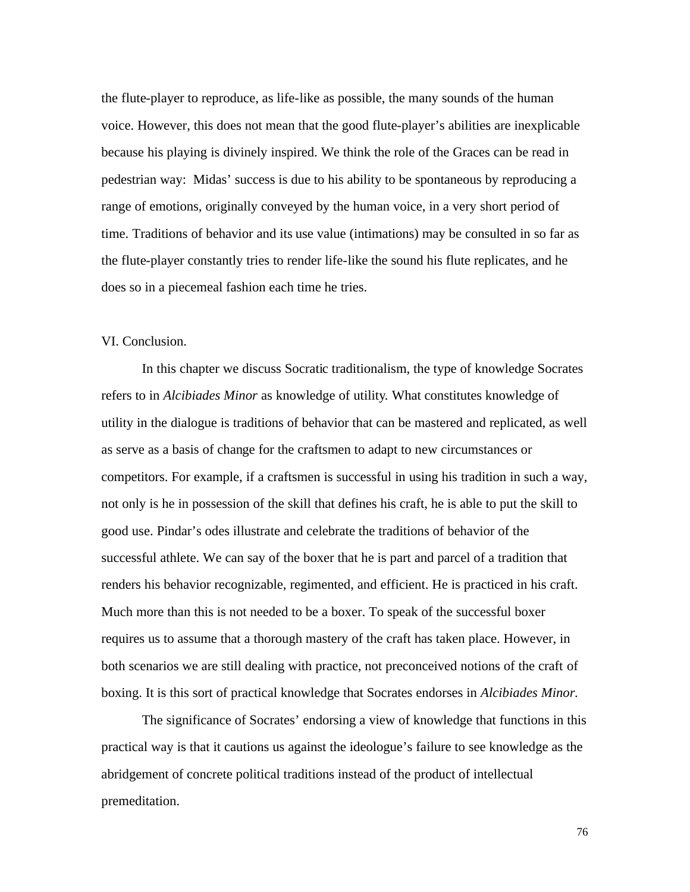the flute-player to reproduce, as life-like as possible, the many sounds of the human voice. However, this does not mean that the good flute-player's abilities are inexplicable because his playing is divinely inspired. We think the role of the Graces can be read in pedestrian way:  Midas' success is due to his ability to be spontaneous by reproducing a range of emotions, originally conveyed by the human voice, in a very short period of time. Traditions of behavior and its use value (intimations) may be consulted in so far as the flute-player constantly tries to render life-like the sound his flute replicates, and he does so in a piecemeal fashion each time he tries.

VI. Conclusion.

In this chapter we discuss Socratic traditionalism, the type of knowledge Socrates refers to in *Alcibiades Minor* as knowledge of utility. What constitutes knowledge of utility in the dialogue is traditions of behavior that can be mastered and replicated, as well as serve as a basis of change for the craftsmen to adapt to new circumstances or competitors. For example, if a craftsmen is successful in using his tradition in such a way, not only is he in possession of the skill that defines his craft, he is able to put the skill to good use. Pindar's odes illustrate and celebrate the traditions of behavior of the successful athlete. We can say of the boxer that he is part and parcel of a tradition that renders his behavior recognizable, regimented, and efficient. He is practiced in his craft. Much more than this is not needed to be a boxer. To speak of the successful boxer requires us to assume that a thorough mastery of the craft has taken place. However, in both scenarios we are still dealing with practice, not preconceived notions of the craft of boxing. It is this sort of practical knowledge that Socrates endorses in *Alcibiades Minor.*

The significance of Socrates' endorsing a view of knowledge that functions in this practical way is that it cautions us against the ideologue's failure to see knowledge as the abridgement of concrete political traditions instead of the product of intellectual premeditation.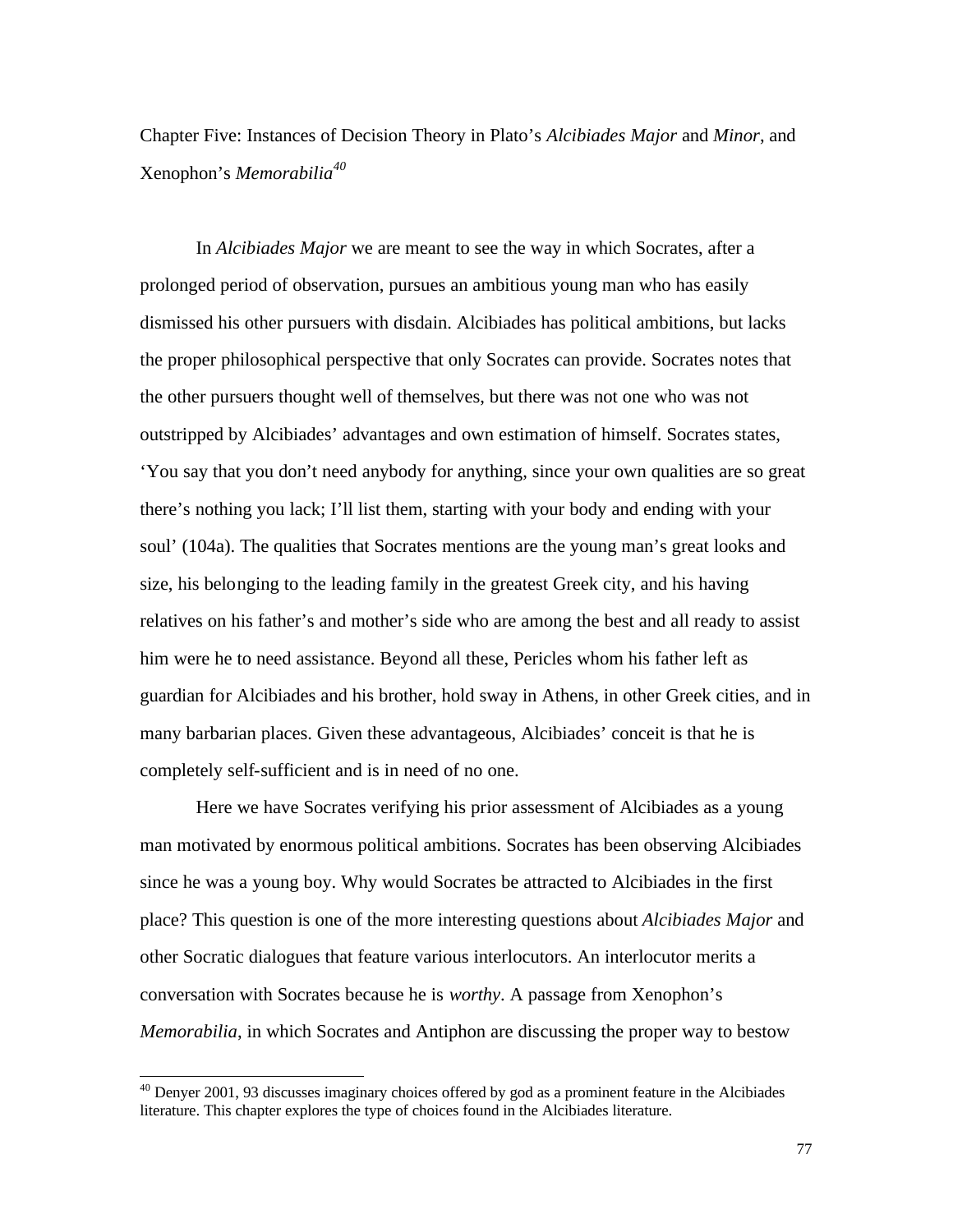# Chapter Five: Instances of Decision Theory in Plato's *Alcibiades Major* and *Minor*, and Xenophon's *Memorabilia*[40]

In *Alcibiades Major* we are meant to see the way in which Socrates, after a prolonged period of observation, pursues an ambitious young man who has easily dismissed his other pursuers with disdain. Alcibiades has political ambitions, but lacks the proper philosophical perspective that only Socrates can provide. Socrates notes that the other pursuers thought well of themselves, but there was not one who was not outstripped by Alcibiades' advantages and own estimation of himself. Socrates states, 'You say that you don't need anybody for anything, since your own qualities are so great there's nothing you lack; I'll list them, starting with your body and ending with your soul' (104a). The qualities that Socrates mentions are the young man's great looks and size, his belonging to the leading family in the greatest Greek city, and his having relatives on his father's and mother's side who are among the best and all ready to assist him were he to need assistance. Beyond all these, Pericles whom his father left as guardian for Alcibiades and his brother, hold sway in Athens, in other Greek cities, and in many barbarian places. Given these advantageous, Alcibiades' conceit is that he is completely self-sufficient and is in need of no one.

Here we have Socrates verifying his prior assessment of Alcibiades as a young man motivated by enormous political ambitions. Socrates has been observing Alcibiades since he was a young boy. Why would Socrates be attracted to Alcibiades in the first place? This question is one of the more interesting questions about *Alcibiades Major* and other Socratic dialogues that feature various interlocutors. An interlocutor merits a conversation with Socrates because he is *worthy*. A passage from Xenophon's *Memorabilia*, in which Socrates and Antiphon are discussing the proper way to bestow

---

[40] Denyer 2001, 93 discusses imaginary choices offered by god as a prominent feature in the Alcibiades literature. This chapter explores the type of choices found in the Alcibiades literature.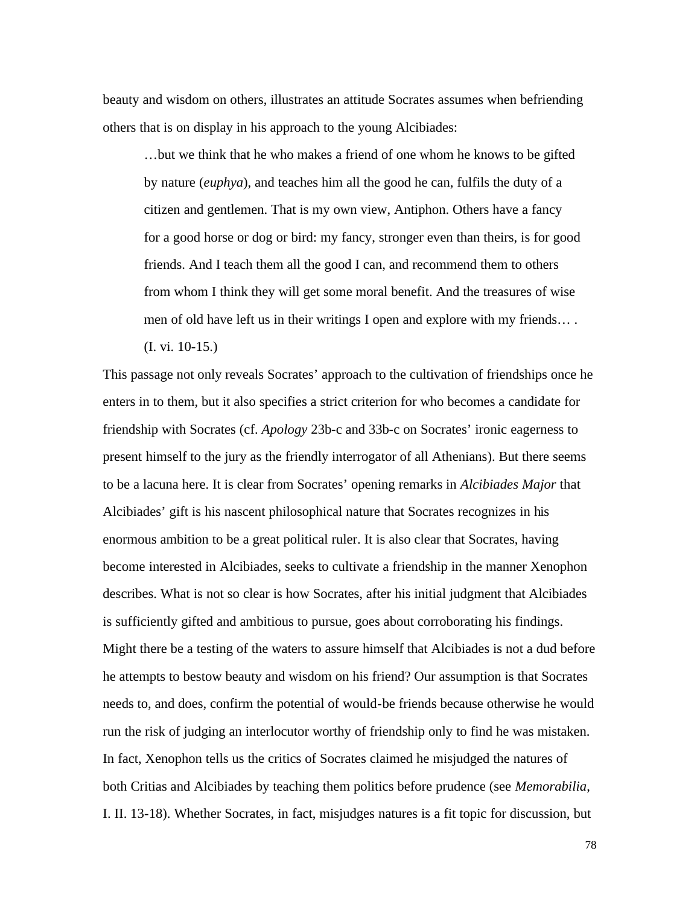beauty and wisdom on others, illustrates an attitude Socrates assumes when befriending others that is on display in his approach to the young Alcibiades:

> …but we think that he who makes a friend of one whom he knows to be gifted by nature (*euphya*), and teaches him all the good he can, fulfils the duty of a citizen and gentlemen. That is my own view, Antiphon. Others have a fancy for a good horse or dog or bird: my fancy, stronger even than theirs, is for good friends. And I teach them all the good I can, and recommend them to others from whom I think they will get some moral benefit. And the treasures of wise men of old have left us in their writings I open and explore with my friends… . (I. vi. 10-15.)

This passage not only reveals Socrates' approach to the cultivation of friendships once he enters in to them, but it also specifies a strict criterion for who becomes a candidate for friendship with Socrates (cf. *Apology* 23b-c and 33b-c on Socrates' ironic eagerness to present himself to the jury as the friendly interrogator of all Athenians). But there seems to be a lacuna here. It is clear from Socrates' opening remarks in *Alcibiades Major* that Alcibiades' gift is his nascent philosophical nature that Socrates recognizes in his enormous ambition to be a great political ruler. It is also clear that Socrates, having become interested in Alcibiades, seeks to cultivate a friendship in the manner Xenophon describes. What is not so clear is how Socrates, after his initial judgment that Alcibiades is sufficiently gifted and ambitious to pursue, goes about corroborating his findings. Might there be a testing of the waters to assure himself that Alcibiades is not a dud before he attempts to bestow beauty and wisdom on his friend? Our assumption is that Socrates needs to, and does, confirm the potential of would-be friends because otherwise he would run the risk of judging an interlocutor worthy of friendship only to find he was mistaken. In fact, Xenophon tells us the critics of Socrates claimed he misjudged the natures of both Critias and Alcibiades by teaching them politics before prudence (see *Memorabilia*, I. II. 13-18). Whether Socrates, in fact, misjudges natures is a fit topic for discussion, but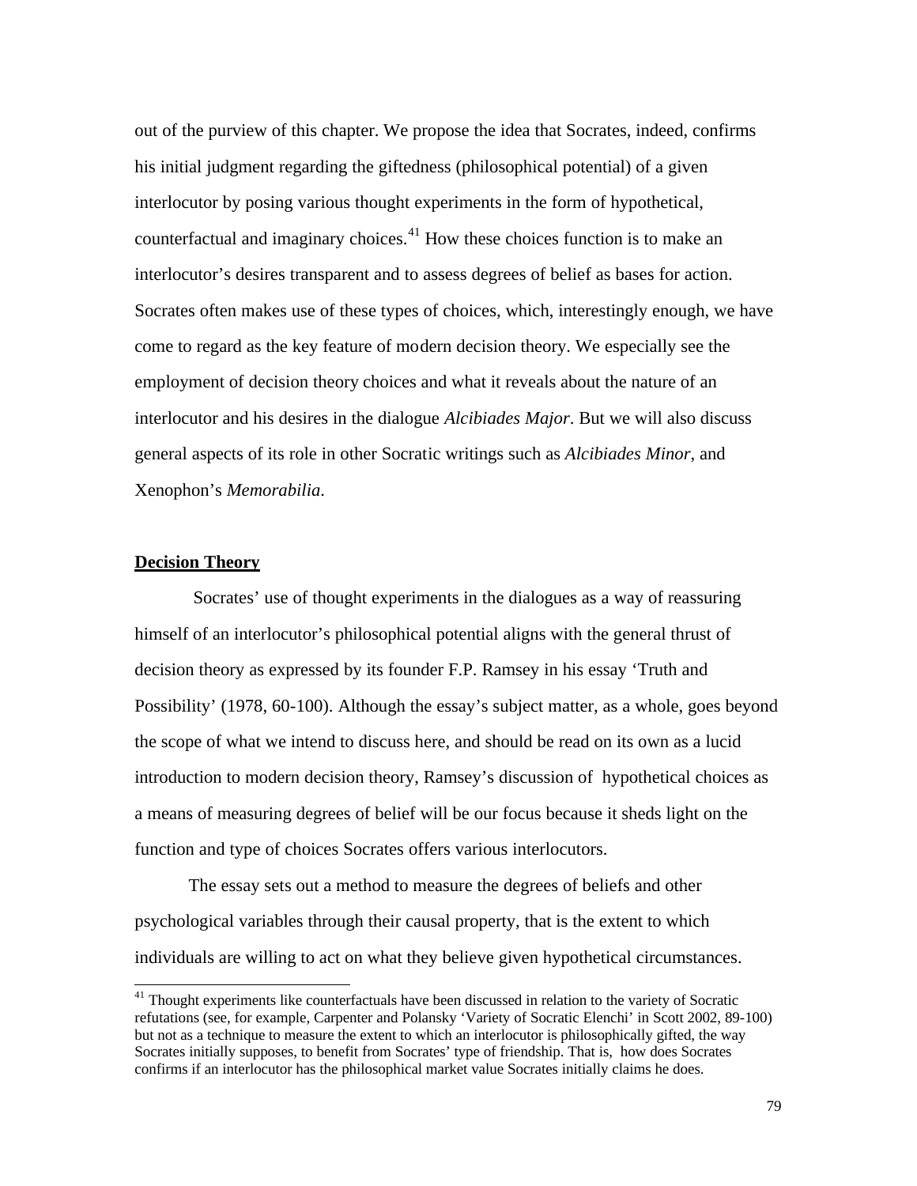out of the purview of this chapter. We propose the idea that Socrates, indeed, confirms his initial judgment regarding the giftedness (philosophical potential) of a given interlocutor by posing various thought experiments in the form of hypothetical, counterfactual and imaginary choices.[41] How these choices function is to make an interlocutor's desires transparent and to assess degrees of belief as bases for action. Socrates often makes use of these types of choices, which, interestingly enough, we have come to regard as the key feature of modern decision theory. We especially see the employment of decision theory choices and what it reveals about the nature of an interlocutor and his desires in the dialogue *Alcibiades Major*. But we will also discuss general aspects of its role in other Socratic writings such as *Alcibiades Minor*, and Xenophon's *Memorabilia*.

## **Decision Theory**

Socrates' use of thought experiments in the dialogues as a way of reassuring himself of an interlocutor's philosophical potential aligns with the general thrust of decision theory as expressed by its founder F.P. Ramsey in his essay 'Truth and Possibility' (1978, 60-100). Although the essay's subject matter, as a whole, goes beyond the scope of what we intend to discuss here, and should be read on its own as a lucid introduction to modern decision theory, Ramsey's discussion of hypothetical choices as a means of measuring degrees of belief will be our focus because it sheds light on the function and type of choices Socrates offers various interlocutors.

The essay sets out a method to measure the degrees of beliefs and other psychological variables through their causal property, that is the extent to which individuals are willing to act on what they believe given hypothetical circumstances.

[41] Thought experiments like counterfactuals have been discussed in relation to the variety of Socratic refutations (see, for example, Carpenter and Polansky 'Variety of Socratic Elenchi' in Scott 2002, 89-100) but not as a technique to measure the extent to which an interlocutor is philosophically gifted, the way Socrates initially supposes, to benefit from Socrates' type of friendship. That is, how does Socrates confirms if an interlocutor has the philosophical market value Socrates initially claims he does.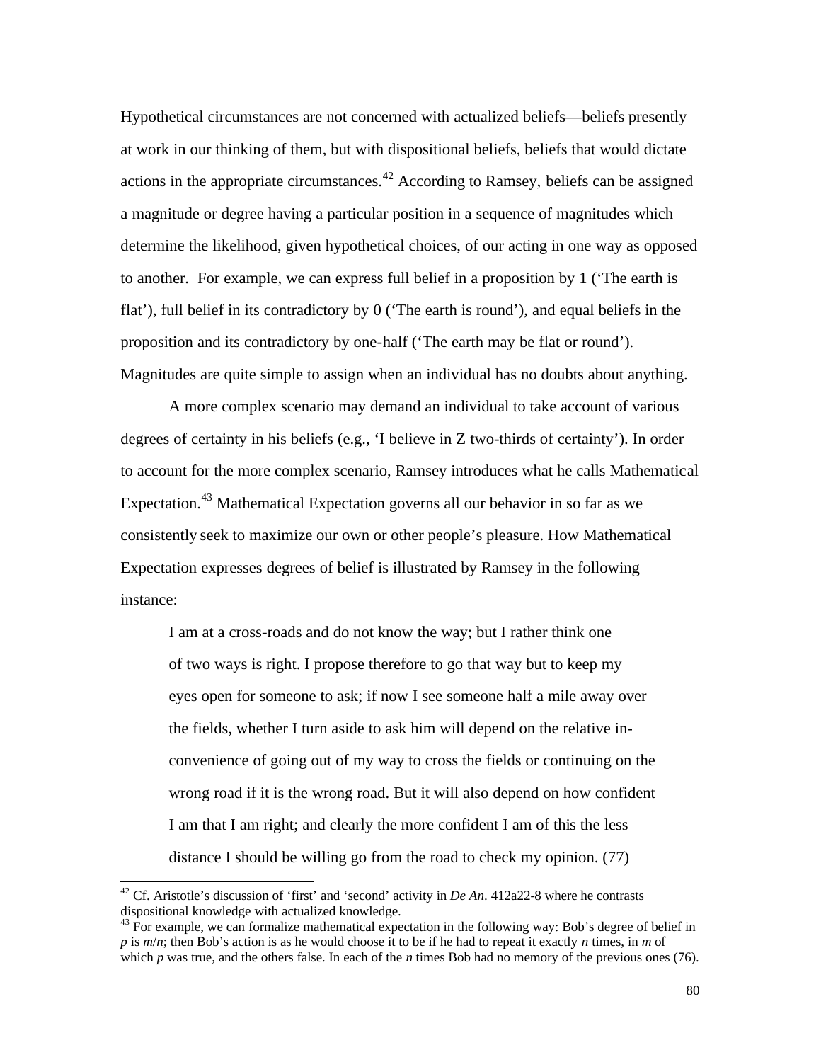Hypothetical circumstances are not concerned with actualized beliefs—beliefs presently at work in our thinking of them, but with dispositional beliefs, beliefs that would dictate actions in the appropriate circumstances.[42] According to Ramsey, beliefs can be assigned a magnitude or degree having a particular position in a sequence of magnitudes which determine the likelihood, given hypothetical choices, of our acting in one way as opposed to another. For example, we can express full belief in a proposition by 1 ('The earth is flat'), full belief in its contradictory by 0 ('The earth is round'), and equal beliefs in the proposition and its contradictory by one-half ('The earth may be flat or round'). Magnitudes are quite simple to assign when an individual has no doubts about anything.

A more complex scenario may demand an individual to take account of various degrees of certainty in his beliefs (e.g., 'I believe in Z two-thirds of certainty'). In order to account for the more complex scenario, Ramsey introduces what he calls Mathematical Expectation.[43] Mathematical Expectation governs all our behavior in so far as we consistently seek to maximize our own or other people's pleasure. How Mathematical Expectation expresses degrees of belief is illustrated by Ramsey in the following instance:

> I am at a cross-roads and do not know the way; but I rather think one of two ways is right. I propose therefore to go that way but to keep my eyes open for someone to ask; if now I see someone half a mile away over the fields, whether I turn aside to ask him will depend on the relative inconvenience of going out of my way to cross the fields or continuing on the wrong road if it is the wrong road. But it will also depend on how confident I am that I am right; and clearly the more confident I am of this the less distance I should be willing go from the road to check my opinion. (77)

[42] Cf. Aristotle's discussion of 'first' and 'second' activity in *De An*. 412a22-8 where he contrasts dispositional knowledge with actualized knowledge.

[43] For example, we can formalize mathematical expectation in the following way: Bob's degree of belief in $p$ is $m/n$; then Bob's action is as he would choose it to be if he had to repeat it exactly $n$ times, in $m$ of which $p$ was true, and the others false. In each of the $n$ times Bob had no memory of the previous ones (76).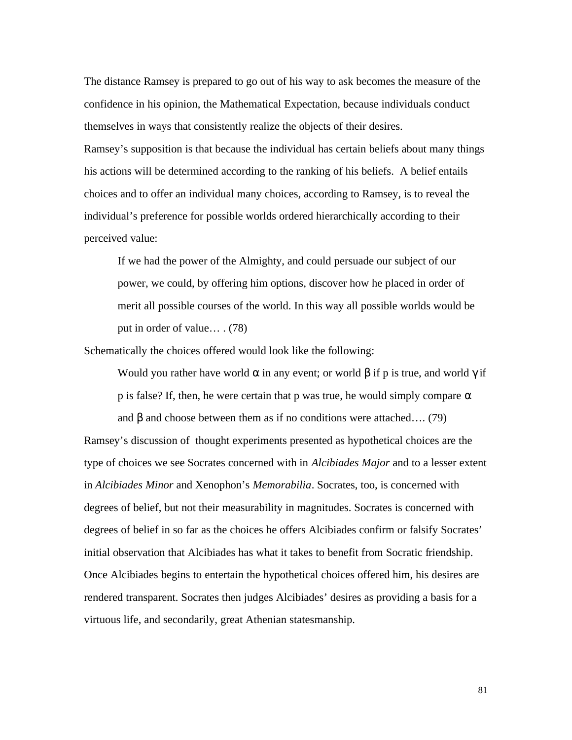The distance Ramsey is prepared to go out of his way to ask becomes the measure of the confidence in his opinion, the Mathematical Expectation, because individuals conduct themselves in ways that consistently realize the objects of their desires.

Ramsey's supposition is that because the individual has certain beliefs about many things his actions will be determined according to the ranking of his beliefs. A belief entails choices and to offer an individual many choices, according to Ramsey, is to reveal the individual's preference for possible worlds ordered hierarchically according to their perceived value:

> If we had the power of the Almighty, and could persuade our subject of our power, we could, by offering him options, discover how he placed in order of merit all possible courses of the world. In this way all possible worlds would be put in order of value… . (78)

Schematically the choices offered would look like the following:

> Would you rather have world $\alpha$ in any event; or world $\beta$ if p is true, and world $\gamma$ if p is false? If, then, he were certain that p was true, he would simply compare $\alpha$ and $\beta$ and choose between them as if no conditions were attached…. (79)

Ramsey's discussion of thought experiments presented as hypothetical choices are the type of choices we see Socrates concerned with in *Alcibiades Major* and to a lesser extent in *Alcibiades Minor* and Xenophon's *Memorabilia*. Socrates, too, is concerned with degrees of belief, but not their measurability in magnitudes. Socrates is concerned with degrees of belief in so far as the choices he offers Alcibiades confirm or falsify Socrates' initial observation that Alcibiades has what it takes to benefit from Socratic friendship. Once Alcibiades begins to entertain the hypothetical choices offered him, his desires are rendered transparent. Socrates then judges Alcibiades' desires as providing a basis for a virtuous life, and secondarily, great Athenian statesmanship.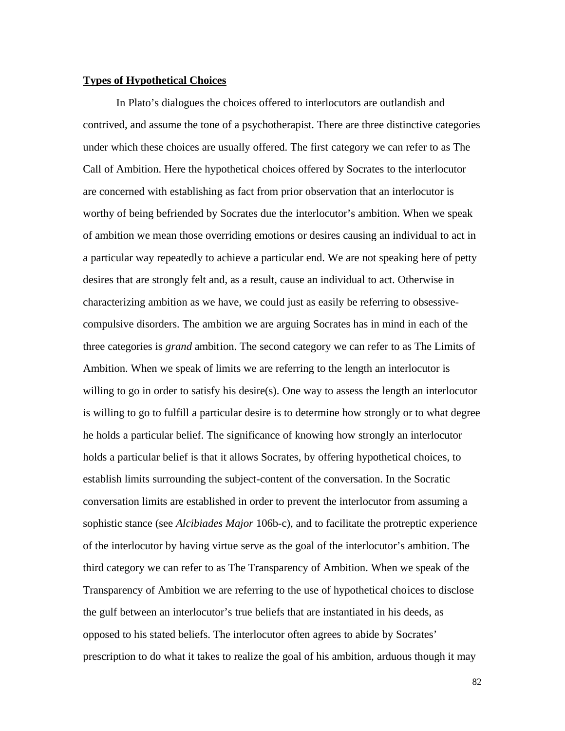**Types of Hypothetical Choices**

In Plato's dialogues the choices offered to interlocutors are outlandish and contrived, and assume the tone of a psychotherapist. There are three distinctive categories under which these choices are usually offered. The first category we can refer to as The Call of Ambition. Here the hypothetical choices offered by Socrates to the interlocutor are concerned with establishing as fact from prior observation that an interlocutor is worthy of being befriended by Socrates due the interlocutor's ambition. When we speak of ambition we mean those overriding emotions or desires causing an individual to act in a particular way repeatedly to achieve a particular end. We are not speaking here of petty desires that are strongly felt and, as a result, cause an individual to act. Otherwise in characterizing ambition as we have, we could just as easily be referring to obsessive-compulsive disorders. The ambition we are arguing Socrates has in mind in each of the three categories is *grand* ambition. The second category we can refer to as The Limits of Ambition. When we speak of limits we are referring to the length an interlocutor is willing to go in order to satisfy his desire(s). One way to assess the length an interlocutor is willing to go to fulfill a particular desire is to determine how strongly or to what degree he holds a particular belief. The significance of knowing how strongly an interlocutor holds a particular belief is that it allows Socrates, by offering hypothetical choices, to establish limits surrounding the subject-content of the conversation. In the Socratic conversation limits are established in order to prevent the interlocutor from assuming a sophistic stance (see *Alcibiades Major* 106b-c), and to facilitate the protreptic experience of the interlocutor by having virtue serve as the goal of the interlocutor's ambition. The third category we can refer to as The Transparency of Ambition. When we speak of the Transparency of Ambition we are referring to the use of hypothetical choices to disclose the gulf between an interlocutor's true beliefs that are instantiated in his deeds, as opposed to his stated beliefs. The interlocutor often agrees to abide by Socrates' prescription to do what it takes to realize the goal of his ambition, arduous though it may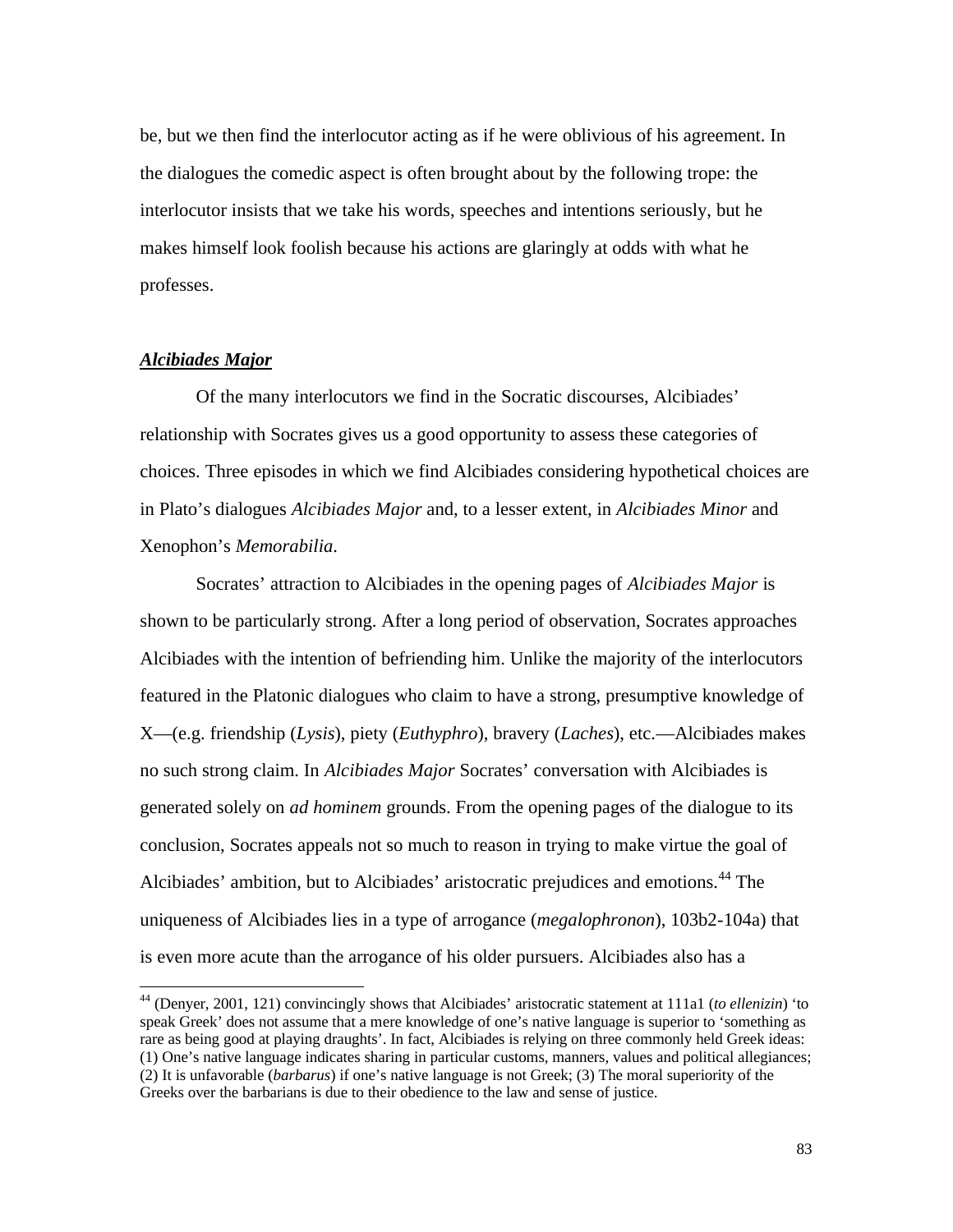be, but we then find the interlocutor acting as if he were oblivious of his agreement. In the dialogues the comedic aspect is often brought about by the following trope: the interlocutor insists that we take his words, speeches and intentions seriously, but he makes himself look foolish because his actions are glaringly at odds with what he professes.

## ***Alcibiades Major***

Of the many interlocutors we find in the Socratic discourses, Alcibiades' relationship with Socrates gives us a good opportunity to assess these categories of choices. Three episodes in which we find Alcibiades considering hypothetical choices are in Plato's dialogues *Alcibiades Major* and, to a lesser extent, in *Alcibiades Minor* and Xenophon's *Memorabilia*.

Socrates' attraction to Alcibiades in the opening pages of *Alcibiades Major* is shown to be particularly strong. After a long period of observation, Socrates approaches Alcibiades with the intention of befriending him. Unlike the majority of the interlocutors featured in the Platonic dialogues who claim to have a strong, presumptive knowledge of X—(e.g. friendship (*Lysis*), piety (*Euthyphro*), bravery (*Laches*), etc.—Alcibiades makes no such strong claim. In *Alcibiades Major* Socrates' conversation with Alcibiades is generated solely on *ad hominem* grounds. From the opening pages of the dialogue to its conclusion, Socrates appeals not so much to reason in trying to make virtue the goal of Alcibiades' ambition, but to Alcibiades' aristocratic prejudices and emotions.[44] The uniqueness of Alcibiades lies in a type of arrogance (*megalophronon*), 103b2-104a) that is even more acute than the arrogance of his older pursuers. Alcibiades also has a

[44] (Denyer, 2001, 121) convincingly shows that Alcibiades' aristocratic statement at 111a1 (*to ellenizin*) 'to speak Greek' does not assume that a mere knowledge of one's native language is superior to 'something as rare as being good at playing draughts'. In fact, Alcibiades is relying on three commonly held Greek ideas: (1) One's native language indicates sharing in particular customs, manners, values and political allegiances; (2) It is unfavorable (*barbarus*) if one's native language is not Greek; (3) The moral superiority of the Greeks over the barbarians is due to their obedience to the law and sense of justice.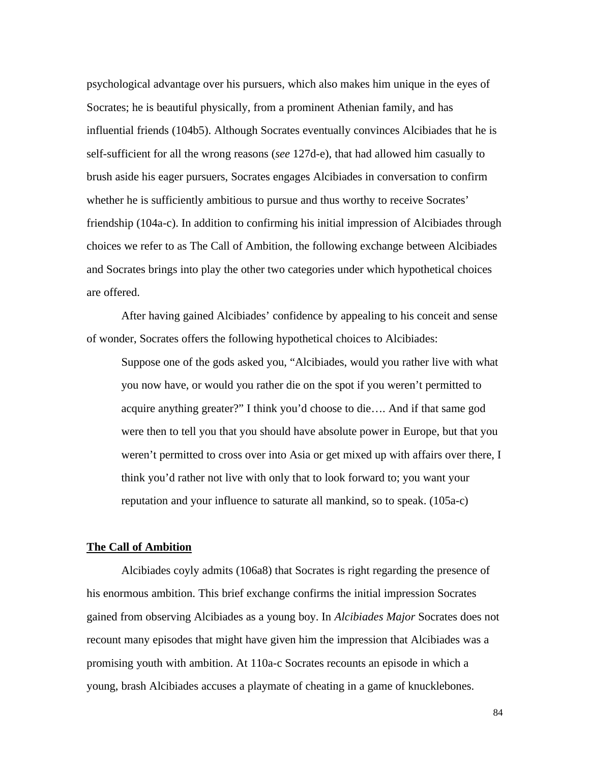psychological advantage over his pursuers, which also makes him unique in the eyes of Socrates; he is beautiful physically, from a prominent Athenian family, and has influential friends (104b5). Although Socrates eventually convinces Alcibiades that he is self-sufficient for all the wrong reasons (*see* 127d-e), that had allowed him casually to brush aside his eager pursuers, Socrates engages Alcibiades in conversation to confirm whether he is sufficiently ambitious to pursue and thus worthy to receive Socrates' friendship (104a-c). In addition to confirming his initial impression of Alcibiades through choices we refer to as The Call of Ambition, the following exchange between Alcibiades and Socrates brings into play the other two categories under which hypothetical choices are offered.

After having gained Alcibiades' confidence by appealing to his conceit and sense of wonder, Socrates offers the following hypothetical choices to Alcibiades:

> Suppose one of the gods asked you, "Alcibiades, would you rather live with what you now have, or would you rather die on the spot if you weren't permitted to acquire anything greater?" I think you'd choose to die…. And if that same god were then to tell you that you should have absolute power in Europe, but that you weren't permitted to cross over into Asia or get mixed up with affairs over there, I think you'd rather not live with only that to look forward to; you want your reputation and your influence to saturate all mankind, so to speak. (105a-c)

**The Call of Ambition**

Alcibiades coyly admits (106a8) that Socrates is right regarding the presence of his enormous ambition. This brief exchange confirms the initial impression Socrates gained from observing Alcibiades as a young boy. In *Alcibiades Major* Socrates does not recount many episodes that might have given him the impression that Alcibiades was a promising youth with ambition. At 110a-c Socrates recounts an episode in which a young, brash Alcibiades accuses a playmate of cheating in a game of knucklebones.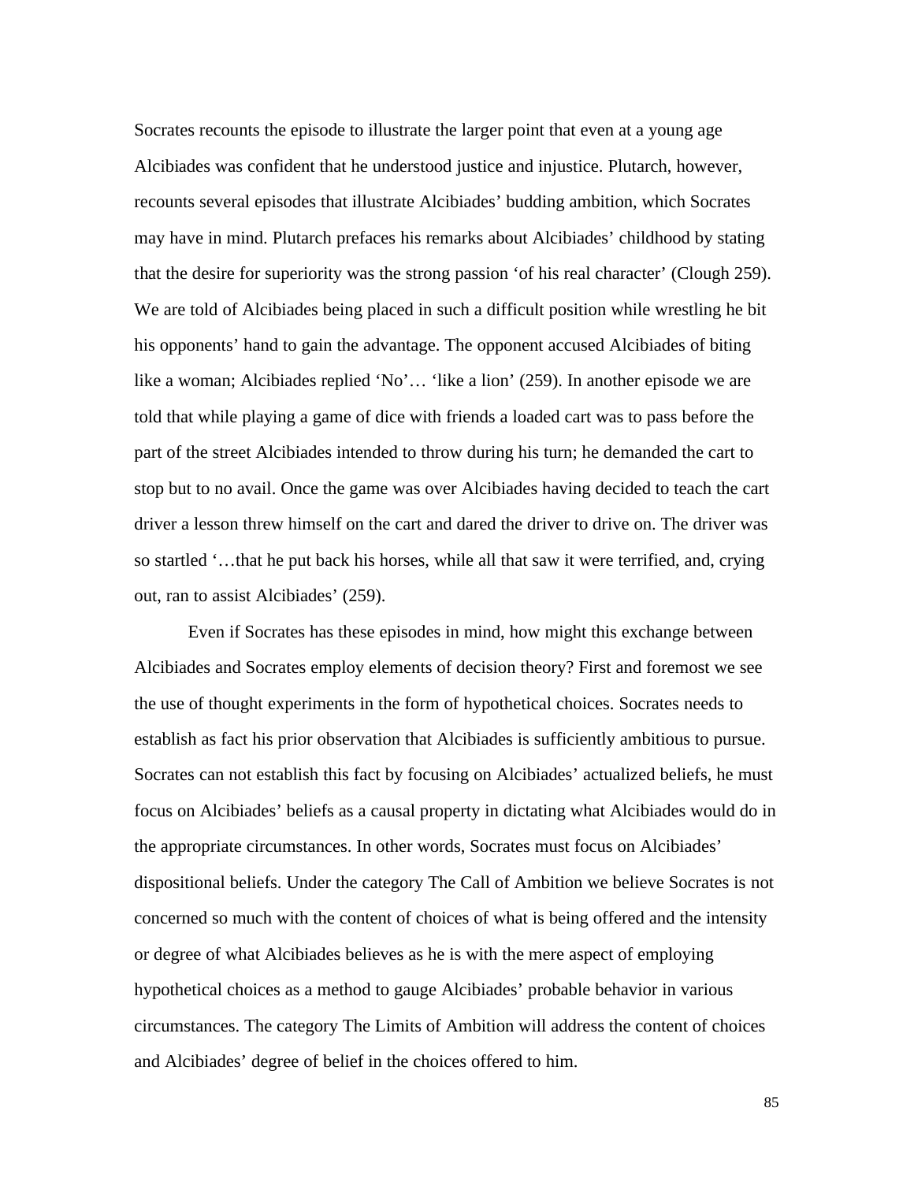Socrates recounts the episode to illustrate the larger point that even at a young age Alcibiades was confident that he understood justice and injustice. Plutarch, however, recounts several episodes that illustrate Alcibiades' budding ambition, which Socrates may have in mind. Plutarch prefaces his remarks about Alcibiades' childhood by stating that the desire for superiority was the strong passion 'of his real character' (Clough 259). We are told of Alcibiades being placed in such a difficult position while wrestling he bit his opponents' hand to gain the advantage. The opponent accused Alcibiades of biting like a woman; Alcibiades replied 'No'… 'like a lion' (259). In another episode we are told that while playing a game of dice with friends a loaded cart was to pass before the part of the street Alcibiades intended to throw during his turn; he demanded the cart to stop but to no avail. Once the game was over Alcibiades having decided to teach the cart driver a lesson threw himself on the cart and dared the driver to drive on. The driver was so startled '…that he put back his horses, while all that saw it were terrified, and, crying out, ran to assist Alcibiades' (259).

Even if Socrates has these episodes in mind, how might this exchange between Alcibiades and Socrates employ elements of decision theory? First and foremost we see the use of thought experiments in the form of hypothetical choices. Socrates needs to establish as fact his prior observation that Alcibiades is sufficiently ambitious to pursue. Socrates can not establish this fact by focusing on Alcibiades' actualized beliefs, he must focus on Alcibiades' beliefs as a causal property in dictating what Alcibiades would do in the appropriate circumstances. In other words, Socrates must focus on Alcibiades' dispositional beliefs. Under the category The Call of Ambition we believe Socrates is not concerned so much with the content of choices of what is being offered and the intensity or degree of what Alcibiades believes as he is with the mere aspect of employing hypothetical choices as a method to gauge Alcibiades' probable behavior in various circumstances. The category The Limits of Ambition will address the content of choices and Alcibiades' degree of belief in the choices offered to him.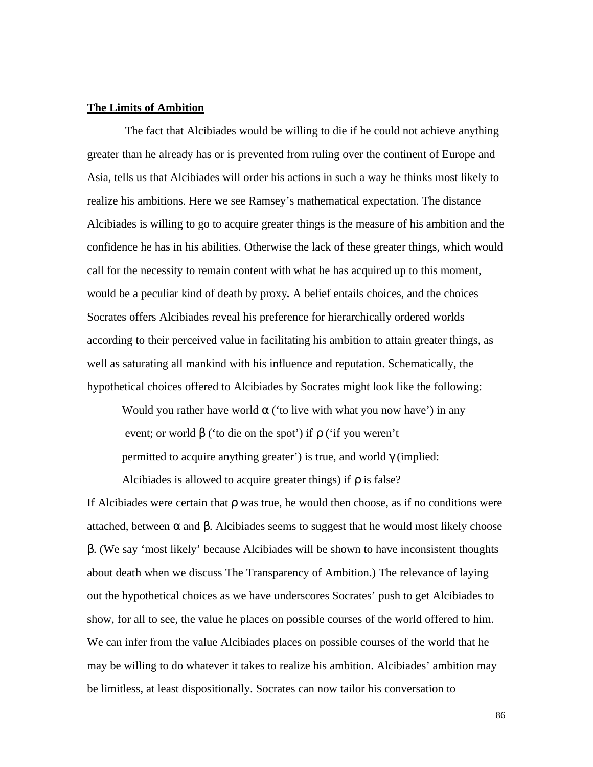**The Limits of Ambition**

The fact that Alcibiades would be willing to die if he could not achieve anything greater than he already has or is prevented from ruling over the continent of Europe and Asia, tells us that Alcibiades will order his actions in such a way he thinks most likely to realize his ambitions. Here we see Ramsey's mathematical expectation. The distance Alcibiades is willing to go to acquire greater things is the measure of his ambition and the confidence he has in his abilities. Otherwise the lack of these greater things, which would call for the necessity to remain content with what he has acquired up to this moment, would be a peculiar kind of death by proxy**.** A belief entails choices, and the choices Socrates offers Alcibiades reveal his preference for hierarchically ordered worlds according to their perceived value in facilitating his ambition to attain greater things, as well as saturating all mankind with his influence and reputation. Schematically, the hypothetical choices offered to Alcibiades by Socrates might look like the following:

> Would you rather have world $\alpha$ ('to live with what you now have') in any event; or world $\beta$ ('to die on the spot') if $\rho$ ('if you weren't permitted to acquire anything greater') is true, and world $\gamma$ (implied: Alcibiades is allowed to acquire greater things) if $\rho$ is false?

If Alcibiades were certain that $\rho$ was true, he would then choose, as if no conditions were attached, between $\alpha$ and $\beta$. Alcibiades seems to suggest that he would most likely choose $\beta$. (We say 'most likely' because Alcibiades will be shown to have inconsistent thoughts about death when we discuss The Transparency of Ambition.) The relevance of laying out the hypothetical choices as we have underscores Socrates' push to get Alcibiades to show, for all to see, the value he places on possible courses of the world offered to him. We can infer from the value Alcibiades places on possible courses of the world that he may be willing to do whatever it takes to realize his ambition. Alcibiades' ambition may be limitless, at least dispositionally. Socrates can now tailor his conversation to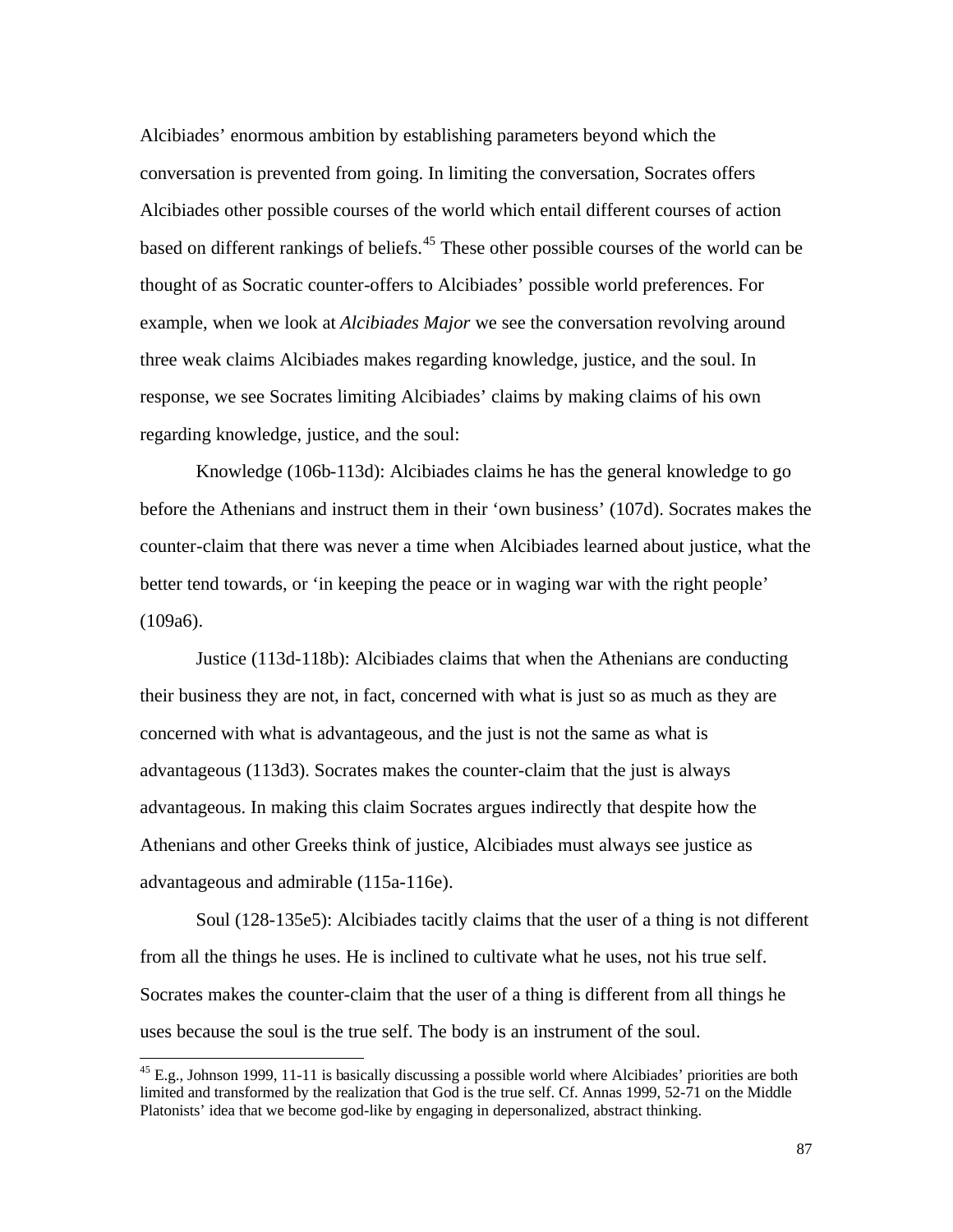Alcibiades' enormous ambition by establishing parameters beyond which the conversation is prevented from going. In limiting the conversation, Socrates offers Alcibiades other possible courses of the world which entail different courses of action based on different rankings of beliefs.[45] These other possible courses of the world can be thought of as Socratic counter-offers to Alcibiades' possible world preferences. For example, when we look at *Alcibiades Major* we see the conversation revolving around three weak claims Alcibiades makes regarding knowledge, justice, and the soul. In response, we see Socrates limiting Alcibiades' claims by making claims of his own regarding knowledge, justice, and the soul:

Knowledge (106b-113d): Alcibiades claims he has the general knowledge to go before the Athenians and instruct them in their 'own business' (107d). Socrates makes the counter-claim that there was never a time when Alcibiades learned about justice, what the better tend towards, or 'in keeping the peace or in waging war with the right people' (109a6).

Justice (113d-118b): Alcibiades claims that when the Athenians are conducting their business they are not, in fact, concerned with what is just so as much as they are concerned with what is advantageous, and the just is not the same as what is advantageous (113d3). Socrates makes the counter-claim that the just is always advantageous. In making this claim Socrates argues indirectly that despite how the Athenians and other Greeks think of justice, Alcibiades must always see justice as advantageous and admirable (115a-116e).

Soul (128-135e5): Alcibiades tacitly claims that the user of a thing is not different from all the things he uses. He is inclined to cultivate what he uses, not his true self. Socrates makes the counter-claim that the user of a thing is different from all things he uses because the soul is the true self. The body is an instrument of the soul.

---

[45] E.g., Johnson 1999, 11-11 is basically discussing a possible world where Alcibiades' priorities are both limited and transformed by the realization that God is the true self. Cf. Annas 1999, 52-71 on the Middle Platonists' idea that we become god-like by engaging in depersonalized, abstract thinking.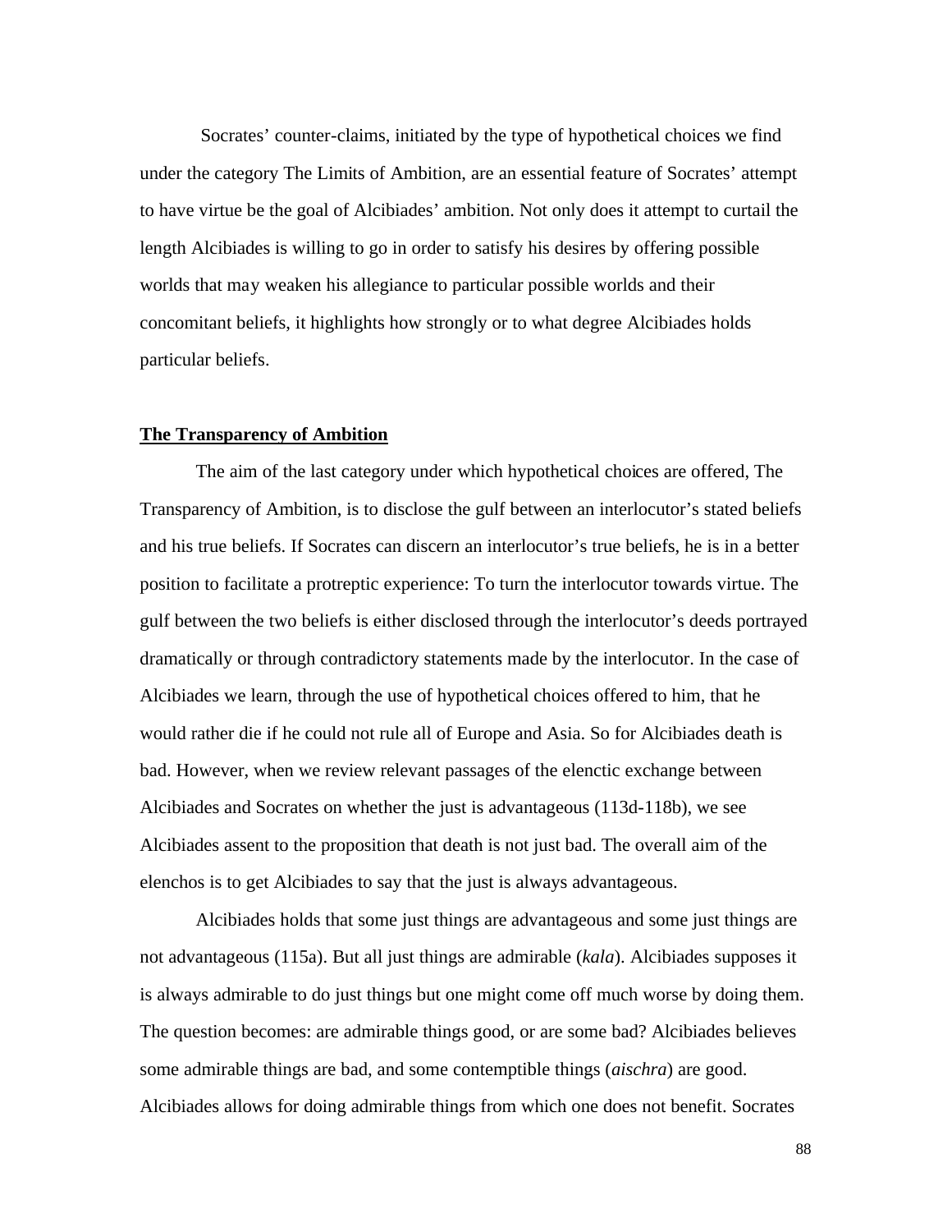Socrates' counter-claims, initiated by the type of hypothetical choices we find under the category The Limits of Ambition, are an essential feature of Socrates' attempt to have virtue be the goal of Alcibiades' ambition. Not only does it attempt to curtail the length Alcibiades is willing to go in order to satisfy his desires by offering possible worlds that may weaken his allegiance to particular possible worlds and their concomitant beliefs, it highlights how strongly or to what degree Alcibiades holds particular beliefs.

**The Transparency of Ambition**

The aim of the last category under which hypothetical choices are offered, The Transparency of Ambition, is to disclose the gulf between an interlocutor's stated beliefs and his true beliefs. If Socrates can discern an interlocutor's true beliefs, he is in a better position to facilitate a protreptic experience: To turn the interlocutor towards virtue. The gulf between the two beliefs is either disclosed through the interlocutor's deeds portrayed dramatically or through contradictory statements made by the interlocutor. In the case of Alcibiades we learn, through the use of hypothetical choices offered to him, that he would rather die if he could not rule all of Europe and Asia. So for Alcibiades death is bad. However, when we review relevant passages of the elenctic exchange between Alcibiades and Socrates on whether the just is advantageous (113d-118b), we see Alcibiades assent to the proposition that death is not just bad. The overall aim of the elenchos is to get Alcibiades to say that the just is always advantageous.

Alcibiades holds that some just things are advantageous and some just things are not advantageous (115a). But all just things are admirable (*kala*). Alcibiades supposes it is always admirable to do just things but one might come off much worse by doing them. The question becomes: are admirable things good, or are some bad? Alcibiades believes some admirable things are bad, and some contemptible things (*aischra*) are good. Alcibiades allows for doing admirable things from which one does not benefit. Socrates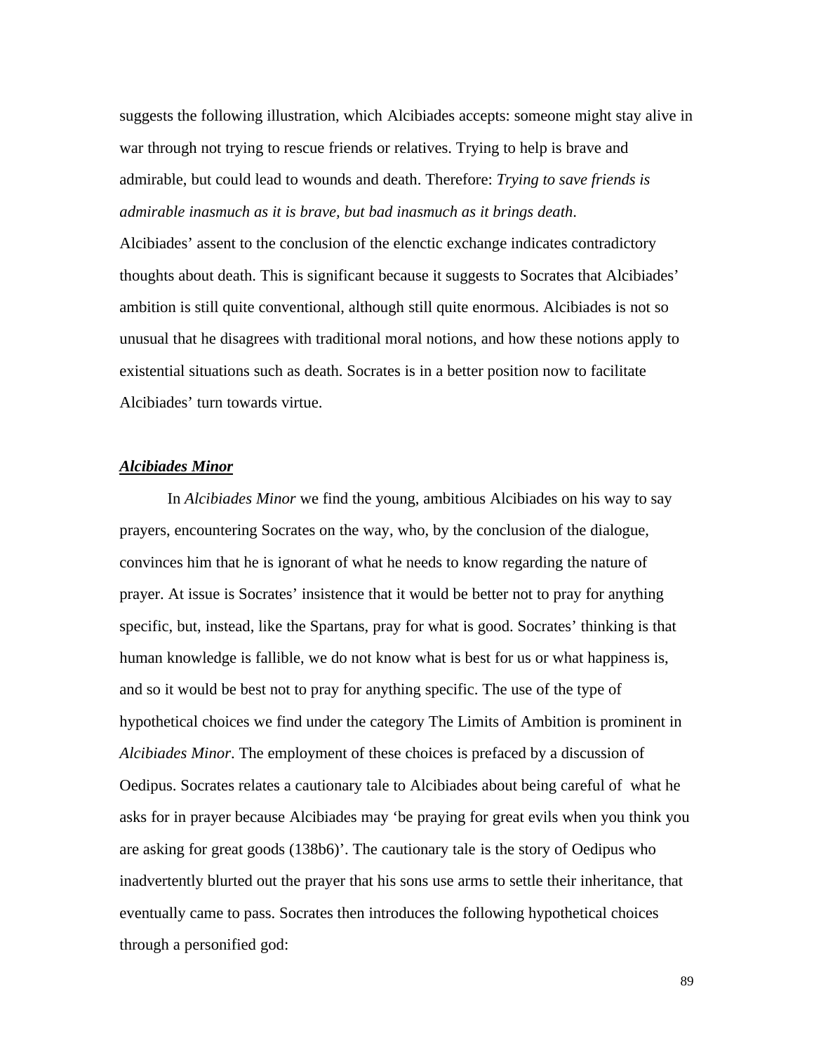suggests the following illustration, which Alcibiades accepts: someone might stay alive in war through not trying to rescue friends or relatives. Trying to help is brave and admirable, but could lead to wounds and death. Therefore: *Trying to save friends is admirable inasmuch as it is brave, but bad inasmuch as it brings death*.

Alcibiades' assent to the conclusion of the elenctic exchange indicates contradictory thoughts about death. This is significant because it suggests to Socrates that Alcibiades' ambition is still quite conventional, although still quite enormous. Alcibiades is not so unusual that he disagrees with traditional moral notions, and how these notions apply to existential situations such as death. Socrates is in a better position now to facilitate Alcibiades' turn towards virtue.

## ***Alcibiades Minor***

In *Alcibiades Minor* we find the young, ambitious Alcibiades on his way to say prayers, encountering Socrates on the way, who, by the conclusion of the dialogue, convinces him that he is ignorant of what he needs to know regarding the nature of prayer. At issue is Socrates' insistence that it would be better not to pray for anything specific, but, instead, like the Spartans, pray for what is good. Socrates' thinking is that human knowledge is fallible, we do not know what is best for us or what happiness is, and so it would be best not to pray for anything specific. The use of the type of hypothetical choices we find under the category The Limits of Ambition is prominent in *Alcibiades Minor*. The employment of these choices is prefaced by a discussion of Oedipus. Socrates relates a cautionary tale to Alcibiades about being careful of what he asks for in prayer because Alcibiades may 'be praying for great evils when you think you are asking for great goods (138b6)'. The cautionary tale is the story of Oedipus who inadvertently blurted out the prayer that his sons use arms to settle their inheritance, that eventually came to pass. Socrates then introduces the following hypothetical choices through a personified god: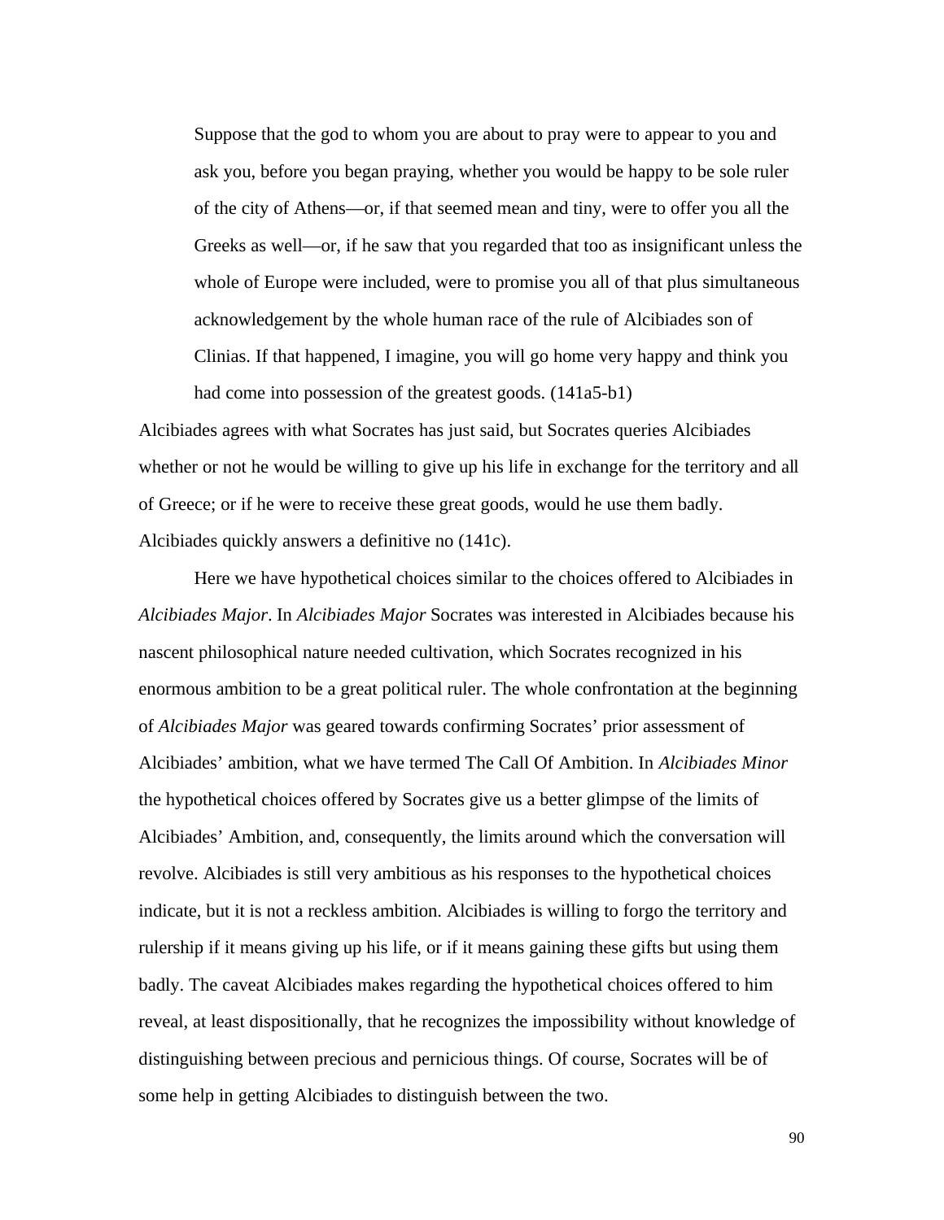> Suppose that the god to whom you are about to pray were to appear to you and ask you, before you began praying, whether you would be happy to be sole ruler of the city of Athens—or, if that seemed mean and tiny, were to offer you all the Greeks as well—or, if he saw that you regarded that too as insignificant unless the whole of Europe were included, were to promise you all of that plus simultaneous acknowledgement by the whole human race of the rule of Alcibiades son of Clinias. If that happened, I imagine, you will go home very happy and think you had come into possession of the greatest goods. (141a5-b1)

Alcibiades agrees with what Socrates has just said, but Socrates queries Alcibiades whether or not he would be willing to give up his life in exchange for the territory and all of Greece; or if he were to receive these great goods, would he use them badly. Alcibiades quickly answers a definitive no (141c).

Here we have hypothetical choices similar to the choices offered to Alcibiades in *Alcibiades Major*. In *Alcibiades Major* Socrates was interested in Alcibiades because his nascent philosophical nature needed cultivation, which Socrates recognized in his enormous ambition to be a great political ruler. The whole confrontation at the beginning of *Alcibiades Major* was geared towards confirming Socrates' prior assessment of Alcibiades' ambition, what we have termed The Call Of Ambition. In *Alcibiades Minor* the hypothetical choices offered by Socrates give us a better glimpse of the limits of Alcibiades' Ambition, and, consequently, the limits around which the conversation will revolve. Alcibiades is still very ambitious as his responses to the hypothetical choices indicate, but it is not a reckless ambition. Alcibiades is willing to forgo the territory and rulership if it means giving up his life, or if it means gaining these gifts but using them badly. The caveat Alcibiades makes regarding the hypothetical choices offered to him reveal, at least dispositionally, that he recognizes the impossibility without knowledge of distinguishing between precious and pernicious things. Of course, Socrates will be of some help in getting Alcibiades to distinguish between the two.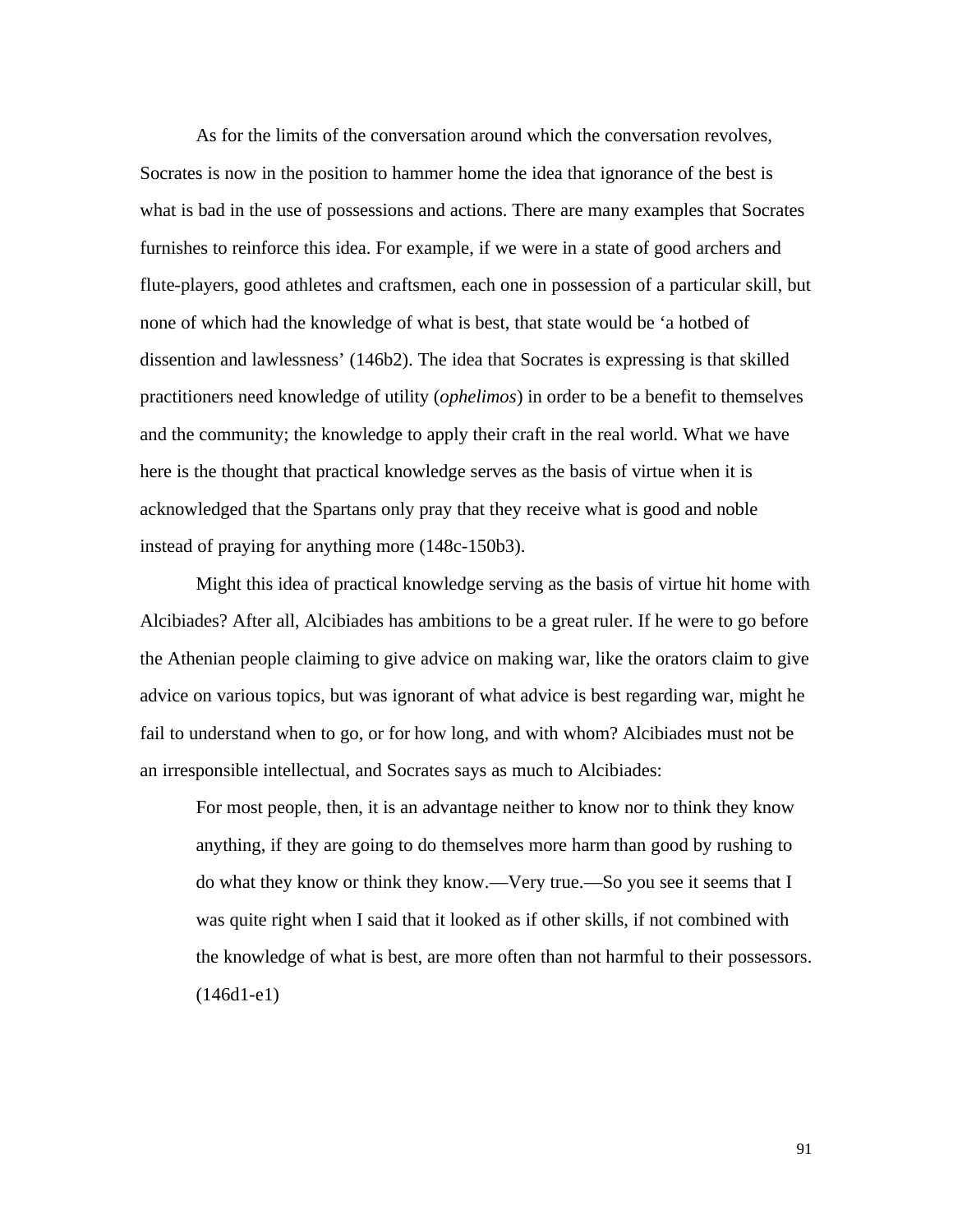As for the limits of the conversation around which the conversation revolves, Socrates is now in the position to hammer home the idea that ignorance of the best is what is bad in the use of possessions and actions. There are many examples that Socrates furnishes to reinforce this idea. For example, if we were in a state of good archers and flute-players, good athletes and craftsmen, each one in possession of a particular skill, but none of which had the knowledge of what is best, that state would be ‘a hotbed of dissention and lawlessness’ (146b2). The idea that Socrates is expressing is that skilled practitioners need knowledge of utility (*ophelimos*) in order to be a benefit to themselves and the community; the knowledge to apply their craft in the real world. What we have here is the thought that practical knowledge serves as the basis of virtue when it is acknowledged that the Spartans only pray that they receive what is good and noble instead of praying for anything more (148c-150b3).

Might this idea of practical knowledge serving as the basis of virtue hit home with Alcibiades? After all, Alcibiades has ambitions to be a great ruler. If he were to go before the Athenian people claiming to give advice on making war, like the orators claim to give advice on various topics, but was ignorant of what advice is best regarding war, might he fail to understand when to go, or for how long, and with whom? Alcibiades must not be an irresponsible intellectual, and Socrates says as much to Alcibiades:

> For most people, then, it is an advantage neither to know nor to think they know anything, if they are going to do themselves more harm than good by rushing to do what they know or think they know.—Very true.—So you see it seems that I was quite right when I said that it looked as if other skills, if not combined with the knowledge of what is best, are more often than not harmful to their possessors. (146d1-e1)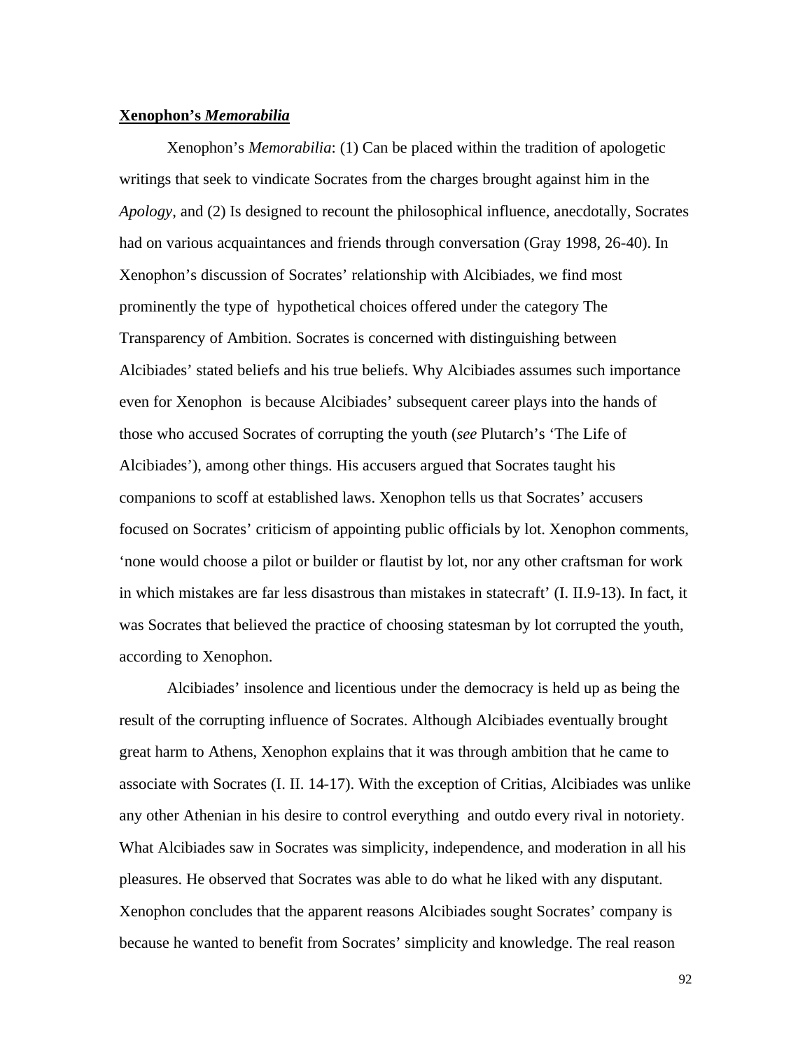**Xenophon's *Memorabilia***

Xenophon's *Memorabilia*: (1) Can be placed within the tradition of apologetic writings that seek to vindicate Socrates from the charges brought against him in the *Apology*, and (2) Is designed to recount the philosophical influence, anecdotally, Socrates had on various acquaintances and friends through conversation (Gray 1998, 26-40). In Xenophon's discussion of Socrates' relationship with Alcibiades, we find most prominently the type of hypothetical choices offered under the category The Transparency of Ambition. Socrates is concerned with distinguishing between Alcibiades' stated beliefs and his true beliefs. Why Alcibiades assumes such importance even for Xenophon is because Alcibiades' subsequent career plays into the hands of those who accused Socrates of corrupting the youth (*see* Plutarch's 'The Life of Alcibiades'), among other things. His accusers argued that Socrates taught his companions to scoff at established laws. Xenophon tells us that Socrates' accusers focused on Socrates' criticism of appointing public officials by lot. Xenophon comments, 'none would choose a pilot or builder or flautist by lot, nor any other craftsman for work in which mistakes are far less disastrous than mistakes in statecraft' (I. II.9-13). In fact, it was Socrates that believed the practice of choosing statesman by lot corrupted the youth, according to Xenophon.

Alcibiades' insolence and licentious under the democracy is held up as being the result of the corrupting influence of Socrates. Although Alcibiades eventually brought great harm to Athens, Xenophon explains that it was through ambition that he came to associate with Socrates (I. II. 14-17). With the exception of Critias, Alcibiades was unlike any other Athenian in his desire to control everything and outdo every rival in notoriety. What Alcibiades saw in Socrates was simplicity, independence, and moderation in all his pleasures. He observed that Socrates was able to do what he liked with any disputant. Xenophon concludes that the apparent reasons Alcibiades sought Socrates' company is because he wanted to benefit from Socrates' simplicity and knowledge. The real reason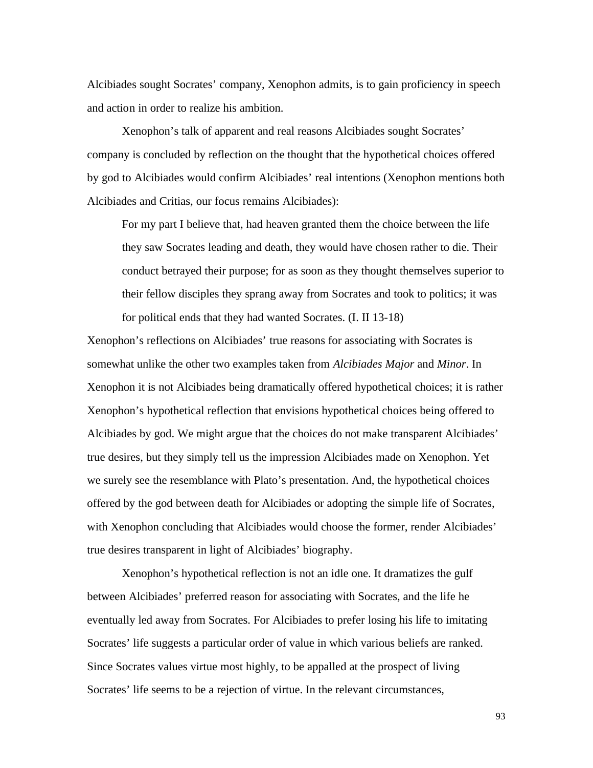Alcibiades sought Socrates' company, Xenophon admits, is to gain proficiency in speech and action in order to realize his ambition.

Xenophon's talk of apparent and real reasons Alcibiades sought Socrates' company is concluded by reflection on the thought that the hypothetical choices offered by god to Alcibiades would confirm Alcibiades' real intentions (Xenophon mentions both Alcibiades and Critias, our focus remains Alcibiades):

> For my part I believe that, had heaven granted them the choice between the life they saw Socrates leading and death, they would have chosen rather to die. Their conduct betrayed their purpose; for as soon as they thought themselves superior to their fellow disciples they sprang away from Socrates and took to politics; it was for political ends that they had wanted Socrates. (I. II 13-18)

Xenophon's reflections on Alcibiades' true reasons for associating with Socrates is somewhat unlike the other two examples taken from *Alcibiades Major* and *Minor*. In Xenophon it is not Alcibiades being dramatically offered hypothetical choices; it is rather Xenophon's hypothetical reflection that envisions hypothetical choices being offered to Alcibiades by god. We might argue that the choices do not make transparent Alcibiades' true desires, but they simply tell us the impression Alcibiades made on Xenophon. Yet we surely see the resemblance with Plato's presentation. And, the hypothetical choices offered by the god between death for Alcibiades or adopting the simple life of Socrates, with Xenophon concluding that Alcibiades would choose the former, render Alcibiades' true desires transparent in light of Alcibiades' biography.

Xenophon's hypothetical reflection is not an idle one. It dramatizes the gulf between Alcibiades' preferred reason for associating with Socrates, and the life he eventually led away from Socrates. For Alcibiades to prefer losing his life to imitating Socrates' life suggests a particular order of value in which various beliefs are ranked. Since Socrates values virtue most highly, to be appalled at the prospect of living Socrates' life seems to be a rejection of virtue. In the relevant circumstances,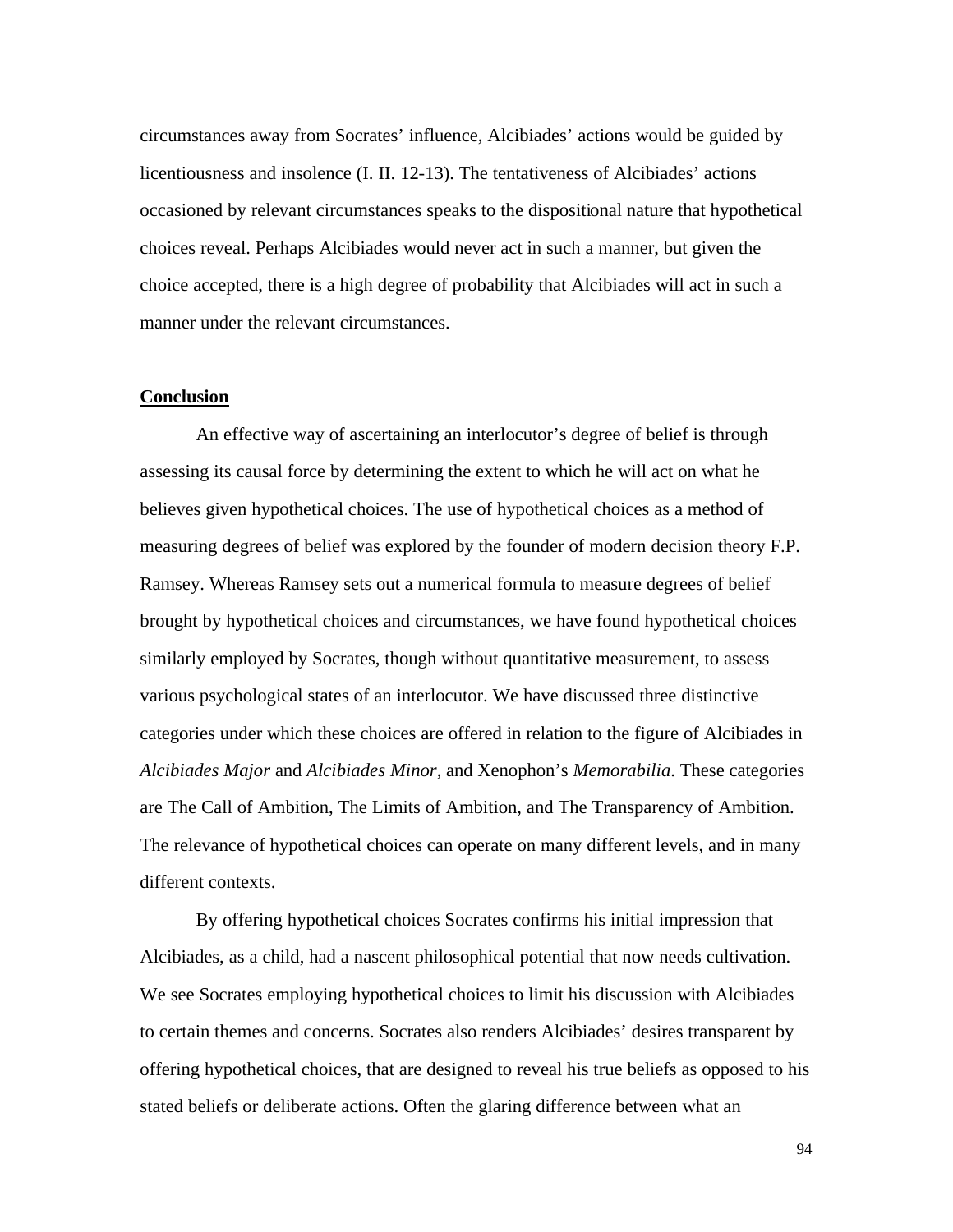circumstances away from Socrates' influence, Alcibiades' actions would be guided by licentiousness and insolence (I. II. 12-13). The tentativeness of Alcibiades' actions occasioned by relevant circumstances speaks to the dispositional nature that hypothetical choices reveal. Perhaps Alcibiades would never act in such a manner, but given the choice accepted, there is a high degree of probability that Alcibiades will act in such a manner under the relevant circumstances.

## **Conclusion**

An effective way of ascertaining an interlocutor's degree of belief is through assessing its causal force by determining the extent to which he will act on what he believes given hypothetical choices. The use of hypothetical choices as a method of measuring degrees of belief was explored by the founder of modern decision theory F.P. Ramsey. Whereas Ramsey sets out a numerical formula to measure degrees of belief brought by hypothetical choices and circumstances, we have found hypothetical choices similarly employed by Socrates, though without quantitative measurement, to assess various psychological states of an interlocutor. We have discussed three distinctive categories under which these choices are offered in relation to the figure of Alcibiades in *Alcibiades Major* and *Alcibiades Minor*, and Xenophon's *Memorabilia*. These categories are The Call of Ambition, The Limits of Ambition, and The Transparency of Ambition. The relevance of hypothetical choices can operate on many different levels, and in many different contexts.

By offering hypothetical choices Socrates confirms his initial impression that Alcibiades, as a child, had a nascent philosophical potential that now needs cultivation. We see Socrates employing hypothetical choices to limit his discussion with Alcibiades to certain themes and concerns. Socrates also renders Alcibiades' desires transparent by offering hypothetical choices, that are designed to reveal his true beliefs as opposed to his stated beliefs or deliberate actions. Often the glaring difference between what an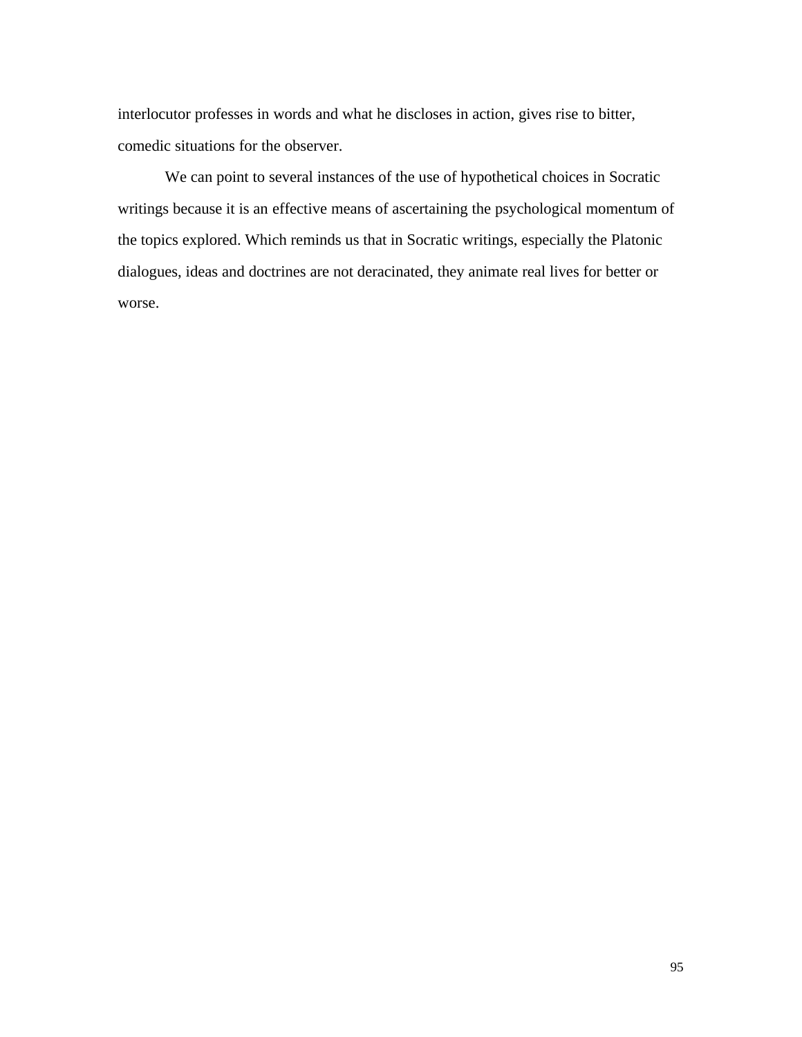interlocutor professes in words and what he discloses in action, gives rise to bitter, comedic situations for the observer.

We can point to several instances of the use of hypothetical choices in Socratic writings because it is an effective means of ascertaining the psychological momentum of the topics explored. Which reminds us that in Socratic writings, especially the Platonic dialogues, ideas and doctrines are not deracinated, they animate real lives for better or worse.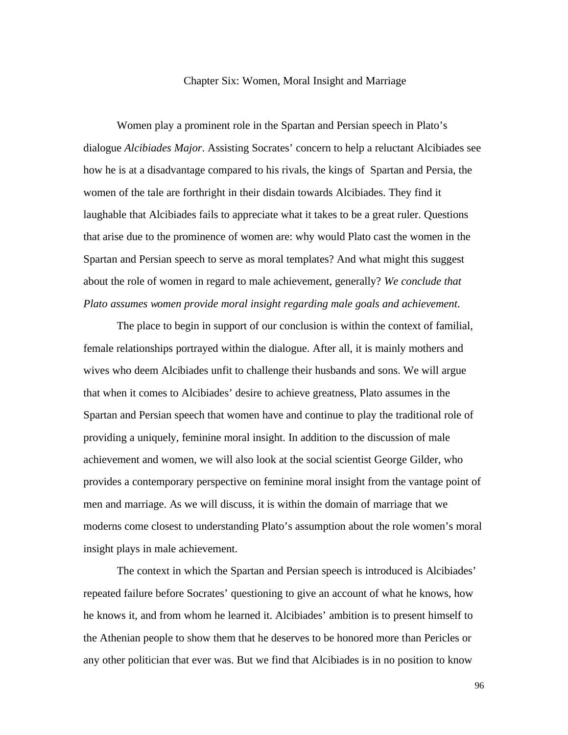# Chapter Six: Women, Moral Insight and Marriage

Women play a prominent role in the Spartan and Persian speech in Plato's dialogue *Alcibiades Major*. Assisting Socrates' concern to help a reluctant Alcibiades see how he is at a disadvantage compared to his rivals, the kings of Spartan and Persia, the women of the tale are forthright in their disdain towards Alcibiades. They find it laughable that Alcibiades fails to appreciate what it takes to be a great ruler. Questions that arise due to the prominence of women are: why would Plato cast the women in the Spartan and Persian speech to serve as moral templates? And what might this suggest about the role of women in regard to male achievement, generally? *We conclude that Plato assumes women provide moral insight regarding male goals and achievement*.

The place to begin in support of our conclusion is within the context of familial, female relationships portrayed within the dialogue. After all, it is mainly mothers and wives who deem Alcibiades unfit to challenge their husbands and sons. We will argue that when it comes to Alcibiades' desire to achieve greatness, Plato assumes in the Spartan and Persian speech that women have and continue to play the traditional role of providing a uniquely, feminine moral insight. In addition to the discussion of male achievement and women, we will also look at the social scientist George Gilder, who provides a contemporary perspective on feminine moral insight from the vantage point of men and marriage. As we will discuss, it is within the domain of marriage that we moderns come closest to understanding Plato's assumption about the role women's moral insight plays in male achievement.

The context in which the Spartan and Persian speech is introduced is Alcibiades' repeated failure before Socrates' questioning to give an account of what he knows, how he knows it, and from whom he learned it. Alcibiades' ambition is to present himself to the Athenian people to show them that he deserves to be honored more than Pericles or any other politician that ever was. But we find that Alcibiades is in no position to know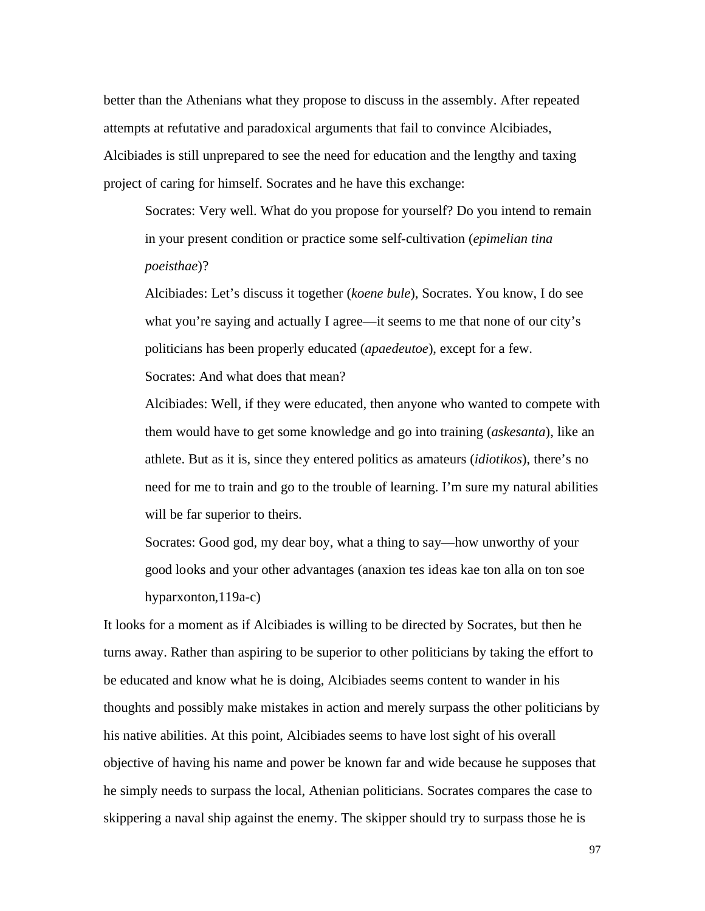better than the Athenians what they propose to discuss in the assembly. After repeated attempts at refutative and paradoxical arguments that fail to convince Alcibiades, Alcibiades is still unprepared to see the need for education and the lengthy and taxing project of caring for himself. Socrates and he have this exchange:

> Socrates: Very well. What do you propose for yourself? Do you intend to remain in your present condition or practice some self-cultivation (*epimelian tina poeisthae*)?
>
> Alcibiades: Let's discuss it together (*koene bule*), Socrates. You know, I do see what you're saying and actually I agree—it seems to me that none of our city's politicians has been properly educated (*apaedeutoe*), except for a few.
>
> Socrates: And what does that mean?
>
> Alcibiades: Well, if they were educated, then anyone who wanted to compete with them would have to get some knowledge and go into training (*askesanta*), like an athlete. But as it is, since they entered politics as amateurs (*idiotikos*), there's no need for me to train and go to the trouble of learning. I'm sure my natural abilities will be far superior to theirs.
>
> Socrates: Good god, my dear boy, what a thing to say—how unworthy of your good looks and your other advantages (anaxion tes ideas kae ton alla on ton soe hyparxonton,119a-c)

It looks for a moment as if Alcibiades is willing to be directed by Socrates, but then he turns away. Rather than aspiring to be superior to other politicians by taking the effort to be educated and know what he is doing, Alcibiades seems content to wander in his thoughts and possibly make mistakes in action and merely surpass the other politicians by his native abilities. At this point, Alcibiades seems to have lost sight of his overall objective of having his name and power be known far and wide because he supposes that he simply needs to surpass the local, Athenian politicians. Socrates compares the case to skippering a naval ship against the enemy. The skipper should try to surpass those he is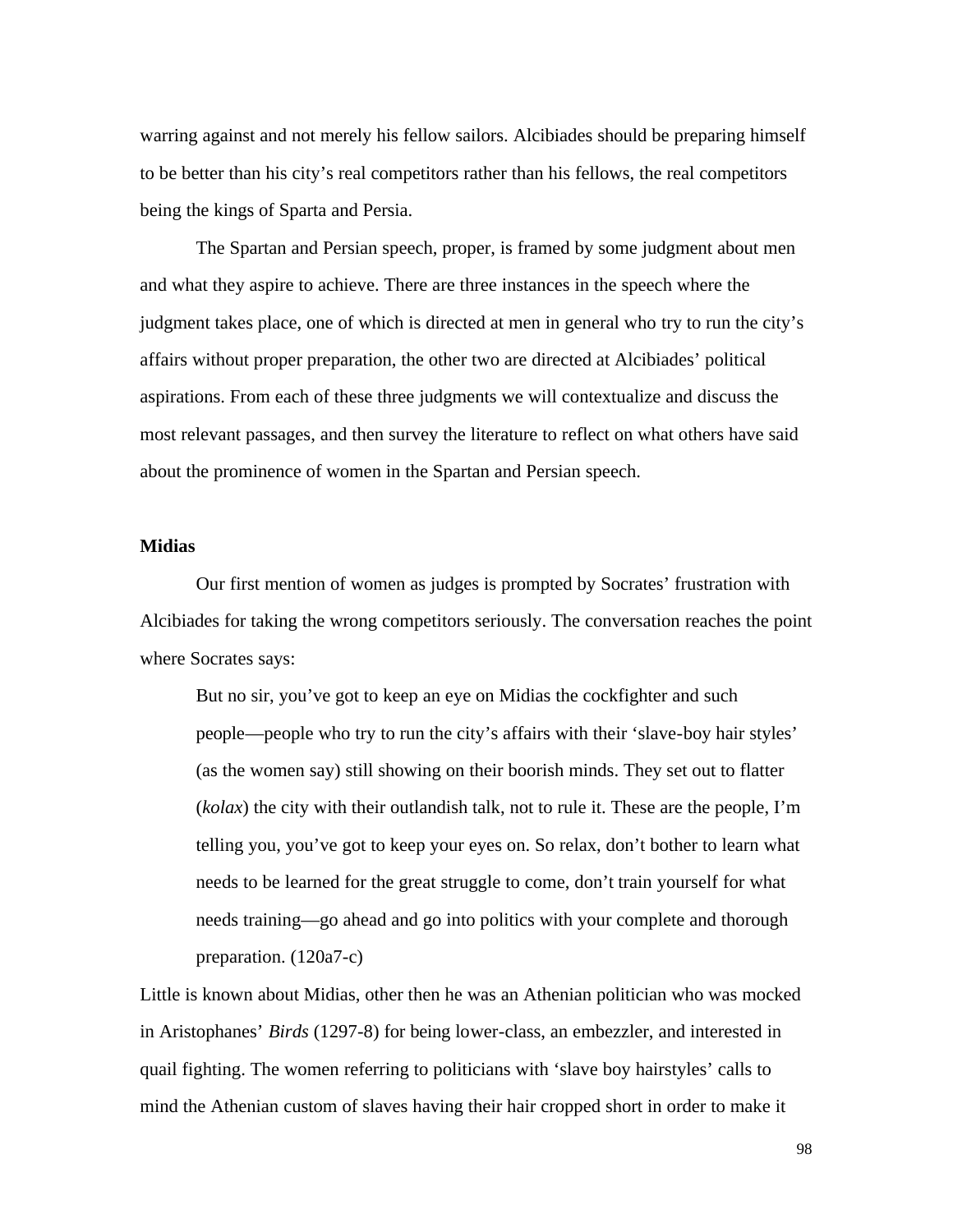warring against and not merely his fellow sailors. Alcibiades should be preparing himself to be better than his city's real competitors rather than his fellows, the real competitors being the kings of Sparta and Persia.

The Spartan and Persian speech, proper, is framed by some judgment about men and what they aspire to achieve. There are three instances in the speech where the judgment takes place, one of which is directed at men in general who try to run the city's affairs without proper preparation, the other two are directed at Alcibiades' political aspirations. From each of these three judgments we will contextualize and discuss the most relevant passages, and then survey the literature to reflect on what others have said about the prominence of women in the Spartan and Persian speech.

**Midias**

Our first mention of women as judges is prompted by Socrates' frustration with Alcibiades for taking the wrong competitors seriously. The conversation reaches the point where Socrates says:

> But no sir, you've got to keep an eye on Midias the cockfighter and such people—people who try to run the city's affairs with their 'slave-boy hair styles' (as the women say) still showing on their boorish minds. They set out to flatter (*kolax*) the city with their outlandish talk, not to rule it. These are the people, I'm telling you, you've got to keep your eyes on. So relax, don't bother to learn what needs to be learned for the great struggle to come, don't train yourself for what needs training—go ahead and go into politics with your complete and thorough preparation. (120a7-c)

Little is known about Midias, other then he was an Athenian politician who was mocked in Aristophanes' *Birds* (1297-8) for being lower-class, an embezzler, and interested in quail fighting. The women referring to politicians with 'slave boy hairstyles' calls to mind the Athenian custom of slaves having their hair cropped short in order to make it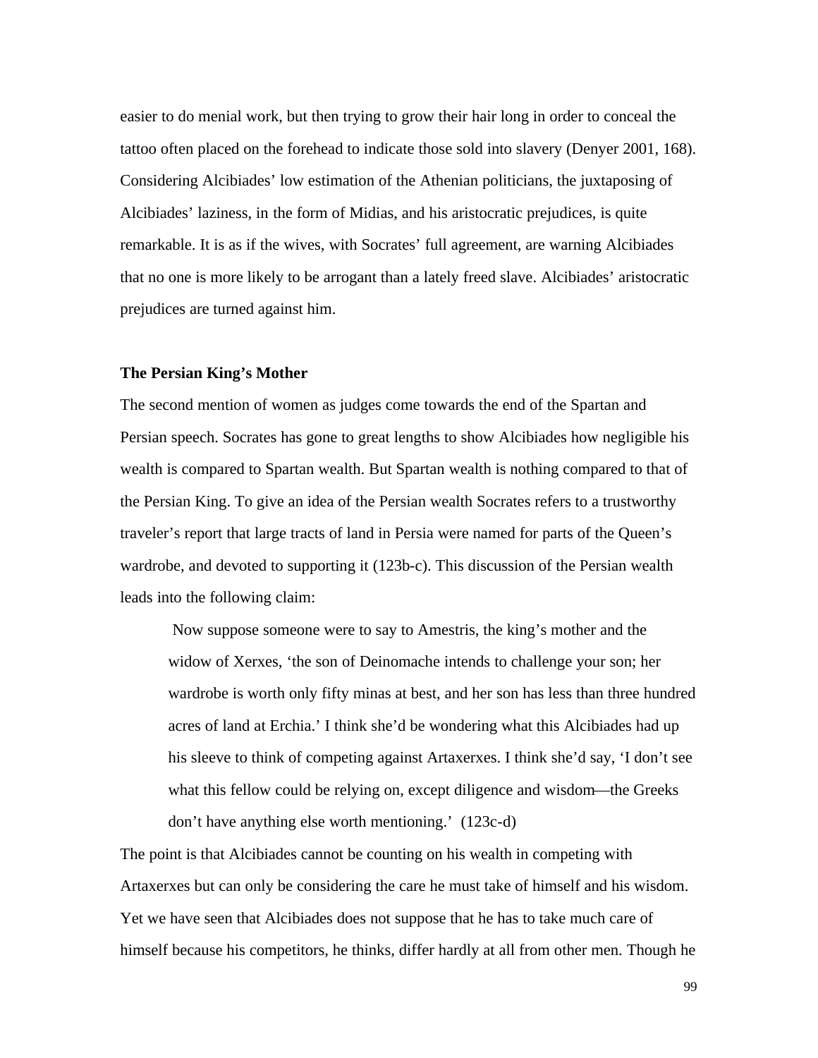easier to do menial work, but then trying to grow their hair long in order to conceal the tattoo often placed on the forehead to indicate those sold into slavery (Denyer 2001, 168). Considering Alcibiades' low estimation of the Athenian politicians, the juxtaposing of Alcibiades' laziness, in the form of Midias, and his aristocratic prejudices, is quite remarkable. It is as if the wives, with Socrates' full agreement, are warning Alcibiades that no one is more likely to be arrogant than a lately freed slave. Alcibiades' aristocratic prejudices are turned against him.

**The Persian King's Mother**

The second mention of women as judges come towards the end of the Spartan and Persian speech. Socrates has gone to great lengths to show Alcibiades how negligible his wealth is compared to Spartan wealth. But Spartan wealth is nothing compared to that of the Persian King. To give an idea of the Persian wealth Socrates refers to a trustworthy traveler's report that large tracts of land in Persia were named for parts of the Queen's wardrobe, and devoted to supporting it (123b-c). This discussion of the Persian wealth leads into the following claim:

> Now suppose someone were to say to Amestris, the king's mother and the widow of Xerxes, 'the son of Deinomache intends to challenge your son; her wardrobe is worth only fifty minas at best, and her son has less than three hundred acres of land at Erchia.' I think she'd be wondering what this Alcibiades had up his sleeve to think of competing against Artaxerxes. I think she'd say, 'I don't see what this fellow could be relying on, except diligence and wisdom—the Greeks don't have anything else worth mentioning.' (123c-d)

The point is that Alcibiades cannot be counting on his wealth in competing with Artaxerxes but can only be considering the care he must take of himself and his wisdom. Yet we have seen that Alcibiades does not suppose that he has to take much care of himself because his competitors, he thinks, differ hardly at all from other men. Though he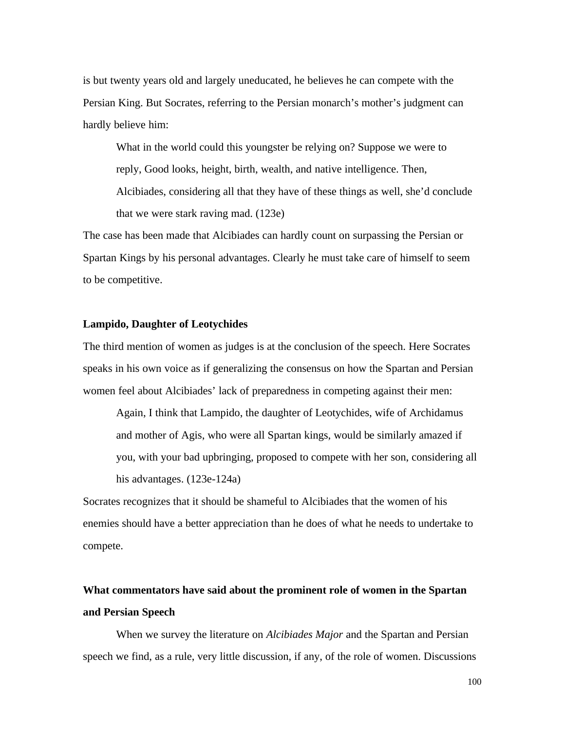is but twenty years old and largely uneducated, he believes he can compete with the Persian King. But Socrates, referring to the Persian monarch's mother's judgment can hardly believe him:

> What in the world could this youngster be relying on? Suppose we were to reply, Good looks, height, birth, wealth, and native intelligence. Then, Alcibiades, considering all that they have of these things as well, she'd conclude that we were stark raving mad. (123e)

The case has been made that Alcibiades can hardly count on surpassing the Persian or Spartan Kings by his personal advantages. Clearly he must take care of himself to seem to be competitive.

### Lampido, Daughter of Leotychides

The third mention of women as judges is at the conclusion of the speech. Here Socrates speaks in his own voice as if generalizing the consensus on how the Spartan and Persian women feel about Alcibiades' lack of preparedness in competing against their men:

> Again, I think that Lampido, the daughter of Leotychides, wife of Archidamus and mother of Agis, who were all Spartan kings, would be similarly amazed if you, with your bad upbringing, proposed to compete with her son, considering all his advantages. (123e-124a)

Socrates recognizes that it should be shameful to Alcibiades that the women of his enemies should have a better appreciation than he does of what he needs to undertake to compete.

## What commentators have said about the prominent role of women in the Spartan and Persian Speech

When we survey the literature on *Alcibiades Major* and the Spartan and Persian speech we find, as a rule, very little discussion, if any, of the role of women. Discussions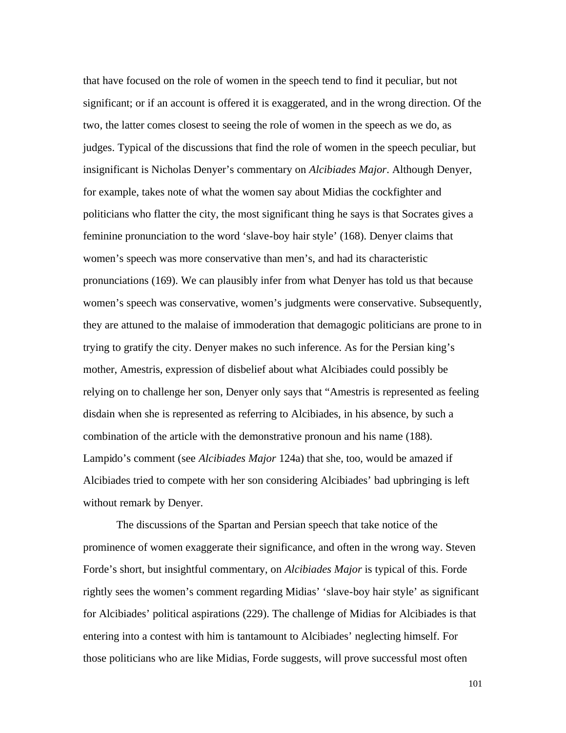that have focused on the role of women in the speech tend to find it peculiar, but not significant; or if an account is offered it is exaggerated, and in the wrong direction. Of the two, the latter comes closest to seeing the role of women in the speech as we do, as judges. Typical of the discussions that find the role of women in the speech peculiar, but insignificant is Nicholas Denyer's commentary on *Alcibiades Major*. Although Denyer, for example, takes note of what the women say about Midias the cockfighter and politicians who flatter the city, the most significant thing he says is that Socrates gives a feminine pronunciation to the word 'slave-boy hair style' (168). Denyer claims that women's speech was more conservative than men's, and had its characteristic pronunciations (169). We can plausibly infer from what Denyer has told us that because women's speech was conservative, women's judgments were conservative. Subsequently, they are attuned to the malaise of immoderation that demagogic politicians are prone to in trying to gratify the city. Denyer makes no such inference. As for the Persian king's mother, Amestris, expression of disbelief about what Alcibiades could possibly be relying on to challenge her son, Denyer only says that "Amestris is represented as feeling disdain when she is represented as referring to Alcibiades, in his absence, by such a combination of the article with the demonstrative pronoun and his name (188). Lampido's comment (see *Alcibiades Major* 124a) that she, too, would be amazed if Alcibiades tried to compete with her son considering Alcibiades' bad upbringing is left without remark by Denyer.

The discussions of the Spartan and Persian speech that take notice of the prominence of women exaggerate their significance, and often in the wrong way. Steven Forde's short, but insightful commentary, on *Alcibiades Major* is typical of this. Forde rightly sees the women's comment regarding Midias' 'slave-boy hair style' as significant for Alcibiades' political aspirations (229). The challenge of Midias for Alcibiades is that entering into a contest with him is tantamount to Alcibiades' neglecting himself. For those politicians who are like Midias, Forde suggests, will prove successful most often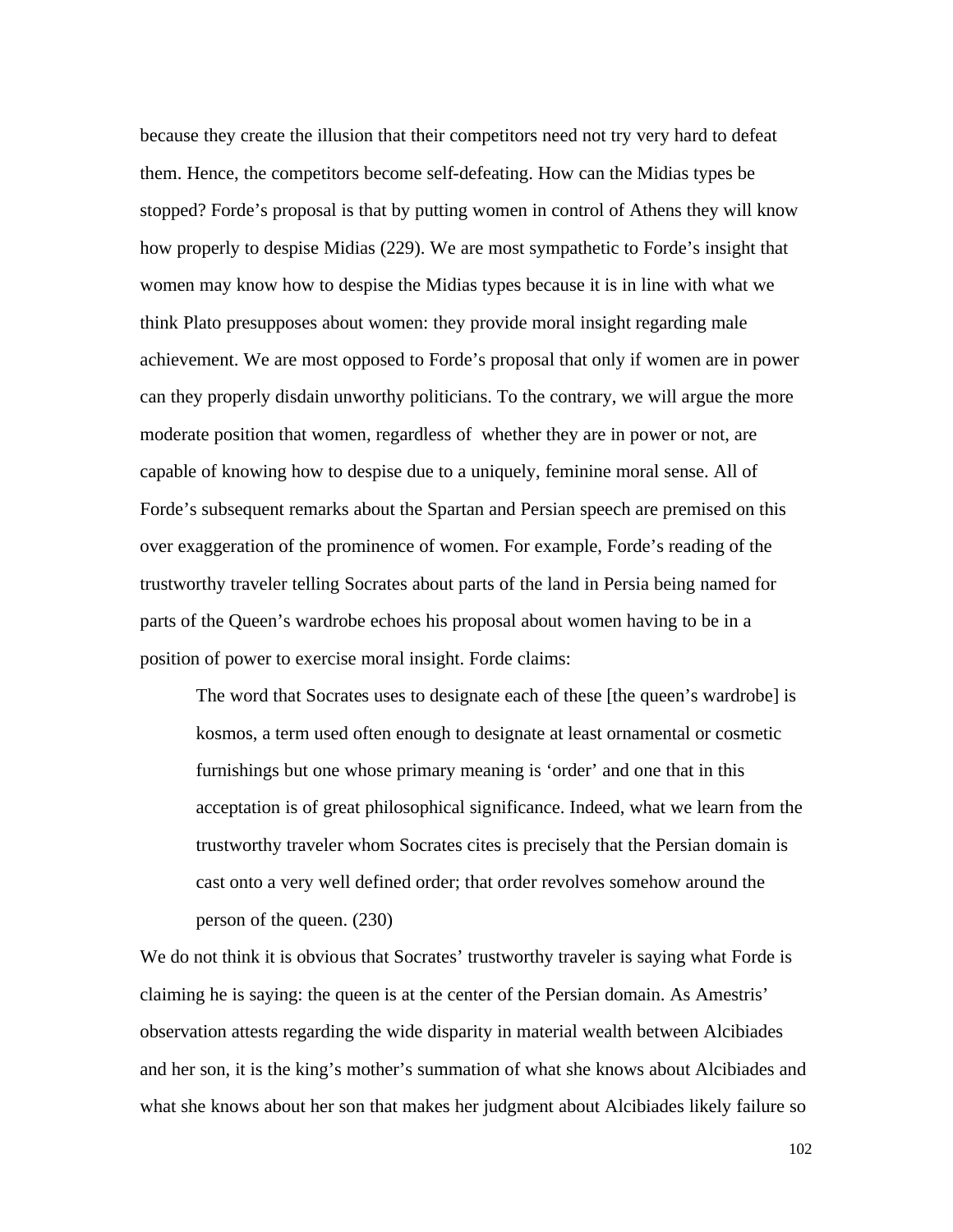because they create the illusion that their competitors need not try very hard to defeat them. Hence, the competitors become self-defeating. How can the Midias types be stopped? Forde's proposal is that by putting women in control of Athens they will know how properly to despise Midias (229). We are most sympathetic to Forde's insight that women may know how to despise the Midias types because it is in line with what we think Plato presupposes about women: they provide moral insight regarding male achievement. We are most opposed to Forde's proposal that only if women are in power can they properly disdain unworthy politicians. To the contrary, we will argue the more moderate position that women, regardless of whether they are in power or not, are capable of knowing how to despise due to a uniquely, feminine moral sense. All of Forde's subsequent remarks about the Spartan and Persian speech are premised on this over exaggeration of the prominence of women. For example, Forde's reading of the trustworthy traveler telling Socrates about parts of the land in Persia being named for parts of the Queen's wardrobe echoes his proposal about women having to be in a position of power to exercise moral insight. Forde claims:

> The word that Socrates uses to designate each of these [the queen's wardrobe] is kosmos, a term used often enough to designate at least ornamental or cosmetic furnishings but one whose primary meaning is 'order' and one that in this acceptation is of great philosophical significance. Indeed, what we learn from the trustworthy traveler whom Socrates cites is precisely that the Persian domain is cast onto a very well defined order; that order revolves somehow around the person of the queen. (230)

We do not think it is obvious that Socrates' trustworthy traveler is saying what Forde is claiming he is saying: the queen is at the center of the Persian domain. As Amestris' observation attests regarding the wide disparity in material wealth between Alcibiades and her son, it is the king's mother's summation of what she knows about Alcibiades and what she knows about her son that makes her judgment about Alcibiades likely failure so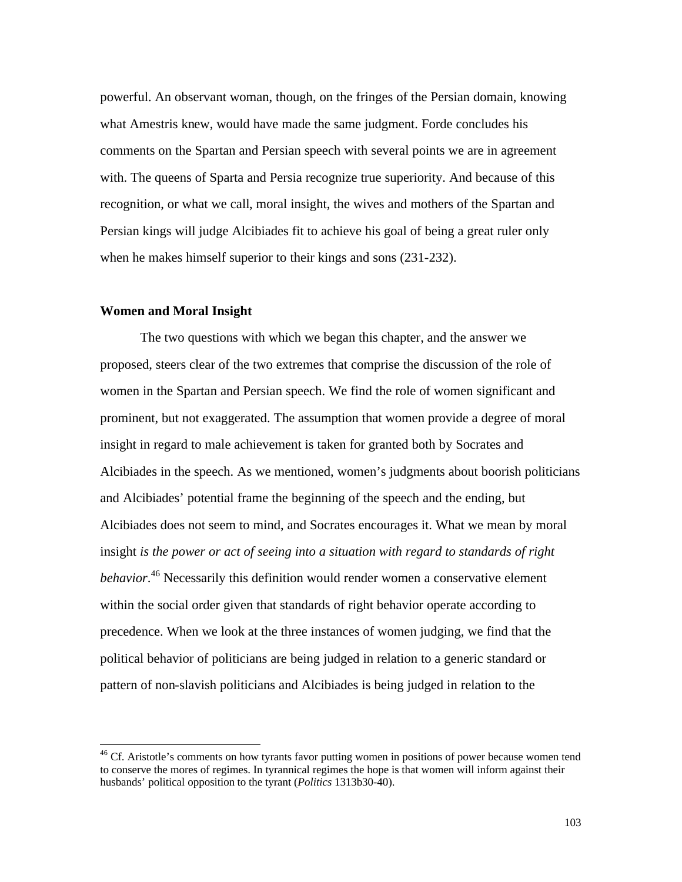powerful. An observant woman, though, on the fringes of the Persian domain, knowing what Amestris knew, would have made the same judgment. Forde concludes his comments on the Spartan and Persian speech with several points we are in agreement with. The queens of Sparta and Persia recognize true superiority. And because of this recognition, or what we call, moral insight, the wives and mothers of the Spartan and Persian kings will judge Alcibiades fit to achieve his goal of being a great ruler only when he makes himself superior to their kings and sons (231-232).

**Women and Moral Insight**

The two questions with which we began this chapter, and the answer we proposed, steers clear of the two extremes that comprise the discussion of the role of women in the Spartan and Persian speech. We find the role of women significant and prominent, but not exaggerated. The assumption that women provide a degree of moral insight in regard to male achievement is taken for granted both by Socrates and Alcibiades in the speech. As we mentioned, women's judgments about boorish politicians and Alcibiades' potential frame the beginning of the speech and the ending, but Alcibiades does not seem to mind, and Socrates encourages it. What we mean by moral insight *is the power or act of seeing into a situation with regard to standards of right behavior*.[46] Necessarily this definition would render women a conservative element within the social order given that standards of right behavior operate according to precedence. When we look at the three instances of women judging, we find that the political behavior of politicians are being judged in relation to a generic standard or pattern of non-slavish politicians and Alcibiades is being judged in relation to the

[46] Cf. Aristotle's comments on how tyrants favor putting women in positions of power because women tend to conserve the mores of regimes. In tyrannical regimes the hope is that women will inform against their husbands' political opposition to the tyrant (*Politics* 1313b30-40).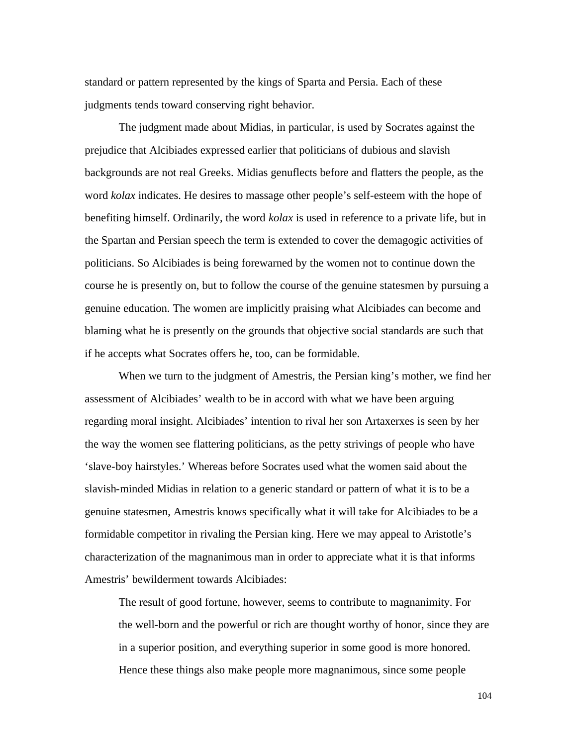standard or pattern represented by the kings of Sparta and Persia. Each of these judgments tends toward conserving right behavior.

The judgment made about Midias, in particular, is used by Socrates against the prejudice that Alcibiades expressed earlier that politicians of dubious and slavish backgrounds are not real Greeks. Midias genuflects before and flatters the people, as the word *kolax* indicates. He desires to massage other people's self-esteem with the hope of benefiting himself. Ordinarily, the word *kolax* is used in reference to a private life, but in the Spartan and Persian speech the term is extended to cover the demagogic activities of politicians. So Alcibiades is being forewarned by the women not to continue down the course he is presently on, but to follow the course of the genuine statesmen by pursuing a genuine education. The women are implicitly praising what Alcibiades can become and blaming what he is presently on the grounds that objective social standards are such that if he accepts what Socrates offers he, too, can be formidable.

When we turn to the judgment of Amestris, the Persian king's mother, we find her assessment of Alcibiades' wealth to be in accord with what we have been arguing regarding moral insight. Alcibiades' intention to rival her son Artaxerxes is seen by her the way the women see flattering politicians, as the petty strivings of people who have 'slave-boy hairstyles.' Whereas before Socrates used what the women said about the slavish-minded Midias in relation to a generic standard or pattern of what it is to be a genuine statesmen, Amestris knows specifically what it will take for Alcibiades to be a formidable competitor in rivaling the Persian king. Here we may appeal to Aristotle's characterization of the magnanimous man in order to appreciate what it is that informs Amestris' bewilderment towards Alcibiades:

> The result of good fortune, however, seems to contribute to magnanimity. For the well-born and the powerful or rich are thought worthy of honor, since they are in a superior position, and everything superior in some good is more honored. Hence these things also make people more magnanimous, since some people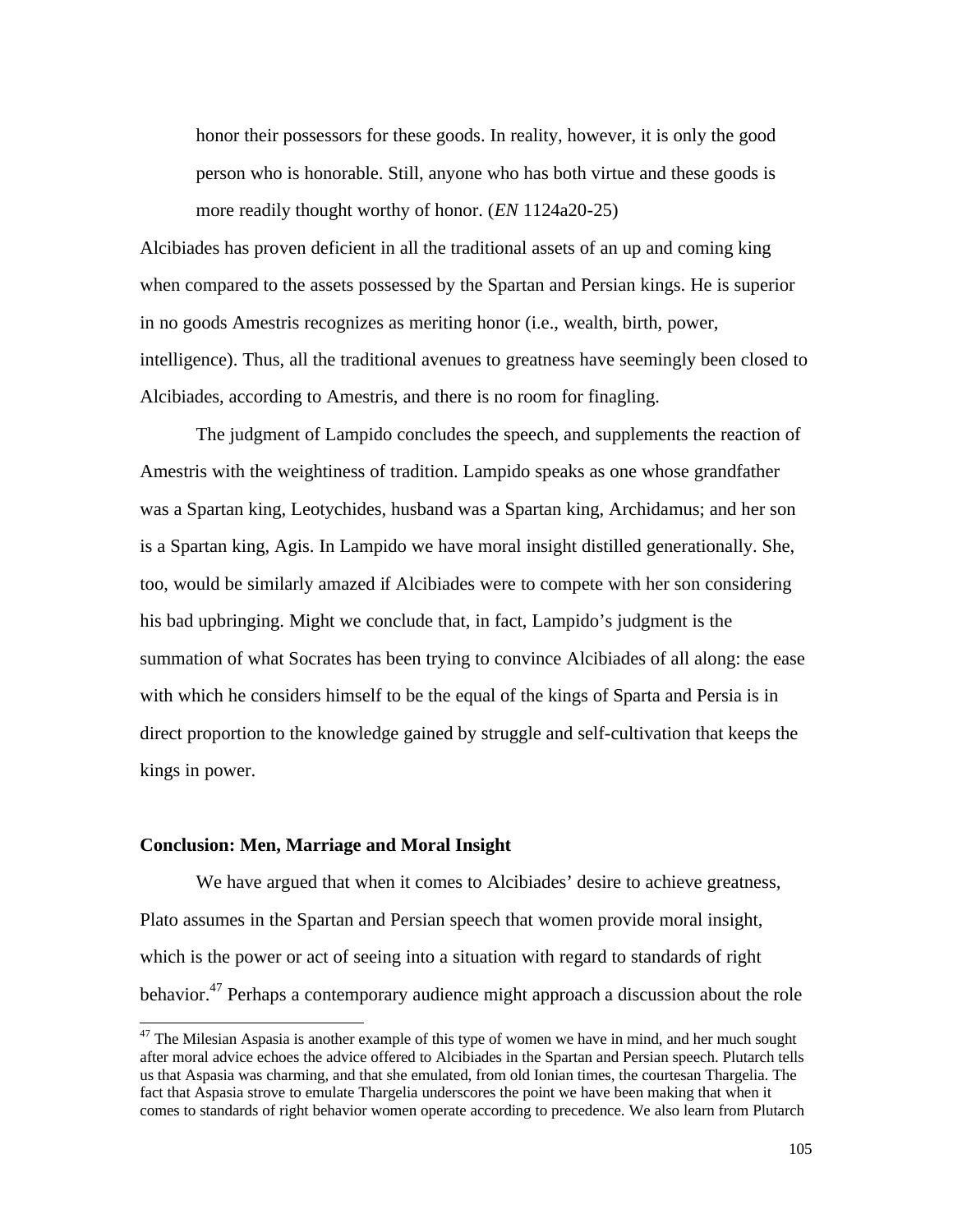> honor their possessors for these goods. In reality, however, it is only the good person who is honorable. Still, anyone who has both virtue and these goods is more readily thought worthy of honor. (*EN* 1124a20-25)

Alcibiades has proven deficient in all the traditional assets of an up and coming king when compared to the assets possessed by the Spartan and Persian kings. He is superior in no goods Amestris recognizes as meriting honor (i.e., wealth, birth, power, intelligence). Thus, all the traditional avenues to greatness have seemingly been closed to Alcibiades, according to Amestris, and there is no room for finagling.

The judgment of Lampido concludes the speech, and supplements the reaction of Amestris with the weightiness of tradition. Lampido speaks as one whose grandfather was a Spartan king, Leotychides, husband was a Spartan king, Archidamus; and her son is a Spartan king, Agis. In Lampido we have moral insight distilled generationally. She, too, would be similarly amazed if Alcibiades were to compete with her son considering his bad upbringing. Might we conclude that, in fact, Lampido's judgment is the summation of what Socrates has been trying to convince Alcibiades of all along: the ease with which he considers himself to be the equal of the kings of Sparta and Persia is in direct proportion to the knowledge gained by struggle and self-cultivation that keeps the kings in power.

## Conclusion: Men, Marriage and Moral Insight

We have argued that when it comes to Alcibiades' desire to achieve greatness, Plato assumes in the Spartan and Persian speech that women provide moral insight, which is the power or act of seeing into a situation with regard to standards of right behavior.[47] Perhaps a contemporary audience might approach a discussion about the role

[47] The Milesian Aspasia is another example of this type of women we have in mind, and her much sought after moral advice echoes the advice offered to Alcibiades in the Spartan and Persian speech. Plutarch tells us that Aspasia was charming, and that she emulated, from old Ionian times, the courtesan Thargelia. The fact that Aspasia strove to emulate Thargelia underscores the point we have been making that when it comes to standards of right behavior women operate according to precedence. We also learn from Plutarch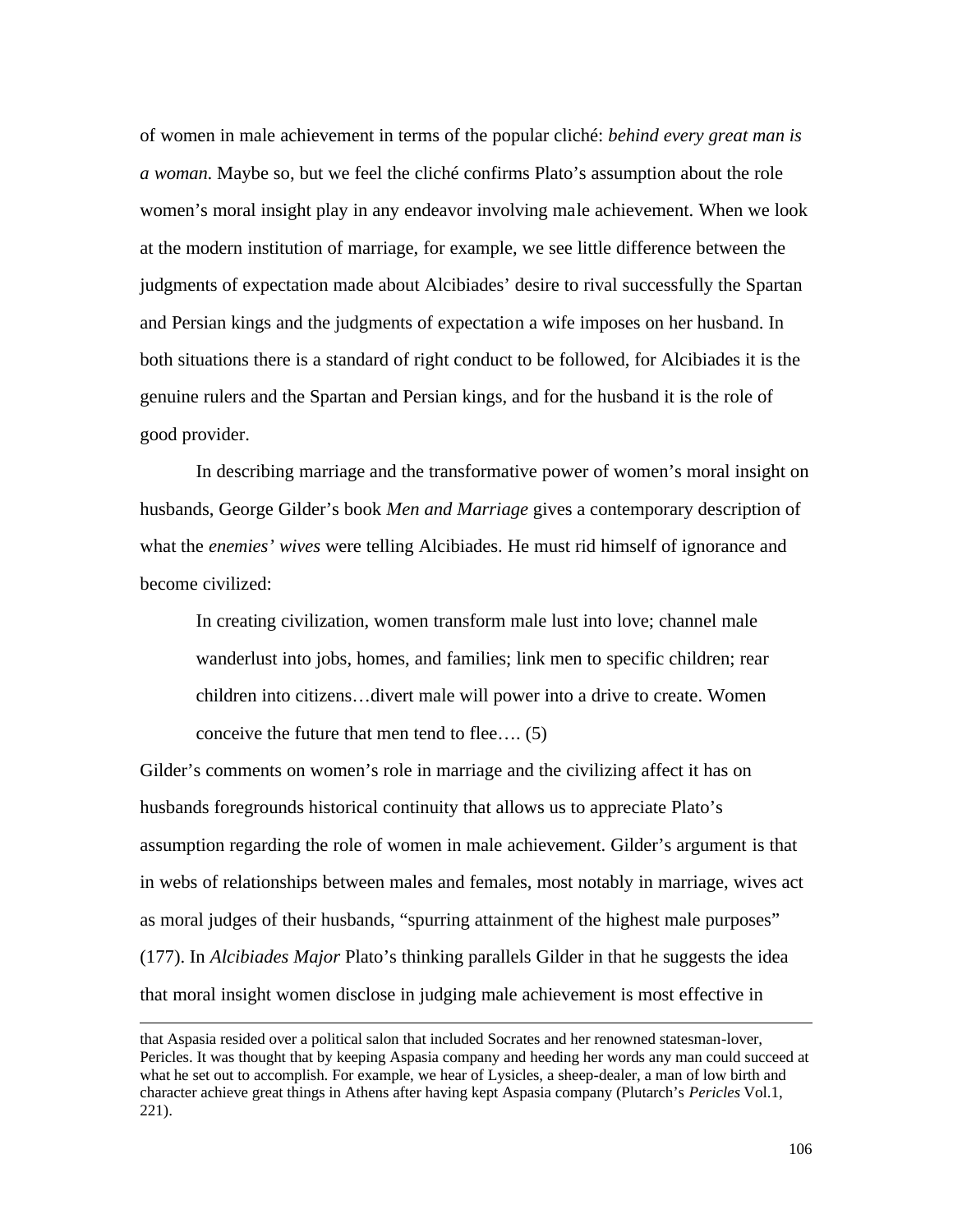of women in male achievement in terms of the popular cliché: *behind every great man is a woman*. Maybe so, but we feel the cliché confirms Plato's assumption about the role women's moral insight play in any endeavor involving male achievement. When we look at the modern institution of marriage, for example, we see little difference between the judgments of expectation made about Alcibiades' desire to rival successfully the Spartan and Persian kings and the judgments of expectation a wife imposes on her husband. In both situations there is a standard of right conduct to be followed, for Alcibiades it is the genuine rulers and the Spartan and Persian kings, and for the husband it is the role of good provider.

In describing marriage and the transformative power of women's moral insight on husbands, George Gilder's book *Men and Marriage* gives a contemporary description of what the *enemies' wives* were telling Alcibiades. He must rid himself of ignorance and become civilized:

> In creating civilization, women transform male lust into love; channel male wanderlust into jobs, homes, and families; link men to specific children; rear children into citizens…divert male will power into a drive to create. Women conceive the future that men tend to flee…. (5)

Gilder's comments on women's role in marriage and the civilizing affect it has on husbands foregrounds historical continuity that allows us to appreciate Plato's assumption regarding the role of women in male achievement. Gilder's argument is that in webs of relationships between males and females, most notably in marriage, wives act as moral judges of their husbands, "spurring attainment of the highest male purposes" (177). In *Alcibiades Major* Plato's thinking parallels Gilder in that he suggests the idea that moral insight women disclose in judging male achievement is most effective in

---

that Aspasia resided over a political salon that included Socrates and her renowned statesman-lover, Pericles. It was thought that by keeping Aspasia company and heeding her words any man could succeed at what he set out to accomplish. For example, we hear of Lysicles, a sheep-dealer, a man of low birth and character achieve great things in Athens after having kept Aspasia company (Plutarch's *Pericles* Vol.1, 221).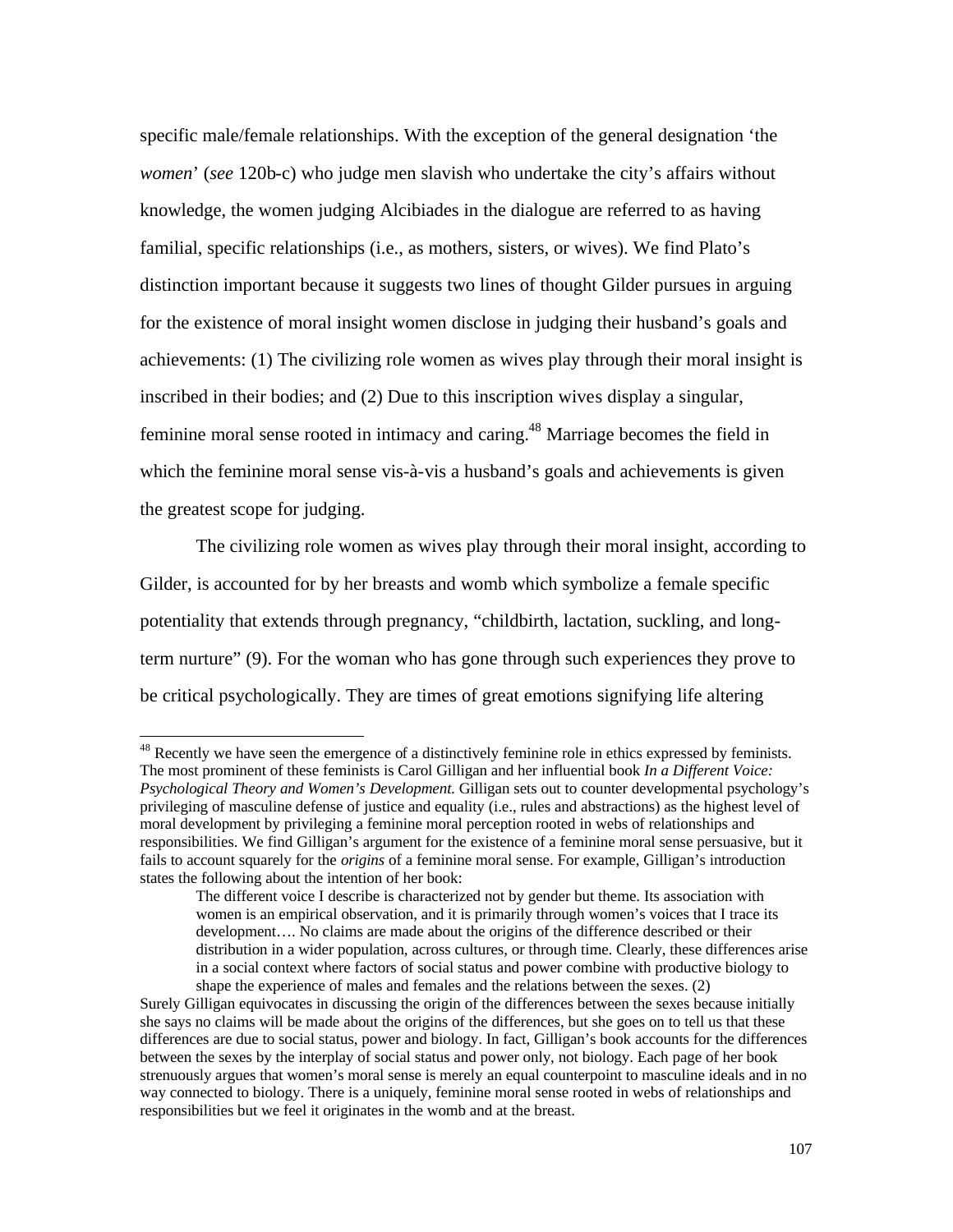specific male/female relationships. With the exception of the general designation 'the *women*' (*see* 120b-c) who judge men slavish who undertake the city's affairs without knowledge, the women judging Alcibiades in the dialogue are referred to as having familial, specific relationships (i.e., as mothers, sisters, or wives). We find Plato's distinction important because it suggests two lines of thought Gilder pursues in arguing for the existence of moral insight women disclose in judging their husband's goals and achievements: (1) The civilizing role women as wives play through their moral insight is inscribed in their bodies; and (2) Due to this inscription wives display a singular, feminine moral sense rooted in intimacy and caring.[48] Marriage becomes the field in which the feminine moral sense vis-à-vis a husband's goals and achievements is given the greatest scope for judging.

The civilizing role women as wives play through their moral insight, according to Gilder, is accounted for by her breasts and womb which symbolize a female specific potentiality that extends through pregnancy, "childbirth, lactation, suckling, and long-term nurture" (9). For the woman who has gone through such experiences they prove to be critical psychologically. They are times of great emotions signifying life altering

---

[48] Recently we have seen the emergence of a distinctively feminine role in ethics expressed by feminists. The most prominent of these feminists is Carol Gilligan and her influential book *In a Different Voice: Psychological Theory and Women's Development.* Gilligan sets out to counter developmental psychology's privileging of masculine defense of justice and equality (i.e., rules and abstractions) as the highest level of moral development by privileging a feminine moral perception rooted in webs of relationships and responsibilities. We find Gilligan's argument for the existence of a feminine moral sense persuasive, but it fails to account squarely for the *origins* of a feminine moral sense. For example, Gilligan's introduction states the following about the intention of her book:

> The different voice I describe is characterized not by gender but theme. Its association with women is an empirical observation, and it is primarily through women's voices that I trace its development…. No claims are made about the origins of the difference described or their distribution in a wider population, across cultures, or through time. Clearly, these differences arise in a social context where factors of social status and power combine with productive biology to shape the experience of males and females and the relations between the sexes. (2)

Surely Gilligan equivocates in discussing the origin of the differences between the sexes because initially she says no claims will be made about the origins of the differences, but she goes on to tell us that these differences are due to social status, power and biology. In fact, Gilligan's book accounts for the differences between the sexes by the interplay of social status and power only, not biology. Each page of her book strenuously argues that women's moral sense is merely an equal counterpoint to masculine ideals and in no way connected to biology. There is a uniquely, feminine moral sense rooted in webs of relationships and responsibilities but we feel it originates in the womb and at the breast.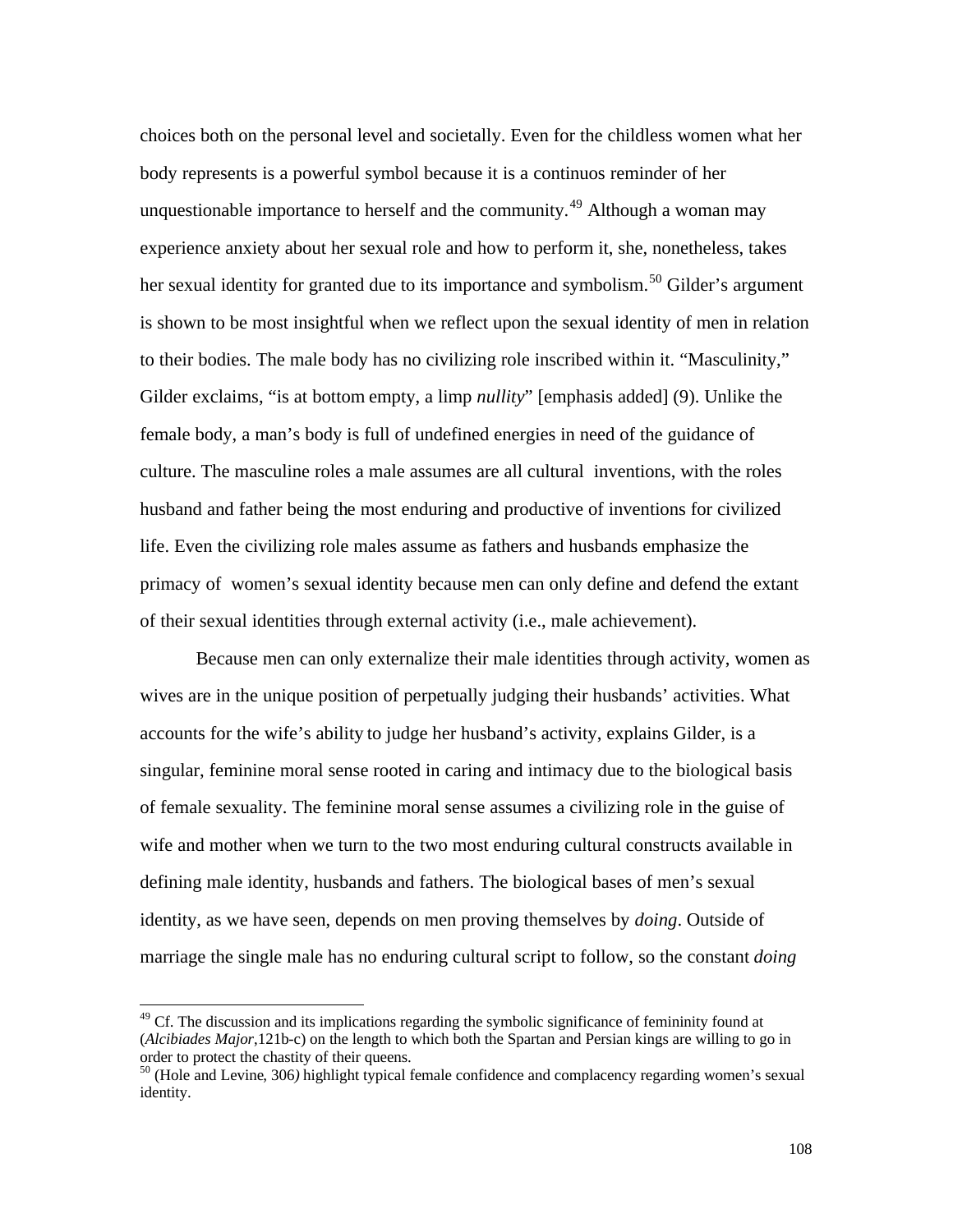choices both on the personal level and societally. Even for the childless women what her body represents is a powerful symbol because it is a continuos reminder of her unquestionable importance to herself and the community.[49] Although a woman may experience anxiety about her sexual role and how to perform it, she, nonetheless, takes her sexual identity for granted due to its importance and symbolism.[50] Gilder's argument is shown to be most insightful when we reflect upon the sexual identity of men in relation to their bodies. The male body has no civilizing role inscribed within it. "Masculinity," Gilder exclaims, "is at bottom empty, a limp *nullity*" [emphasis added] (9). Unlike the female body, a man's body is full of undefined energies in need of the guidance of culture. The masculine roles a male assumes are all cultural inventions, with the roles husband and father being the most enduring and productive of inventions for civilized life. Even the civilizing role males assume as fathers and husbands emphasize the primacy of women's sexual identity because men can only define and defend the extant of their sexual identities through external activity (i.e., male achievement).

Because men can only externalize their male identities through activity, women as wives are in the unique position of perpetually judging their husbands' activities. What accounts for the wife's ability to judge her husband's activity, explains Gilder, is a singular, feminine moral sense rooted in caring and intimacy due to the biological basis of female sexuality. The feminine moral sense assumes a civilizing role in the guise of wife and mother when we turn to the two most enduring cultural constructs available in defining male identity, husbands and fathers. The biological bases of men's sexual identity, as we have seen, depends on men proving themselves by *doing*. Outside of marriage the single male has no enduring cultural script to follow, so the constant *doing*

---

[49] Cf. The discussion and its implications regarding the symbolic significance of femininity found at (*Alcibiades Major*,121b-c) on the length to which both the Spartan and Persian kings are willing to go in order to protect the chastity of their queens.

[50] (Hole and Levine, 306) highlight typical female confidence and complacency regarding women's sexual identity.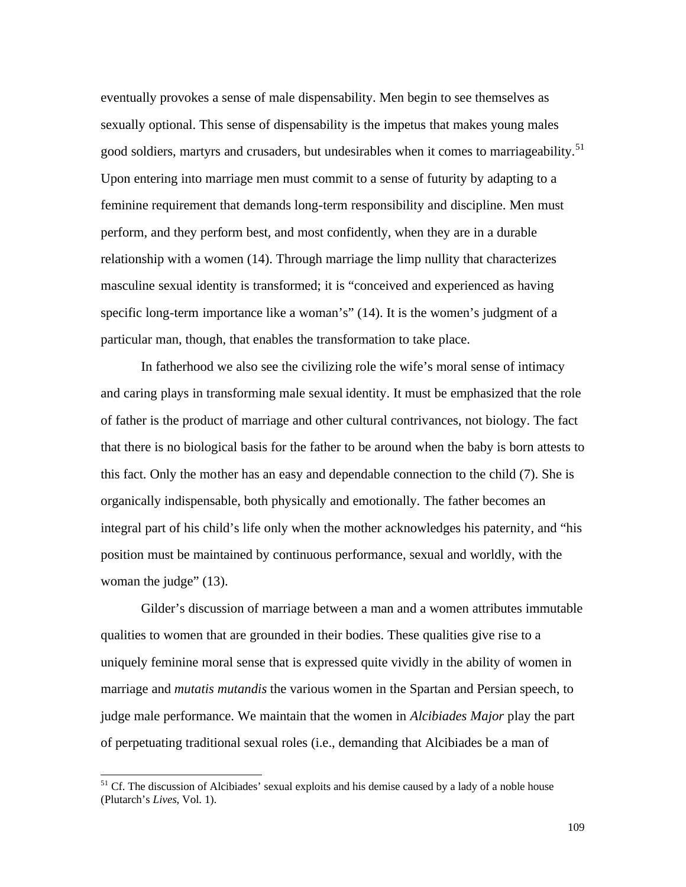eventually provokes a sense of male dispensability. Men begin to see themselves as sexually optional. This sense of dispensability is the impetus that makes young males good soldiers, martyrs and crusaders, but undesirables when it comes to marriageability.[51] Upon entering into marriage men must commit to a sense of futurity by adapting to a feminine requirement that demands long-term responsibility and discipline. Men must perform, and they perform best, and most confidently, when they are in a durable relationship with a women (14). Through marriage the limp nullity that characterizes masculine sexual identity is transformed; it is "conceived and experienced as having specific long-term importance like a woman's" (14). It is the women's judgment of a particular man, though, that enables the transformation to take place.

In fatherhood we also see the civilizing role the wife's moral sense of intimacy and caring plays in transforming male sexual identity. It must be emphasized that the role of father is the product of marriage and other cultural contrivances, not biology. The fact that there is no biological basis for the father to be around when the baby is born attests to this fact. Only the mother has an easy and dependable connection to the child (7). She is organically indispensable, both physically and emotionally. The father becomes an integral part of his child's life only when the mother acknowledges his paternity, and "his position must be maintained by continuous performance, sexual and worldly, with the woman the judge" (13).

Gilder's discussion of marriage between a man and a women attributes immutable qualities to women that are grounded in their bodies. These qualities give rise to a uniquely feminine moral sense that is expressed quite vividly in the ability of women in marriage and *mutatis mutandis* the various women in the Spartan and Persian speech, to judge male performance. We maintain that the women in *Alcibiades Major* play the part of perpetuating traditional sexual roles (i.e., demanding that Alcibiades be a man of

[51] Cf. The discussion of Alcibiades' sexual exploits and his demise caused by a lady of a noble house (Plutarch's *Lives*, Vol. 1).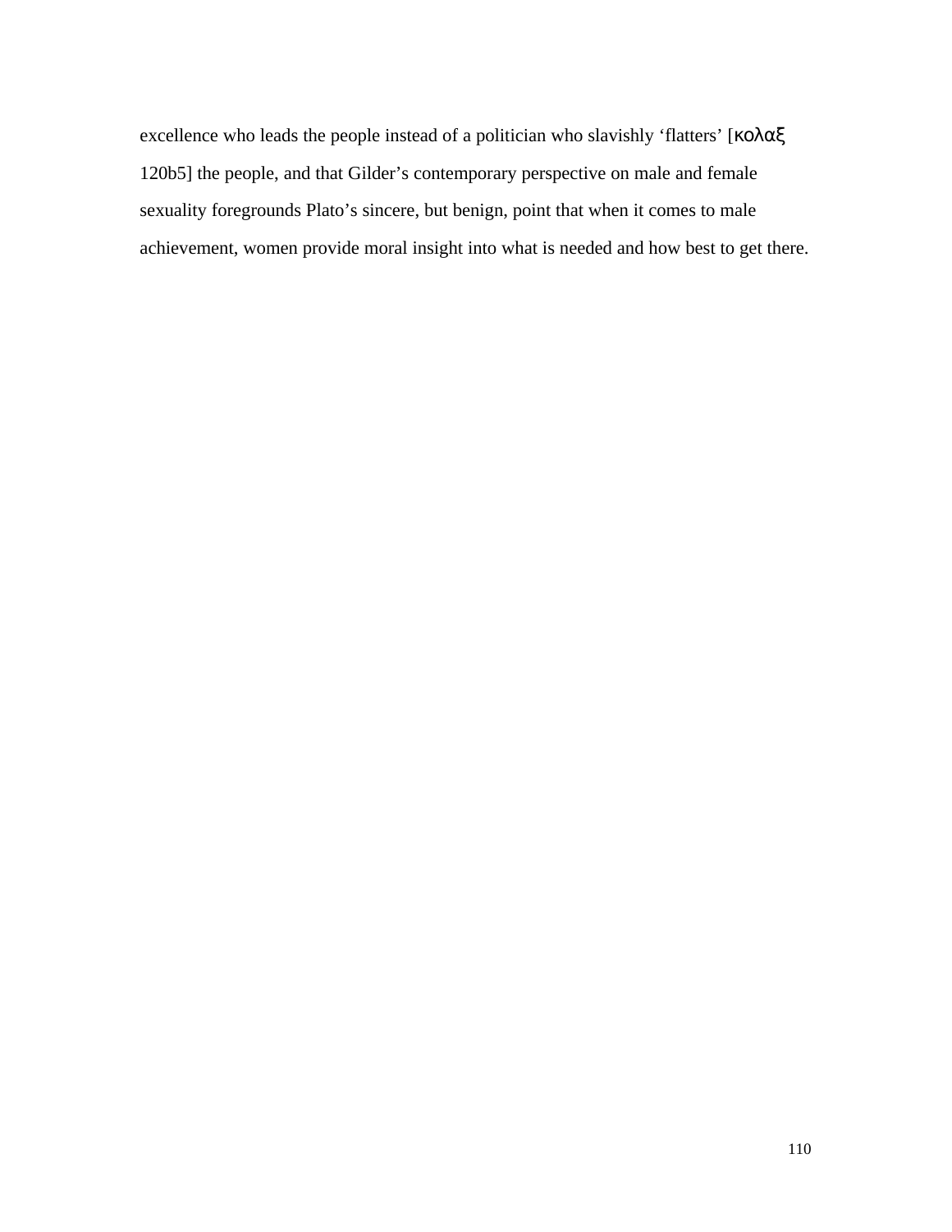excellence who leads the people instead of a politician who slavishly ‘flatters’ [κολαξ 120b5] the people, and that Gilder’s contemporary perspective on male and female sexuality foregrounds Plato’s sincere, but benign, point that when it comes to male achievement, women provide moral insight into what is needed and how best to get there.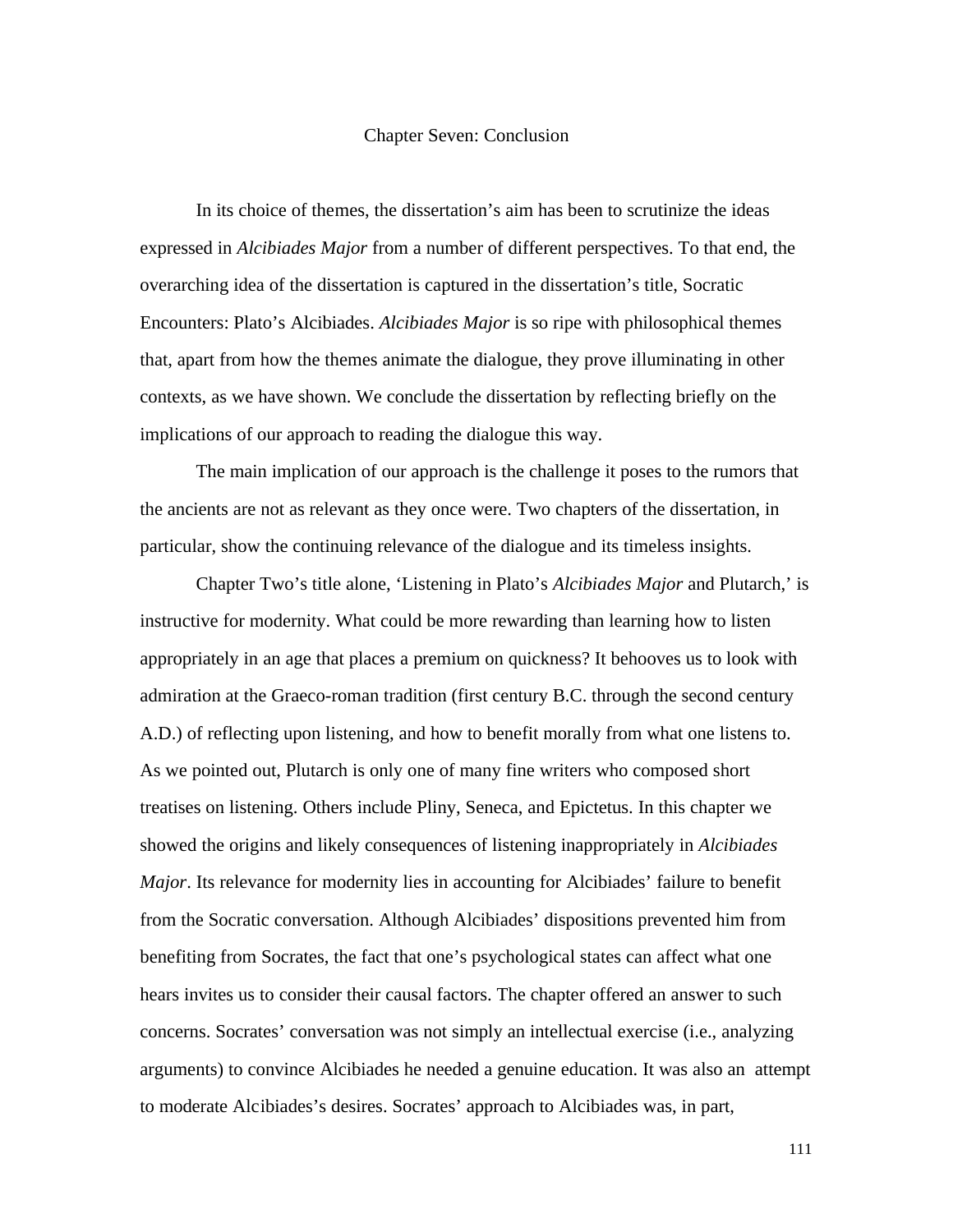# Chapter Seven: Conclusion

In its choice of themes, the dissertation's aim has been to scrutinize the ideas expressed in *Alcibiades Major* from a number of different perspectives. To that end, the overarching idea of the dissertation is captured in the dissertation's title, Socratic Encounters: Plato's Alcibiades. *Alcibiades Major* is so ripe with philosophical themes that, apart from how the themes animate the dialogue, they prove illuminating in other contexts, as we have shown. We conclude the dissertation by reflecting briefly on the implications of our approach to reading the dialogue this way.

The main implication of our approach is the challenge it poses to the rumors that the ancients are not as relevant as they once were. Two chapters of the dissertation, in particular, show the continuing relevance of the dialogue and its timeless insights.

Chapter Two's title alone, 'Listening in Plato's *Alcibiades Major* and Plutarch,' is instructive for modernity. What could be more rewarding than learning how to listen appropriately in an age that places a premium on quickness? It behooves us to look with admiration at the Graeco-roman tradition (first century B.C. through the second century A.D.) of reflecting upon listening, and how to benefit morally from what one listens to. As we pointed out, Plutarch is only one of many fine writers who composed short treatises on listening. Others include Pliny, Seneca, and Epictetus. In this chapter we showed the origins and likely consequences of listening inappropriately in *Alcibiades Major*. Its relevance for modernity lies in accounting for Alcibiades' failure to benefit from the Socratic conversation. Although Alcibiades' dispositions prevented him from benefiting from Socrates, the fact that one's psychological states can affect what one hears invites us to consider their causal factors. The chapter offered an answer to such concerns. Socrates' conversation was not simply an intellectual exercise (i.e., analyzing arguments) to convince Alcibiades he needed a genuine education. It was also an attempt to moderate Alcibiades's desires. Socrates' approach to Alcibiades was, in part,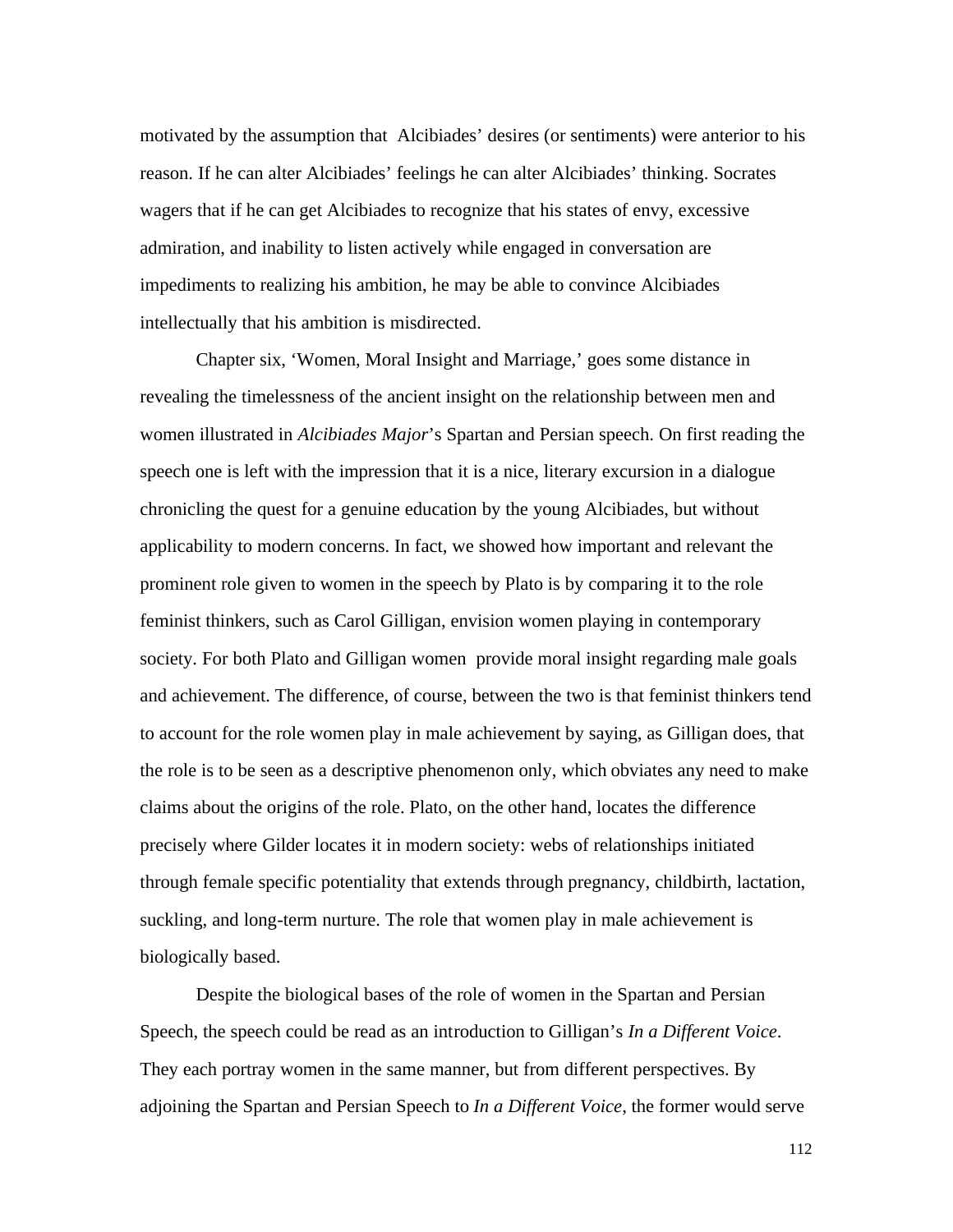motivated by the assumption that Alcibiades' desires (or sentiments) were anterior to his reason. If he can alter Alcibiades' feelings he can alter Alcibiades' thinking. Socrates wagers that if he can get Alcibiades to recognize that his states of envy, excessive admiration, and inability to listen actively while engaged in conversation are impediments to realizing his ambition, he may be able to convince Alcibiades intellectually that his ambition is misdirected.

Chapter six, 'Women, Moral Insight and Marriage,' goes some distance in revealing the timelessness of the ancient insight on the relationship between men and women illustrated in *Alcibiades Major*'s Spartan and Persian speech. On first reading the speech one is left with the impression that it is a nice, literary excursion in a dialogue chronicling the quest for a genuine education by the young Alcibiades, but without applicability to modern concerns. In fact, we showed how important and relevant the prominent role given to women in the speech by Plato is by comparing it to the role feminist thinkers, such as Carol Gilligan, envision women playing in contemporary society. For both Plato and Gilligan women provide moral insight regarding male goals and achievement. The difference, of course, between the two is that feminist thinkers tend to account for the role women play in male achievement by saying, as Gilligan does, that the role is to be seen as a descriptive phenomenon only, which obviates any need to make claims about the origins of the role. Plato, on the other hand, locates the difference precisely where Gilder locates it in modern society: webs of relationships initiated through female specific potentiality that extends through pregnancy, childbirth, lactation, suckling, and long-term nurture. The role that women play in male achievement is biologically based.

Despite the biological bases of the role of women in the Spartan and Persian Speech, the speech could be read as an introduction to Gilligan's *In a Different Voice*. They each portray women in the same manner, but from different perspectives. By adjoining the Spartan and Persian Speech to *In a Different Voice*, the former would serve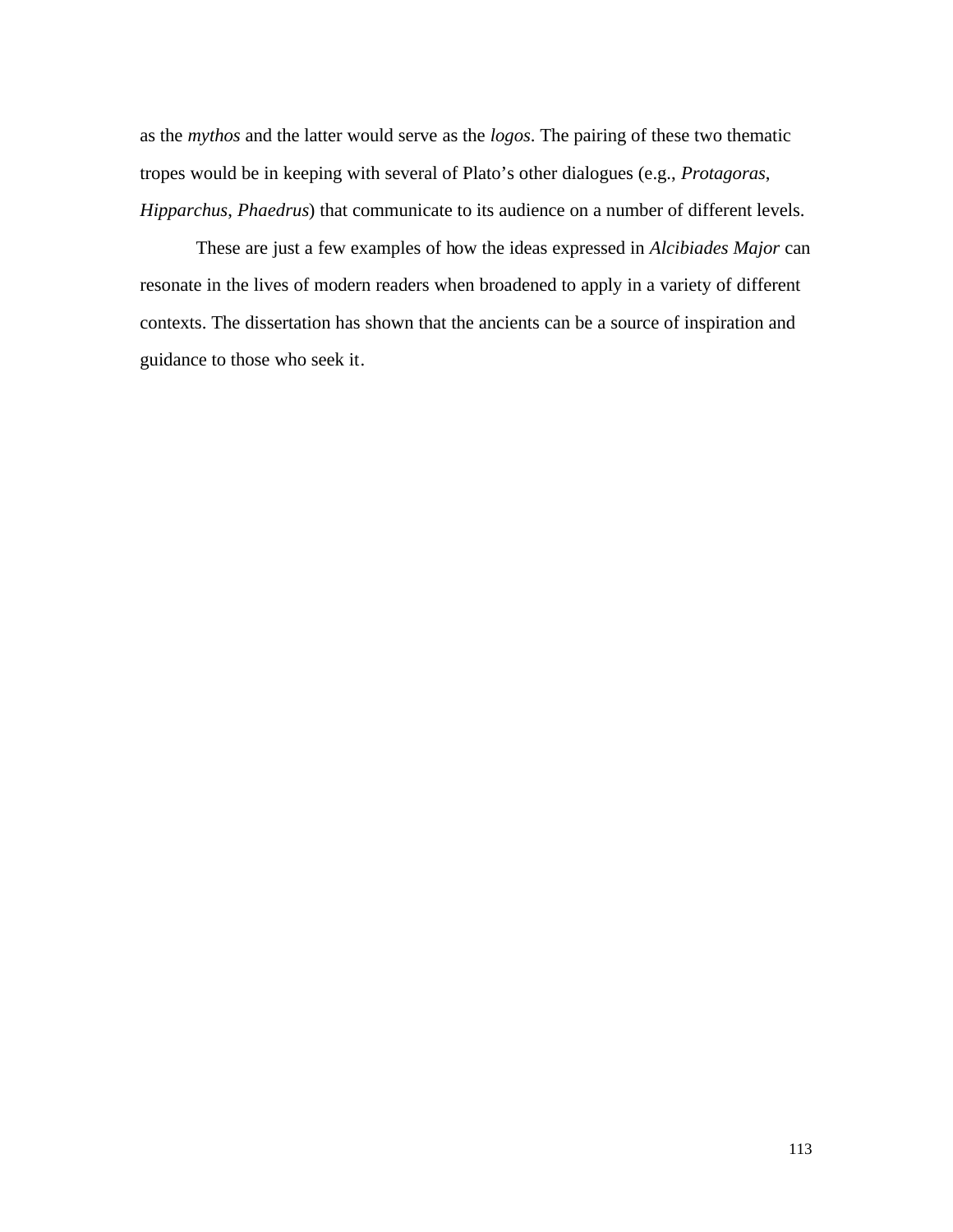as the *mythos* and the latter would serve as the *logos*. The pairing of these two thematic tropes would be in keeping with several of Plato's other dialogues (e.g., *Protagoras*, *Hipparchus*, *Phaedrus*) that communicate to its audience on a number of different levels.

These are just a few examples of how the ideas expressed in *Alcibiades Major* can resonate in the lives of modern readers when broadened to apply in a variety of different contexts. The dissertation has shown that the ancients can be a source of inspiration and guidance to those who seek it.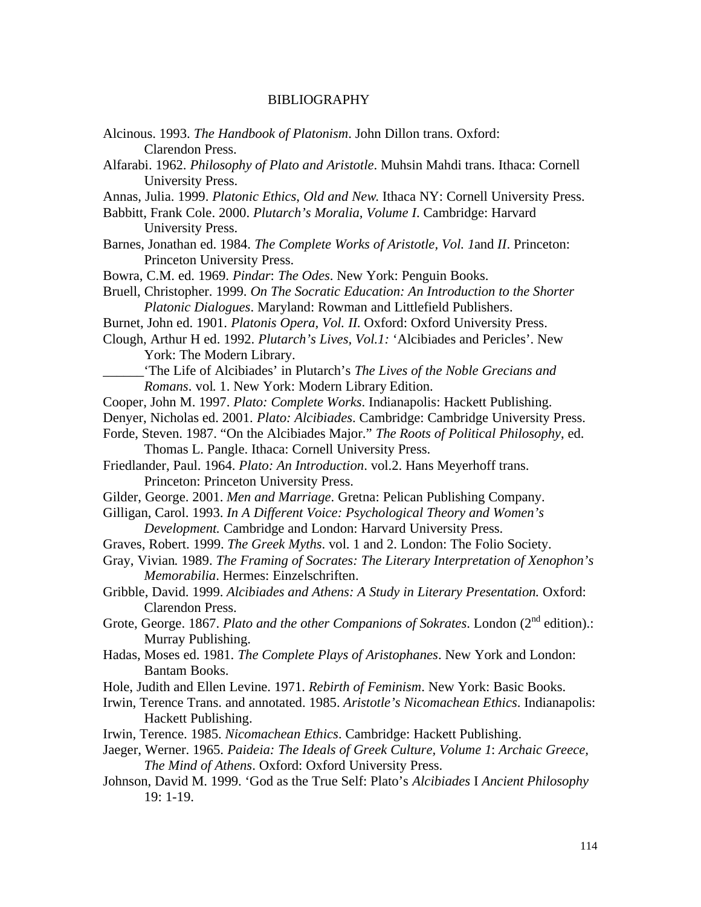# BIBLIOGRAPHY

Alcinous. 1993. *The Handbook of Platonism*. John Dillon trans. Oxford: Clarendon Press.

Alfarabi. 1962. *Philosophy of Plato and Aristotle*. Muhsin Mahdi trans. Ithaca: Cornell University Press.

Annas, Julia. 1999. *Platonic Ethics, Old and New.* Ithaca NY: Cornell University Press.

Babbitt, Frank Cole. 2000. *Plutarch's Moralia, Volume I*. Cambridge: Harvard University Press.

Barnes, Jonathan ed. 1984. *The Complete Works of Aristotle, Vol. 1*and *II*. Princeton: Princeton University Press.

Bowra, C.M. ed. 1969. *Pindar*: *The Odes*. New York: Penguin Books.

Bruell, Christopher. 1999. *On The Socratic Education: An Introduction to the Shorter Platonic Dialogues*. Maryland: Rowman and Littlefield Publishers.

Burnet, John ed. 1901. *Platonis Opera, Vol. II.* Oxford: Oxford University Press.

Clough, Arthur H ed. 1992. *Plutarch's Lives, Vol.1:* 'Alcibiades and Pericles'. New York: The Modern Library.

______'The Life of Alcibiades' in Plutarch's *The Lives of the Noble Grecians and Romans*. vol. 1. New York: Modern Library Edition.

Cooper, John M. 1997. *Plato: Complete Works*. Indianapolis: Hackett Publishing.

Denyer, Nicholas ed. 2001. *Plato: Alcibiades*. Cambridge: Cambridge University Press.

Forde, Steven. 1987. "On the Alcibiades Major." *The Roots of Political Philosophy*, ed. Thomas L. Pangle. Ithaca: Cornell University Press.

Friedlander, Paul. 1964. *Plato: An Introduction*. vol.2. Hans Meyerhoff trans. Princeton: Princeton University Press.

Gilder, George. 2001. *Men and Marriage*. Gretna: Pelican Publishing Company.

Gilligan, Carol. 1993. *In A Different Voice: Psychological Theory and Women's Development.* Cambridge and London: Harvard University Press.

Graves, Robert. 1999. *The Greek Myths*. vol. 1 and 2. London: The Folio Society.

Gray, Vivian. 1989. *The Framing of Socrates: The Literary Interpretation of Xenophon's Memorabilia*. Hermes: Einzelschriften.

Gribble, David. 1999. *Alcibiades and Athens: A Study in Literary Presentation.* Oxford: Clarendon Press.

Grote, George. 1867. *Plato and the other Companions of Sokrates*. London (2nd edition).: Murray Publishing.

Hadas, Moses ed. 1981. *The Complete Plays of Aristophanes*. New York and London: Bantam Books.

Hole, Judith and Ellen Levine. 1971. *Rebirth of Feminism*. New York: Basic Books.

Irwin, Terence Trans. and annotated. 1985. *Aristotle's Nicomachean Ethics*. Indianapolis: Hackett Publishing.

Irwin, Terence. 1985. *Nicomachean Ethics*. Cambridge: Hackett Publishing.

Jaeger, Werner. 1965. *Paideia: The Ideals of Greek Culture, Volume 1*: *Archaic Greece, The Mind of Athens*. Oxford: Oxford University Press.

Johnson, David M. 1999. 'God as the True Self: Plato's *Alcibiades* I *Ancient Philosophy* 19: 1-19.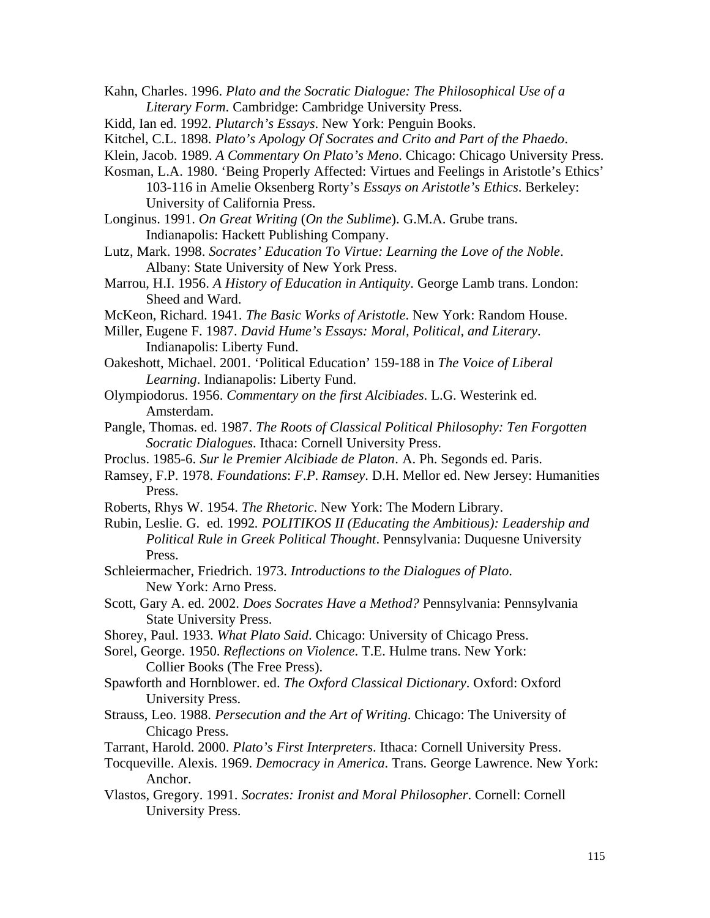Kahn, Charles. 1996. *Plato and the Socratic Dialogue: The Philosophical Use of a Literary Form*. Cambridge: Cambridge University Press.

Kidd, Ian ed. 1992. *Plutarch's Essays*. New York: Penguin Books.

Kitchel, C.L. 1898. *Plato's Apology Of Socrates and Crito and Part of the Phaedo*.

Klein, Jacob. 1989. *A Commentary On Plato's Meno*. Chicago: Chicago University Press.

Kosman, L.A. 1980. 'Being Properly Affected: Virtues and Feelings in Aristotle's Ethics' 103-116 in Amelie Oksenberg Rorty's *Essays on Aristotle's Ethics*. Berkeley: University of California Press.

Longinus. 1991. *On Great Writing* (*On the Sublime*). G.M.A. Grube trans. Indianapolis: Hackett Publishing Company.

Lutz, Mark. 1998. *Socrates' Education To Virtue: Learning the Love of the Noble*. Albany: State University of New York Press.

Marrou, H.I. 1956. *A History of Education in Antiquity*. George Lamb trans. London: Sheed and Ward.

McKeon, Richard. 1941. *The Basic Works of Aristotle*. New York: Random House.

Miller, Eugene F. 1987. *David Hume's Essays: Moral, Political, and Literary*. Indianapolis: Liberty Fund.

Oakeshott, Michael. 2001. 'Political Education' 159-188 in *The Voice of Liberal Learning*. Indianapolis: Liberty Fund.

Olympiodorus. 1956. *Commentary on the first Alcibiades*. L.G. Westerink ed. Amsterdam.

Pangle, Thomas. ed. 1987. *The Roots of Classical Political Philosophy: Ten Forgotten Socratic Dialogues*. Ithaca: Cornell University Press.

Proclus. 1985-6. *Sur le Premier Alcibiade de Platon*. A. Ph. Segonds ed. Paris.

Ramsey, F.P. 1978. *Foundations*: *F.P. Ramsey*. D.H. Mellor ed. New Jersey: Humanities Press.

Roberts, Rhys W. 1954. *The Rhetoric*. New York: The Modern Library.

Rubin, Leslie. G. ed. 1992. *POLITIKOS II (Educating the Ambitious): Leadership and Political Rule in Greek Political Thought*. Pennsylvania: Duquesne University Press.

Schleiermacher, Friedrich. 1973. *Introductions to the Dialogues of Plato*. New York: Arno Press.

Scott, Gary A. ed. 2002. *Does Socrates Have a Method?* Pennsylvania: Pennsylvania State University Press.

Shorey, Paul. 1933. *What Plato Said*. Chicago: University of Chicago Press.

Sorel, George. 1950. *Reflections on Violence*. T.E. Hulme trans. New York: Collier Books (The Free Press).

Spawforth and Hornblower. ed. *The Oxford Classical Dictionary*. Oxford: Oxford University Press.

Strauss, Leo. 1988. *Persecution and the Art of Writing*. Chicago: The University of Chicago Press.

Tarrant, Harold. 2000. *Plato's First Interpreters*. Ithaca: Cornell University Press.

Tocqueville. Alexis. 1969. *Democracy in America*. Trans. George Lawrence. New York: Anchor.

Vlastos, Gregory. 1991. *Socrates: Ironist and Moral Philosopher*. Cornell: Cornell University Press.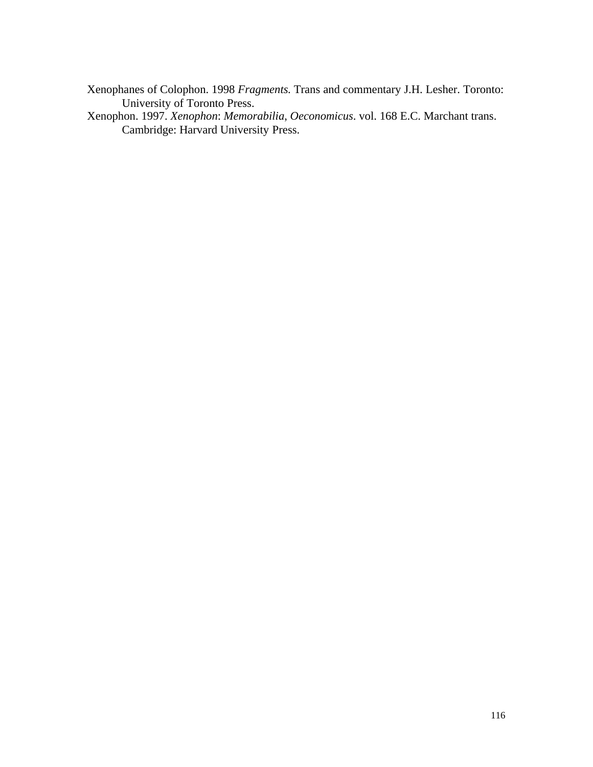Xenophanes of Colophon. 1998 *Fragments.* Trans and commentary J.H. Lesher. Toronto: University of Toronto Press.

Xenophon. 1997. *Xenophon*: *Memorabilia*, *Oeconomicus*. vol. 168 E.C. Marchant trans. Cambridge: Harvard University Press.